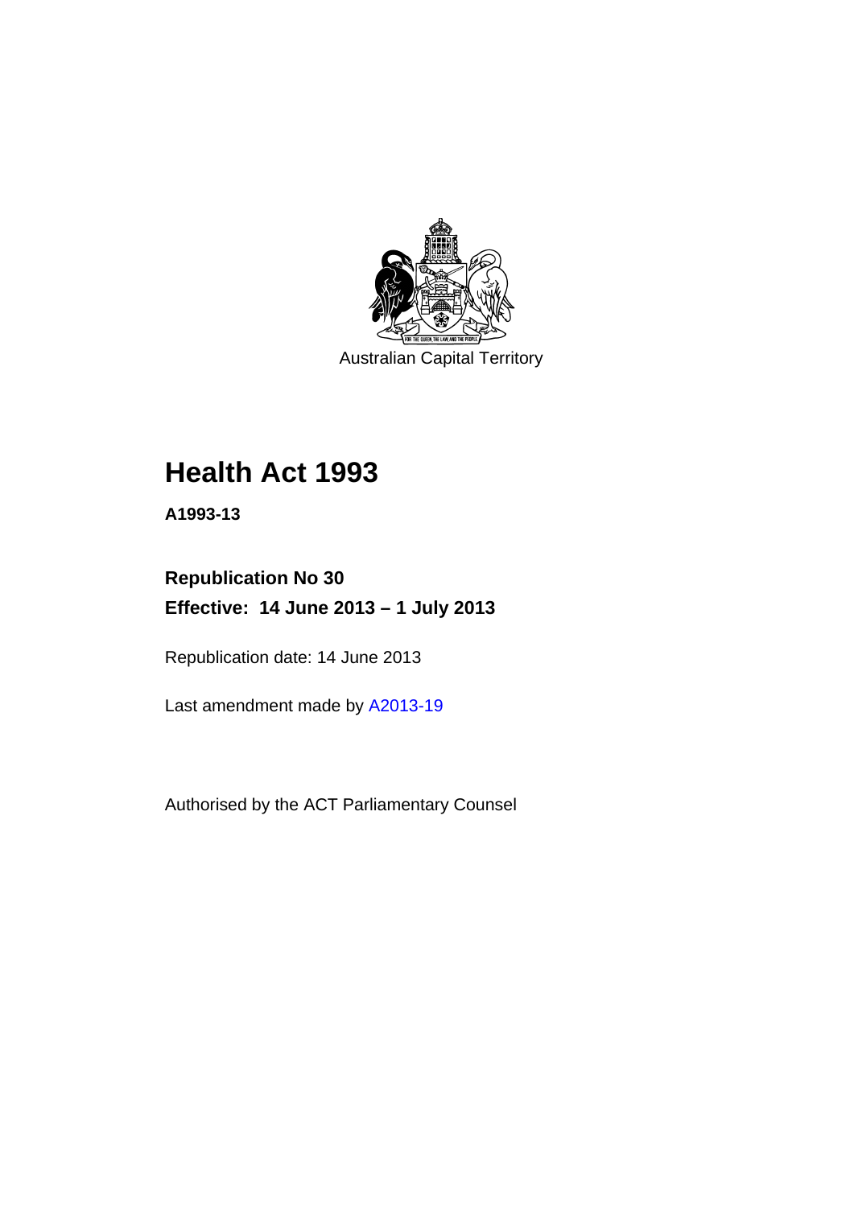Australian Capital Territory

# Health Act 1993

**A1993-13**

**Republication No 30**

**Effective: 14 June 2013 – 1 July 2013**

Republication date: 14 June 2013

Last amendment made by A2013-19

Authorised by the ACT Parliamentary Counsel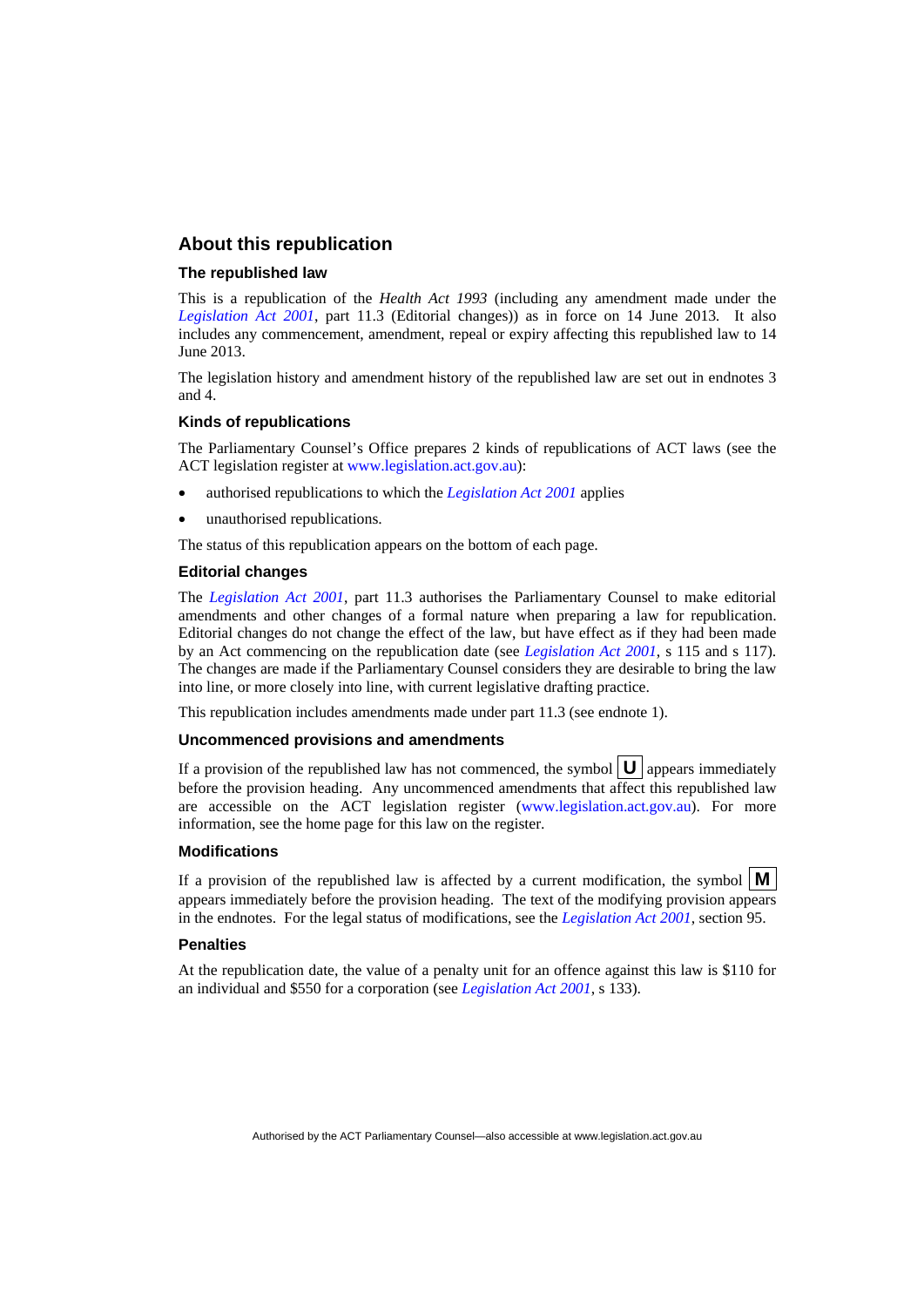## About this republication

### The republished law

This is a republication of the *Health Act 1993* (including any amendment made under the *Legislation Act 2001*, part 11.3 (Editorial changes)) as in force on 14 June 2013*.* It also includes any commencement, amendment, repeal or expiry affecting this republished law to 14 June 2013.

The legislation history and amendment history of the republished law are set out in endnotes 3 and 4.

### Kinds of republications

The Parliamentary Counsel's Office prepares 2 kinds of republications of ACT laws (see the ACT legislation register at www.legislation.act.gov.au):

- authorised republications to which the *Legislation Act 2001* applies
- unauthorised republications.

The status of this republication appears on the bottom of each page.

### Editorial changes

The *Legislation Act 2001*, part 11.3 authorises the Parliamentary Counsel to make editorial amendments and other changes of a formal nature when preparing a law for republication. Editorial changes do not change the effect of the law, but have effect as if they had been made by an Act commencing on the republication date (see *Legislation Act 2001*, s 115 and s 117). The changes are made if the Parliamentary Counsel considers they are desirable to bring the law into line, or more closely into line, with current legislative drafting practice.

This republication includes amendments made under part 11.3 (see endnote 1).

### Uncommenced provisions and amendments

If a provision of the republished law has not commenced, the symbol **U** appears immediately before the provision heading. Any uncommenced amendments that affect this republished law are accessible on the ACT legislation register (www.legislation.act.gov.au). For more information, see the home page for this law on the register.

### Modifications

If a provision of the republished law is affected by a current modification, the symbol **M** appears immediately before the provision heading. The text of the modifying provision appears in the endnotes. For the legal status of modifications, see the *Legislation Act 2001*, section 95.

### Penalties

At the republication date, the value of a penalty unit for an offence against this law is $110 for an individual and $550 for a corporation (see *Legislation Act 2001*, s 133).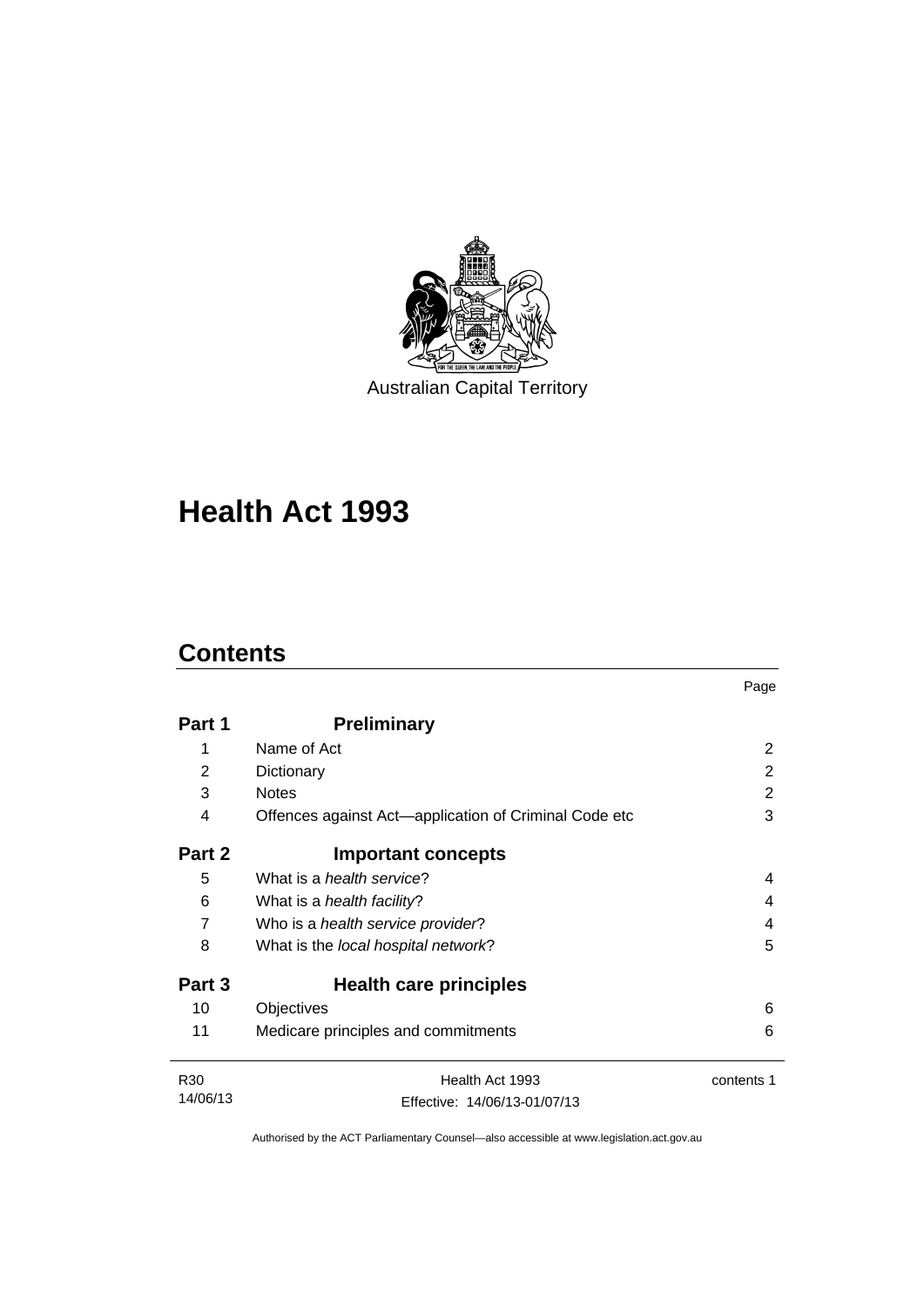Australian Capital Territory

# Health Act 1993

## Contents

| | | Page |
|---|---|---|
| **Part 1** | **Preliminary** | |
| 1 | Name of Act | 2 |
| 2 | Dictionary | 2 |
| 3 | Notes | 2 |
| 4 | Offences against Act—application of Criminal Code etc | 3 |
| **Part 2** | **Important concepts** | |
| 5 | What is a *health service*? | 4 |
| 6 | What is a *health facility*? | 4 |
| 7 | Who is a *health service provider*? | 4 |
| 8 | What is the *local hospital network*? | 5 |
| **Part 3** | **Health care principles** | |
| 10 | Objectives | 6 |
| 11 | Medicare principles and commitments | 6 |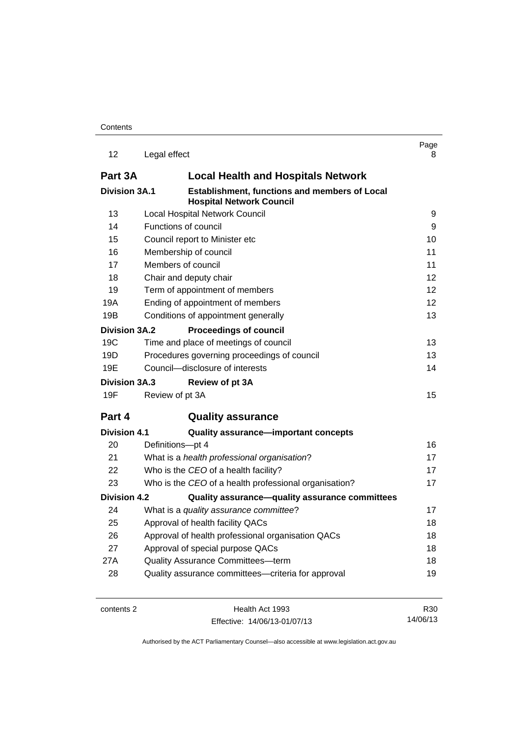| | | Page |
|---|---|---|
| 12 | Legal effect | 8 |
| **Part 3A** | **Local Health and Hospitals Network** | |
| **Division 3A.1** | **Establishment, functions and members of Local Hospital Network Council** | |
| 13 | Local Hospital Network Council | 9 |
| 14 | Functions of council | 9 |
| 15 | Council report to Minister etc | 10 |
| 16 | Membership of council | 11 |
| 17 | Members of council | 11 |
| 18 | Chair and deputy chair | 12 |
| 19 | Term of appointment of members | 12 |
| 19A | Ending of appointment of members | 12 |
| 19B | Conditions of appointment generally | 13 |
| **Division 3A.2** | **Proceedings of council** | |
| 19C | Time and place of meetings of council | 13 |
| 19D | Procedures governing proceedings of council | 13 |
| 19E | Council—disclosure of interests | 14 |
| **Division 3A.3** | **Review of pt 3A** | |
| 19F | Review of pt 3A | 15 |
| **Part 4** | **Quality assurance** | |
| **Division 4.1** | **Quality assurance—important concepts** | |
| 20 | Definitions—pt 4 | 16 |
| 21 | What is a *health professional organisation*? | 17 |
| 22 | Who is the *CEO* of a health facility? | 17 |
| 23 | Who is the *CEO* of a health professional organisation? | 17 |
| **Division 4.2** | **Quality assurance—quality assurance committees** | |
| 24 | What is a *quality assurance committee*? | 17 |
| 25 | Approval of health facility QACs | 18 |
| 26 | Approval of health professional organisation QACs | 18 |
| 27 | Approval of special purpose QACs | 18 |
| 27A | Quality Assurance Committees—term | 18 |
| 28 | Quality assurance committees—criteria for approval | 19 |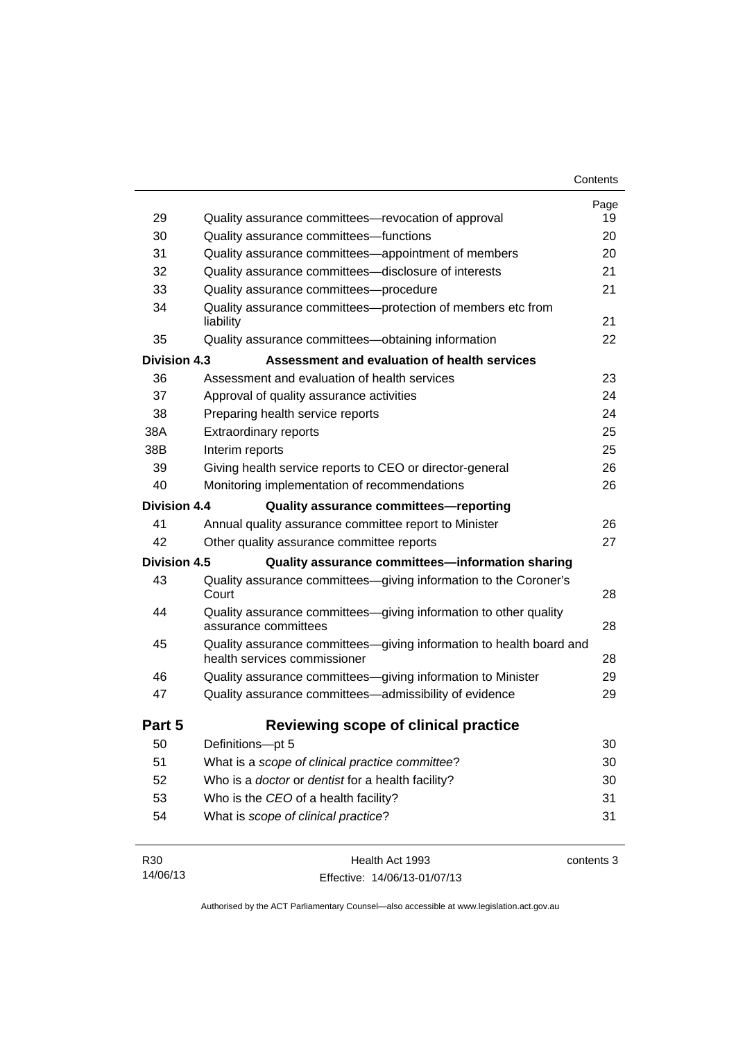| | | Page |
|---|---|---|
| 29 | Quality assurance committees—revocation of approval | 19 |
| 30 | Quality assurance committees—functions | 20 |
| 31 | Quality assurance committees—appointment of members | 20 |
| 32 | Quality assurance committees—disclosure of interests | 21 |
| 33 | Quality assurance committees—procedure | 21 |
| 34 | Quality assurance committees—protection of members etc from liability | 21 |
| 35 | Quality assurance committees—obtaining information | 22 |
| **Division 4.3** | **Assessment and evaluation of health services** | |
| 36 | Assessment and evaluation of health services | 23 |
| 37 | Approval of quality assurance activities | 24 |
| 38 | Preparing health service reports | 24 |
| 38A | Extraordinary reports | 25 |
| 38B | Interim reports | 25 |
| 39 | Giving health service reports to CEO or director-general | 26 |
| 40 | Monitoring implementation of recommendations | 26 |
| **Division 4.4** | **Quality assurance committees—reporting** | |
| 41 | Annual quality assurance committee report to Minister | 26 |
| 42 | Other quality assurance committee reports | 27 |
| **Division 4.5** | **Quality assurance committees—information sharing** | |
| 43 | Quality assurance committees—giving information to the Coroner's Court | 28 |
| 44 | Quality assurance committees—giving information to other quality assurance committees | 28 |
| 45 | Quality assurance committees—giving information to health board and health services commissioner | 28 |
| 46 | Quality assurance committees—giving information to Minister | 29 |
| 47 | Quality assurance committees—admissibility of evidence | 29 |
| **Part 5** | **Reviewing scope of clinical practice** | |
| 50 | Definitions—pt 5 | 30 |
| 51 | What is a *scope of clinical practice committee*? | 30 |
| 52 | Who is a *doctor* or *dentist* for a health facility? | 30 |
| 53 | Who is the *CEO* of a health facility? | 31 |
| 54 | What is *scope of clinical practice*? | 31 |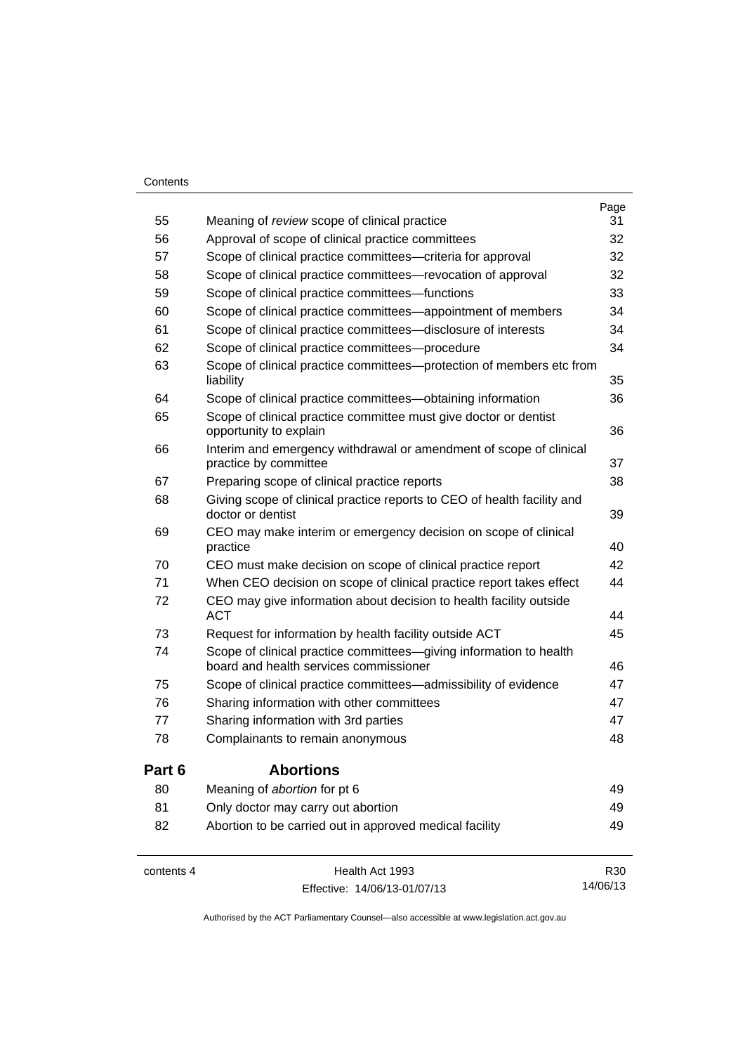| | | Page |
|---|---|---|
| 55 | Meaning of *review* scope of clinical practice | 31 |
| 56 | Approval of scope of clinical practice committees | 32 |
| 57 | Scope of clinical practice committees—criteria for approval | 32 |
| 58 | Scope of clinical practice committees—revocation of approval | 32 |
| 59 | Scope of clinical practice committees—functions | 33 |
| 60 | Scope of clinical practice committees—appointment of members | 34 |
| 61 | Scope of clinical practice committees—disclosure of interests | 34 |
| 62 | Scope of clinical practice committees—procedure | 34 |
| 63 | Scope of clinical practice committees—protection of members etc from liability | 35 |
| 64 | Scope of clinical practice committees—obtaining information | 36 |
| 65 | Scope of clinical practice committee must give doctor or dentist opportunity to explain | 36 |
| 66 | Interim and emergency withdrawal or amendment of scope of clinical practice by committee | 37 |
| 67 | Preparing scope of clinical practice reports | 38 |
| 68 | Giving scope of clinical practice reports to CEO of health facility and doctor or dentist | 39 |
| 69 | CEO may make interim or emergency decision on scope of clinical practice | 40 |
| 70 | CEO must make decision on scope of clinical practice report | 42 |
| 71 | When CEO decision on scope of clinical practice report takes effect | 44 |
| 72 | CEO may give information about decision to health facility outside ACT | 44 |
| 73 | Request for information by health facility outside ACT | 45 |
| 74 | Scope of clinical practice committees—giving information to health board and health services commissioner | 46 |
| 75 | Scope of clinical practice committees—admissibility of evidence | 47 |
| 76 | Sharing information with other committees | 47 |
| 77 | Sharing information with 3rd parties | 47 |
| 78 | Complainants to remain anonymous | 48 |

## Part 6 Abortions

| | | |
|---|---|---|
| 80 | Meaning of *abortion* for pt 6 | 49 |
| 81 | Only doctor may carry out abortion | 49 |
| 82 | Abortion to be carried out in approved medical facility | 49 |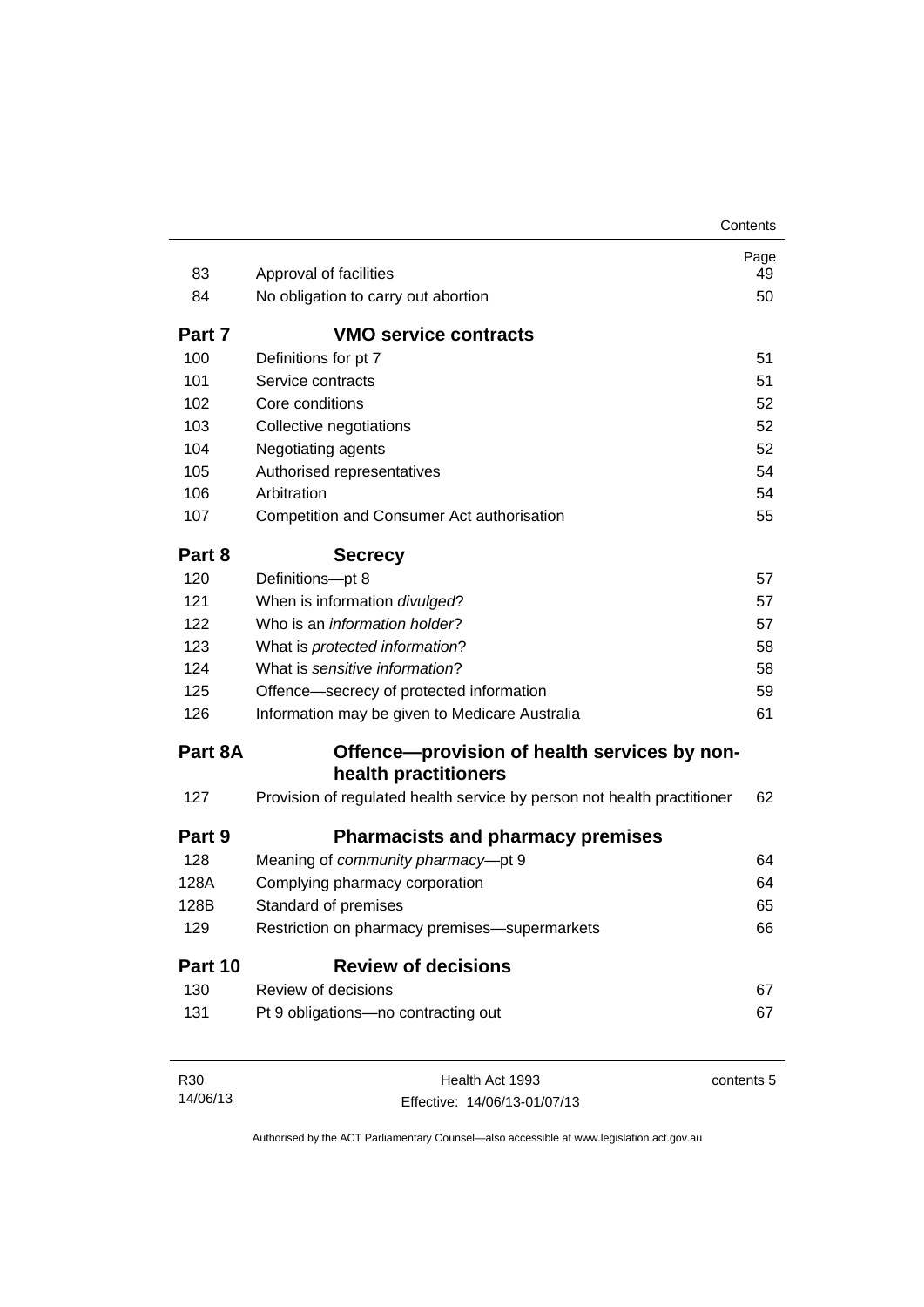| | | Page |
|---|---|---|
| 83 | Approval of facilities | 49 |
| 84 | No obligation to carry out abortion | 50 |
| **Part 7** | **VMO service contracts** | |
| 100 | Definitions for pt 7 | 51 |
| 101 | Service contracts | 51 |
| 102 | Core conditions | 52 |
| 103 | Collective negotiations | 52 |
| 104 | Negotiating agents | 52 |
| 105 | Authorised representatives | 54 |
| 106 | Arbitration | 54 |
| 107 | Competition and Consumer Act authorisation | 55 |
| **Part 8** | **Secrecy** | |
| 120 | Definitions—pt 8 | 57 |
| 121 | When is information *divulged*? | 57 |
| 122 | Who is an *information holder*? | 57 |
| 123 | What is *protected information*? | 58 |
| 124 | What is *sensitive information*? | 58 |
| 125 | Offence—secrecy of protected information | 59 |
| 126 | Information may be given to Medicare Australia | 61 |
| **Part 8A** | **Offence—provision of health services by non-health practitioners** | |
| 127 | Provision of regulated health service by person not health practitioner | 62 |
| **Part 9** | **Pharmacists and pharmacy premises** | |
| 128 | Meaning of *community pharmacy*—pt 9 | 64 |
| 128A | Complying pharmacy corporation | 64 |
| 128B | Standard of premises | 65 |
| 129 | Restriction on pharmacy premises—supermarkets | 66 |
| **Part 10** | **Review of decisions** | |
| 130 | Review of decisions | 67 |
| 131 | Pt 9 obligations—no contracting out | 67 |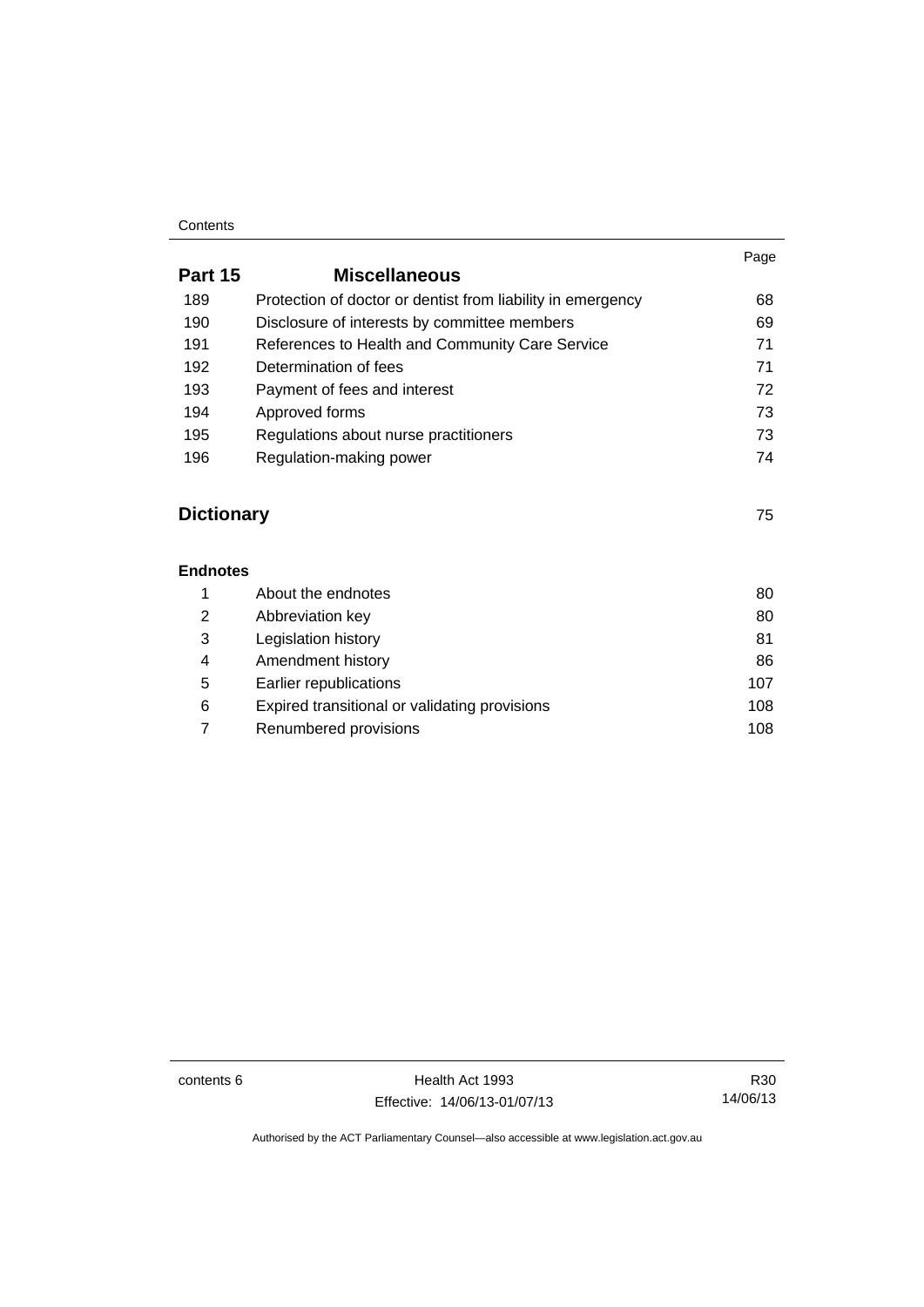| | | Page |
|---|---|---|
| **Part 15** | **Miscellaneous** | |
| 189 | Protection of doctor or dentist from liability in emergency | 68 |
| 190 | Disclosure of interests by committee members | 69 |
| 191 | References to Health and Community Care Service | 71 |
| 192 | Determination of fees | 71 |
| 193 | Payment of fees and interest | 72 |
| 194 | Approved forms | 73 |
| 195 | Regulations about nurse practitioners | 73 |
| 196 | Regulation-making power | 74 |
| **Dictionary** | | 75 |
| **Endnotes** | | |
| 1 | About the endnotes | 80 |
| 2 | Abbreviation key | 80 |
| 3 | Legislation history | 81 |
| 4 | Amendment history | 86 |
| 5 | Earlier republications | 107 |
| 6 | Expired transitional or validating provisions | 108 |
| 7 | Renumbered provisions | 108 |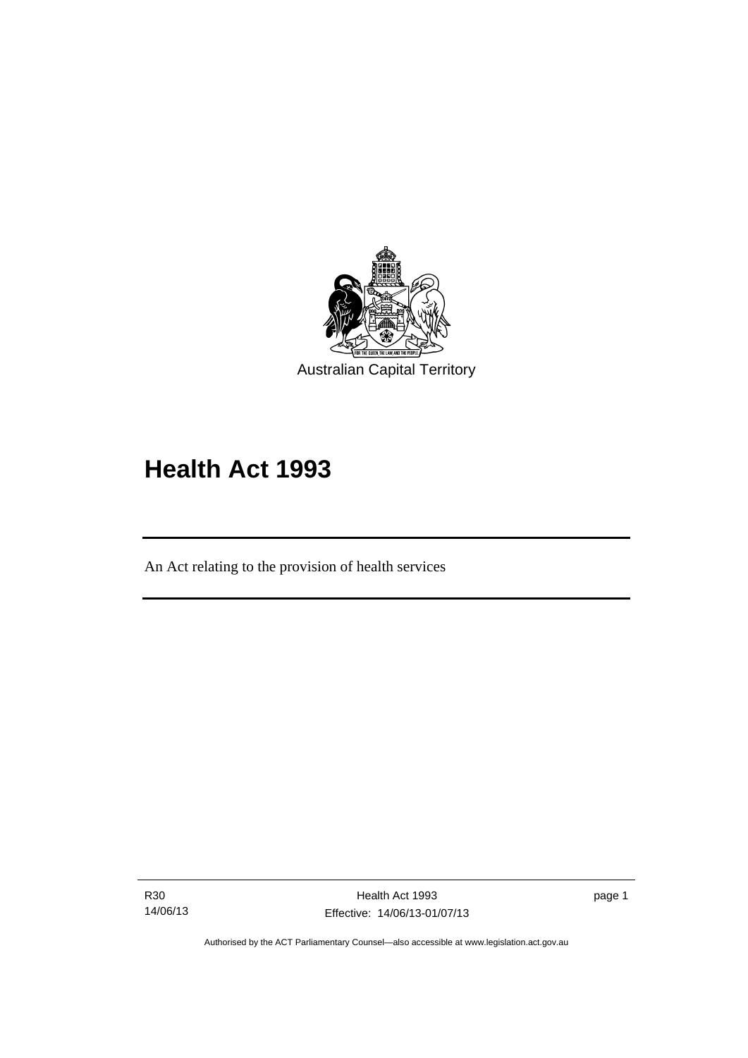Australian Capital Territory

# Health Act 1993

An Act relating to the provision of health services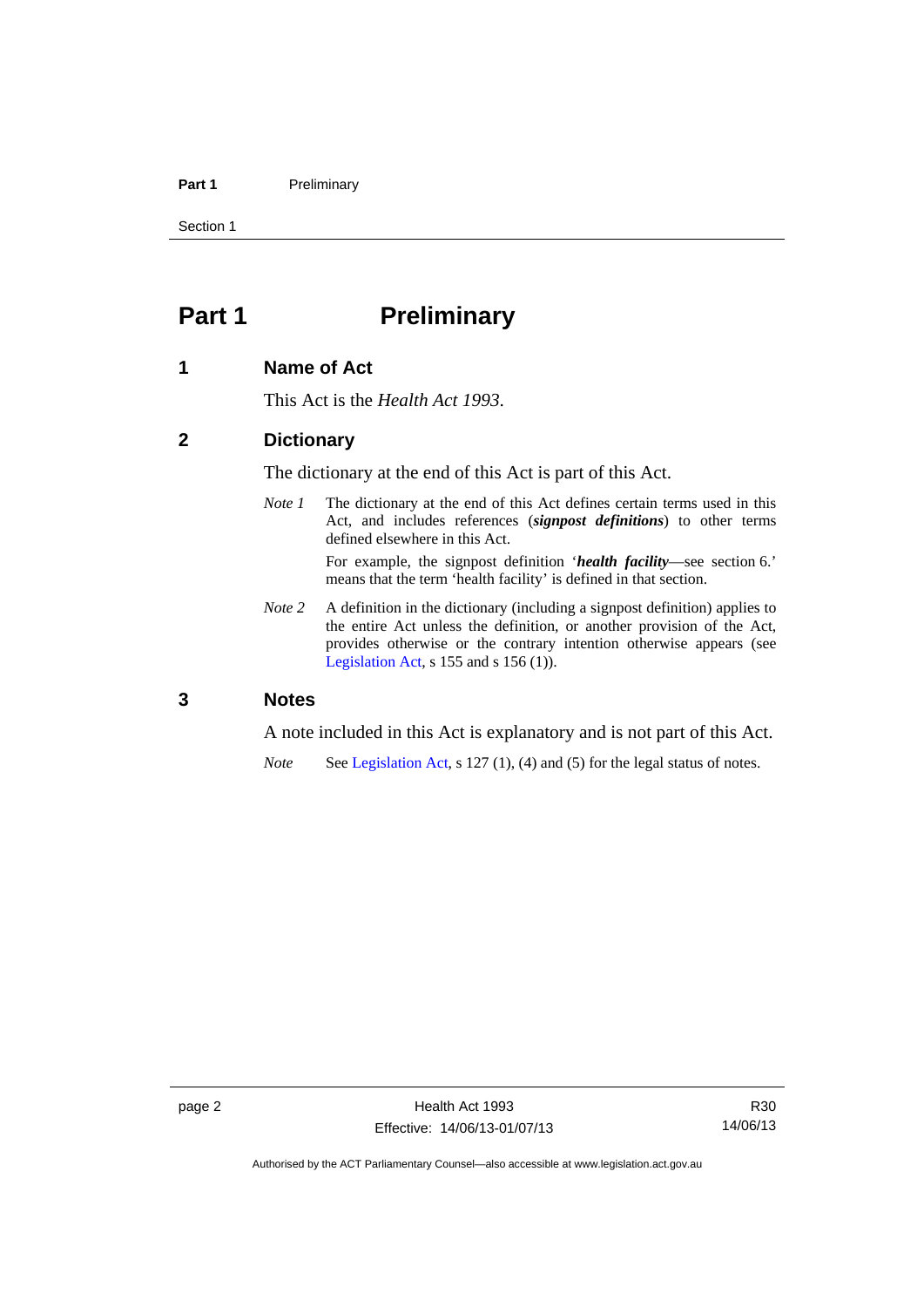# Part 1 Preliminary

## 1 Name of Act

This Act is the *Health Act 1993*.

## 2 Dictionary

The dictionary at the end of this Act is part of this Act.

*Note 1* The dictionary at the end of this Act defines certain terms used in this Act, and includes references (***signpost definitions***) to other terms defined elsewhere in this Act.

For example, the signpost definition '***health facility***—see section 6.' means that the term 'health facility' is defined in that section.

*Note 2* A definition in the dictionary (including a signpost definition) applies to the entire Act unless the definition, or another provision of the Act, provides otherwise or the contrary intention otherwise appears (see Legislation Act, s 155 and s 156 (1)).

## 3 Notes

A note included in this Act is explanatory and is not part of this Act.

*Note* See Legislation Act, s 127 (1), (4) and (5) for the legal status of notes.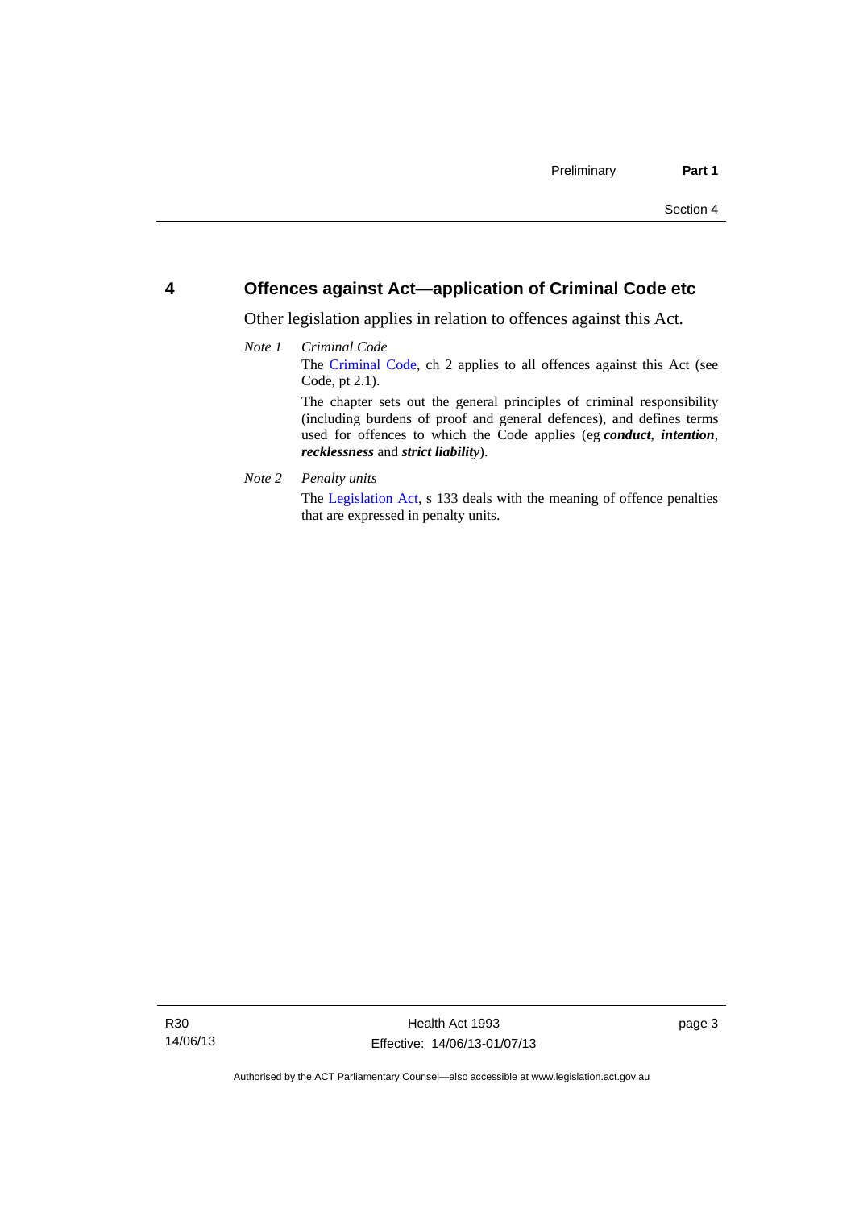## 4 Offences against Act—application of Criminal Code etc

Other legislation applies in relation to offences against this Act.

*Note 1* *Criminal Code*

The Criminal Code, ch 2 applies to all offences against this Act (see Code, pt 2.1).

The chapter sets out the general principles of criminal responsibility (including burdens of proof and general defences), and defines terms used for offences to which the Code applies (eg ***conduct***, ***intention***, ***recklessness*** and ***strict liability***).

*Note 2* *Penalty units*

The Legislation Act, s 133 deals with the meaning of offence penalties that are expressed in penalty units.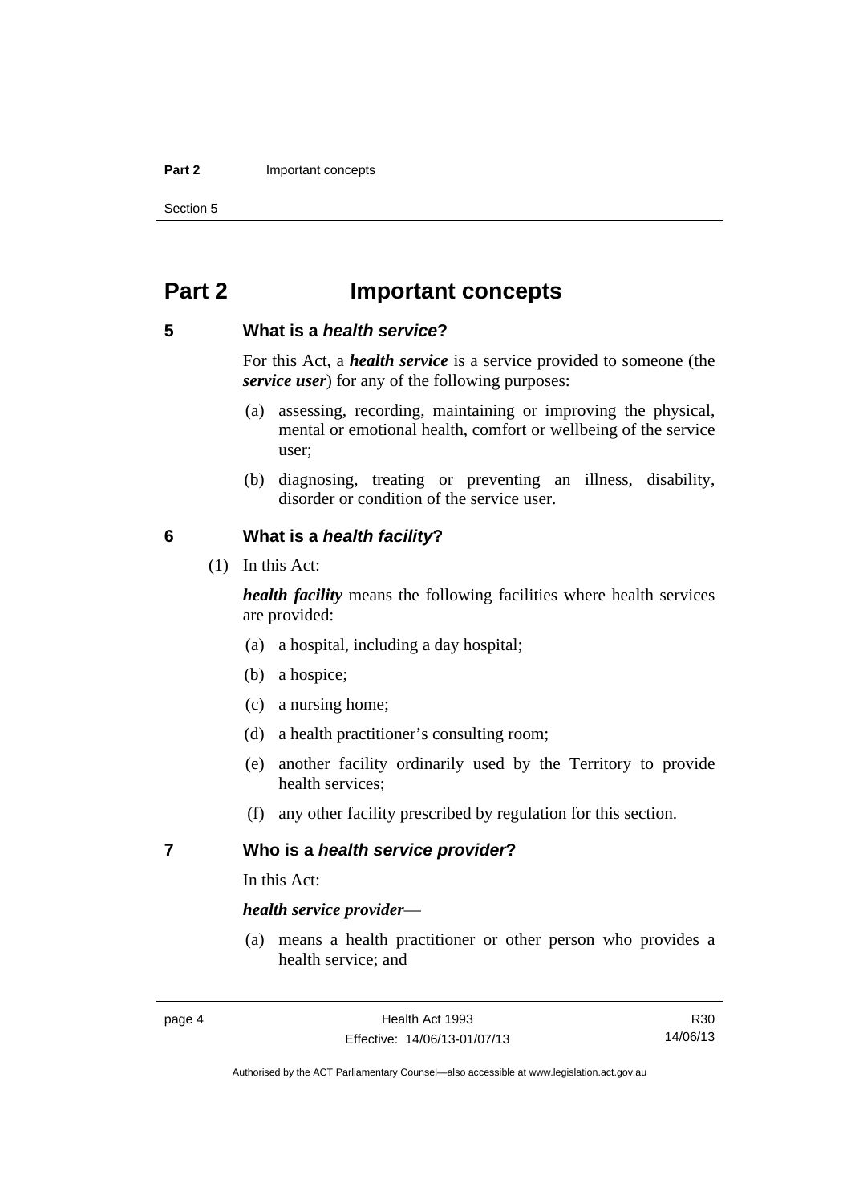# Part 2 Important concepts

## 5 What is a *health service*?

For this Act, a ***health service*** is a service provided to someone (the ***service user***) for any of the following purposes:

(a) assessing, recording, maintaining or improving the physical, mental or emotional health, comfort or wellbeing of the service user;

(b) diagnosing, treating or preventing an illness, disability, disorder or condition of the service user.

## 6 What is a *health facility*?

(1) In this Act:

***health facility*** means the following facilities where health services are provided:

(a) a hospital, including a day hospital;

(b) a hospice;

(c) a nursing home;

(d) a health practitioner's consulting room;

(e) another facility ordinarily used by the Territory to provide health services;

(f) any other facility prescribed by regulation for this section.

## 7 Who is a *health service provider*?

In this Act:

***health service provider***—

(a) means a health practitioner or other person who provides a health service; and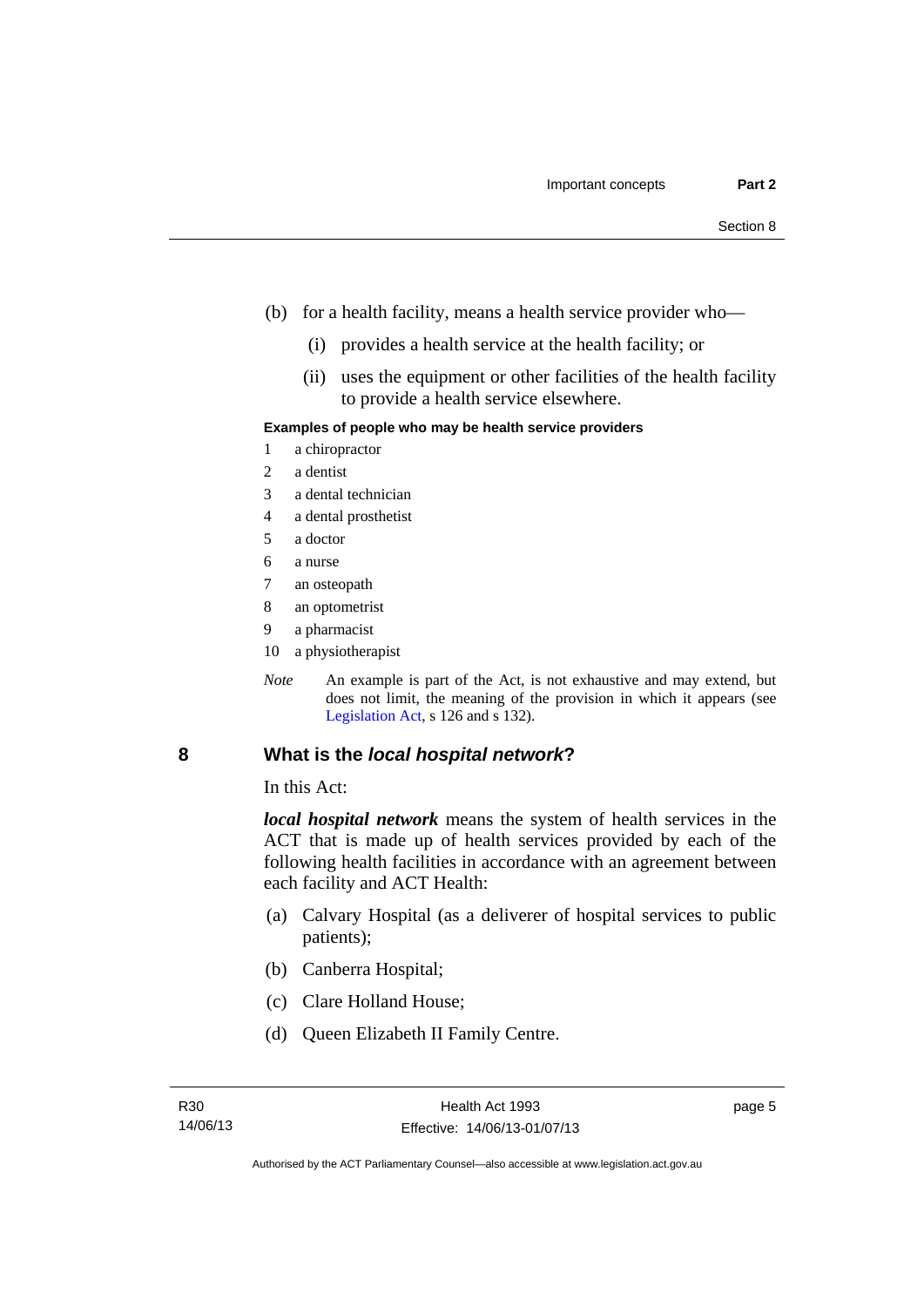(b) for a health facility, means a health service provider who—

   (i) provides a health service at the health facility; or

   (ii) uses the equipment or other facilities of the health facility to provide a health service elsewhere.

**Examples of people who may be health service providers**

1. a chiropractor
2. a dentist
3. a dental technician
4. a dental prosthetist
5. a doctor
6. a nurse
7. an osteopath
8. an optometrist
9. a pharmacist
10. a physiotherapist

*Note* An example is part of the Act, is not exhaustive and may extend, but does not limit, the meaning of the provision in which it appears (see Legislation Act, s 126 and s 132).

## 8 What is the *local hospital network*?

In this Act:

***local hospital network*** means the system of health services in the ACT that is made up of health services provided by each of the following health facilities in accordance with an agreement between each facility and ACT Health:

(a) Calvary Hospital (as a deliverer of hospital services to public patients);

(b) Canberra Hospital;

(c) Clare Holland House;

(d) Queen Elizabeth II Family Centre.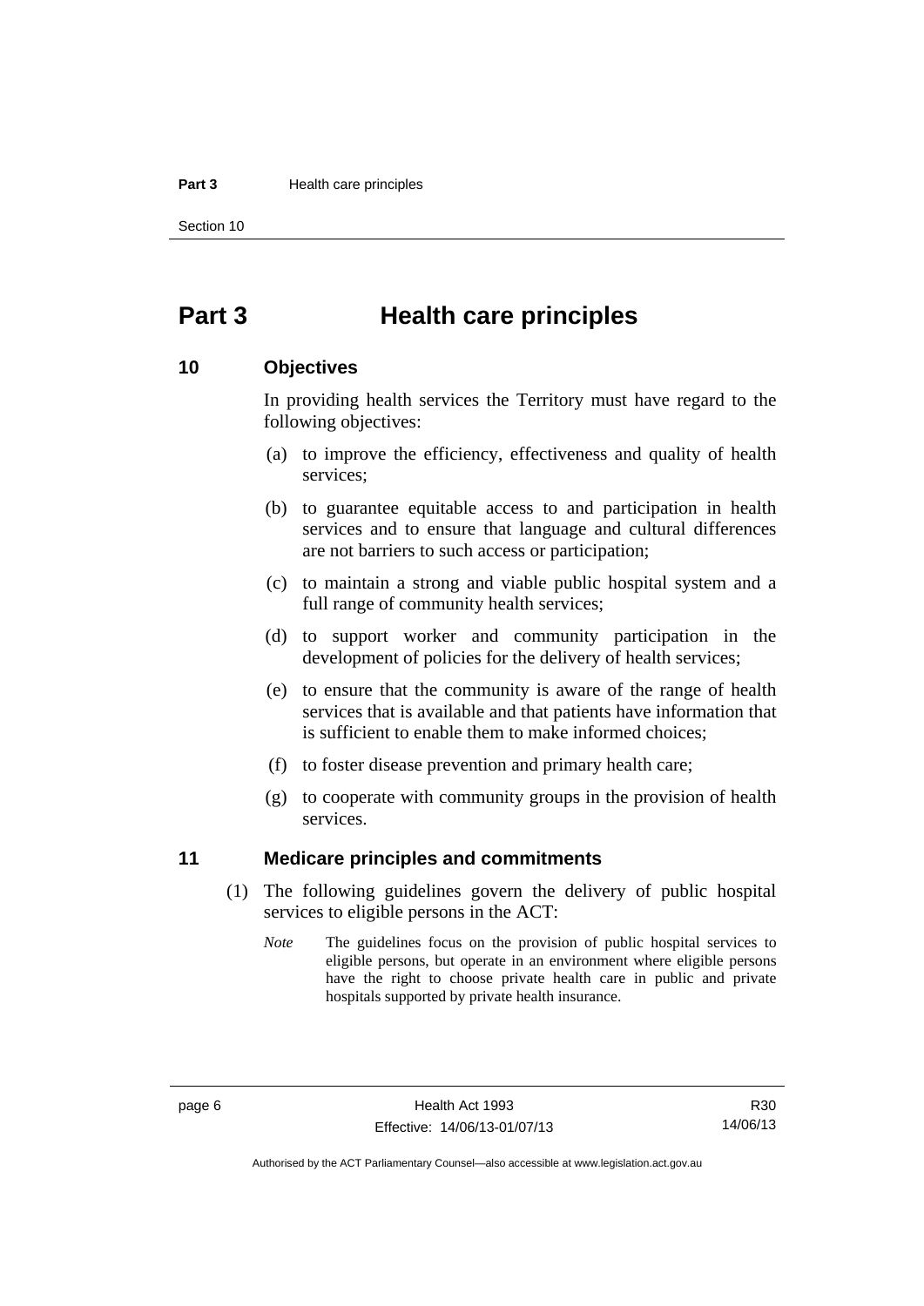# Part 3 Health care principles

## 10 Objectives

In providing health services the Territory must have regard to the following objectives:

(a) to improve the efficiency, effectiveness and quality of health services;

(b) to guarantee equitable access to and participation in health services and to ensure that language and cultural differences are not barriers to such access or participation;

(c) to maintain a strong and viable public hospital system and a full range of community health services;

(d) to support worker and community participation in the development of policies for the delivery of health services;

(e) to ensure that the community is aware of the range of health services that is available and that patients have information that is sufficient to enable them to make informed choices;

(f) to foster disease prevention and primary health care;

(g) to cooperate with community groups in the provision of health services.

## 11 Medicare principles and commitments

(1) The following guidelines govern the delivery of public hospital services to eligible persons in the ACT:

*Note* The guidelines focus on the provision of public hospital services to eligible persons, but operate in an environment where eligible persons have the right to choose private health care in public and private hospitals supported by private health insurance.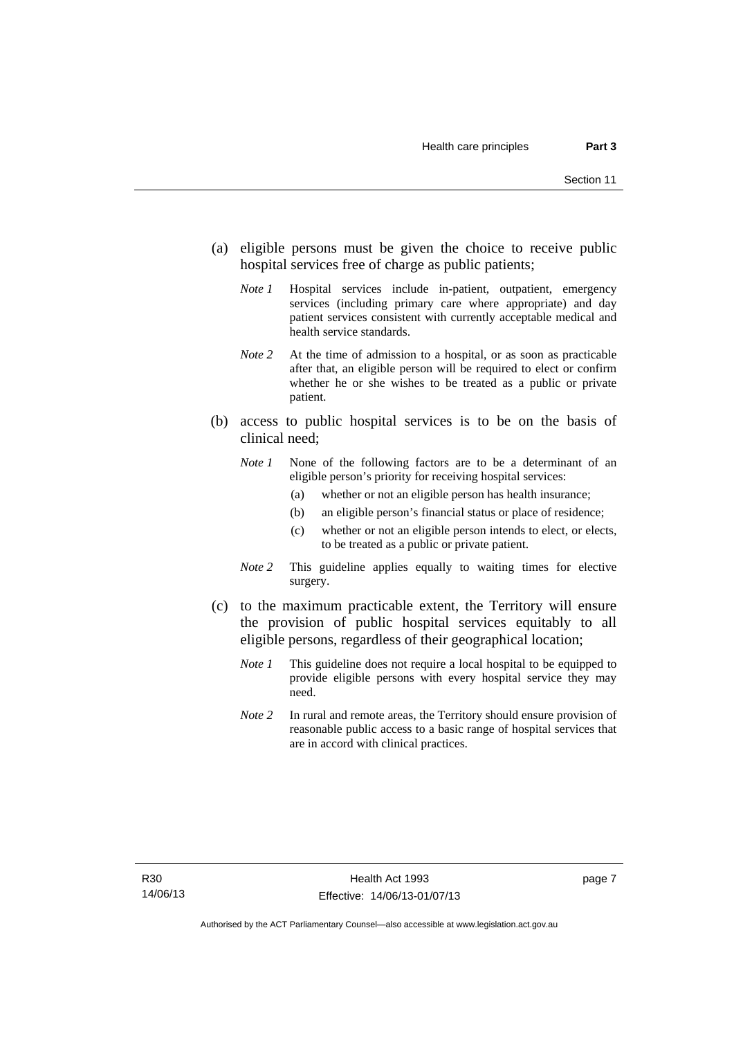(a) eligible persons must be given the choice to receive public hospital services free of charge as public patients;

*Note 1* Hospital services include in-patient, outpatient, emergency services (including primary care where appropriate) and day patient services consistent with currently acceptable medical and health service standards.

*Note 2* At the time of admission to a hospital, or as soon as practicable after that, an eligible person will be required to elect or confirm whether he or she wishes to be treated as a public or private patient.

(b) access to public hospital services is to be on the basis of clinical need;

*Note 1* None of the following factors are to be a determinant of an eligible person's priority for receiving hospital services:

- (a) whether or not an eligible person has health insurance;
- (b) an eligible person's financial status or place of residence;
- (c) whether or not an eligible person intends to elect, or elects, to be treated as a public or private patient.

*Note 2* This guideline applies equally to waiting times for elective surgery.

(c) to the maximum practicable extent, the Territory will ensure the provision of public hospital services equitably to all eligible persons, regardless of their geographical location;

*Note 1* This guideline does not require a local hospital to be equipped to provide eligible persons with every hospital service they may need.

*Note 2* In rural and remote areas, the Territory should ensure provision of reasonable public access to a basic range of hospital services that are in accord with clinical practices.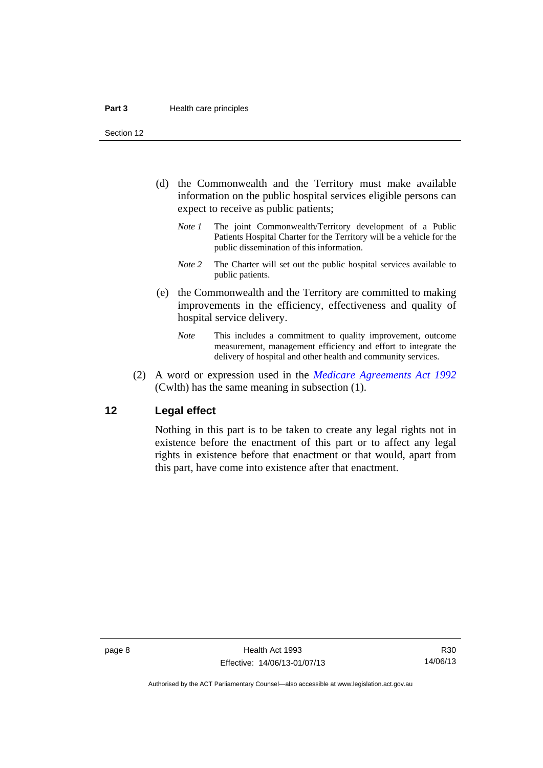(d) the Commonwealth and the Territory must make available information on the public hospital services eligible persons can expect to receive as public patients;

*Note 1* The joint Commonwealth/Territory development of a Public Patients Hospital Charter for the Territory will be a vehicle for the public dissemination of this information.

*Note 2* The Charter will set out the public hospital services available to public patients.

(e) the Commonwealth and the Territory are committed to making improvements in the efficiency, effectiveness and quality of hospital service delivery.

*Note* This includes a commitment to quality improvement, outcome measurement, management efficiency and effort to integrate the delivery of hospital and other health and community services.

(2) A word or expression used in the *Medicare Agreements Act 1992* (Cwlth) has the same meaning in subsection (1).

## 12 Legal effect

Nothing in this part is to be taken to create any legal rights not in existence before the enactment of this part or to affect any legal rights in existence before that enactment or that would, apart from this part, have come into existence after that enactment.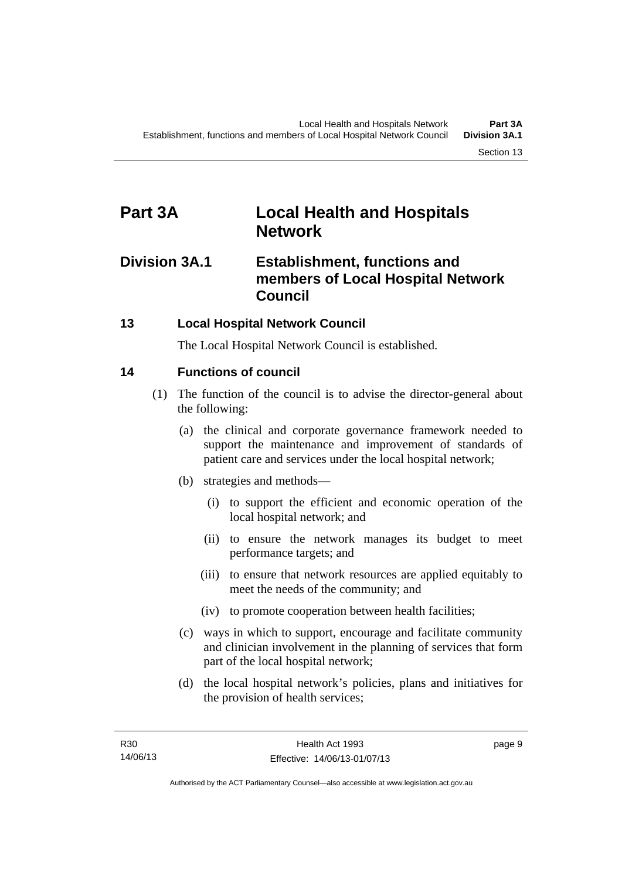# Part 3A Local Health and Hospitals Network

## Division 3A.1 Establishment, functions and members of Local Hospital Network Council

### 13 Local Hospital Network Council

The Local Hospital Network Council is established.

### 14 Functions of council

(1) The function of the council is to advise the director-general about the following:

(a) the clinical and corporate governance framework needed to support the maintenance and improvement of standards of patient care and services under the local hospital network;

(b) strategies and methods—

(i) to support the efficient and economic operation of the local hospital network; and

(ii) to ensure the network manages its budget to meet performance targets; and

(iii) to ensure that network resources are applied equitably to meet the needs of the community; and

(iv) to promote cooperation between health facilities;

(c) ways in which to support, encourage and facilitate community and clinician involvement in the planning of services that form part of the local hospital network;

(d) the local hospital network's policies, plans and initiatives for the provision of health services;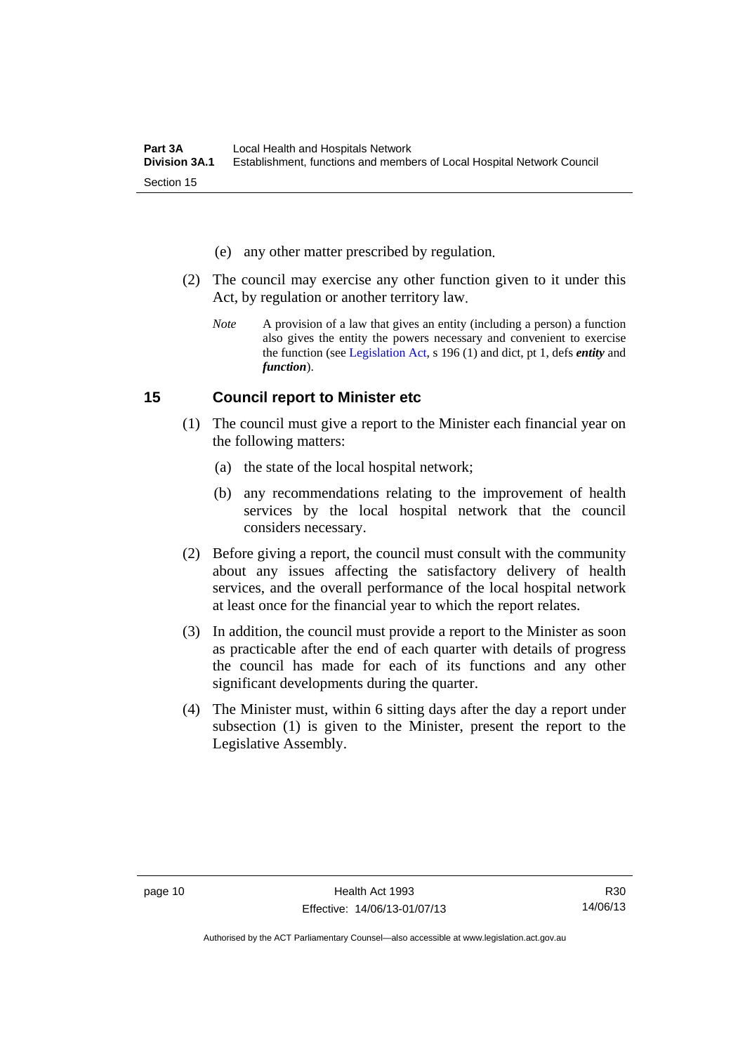(e) any other matter prescribed by regulation.

(2) The council may exercise any other function given to it under this Act, by regulation or another territory law.

*Note* A provision of a law that gives an entity (including a person) a function also gives the entity the powers necessary and convenient to exercise the function (see Legislation Act, s 196 (1) and dict, pt 1, defs ***entity*** and ***function***).

## 15 Council report to Minister etc

(1) The council must give a report to the Minister each financial year on the following matters:

(a) the state of the local hospital network;

(b) any recommendations relating to the improvement of health services by the local hospital network that the council considers necessary.

(2) Before giving a report, the council must consult with the community about any issues affecting the satisfactory delivery of health services, and the overall performance of the local hospital network at least once for the financial year to which the report relates.

(3) In addition, the council must provide a report to the Minister as soon as practicable after the end of each quarter with details of progress the council has made for each of its functions and any other significant developments during the quarter.

(4) The Minister must, within 6 sitting days after the day a report under subsection (1) is given to the Minister, present the report to the Legislative Assembly.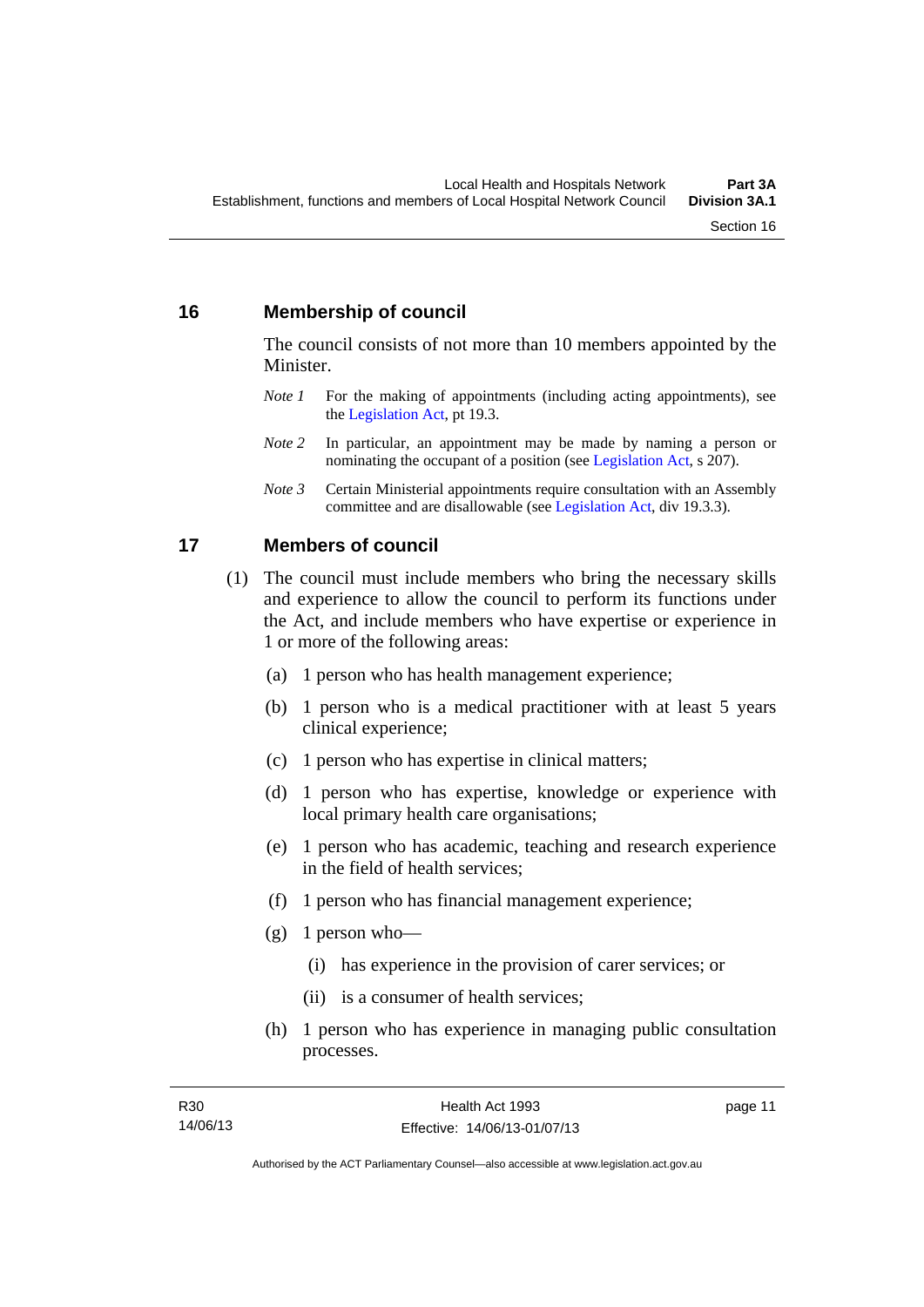## 16 Membership of council

The council consists of not more than 10 members appointed by the Minister.

*Note 1* For the making of appointments (including acting appointments), see the Legislation Act, pt 19.3.

*Note 2* In particular, an appointment may be made by naming a person or nominating the occupant of a position (see Legislation Act, s 207).

*Note 3* Certain Ministerial appointments require consultation with an Assembly committee and are disallowable (see Legislation Act, div 19.3.3).

## 17 Members of council

(1) The council must include members who bring the necessary skills and experience to allow the council to perform its functions under the Act, and include members who have expertise or experience in 1 or more of the following areas:

(a) 1 person who has health management experience;

(b) 1 person who is a medical practitioner with at least 5 years clinical experience;

(c) 1 person who has expertise in clinical matters;

(d) 1 person who has expertise, knowledge or experience with local primary health care organisations;

(e) 1 person who has academic, teaching and research experience in the field of health services;

(f) 1 person who has financial management experience;

(g) 1 person who—

(i) has experience in the provision of carer services; or

(ii) is a consumer of health services;

(h) 1 person who has experience in managing public consultation processes.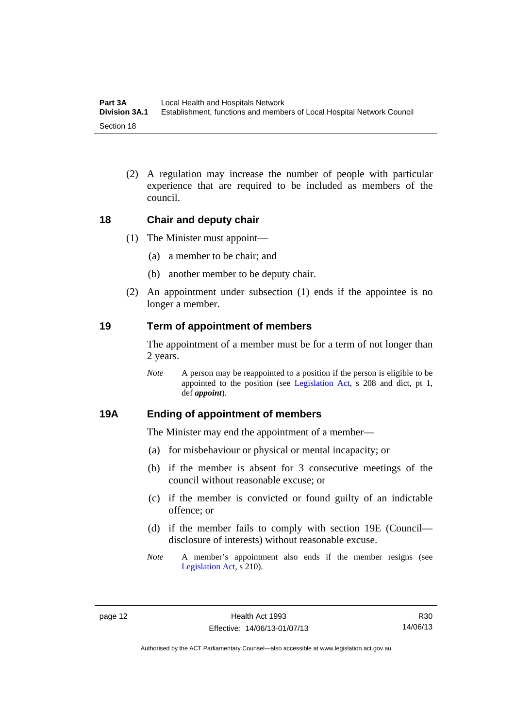(2) A regulation may increase the number of people with particular experience that are required to be included as members of the council.

## 18 Chair and deputy chair

(1) The Minister must appoint—

(a) a member to be chair; and

(b) another member to be deputy chair.

(2) An appointment under subsection (1) ends if the appointee is no longer a member.

## 19 Term of appointment of members

The appointment of a member must be for a term of not longer than 2 years.

*Note* A person may be reappointed to a position if the person is eligible to be appointed to the position (see Legislation Act, s 208 and dict, pt 1, def ***appoint***).

## 19A Ending of appointment of members

The Minister may end the appointment of a member—

(a) for misbehaviour or physical or mental incapacity; or

(b) if the member is absent for 3 consecutive meetings of the council without reasonable excuse; or

(c) if the member is convicted or found guilty of an indictable offence; or

(d) if the member fails to comply with section 19E (Council—disclosure of interests) without reasonable excuse.

*Note* A member's appointment also ends if the member resigns (see Legislation Act, s 210).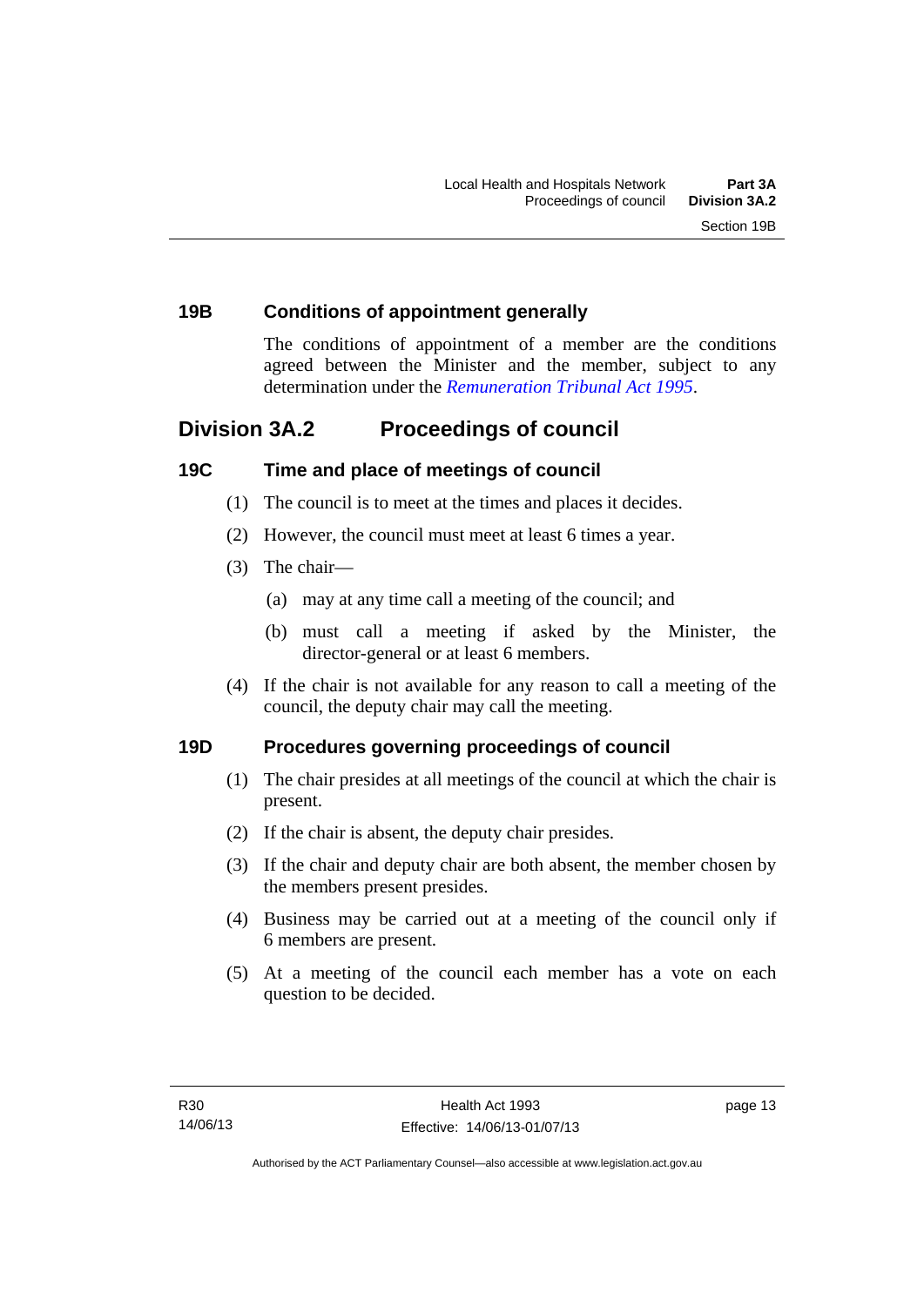### 19B Conditions of appointment generally

The conditions of appointment of a member are the conditions agreed between the Minister and the member, subject to any determination under the *Remuneration Tribunal Act 1995*.

## Division 3A.2 Proceedings of council

### 19C Time and place of meetings of council

(1) The council is to meet at the times and places it decides.

(2) However, the council must meet at least 6 times a year.

(3) The chair—

(a) may at any time call a meeting of the council; and

(b) must call a meeting if asked by the Minister, the director-general or at least 6 members.

(4) If the chair is not available for any reason to call a meeting of the council, the deputy chair may call the meeting.

### 19D Procedures governing proceedings of council

(1) The chair presides at all meetings of the council at which the chair is present.

(2) If the chair is absent, the deputy chair presides.

(3) If the chair and deputy chair are both absent, the member chosen by the members present presides.

(4) Business may be carried out at a meeting of the council only if 6 members are present.

(5) At a meeting of the council each member has a vote on each question to be decided.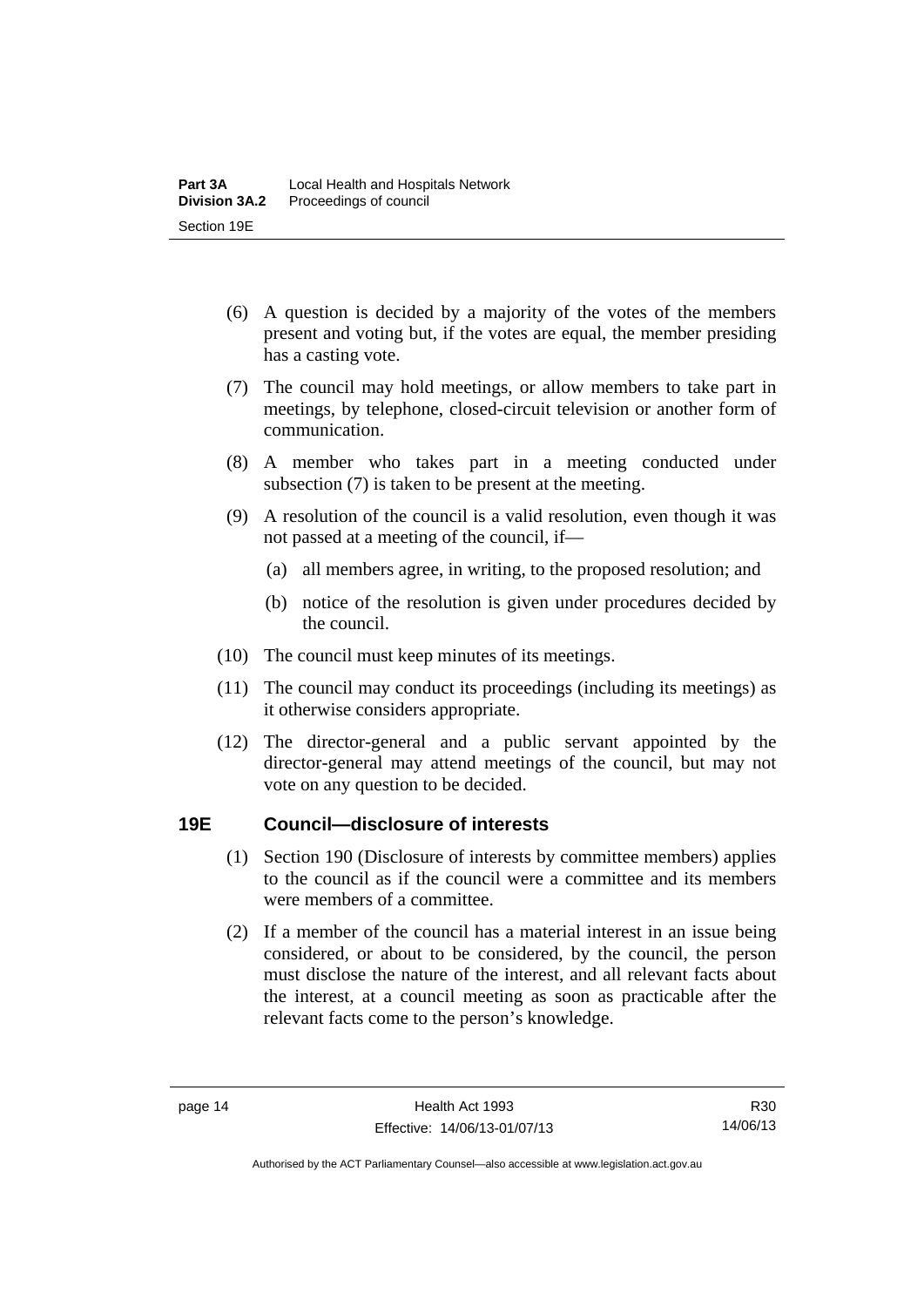(6) A question is decided by a majority of the votes of the members present and voting but, if the votes are equal, the member presiding has a casting vote.

(7) The council may hold meetings, or allow members to take part in meetings, by telephone, closed-circuit television or another form of communication.

(8) A member who takes part in a meeting conducted under subsection (7) is taken to be present at the meeting.

(9) A resolution of the council is a valid resolution, even though it was not passed at a meeting of the council, if—

(a) all members agree, in writing, to the proposed resolution; and

(b) notice of the resolution is given under procedures decided by the council.

(10) The council must keep minutes of its meetings.

(11) The council may conduct its proceedings (including its meetings) as it otherwise considers appropriate.

(12) The director-general and a public servant appointed by the director-general may attend meetings of the council, but may not vote on any question to be decided.

## 19E Council—disclosure of interests

(1) Section 190 (Disclosure of interests by committee members) applies to the council as if the council were a committee and its members were members of a committee.

(2) If a member of the council has a material interest in an issue being considered, or about to be considered, by the council, the person must disclose the nature of the interest, and all relevant facts about the interest, at a council meeting as soon as practicable after the relevant facts come to the person's knowledge.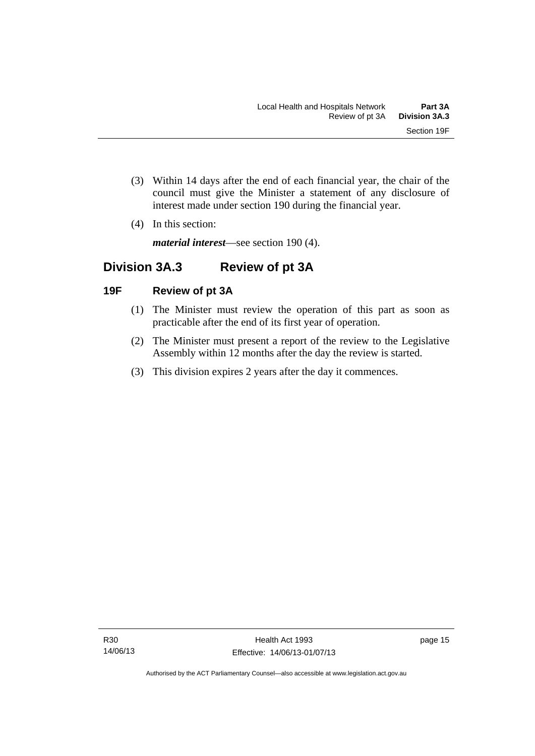(3) Within 14 days after the end of each financial year, the chair of the council must give the Minister a statement of any disclosure of interest made under section 190 during the financial year.

(4) In this section:

***material interest***—see section 190 (4).

## Division 3A.3 Review of pt 3A

### 19F Review of pt 3A

(1) The Minister must review the operation of this part as soon as practicable after the end of its first year of operation.

(2) The Minister must present a report of the review to the Legislative Assembly within 12 months after the day the review is started.

(3) This division expires 2 years after the day it commences.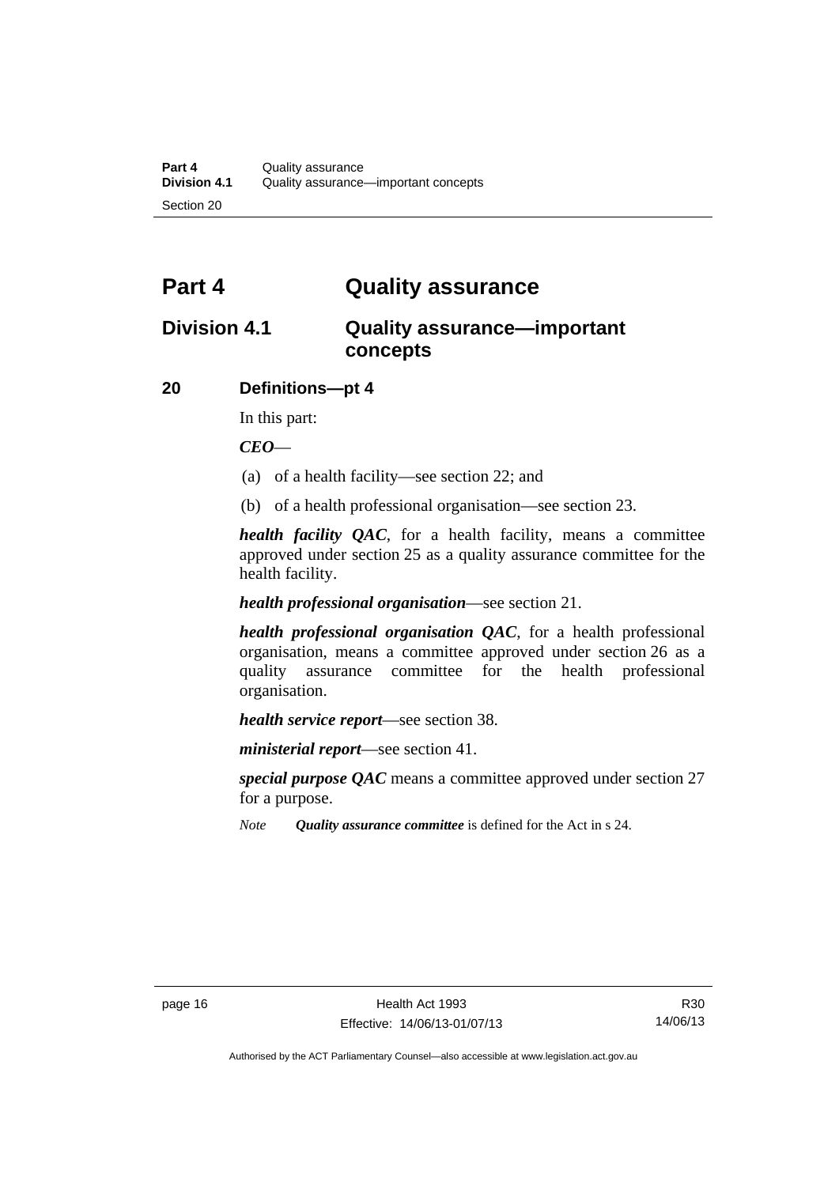# Part 4 Quality assurance

## Division 4.1 Quality assurance—important concepts

### 20 Definitions—pt 4

In this part:

***CEO***—

(a) of a health facility—see section 22; and

(b) of a health professional organisation—see section 23.

***health facility QAC***, for a health facility, means a committee approved under section 25 as a quality assurance committee for the health facility.

***health professional organisation***—see section 21.

***health professional organisation QAC***, for a health professional organisation, means a committee approved under section 26 as a quality assurance committee for the health professional organisation.

***health service report***—see section 38.

***ministerial report***—see section 41.

***special purpose QAC*** means a committee approved under section 27 for a purpose.

*Note* ***Quality assurance committee*** is defined for the Act in s 24.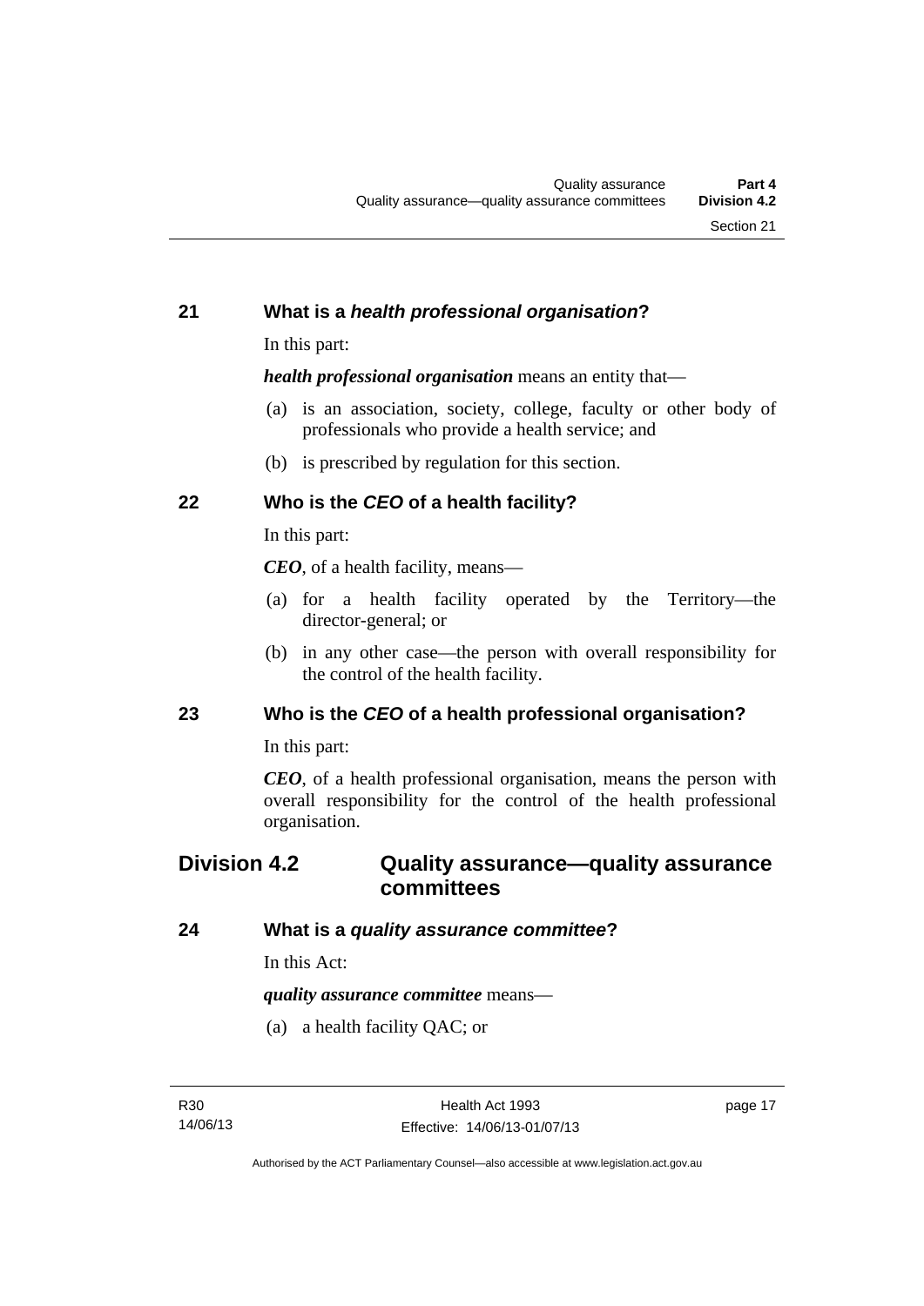## 21 What is a *health professional organisation*?

In this part:

***health professional organisation*** means an entity that—

(a) is an association, society, college, faculty or other body of professionals who provide a health service; and

(b) is prescribed by regulation for this section.

## 22 Who is the *CEO* of a health facility?

In this part:

***CEO***, of a health facility, means—

(a) for a health facility operated by the Territory—the director-general; or

(b) in any other case—the person with overall responsibility for the control of the health facility.

## 23 Who is the *CEO* of a health professional organisation?

In this part:

***CEO***, of a health professional organisation, means the person with overall responsibility for the control of the health professional organisation.

# Division 4.2 Quality assurance—quality assurance committees

## 24 What is a *quality assurance committee*?

In this Act:

***quality assurance committee*** means—

(a) a health facility QAC; or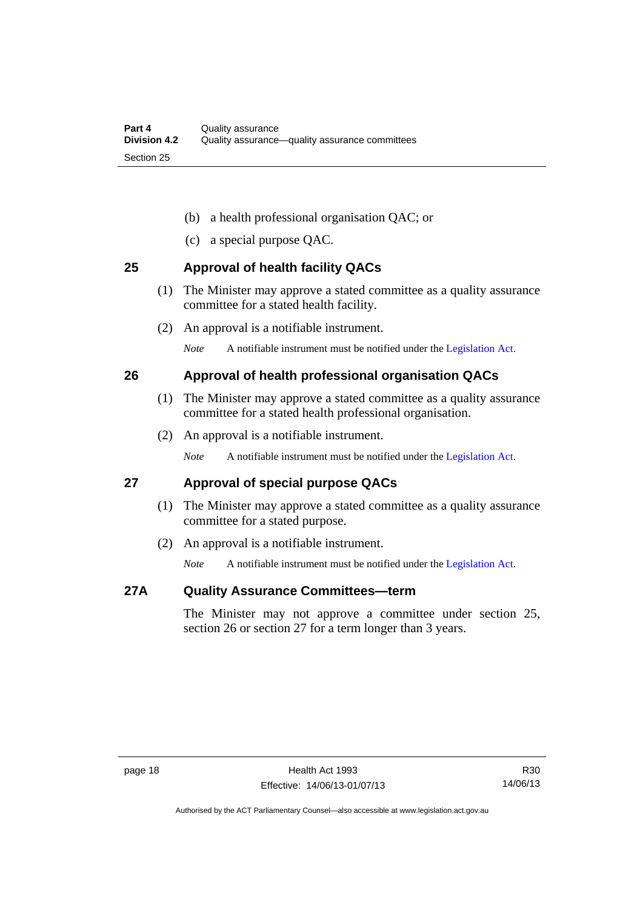(b) a health professional organisation QAC; or

(c) a special purpose QAC.

## 25 Approval of health facility QACs

(1) The Minister may approve a stated committee as a quality assurance committee for a stated health facility.

(2) An approval is a notifiable instrument.

*Note* A notifiable instrument must be notified under the Legislation Act.

## 26 Approval of health professional organisation QACs

(1) The Minister may approve a stated committee as a quality assurance committee for a stated health professional organisation.

(2) An approval is a notifiable instrument.

*Note* A notifiable instrument must be notified under the Legislation Act.

## 27 Approval of special purpose QACs

(1) The Minister may approve a stated committee as a quality assurance committee for a stated purpose.

(2) An approval is a notifiable instrument.

*Note* A notifiable instrument must be notified under the Legislation Act.

## 27A Quality Assurance Committees—term

The Minister may not approve a committee under section 25, section 26 or section 27 for a term longer than 3 years.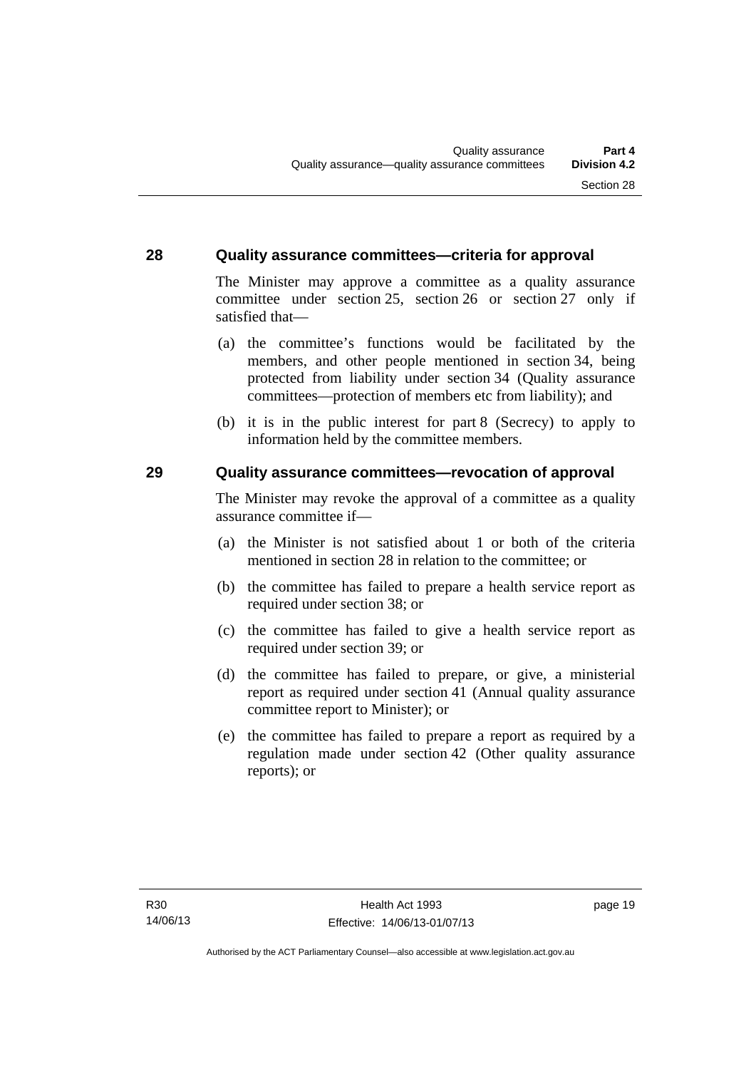## 28 Quality assurance committees—criteria for approval

The Minister may approve a committee as a quality assurance committee under section 25, section 26 or section 27 only if satisfied that—

(a) the committee's functions would be facilitated by the members, and other people mentioned in section 34, being protected from liability under section 34 (Quality assurance committees—protection of members etc from liability); and

(b) it is in the public interest for part 8 (Secrecy) to apply to information held by the committee members.

## 29 Quality assurance committees—revocation of approval

The Minister may revoke the approval of a committee as a quality assurance committee if—

(a) the Minister is not satisfied about 1 or both of the criteria mentioned in section 28 in relation to the committee; or

(b) the committee has failed to prepare a health service report as required under section 38; or

(c) the committee has failed to give a health service report as required under section 39; or

(d) the committee has failed to prepare, or give, a ministerial report as required under section 41 (Annual quality assurance committee report to Minister); or

(e) the committee has failed to prepare a report as required by a regulation made under section 42 (Other quality assurance reports); or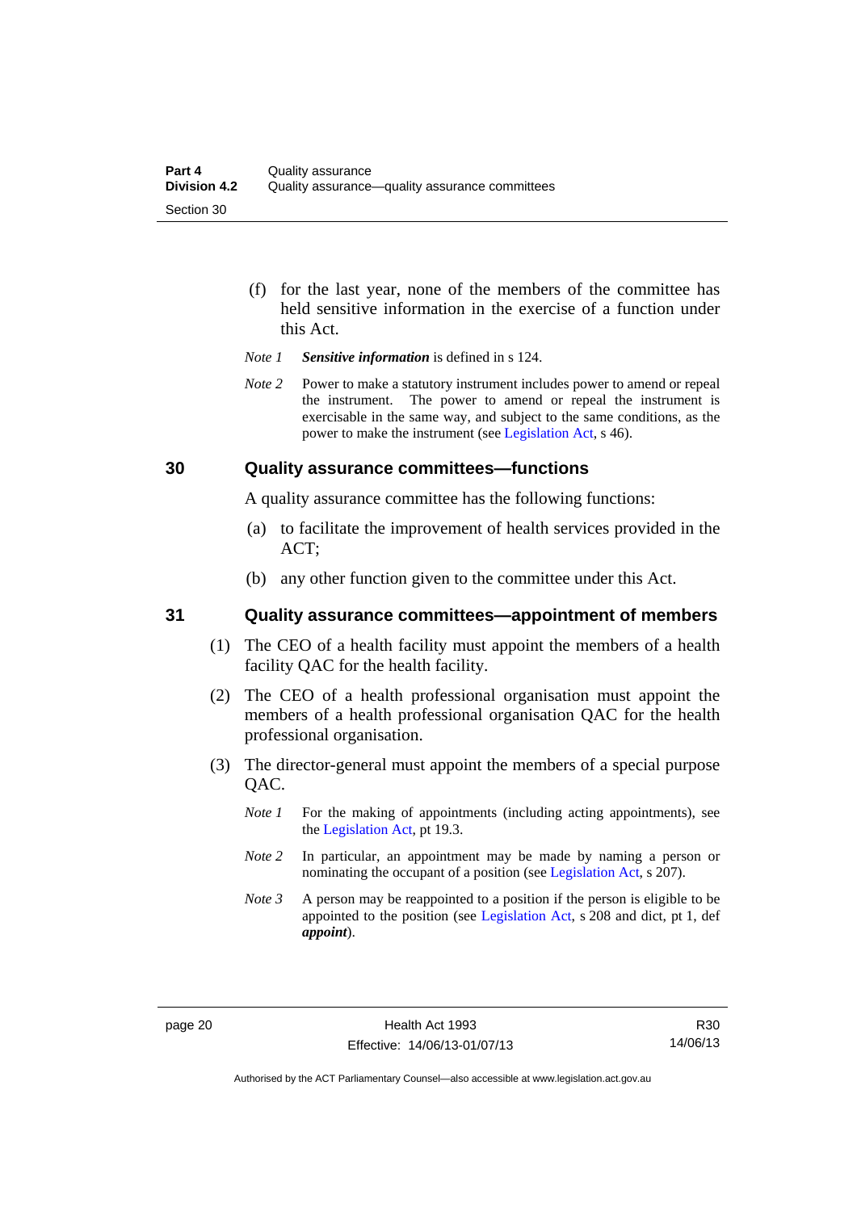(f) for the last year, none of the members of the committee has held sensitive information in the exercise of a function under this Act.

*Note 1* ***Sensitive information*** is defined in s 124.

*Note 2* Power to make a statutory instrument includes power to amend or repeal the instrument. The power to amend or repeal the instrument is exercisable in the same way, and subject to the same conditions, as the power to make the instrument (see Legislation Act, s 46).

### 30 Quality assurance committees—functions

A quality assurance committee has the following functions:

(a) to facilitate the improvement of health services provided in the ACT;

(b) any other function given to the committee under this Act.

### 31 Quality assurance committees—appointment of members

(1) The CEO of a health facility must appoint the members of a health facility QAC for the health facility.

(2) The CEO of a health professional organisation must appoint the members of a health professional organisation QAC for the health professional organisation.

(3) The director-general must appoint the members of a special purpose QAC.

*Note 1* For the making of appointments (including acting appointments), see the Legislation Act, pt 19.3.

*Note 2* In particular, an appointment may be made by naming a person or nominating the occupant of a position (see Legislation Act, s 207).

*Note 3* A person may be reappointed to a position if the person is eligible to be appointed to the position (see Legislation Act, s 208 and dict, pt 1, def ***appoint***).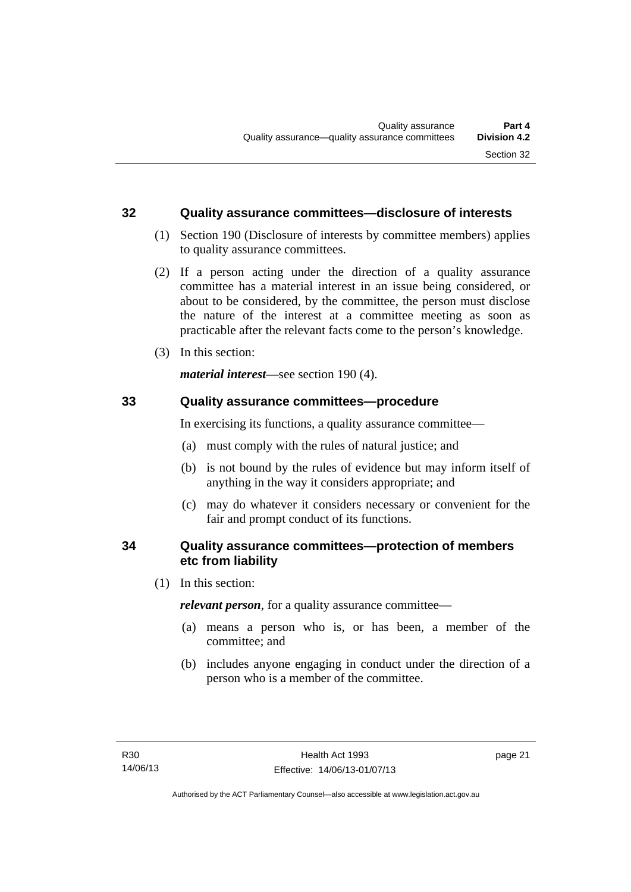## 32 Quality assurance committees—disclosure of interests

(1) Section 190 (Disclosure of interests by committee members) applies to quality assurance committees.

(2) If a person acting under the direction of a quality assurance committee has a material interest in an issue being considered, or about to be considered, by the committee, the person must disclose the nature of the interest at a committee meeting as soon as practicable after the relevant facts come to the person's knowledge.

(3) In this section:

***material interest***—see section 190 (4).

## 33 Quality assurance committees—procedure

In exercising its functions, a quality assurance committee—

(a) must comply with the rules of natural justice; and

(b) is not bound by the rules of evidence but may inform itself of anything in the way it considers appropriate; and

(c) may do whatever it considers necessary or convenient for the fair and prompt conduct of its functions.

## 34 Quality assurance committees—protection of members etc from liability

(1) In this section:

***relevant person***, for a quality assurance committee—

(a) means a person who is, or has been, a member of the committee; and

(b) includes anyone engaging in conduct under the direction of a person who is a member of the committee.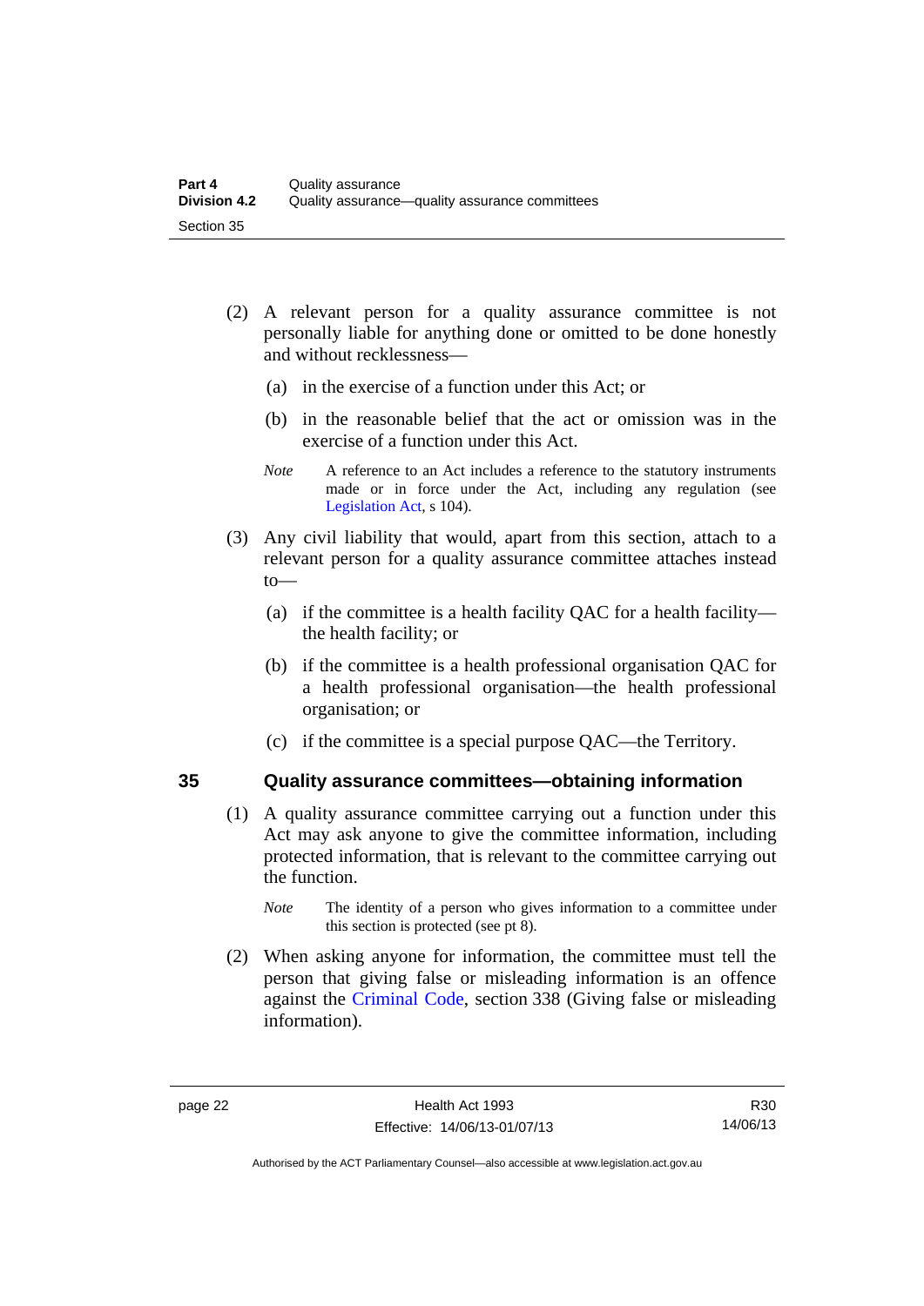(2) A relevant person for a quality assurance committee is not personally liable for anything done or omitted to be done honestly and without recklessness—

(a) in the exercise of a function under this Act; or

(b) in the reasonable belief that the act or omission was in the exercise of a function under this Act.

*Note* A reference to an Act includes a reference to the statutory instruments made or in force under the Act, including any regulation (see Legislation Act, s 104).

(3) Any civil liability that would, apart from this section, attach to a relevant person for a quality assurance committee attaches instead to—

(a) if the committee is a health facility QAC for a health facility—the health facility; or

(b) if the committee is a health professional organisation QAC for a health professional organisation—the health professional organisation; or

(c) if the committee is a special purpose QAC—the Territory.

## 35 Quality assurance committees—obtaining information

(1) A quality assurance committee carrying out a function under this Act may ask anyone to give the committee information, including protected information, that is relevant to the committee carrying out the function.

*Note* The identity of a person who gives information to a committee under this section is protected (see pt 8).

(2) When asking anyone for information, the committee must tell the person that giving false or misleading information is an offence against the Criminal Code, section 338 (Giving false or misleading information).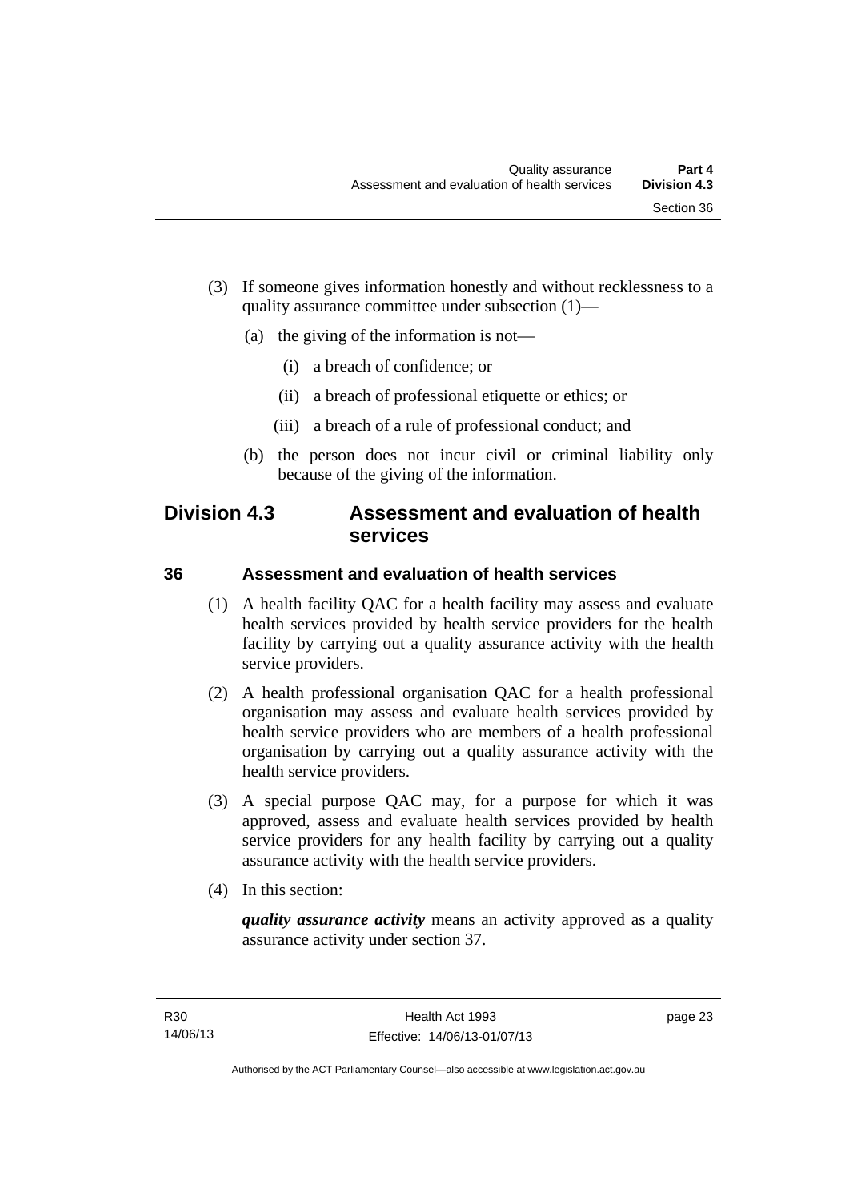(3) If someone gives information honestly and without recklessness to a quality assurance committee under subsection (1)—

(a) the giving of the information is not—

(i) a breach of confidence; or

(ii) a breach of professional etiquette or ethics; or

(iii) a breach of a rule of professional conduct; and

(b) the person does not incur civil or criminal liability only because of the giving of the information.

## Division 4.3 Assessment and evaluation of health services

### 36 Assessment and evaluation of health services

(1) A health facility QAC for a health facility may assess and evaluate health services provided by health service providers for the health facility by carrying out a quality assurance activity with the health service providers.

(2) A health professional organisation QAC for a health professional organisation may assess and evaluate health services provided by health service providers who are members of a health professional organisation by carrying out a quality assurance activity with the health service providers.

(3) A special purpose QAC may, for a purpose for which it was approved, assess and evaluate health services provided by health service providers for any health facility by carrying out a quality assurance activity with the health service providers.

(4) In this section:

***quality assurance activity*** means an activity approved as a quality assurance activity under section 37.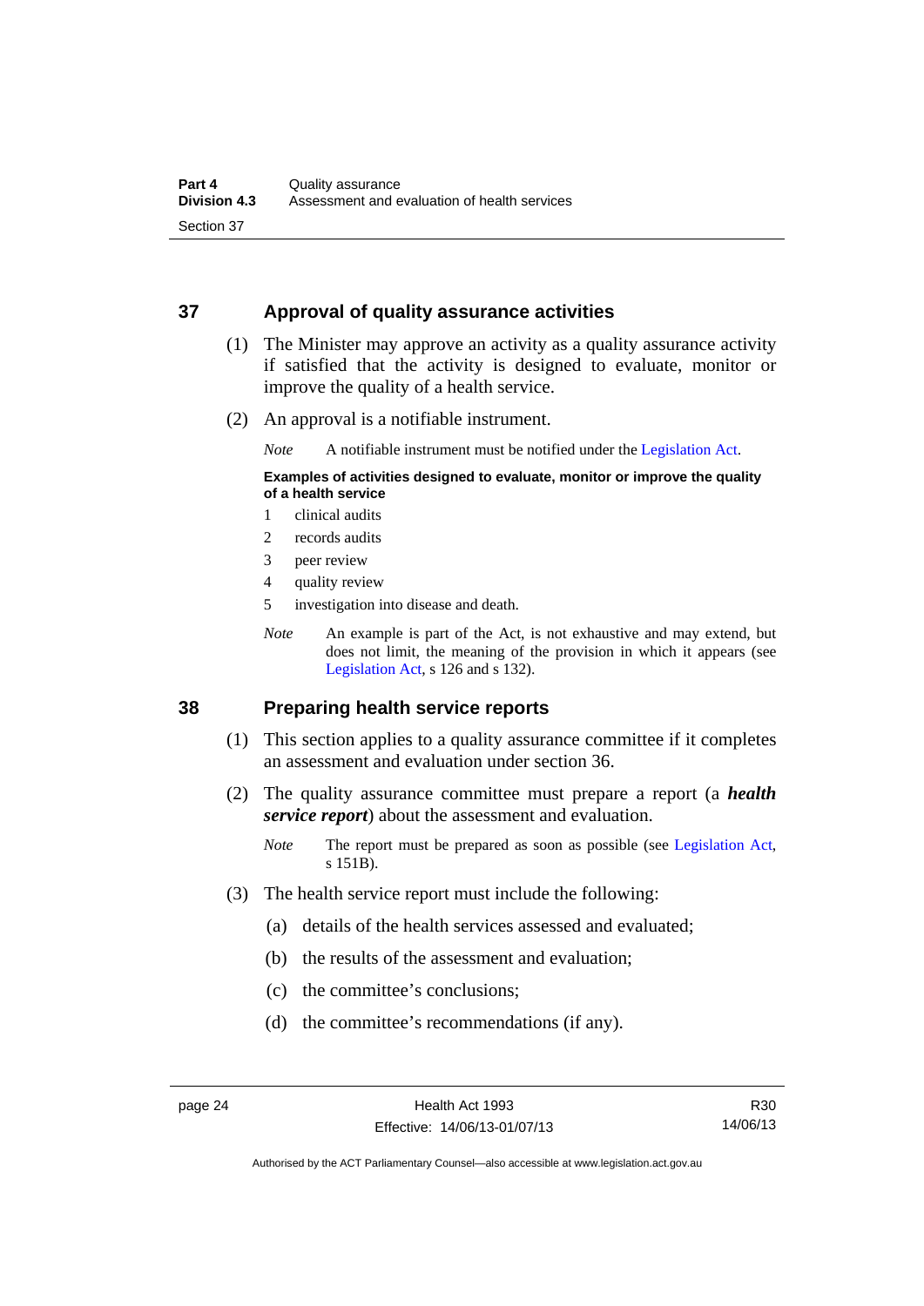## 37 Approval of quality assurance activities

(1) The Minister may approve an activity as a quality assurance activity if satisfied that the activity is designed to evaluate, monitor or improve the quality of a health service.

(2) An approval is a notifiable instrument.

*Note* A notifiable instrument must be notified under the Legislation Act.

**Examples of activities designed to evaluate, monitor or improve the quality of a health service**

1 clinical audits
2 records audits
3 peer review
4 quality review
5 investigation into disease and death.

*Note* An example is part of the Act, is not exhaustive and may extend, but does not limit, the meaning of the provision in which it appears (see Legislation Act, s 126 and s 132).

## 38 Preparing health service reports

(1) This section applies to a quality assurance committee if it completes an assessment and evaluation under section 36.

(2) The quality assurance committee must prepare a report (a ***health service report***) about the assessment and evaluation.

*Note* The report must be prepared as soon as possible (see Legislation Act, s 151B).

(3) The health service report must include the following:

(a) details of the health services assessed and evaluated;

(b) the results of the assessment and evaluation;

(c) the committee's conclusions;

(d) the committee's recommendations (if any).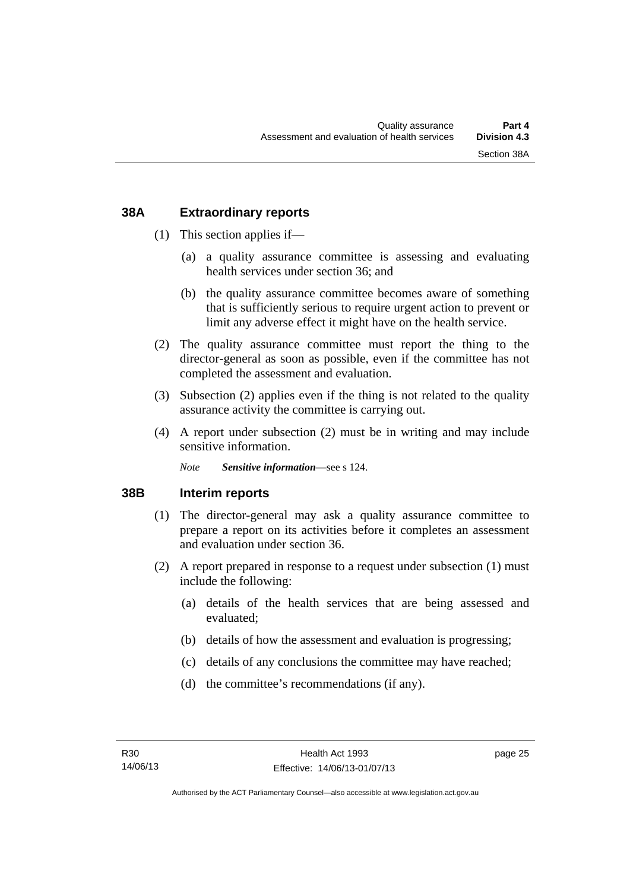## 38A Extraordinary reports

(1) This section applies if—

(a) a quality assurance committee is assessing and evaluating health services under section 36; and

(b) the quality assurance committee becomes aware of something that is sufficiently serious to require urgent action to prevent or limit any adverse effect it might have on the health service.

(2) The quality assurance committee must report the thing to the director-general as soon as possible, even if the committee has not completed the assessment and evaluation.

(3) Subsection (2) applies even if the thing is not related to the quality assurance activity the committee is carrying out.

(4) A report under subsection (2) must be in writing and may include sensitive information.

*Note* ***Sensitive information***—see s 124.

## 38B Interim reports

(1) The director-general may ask a quality assurance committee to prepare a report on its activities before it completes an assessment and evaluation under section 36.

(2) A report prepared in response to a request under subsection (1) must include the following:

(a) details of the health services that are being assessed and evaluated;

(b) details of how the assessment and evaluation is progressing;

(c) details of any conclusions the committee may have reached;

(d) the committee's recommendations (if any).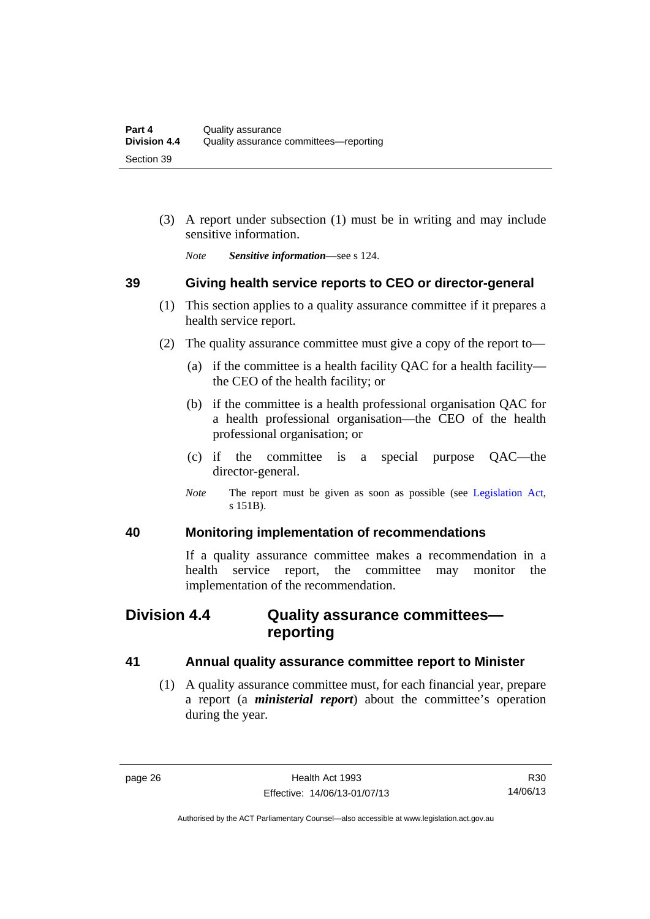(3) A report under subsection (1) must be in writing and may include sensitive information.

*Note* ***Sensitive information***—see s 124.

### 39 Giving health service reports to CEO or director-general

(1) This section applies to a quality assurance committee if it prepares a health service report.

(2) The quality assurance committee must give a copy of the report to—

(a) if the committee is a health facility QAC for a health facility—the CEO of the health facility; or

(b) if the committee is a health professional organisation QAC for a health professional organisation—the CEO of the health professional organisation; or

(c) if the committee is a special purpose QAC—the director-general.

*Note* The report must be given as soon as possible (see Legislation Act, s 151B).

### 40 Monitoring implementation of recommendations

If a quality assurance committee makes a recommendation in a health service report, the committee may monitor the implementation of the recommendation.

## Division 4.4 Quality assurance committees—reporting

### 41 Annual quality assurance committee report to Minister

(1) A quality assurance committee must, for each financial year, prepare a report (a ***ministerial report***) about the committee's operation during the year.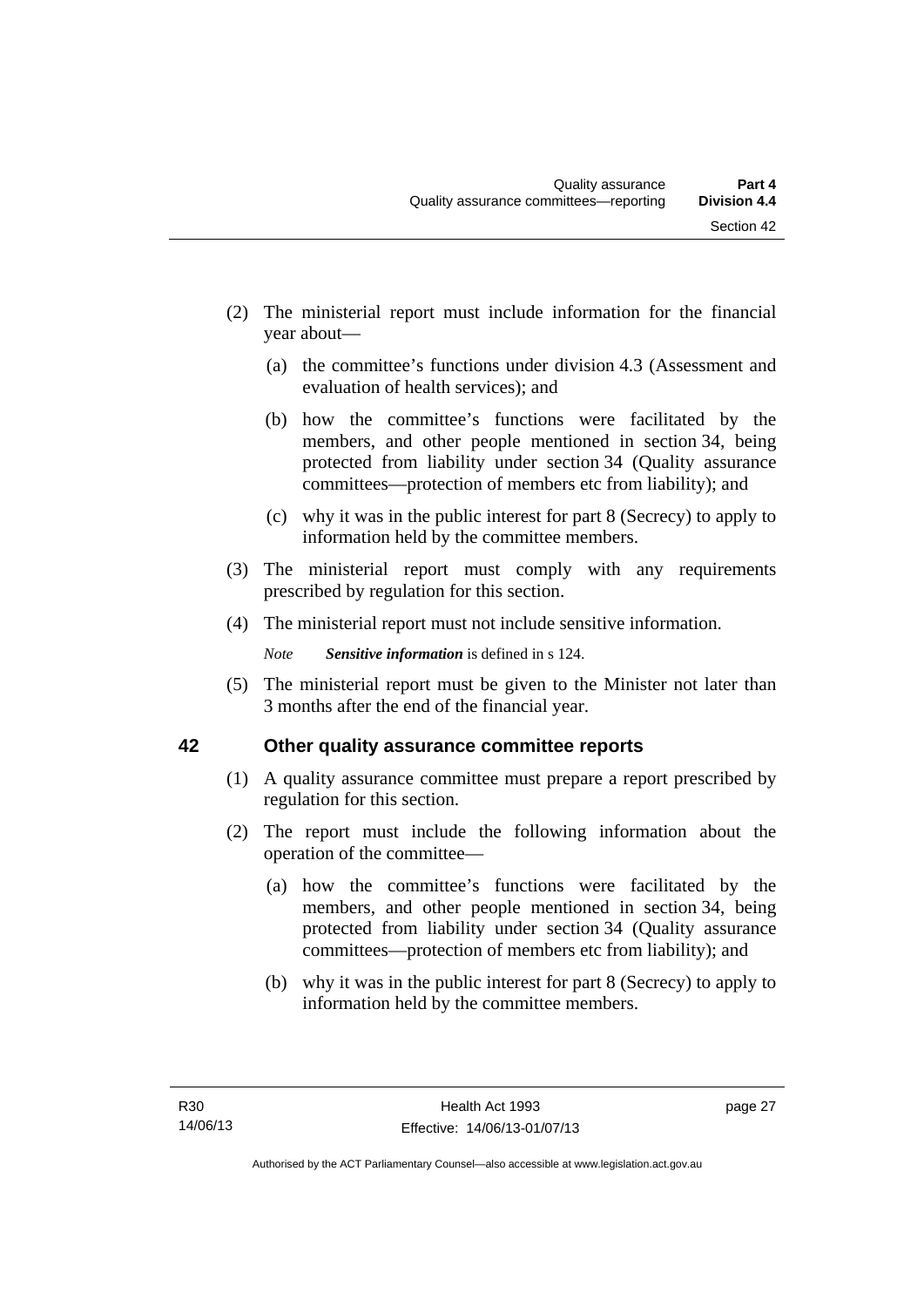(2) The ministerial report must include information for the financial year about—

   (a) the committee's functions under division 4.3 (Assessment and evaluation of health services); and

   (b) how the committee's functions were facilitated by the members, and other people mentioned in section 34, being protected from liability under section 34 (Quality assurance committees—protection of members etc from liability); and

   (c) why it was in the public interest for part 8 (Secrecy) to apply to information held by the committee members.

(3) The ministerial report must comply with any requirements prescribed by regulation for this section.

(4) The ministerial report must not include sensitive information.

*Note* ***Sensitive information*** is defined in s 124.

(5) The ministerial report must be given to the Minister not later than 3 months after the end of the financial year.

## 42 Other quality assurance committee reports

(1) A quality assurance committee must prepare a report prescribed by regulation for this section.

(2) The report must include the following information about the operation of the committee—

   (a) how the committee's functions were facilitated by the members, and other people mentioned in section 34, being protected from liability under section 34 (Quality assurance committees—protection of members etc from liability); and

   (b) why it was in the public interest for part 8 (Secrecy) to apply to information held by the committee members.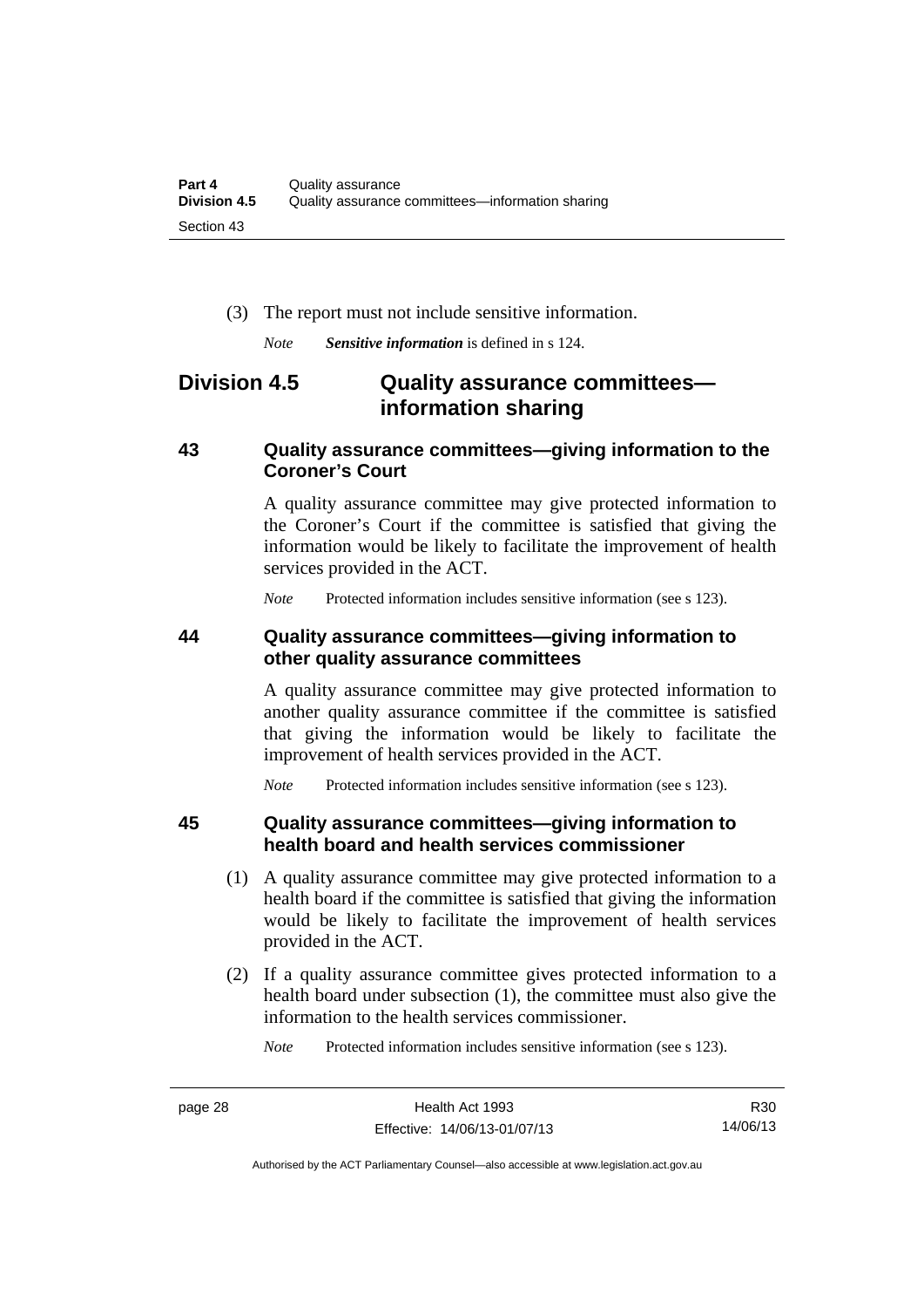(3) The report must not include sensitive information.

*Note* ***Sensitive information*** is defined in s 124.

## Division 4.5 Quality assurance committees—information sharing

### 43 Quality assurance committees—giving information to the Coroner's Court

A quality assurance committee may give protected information to the Coroner's Court if the committee is satisfied that giving the information would be likely to facilitate the improvement of health services provided in the ACT.

*Note* Protected information includes sensitive information (see s 123).

### 44 Quality assurance committees—giving information to other quality assurance committees

A quality assurance committee may give protected information to another quality assurance committee if the committee is satisfied that giving the information would be likely to facilitate the improvement of health services provided in the ACT.

*Note* Protected information includes sensitive information (see s 123).

### 45 Quality assurance committees—giving information to health board and health services commissioner

(1) A quality assurance committee may give protected information to a health board if the committee is satisfied that giving the information would be likely to facilitate the improvement of health services provided in the ACT.

(2) If a quality assurance committee gives protected information to a health board under subsection (1), the committee must also give the information to the health services commissioner.

*Note* Protected information includes sensitive information (see s 123).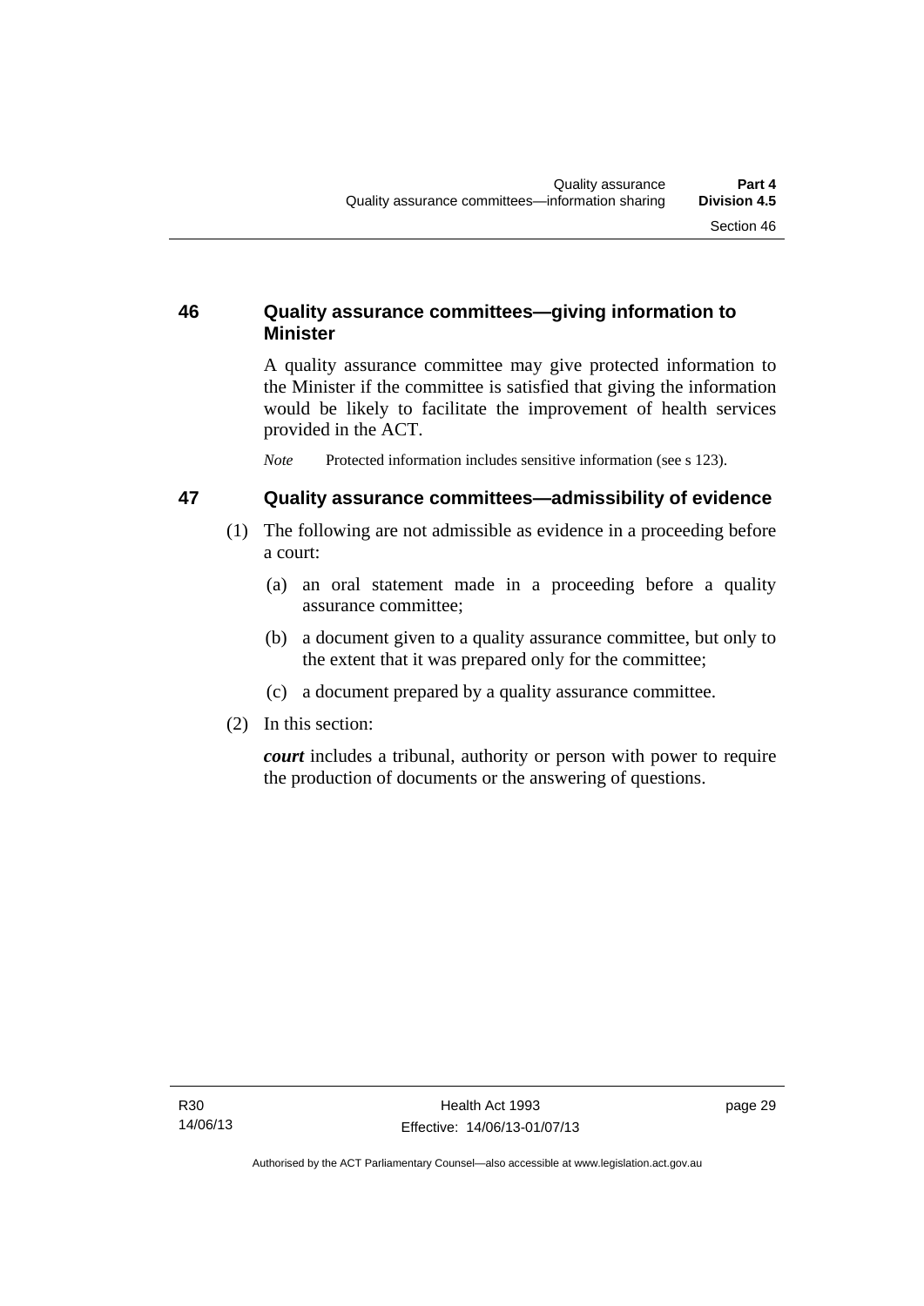## 46 Quality assurance committees—giving information to Minister

A quality assurance committee may give protected information to the Minister if the committee is satisfied that giving the information would be likely to facilitate the improvement of health services provided in the ACT.

*Note* Protected information includes sensitive information (see s 123).

## 47 Quality assurance committees—admissibility of evidence

(1) The following are not admissible as evidence in a proceeding before a court:

(a) an oral statement made in a proceeding before a quality assurance committee;

(b) a document given to a quality assurance committee, but only to the extent that it was prepared only for the committee;

(c) a document prepared by a quality assurance committee.

(2) In this section:

***court*** includes a tribunal, authority or person with power to require the production of documents or the answering of questions.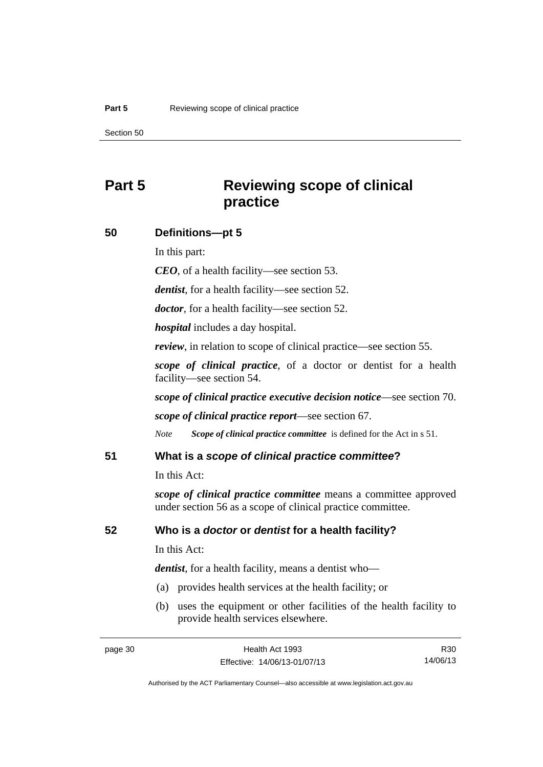# Part 5 Reviewing scope of clinical practice

## 50 Definitions—pt 5

In this part:

***CEO***, of a health facility—see section 53.

***dentist***, for a health facility—see section 52.

***doctor***, for a health facility—see section 52.

***hospital*** includes a day hospital.

***review***, in relation to scope of clinical practice—see section 55.

***scope of clinical practice***, of a doctor or dentist for a health facility—see section 54.

***scope of clinical practice executive decision notice***—see section 70.

***scope of clinical practice report***—see section 67.

*Note* ***Scope of clinical practice committee*** is defined for the Act in s 51.

## 51 What is a *scope of clinical practice committee*?

In this Act:

***scope of clinical practice committee*** means a committee approved under section 56 as a scope of clinical practice committee.

## 52 Who is a *doctor* or *dentist* for a health facility?

In this Act:

***dentist***, for a health facility, means a dentist who—

(a) provides health services at the health facility; or

(b) uses the equipment or other facilities of the health facility to provide health services elsewhere.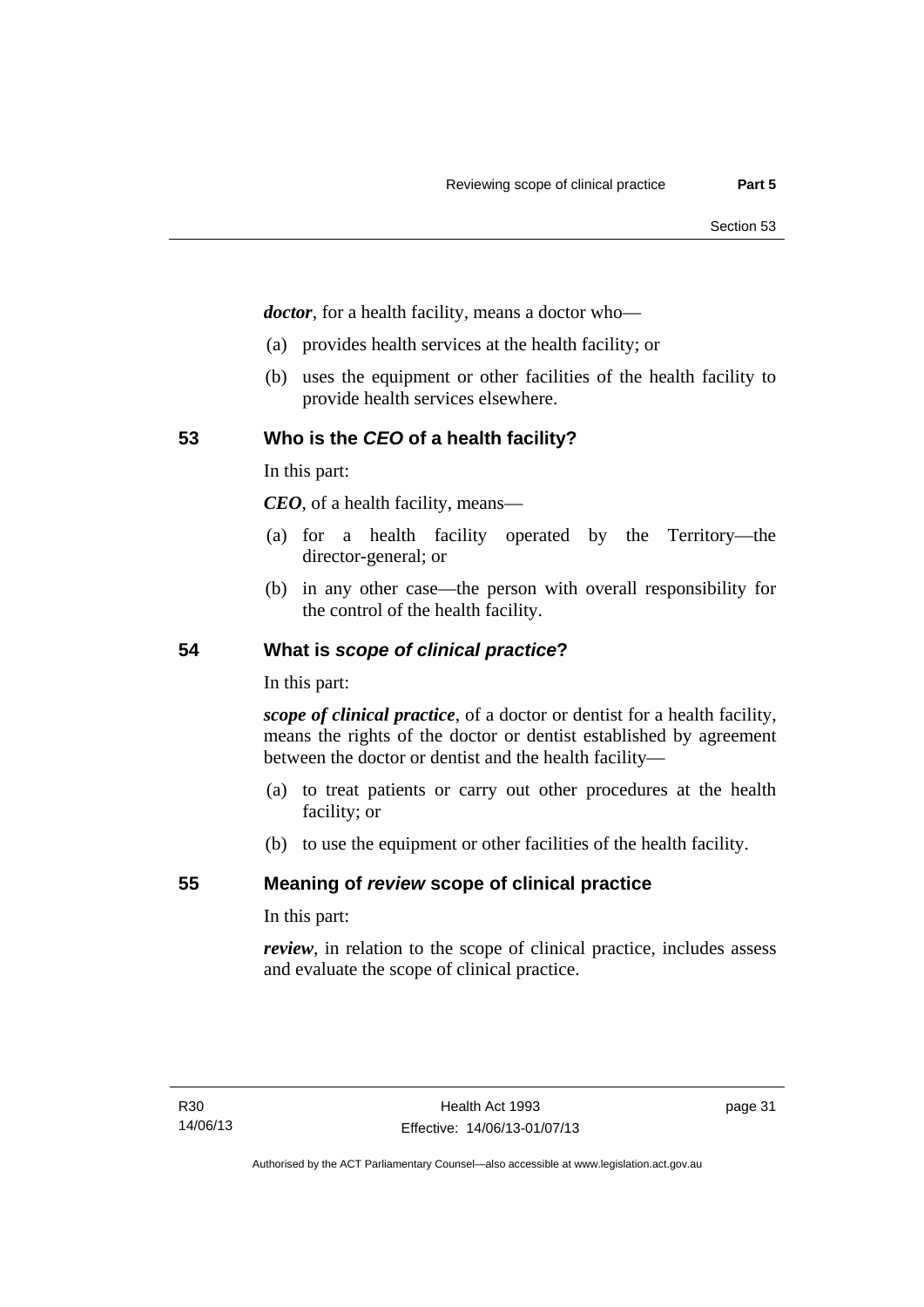***doctor***, for a health facility, means a doctor who—

(a) provides health services at the health facility; or

(b) uses the equipment or other facilities of the health facility to provide health services elsewhere.

## 53 Who is the *CEO* of a health facility?

In this part:

***CEO***, of a health facility, means—

(a) for a health facility operated by the Territory—the director-general; or

(b) in any other case—the person with overall responsibility for the control of the health facility.

## 54 What is *scope of clinical practice*?

In this part:

***scope of clinical practice***, of a doctor or dentist for a health facility, means the rights of the doctor or dentist established by agreement between the doctor or dentist and the health facility—

(a) to treat patients or carry out other procedures at the health facility; or

(b) to use the equipment or other facilities of the health facility.

## 55 Meaning of *review* scope of clinical practice

In this part:

***review***, in relation to the scope of clinical practice, includes assess and evaluate the scope of clinical practice.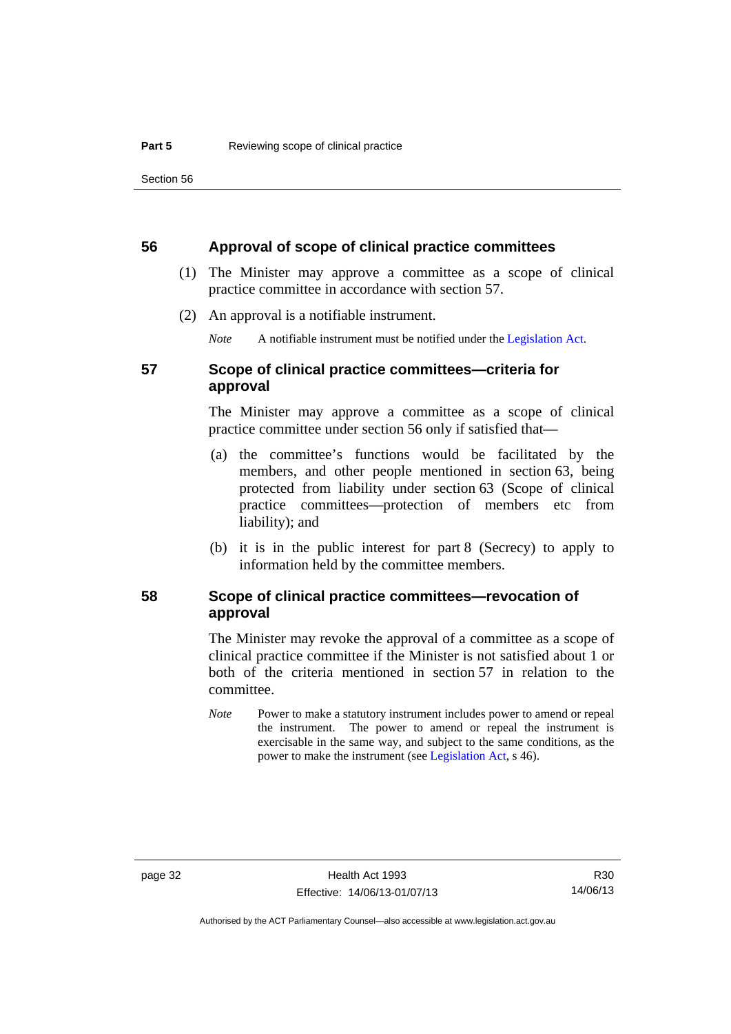## 56 Approval of scope of clinical practice committees

(1) The Minister may approve a committee as a scope of clinical practice committee in accordance with section 57.

(2) An approval is a notifiable instrument.

*Note* A notifiable instrument must be notified under the Legislation Act.

## 57 Scope of clinical practice committees—criteria for approval

The Minister may approve a committee as a scope of clinical practice committee under section 56 only if satisfied that—

(a) the committee's functions would be facilitated by the members, and other people mentioned in section 63, being protected from liability under section 63 (Scope of clinical practice committees—protection of members etc from liability); and

(b) it is in the public interest for part 8 (Secrecy) to apply to information held by the committee members.

## 58 Scope of clinical practice committees—revocation of approval

The Minister may revoke the approval of a committee as a scope of clinical practice committee if the Minister is not satisfied about 1 or both of the criteria mentioned in section 57 in relation to the committee.

*Note* Power to make a statutory instrument includes power to amend or repeal the instrument. The power to amend or repeal the instrument is exercisable in the same way, and subject to the same conditions, as the power to make the instrument (see Legislation Act, s 46).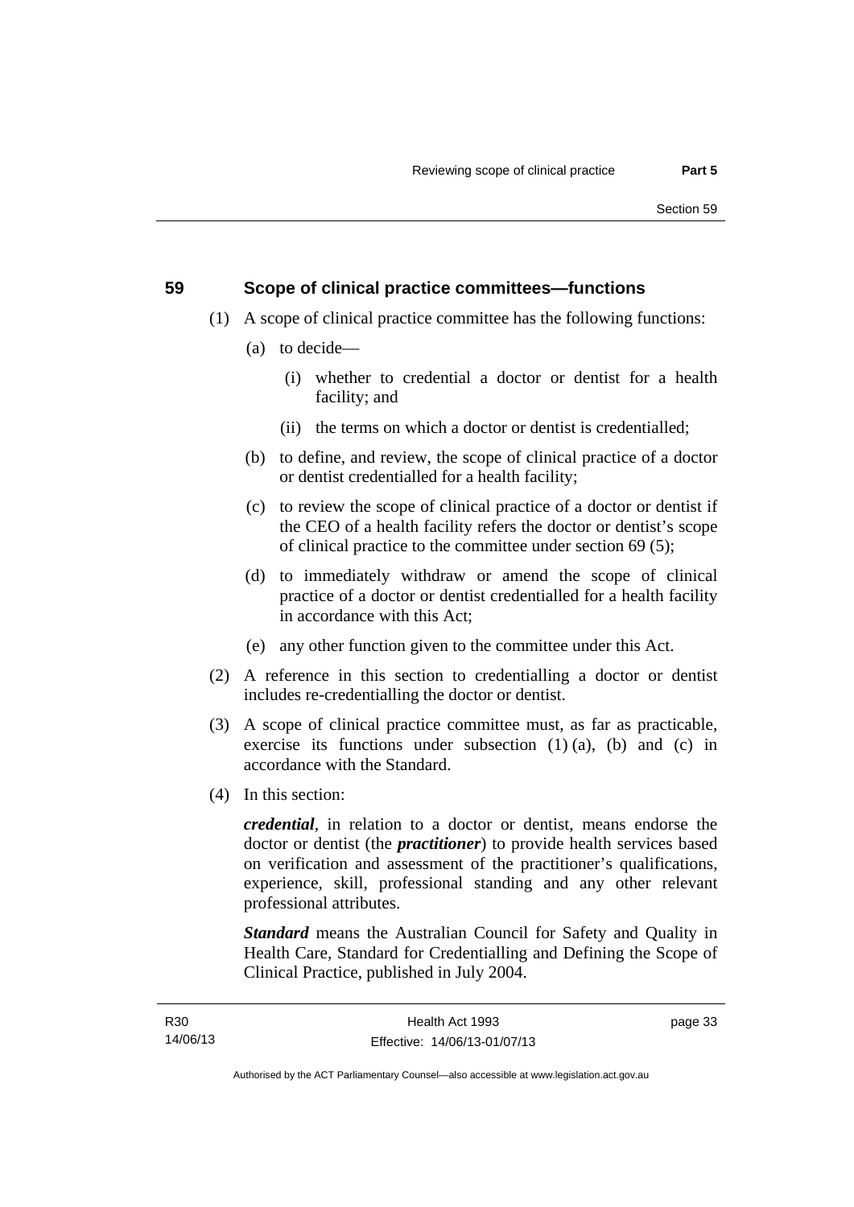## 59 Scope of clinical practice committees—functions

(1) A scope of clinical practice committee has the following functions:

(a) to decide—

(i) whether to credential a doctor or dentist for a health facility; and

(ii) the terms on which a doctor or dentist is credentialled;

(b) to define, and review, the scope of clinical practice of a doctor or dentist credentialled for a health facility;

(c) to review the scope of clinical practice of a doctor or dentist if the CEO of a health facility refers the doctor or dentist's scope of clinical practice to the committee under section 69 (5);

(d) to immediately withdraw or amend the scope of clinical practice of a doctor or dentist credentialled for a health facility in accordance with this Act;

(e) any other function given to the committee under this Act.

(2) A reference in this section to credentialling a doctor or dentist includes re-credentialling the doctor or dentist.

(3) A scope of clinical practice committee must, as far as practicable, exercise its functions under subsection (1) (a), (b) and (c) in accordance with the Standard.

(4) In this section:

***credential***, in relation to a doctor or dentist, means endorse the doctor or dentist (the ***practitioner***) to provide health services based on verification and assessment of the practitioner's qualifications, experience, skill, professional standing and any other relevant professional attributes.

***Standard*** means the Australian Council for Safety and Quality in Health Care, Standard for Credentialling and Defining the Scope of Clinical Practice, published in July 2004.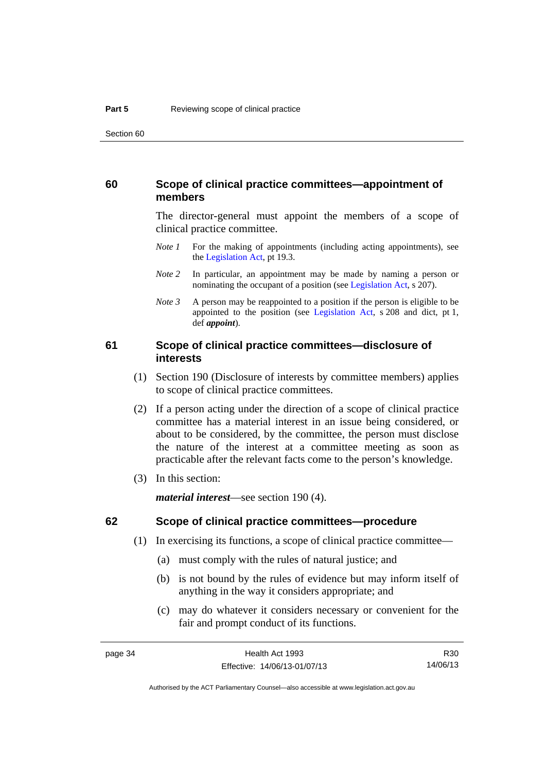## 60 Scope of clinical practice committees—appointment of members

The director-general must appoint the members of a scope of clinical practice committee.

*Note 1* For the making of appointments (including acting appointments), see the Legislation Act, pt 19.3.

*Note 2* In particular, an appointment may be made by naming a person or nominating the occupant of a position (see Legislation Act, s 207).

*Note 3* A person may be reappointed to a position if the person is eligible to be appointed to the position (see Legislation Act, s 208 and dict, pt 1, def ***appoint***).

## 61 Scope of clinical practice committees—disclosure of interests

(1) Section 190 (Disclosure of interests by committee members) applies to scope of clinical practice committees.

(2) If a person acting under the direction of a scope of clinical practice committee has a material interest in an issue being considered, or about to be considered, by the committee, the person must disclose the nature of the interest at a committee meeting as soon as practicable after the relevant facts come to the person's knowledge.

(3) In this section:

***material interest***—see section 190 (4).

## 62 Scope of clinical practice committees—procedure

(1) In exercising its functions, a scope of clinical practice committee—

(a) must comply with the rules of natural justice; and

(b) is not bound by the rules of evidence but may inform itself of anything in the way it considers appropriate; and

(c) may do whatever it considers necessary or convenient for the fair and prompt conduct of its functions.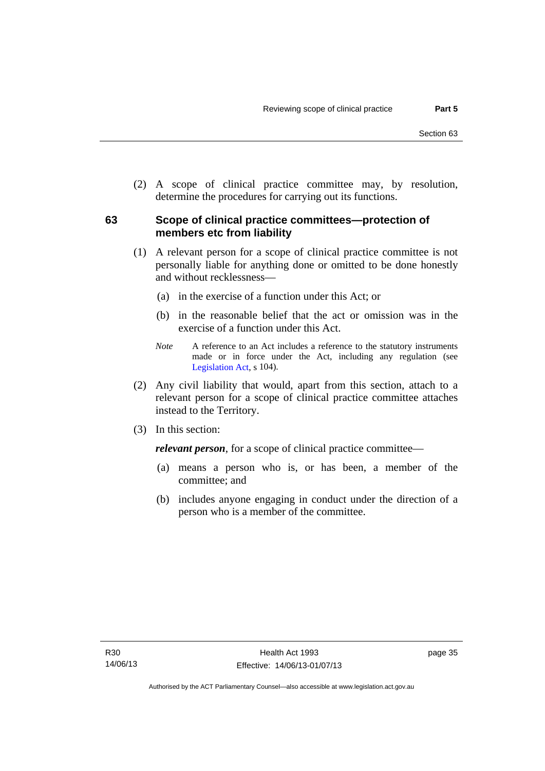(2) A scope of clinical practice committee may, by resolution, determine the procedures for carrying out its functions.

## 63 Scope of clinical practice committees—protection of members etc from liability

(1) A relevant person for a scope of clinical practice committee is not personally liable for anything done or omitted to be done honestly and without recklessness—

(a) in the exercise of a function under this Act; or

(b) in the reasonable belief that the act or omission was in the exercise of a function under this Act.

*Note* A reference to an Act includes a reference to the statutory instruments made or in force under the Act, including any regulation (see Legislation Act, s 104).

(2) Any civil liability that would, apart from this section, attach to a relevant person for a scope of clinical practice committee attaches instead to the Territory.

(3) In this section:

***relevant person***, for a scope of clinical practice committee—

(a) means a person who is, or has been, a member of the committee; and

(b) includes anyone engaging in conduct under the direction of a person who is a member of the committee.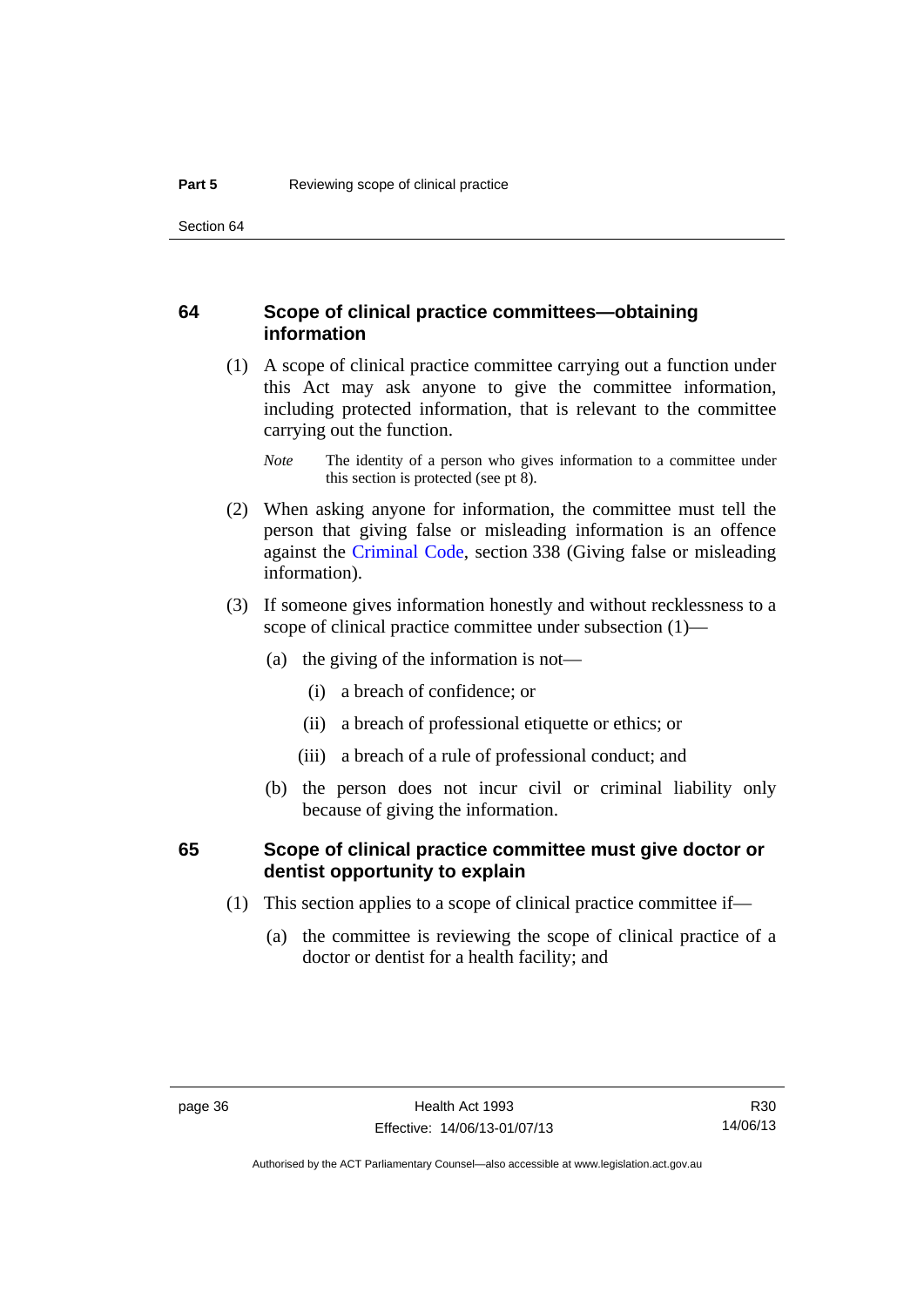## 64 Scope of clinical practice committees—obtaining information

(1) A scope of clinical practice committee carrying out a function under this Act may ask anyone to give the committee information, including protected information, that is relevant to the committee carrying out the function.

*Note* The identity of a person who gives information to a committee under this section is protected (see pt 8).

(2) When asking anyone for information, the committee must tell the person that giving false or misleading information is an offence against the Criminal Code, section 338 (Giving false or misleading information).

(3) If someone gives information honestly and without recklessness to a scope of clinical practice committee under subsection (1)—

(a) the giving of the information is not—

(i) a breach of confidence; or

(ii) a breach of professional etiquette or ethics; or

(iii) a breach of a rule of professional conduct; and

(b) the person does not incur civil or criminal liability only because of giving the information.

## 65 Scope of clinical practice committee must give doctor or dentist opportunity to explain

(1) This section applies to a scope of clinical practice committee if—

(a) the committee is reviewing the scope of clinical practice of a doctor or dentist for a health facility; and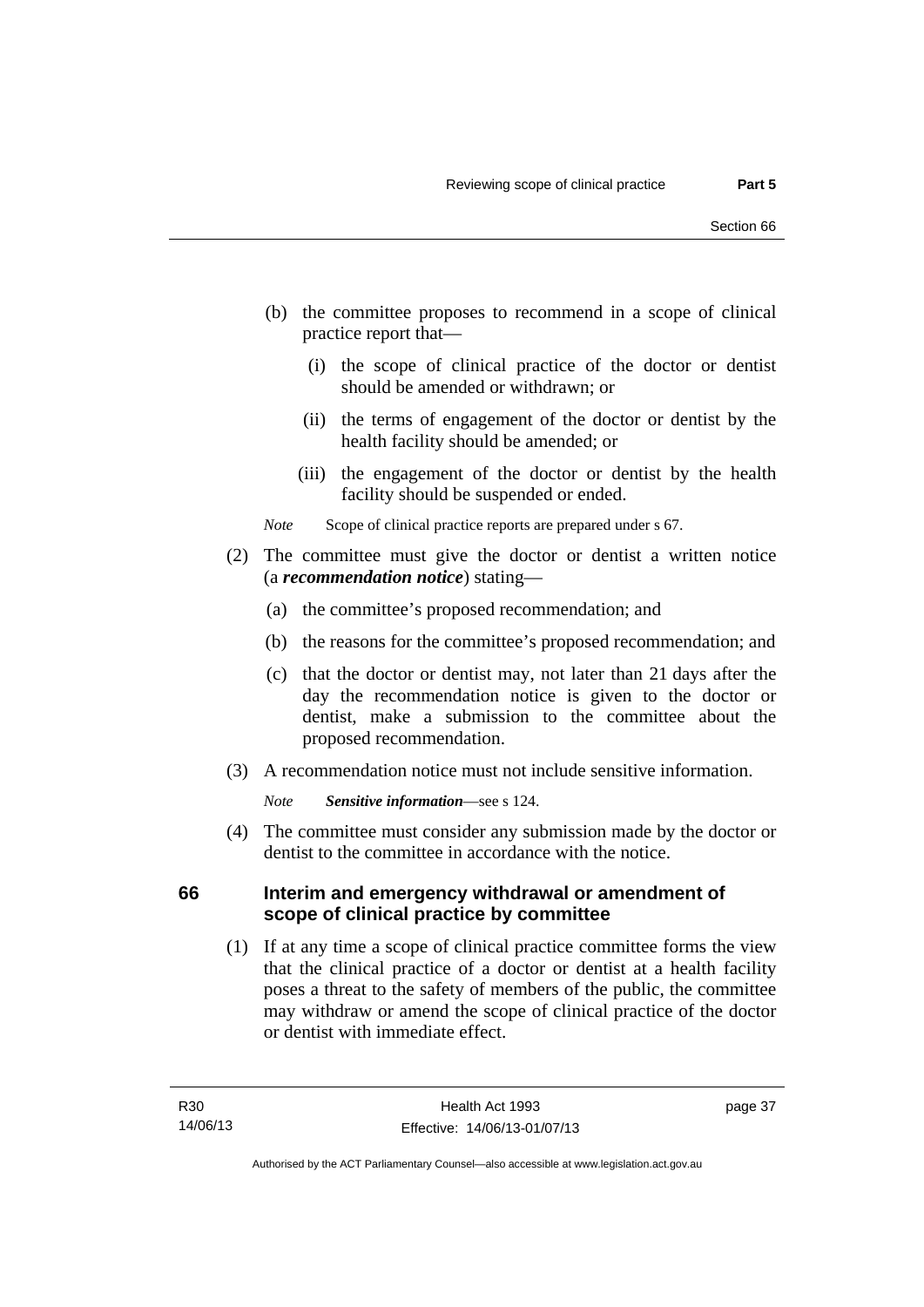(b) the committee proposes to recommend in a scope of clinical practice report that—

   (i) the scope of clinical practice of the doctor or dentist should be amended or withdrawn; or

   (ii) the terms of engagement of the doctor or dentist by the health facility should be amended; or

   (iii) the engagement of the doctor or dentist by the health facility should be suspended or ended.

*Note* Scope of clinical practice reports are prepared under s 67.

(2) The committee must give the doctor or dentist a written notice (a ***recommendation notice***) stating—

   (a) the committee's proposed recommendation; and

   (b) the reasons for the committee's proposed recommendation; and

   (c) that the doctor or dentist may, not later than 21 days after the day the recommendation notice is given to the doctor or dentist, make a submission to the committee about the proposed recommendation.

(3) A recommendation notice must not include sensitive information.

*Note* ***Sensitive information***—see s 124.

(4) The committee must consider any submission made by the doctor or dentist to the committee in accordance with the notice.

## 66 Interim and emergency withdrawal or amendment of scope of clinical practice by committee

(1) If at any time a scope of clinical practice committee forms the view that the clinical practice of a doctor or dentist at a health facility poses a threat to the safety of members of the public, the committee may withdraw or amend the scope of clinical practice of the doctor or dentist with immediate effect.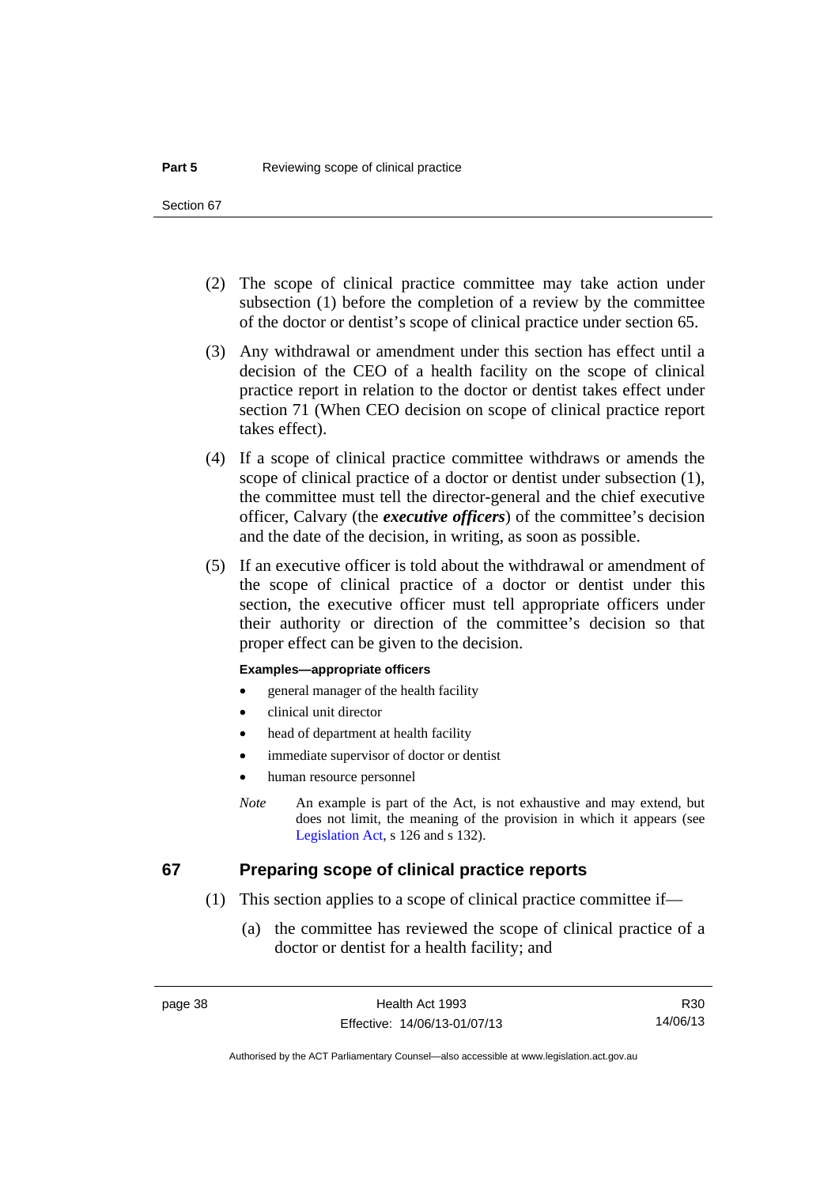(2) The scope of clinical practice committee may take action under subsection (1) before the completion of a review by the committee of the doctor or dentist's scope of clinical practice under section 65.

(3) Any withdrawal or amendment under this section has effect until a decision of the CEO of a health facility on the scope of clinical practice report in relation to the doctor or dentist takes effect under section 71 (When CEO decision on scope of clinical practice report takes effect).

(4) If a scope of clinical practice committee withdraws or amends the scope of clinical practice of a doctor or dentist under subsection (1), the committee must tell the director-general and the chief executive officer, Calvary (the ***executive officers***) of the committee's decision and the date of the decision, in writing, as soon as possible.

(5) If an executive officer is told about the withdrawal or amendment of the scope of clinical practice of a doctor or dentist under this section, the executive officer must tell appropriate officers under their authority or direction of the committee's decision so that proper effect can be given to the decision.

**Examples—appropriate officers**

- general manager of the health facility
- clinical unit director
- head of department at health facility
- immediate supervisor of doctor or dentist
- human resource personnel

*Note* An example is part of the Act, is not exhaustive and may extend, but does not limit, the meaning of the provision in which it appears (see Legislation Act, s 126 and s 132).

## 67 Preparing scope of clinical practice reports

(1) This section applies to a scope of clinical practice committee if—

(a) the committee has reviewed the scope of clinical practice of a doctor or dentist for a health facility; and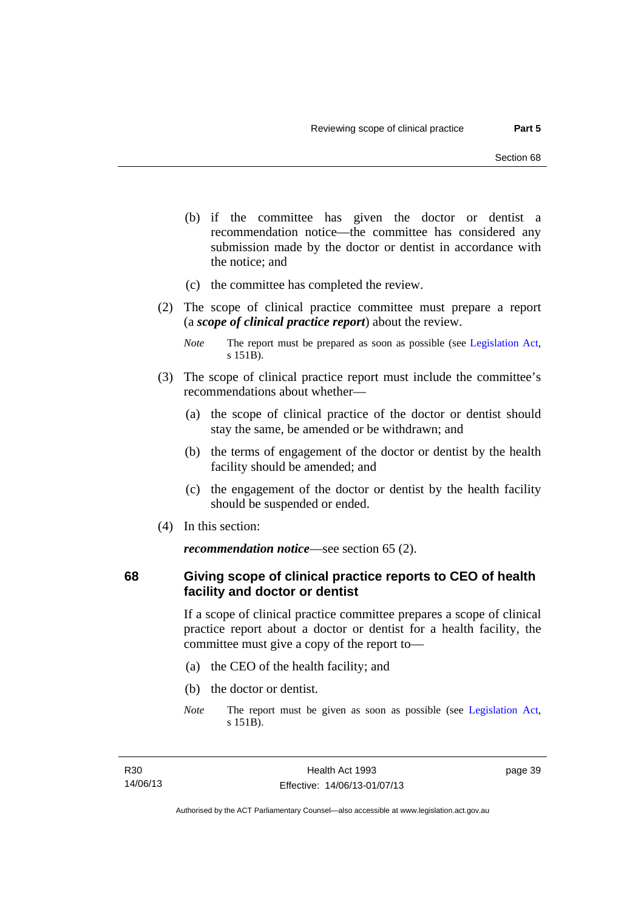(b) if the committee has given the doctor or dentist a recommendation notice—the committee has considered any submission made by the doctor or dentist in accordance with the notice; and

(c) the committee has completed the review.

(2) The scope of clinical practice committee must prepare a report (a ***scope of clinical practice report***) about the review.

*Note* The report must be prepared as soon as possible (see Legislation Act, s 151B).

(3) The scope of clinical practice report must include the committee's recommendations about whether—

(a) the scope of clinical practice of the doctor or dentist should stay the same, be amended or be withdrawn; and

(b) the terms of engagement of the doctor or dentist by the health facility should be amended; and

(c) the engagement of the doctor or dentist by the health facility should be suspended or ended.

(4) In this section:

***recommendation notice***—see section 65 (2).

## 68 Giving scope of clinical practice reports to CEO of health facility and doctor or dentist

If a scope of clinical practice committee prepares a scope of clinical practice report about a doctor or dentist for a health facility, the committee must give a copy of the report to—

(a) the CEO of the health facility; and

(b) the doctor or dentist.

*Note* The report must be given as soon as possible (see Legislation Act, s 151B).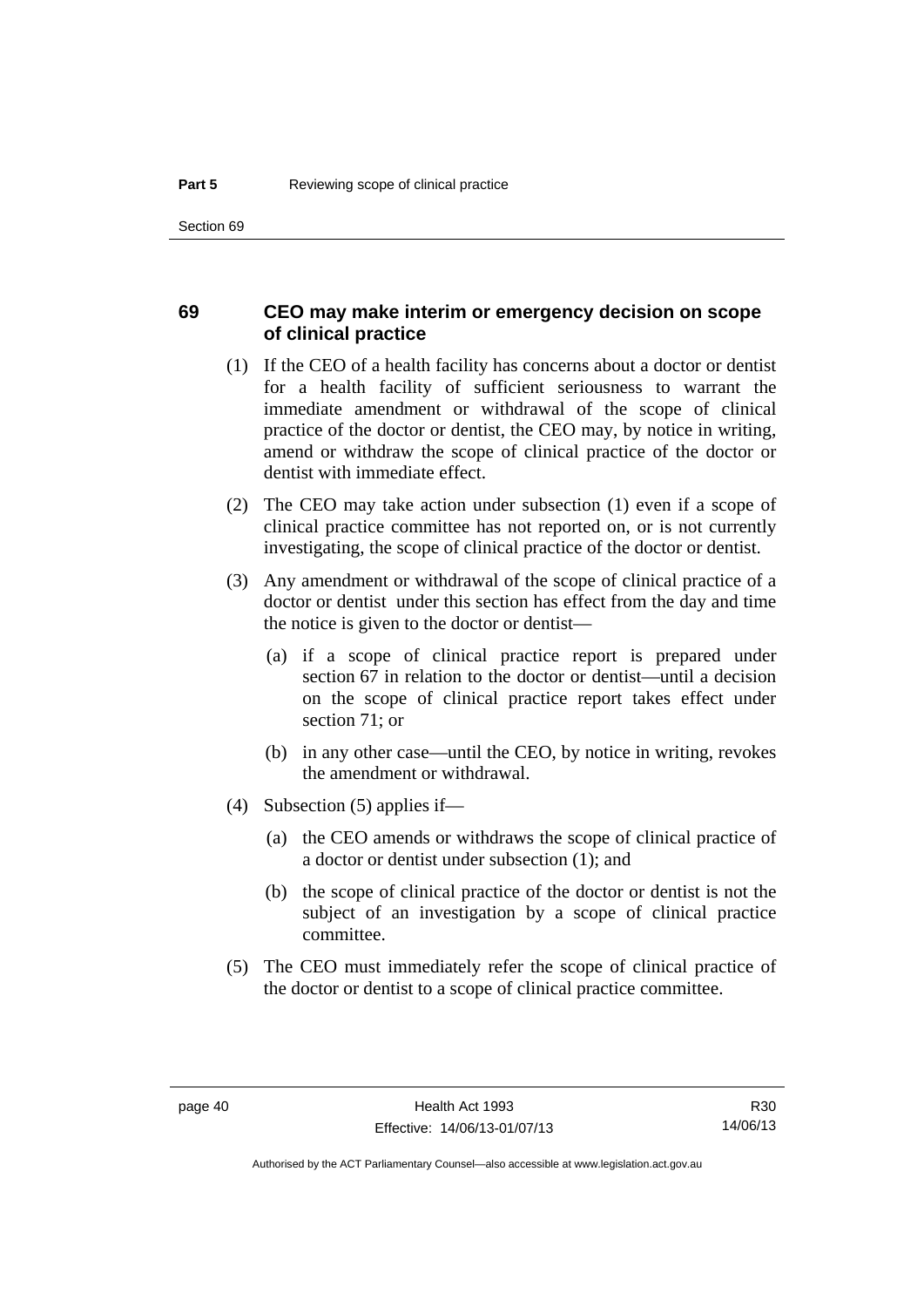## 69 CEO may make interim or emergency decision on scope of clinical practice

(1) If the CEO of a health facility has concerns about a doctor or dentist for a health facility of sufficient seriousness to warrant the immediate amendment or withdrawal of the scope of clinical practice of the doctor or dentist, the CEO may, by notice in writing, amend or withdraw the scope of clinical practice of the doctor or dentist with immediate effect.

(2) The CEO may take action under subsection (1) even if a scope of clinical practice committee has not reported on, or is not currently investigating, the scope of clinical practice of the doctor or dentist.

(3) Any amendment or withdrawal of the scope of clinical practice of a doctor or dentist under this section has effect from the day and time the notice is given to the doctor or dentist—

(a) if a scope of clinical practice report is prepared under section 67 in relation to the doctor or dentist—until a decision on the scope of clinical practice report takes effect under section 71; or

(b) in any other case—until the CEO, by notice in writing, revokes the amendment or withdrawal.

(4) Subsection (5) applies if—

(a) the CEO amends or withdraws the scope of clinical practice of a doctor or dentist under subsection (1); and

(b) the scope of clinical practice of the doctor or dentist is not the subject of an investigation by a scope of clinical practice committee.

(5) The CEO must immediately refer the scope of clinical practice of the doctor or dentist to a scope of clinical practice committee.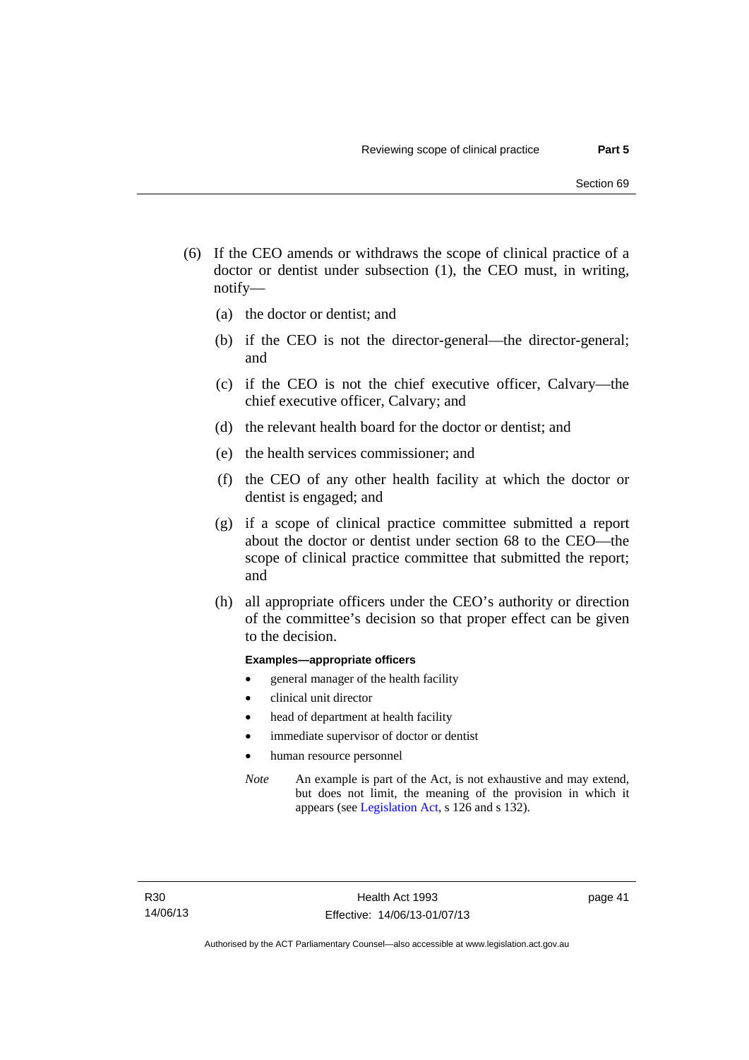(6) If the CEO amends or withdraws the scope of clinical practice of a doctor or dentist under subsection (1), the CEO must, in writing, notify—

(a) the doctor or dentist; and

(b) if the CEO is not the director-general—the director-general; and

(c) if the CEO is not the chief executive officer, Calvary—the chief executive officer, Calvary; and

(d) the relevant health board for the doctor or dentist; and

(e) the health services commissioner; and

(f) the CEO of any other health facility at which the doctor or dentist is engaged; and

(g) if a scope of clinical practice committee submitted a report about the doctor or dentist under section 68 to the CEO—the scope of clinical practice committee that submitted the report; and

(h) all appropriate officers under the CEO's authority or direction of the committee's decision so that proper effect can be given to the decision.

**Examples—appropriate officers**

- general manager of the health facility
- clinical unit director
- head of department at health facility
- immediate supervisor of doctor or dentist
- human resource personnel

*Note* An example is part of the Act, is not exhaustive and may extend, but does not limit, the meaning of the provision in which it appears (see Legislation Act, s 126 and s 132).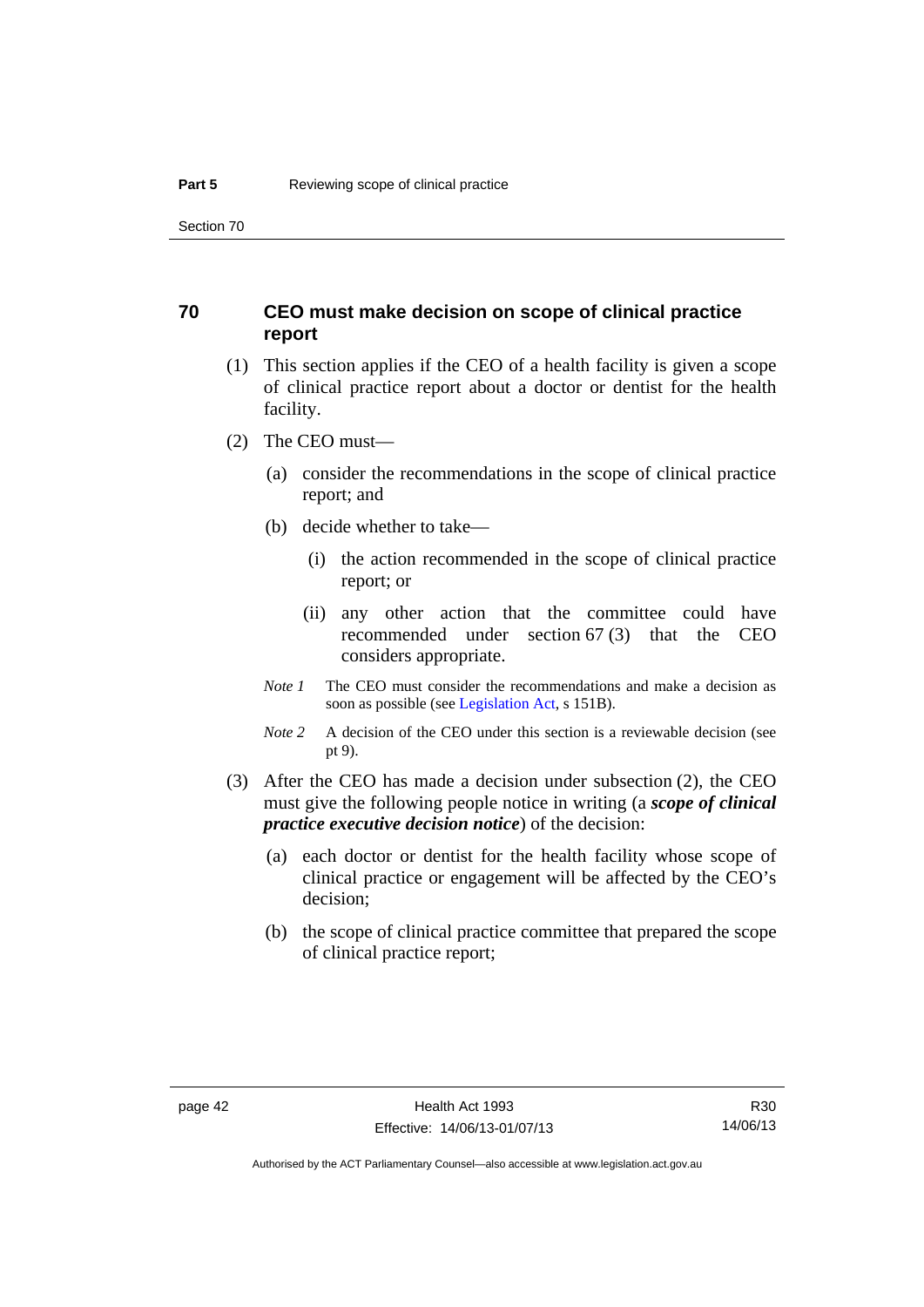## 70 CEO must make decision on scope of clinical practice report

(1) This section applies if the CEO of a health facility is given a scope of clinical practice report about a doctor or dentist for the health facility.

(2) The CEO must—

(a) consider the recommendations in the scope of clinical practice report; and

(b) decide whether to take—

(i) the action recommended in the scope of clinical practice report; or

(ii) any other action that the committee could have recommended under section 67 (3) that the CEO considers appropriate.

*Note 1* The CEO must consider the recommendations and make a decision as soon as possible (see Legislation Act, s 151B).

*Note 2* A decision of the CEO under this section is a reviewable decision (see pt 9).

(3) After the CEO has made a decision under subsection (2), the CEO must give the following people notice in writing (a ***scope of clinical practice executive decision notice***) of the decision:

(a) each doctor or dentist for the health facility whose scope of clinical practice or engagement will be affected by the CEO's decision;

(b) the scope of clinical practice committee that prepared the scope of clinical practice report;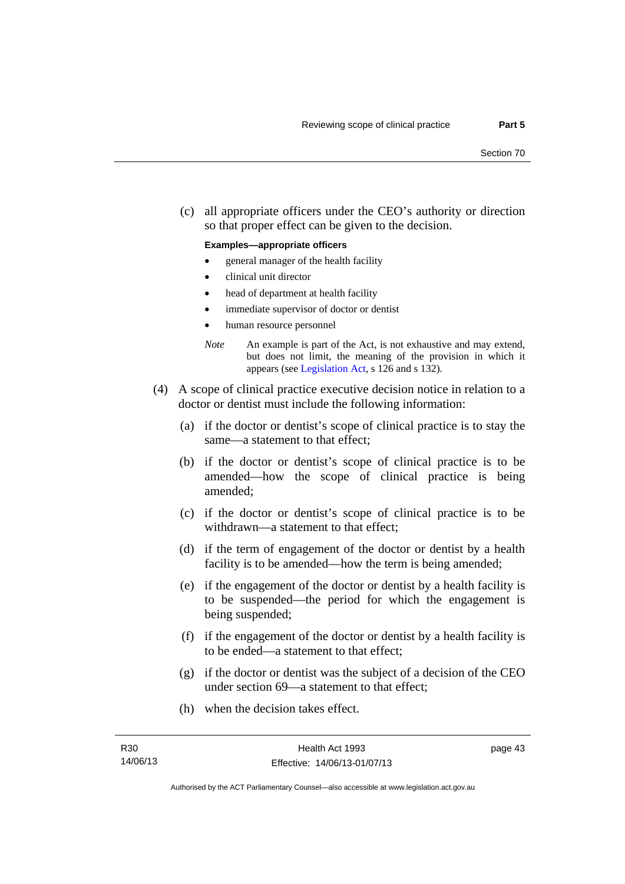(c) all appropriate officers under the CEO's authority or direction so that proper effect can be given to the decision.

**Examples—appropriate officers**

- general manager of the health facility
- clinical unit director
- head of department at health facility
- immediate supervisor of doctor or dentist
- human resource personnel

*Note* An example is part of the Act, is not exhaustive and may extend, but does not limit, the meaning of the provision in which it appears (see Legislation Act, s 126 and s 132).

(4) A scope of clinical practice executive decision notice in relation to a doctor or dentist must include the following information:

(a) if the doctor or dentist's scope of clinical practice is to stay the same—a statement to that effect;

(b) if the doctor or dentist's scope of clinical practice is to be amended—how the scope of clinical practice is being amended;

(c) if the doctor or dentist's scope of clinical practice is to be withdrawn—a statement to that effect;

(d) if the term of engagement of the doctor or dentist by a health facility is to be amended—how the term is being amended;

(e) if the engagement of the doctor or dentist by a health facility is to be suspended—the period for which the engagement is being suspended;

(f) if the engagement of the doctor or dentist by a health facility is to be ended—a statement to that effect;

(g) if the doctor or dentist was the subject of a decision of the CEO under section 69—a statement to that effect;

(h) when the decision takes effect.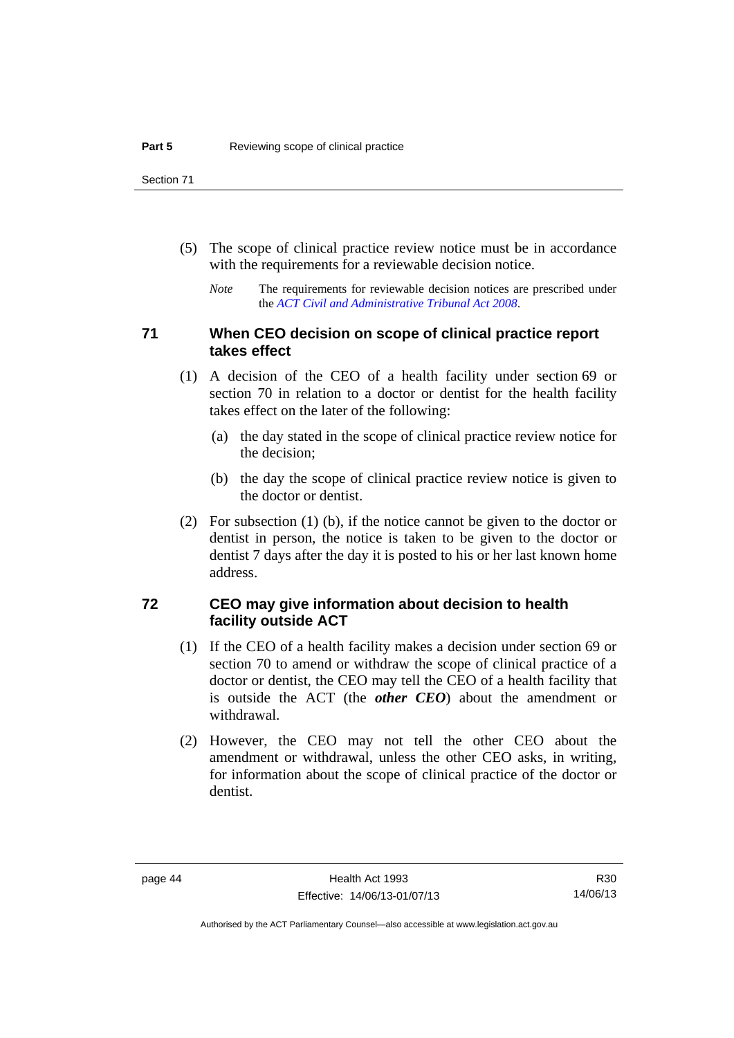(5) The scope of clinical practice review notice must be in accordance with the requirements for a reviewable decision notice.

*Note* The requirements for reviewable decision notices are prescribed under the *ACT Civil and Administrative Tribunal Act 2008*.

## 71 When CEO decision on scope of clinical practice report takes effect

(1) A decision of the CEO of a health facility under section 69 or section 70 in relation to a doctor or dentist for the health facility takes effect on the later of the following:

(a) the day stated in the scope of clinical practice review notice for the decision;

(b) the day the scope of clinical practice review notice is given to the doctor or dentist.

(2) For subsection (1) (b), if the notice cannot be given to the doctor or dentist in person, the notice is taken to be given to the doctor or dentist 7 days after the day it is posted to his or her last known home address.

## 72 CEO may give information about decision to health facility outside ACT

(1) If the CEO of a health facility makes a decision under section 69 or section 70 to amend or withdraw the scope of clinical practice of a doctor or dentist, the CEO may tell the CEO of a health facility that is outside the ACT (the ***other CEO***) about the amendment or withdrawal.

(2) However, the CEO may not tell the other CEO about the amendment or withdrawal, unless the other CEO asks, in writing, for information about the scope of clinical practice of the doctor or dentist.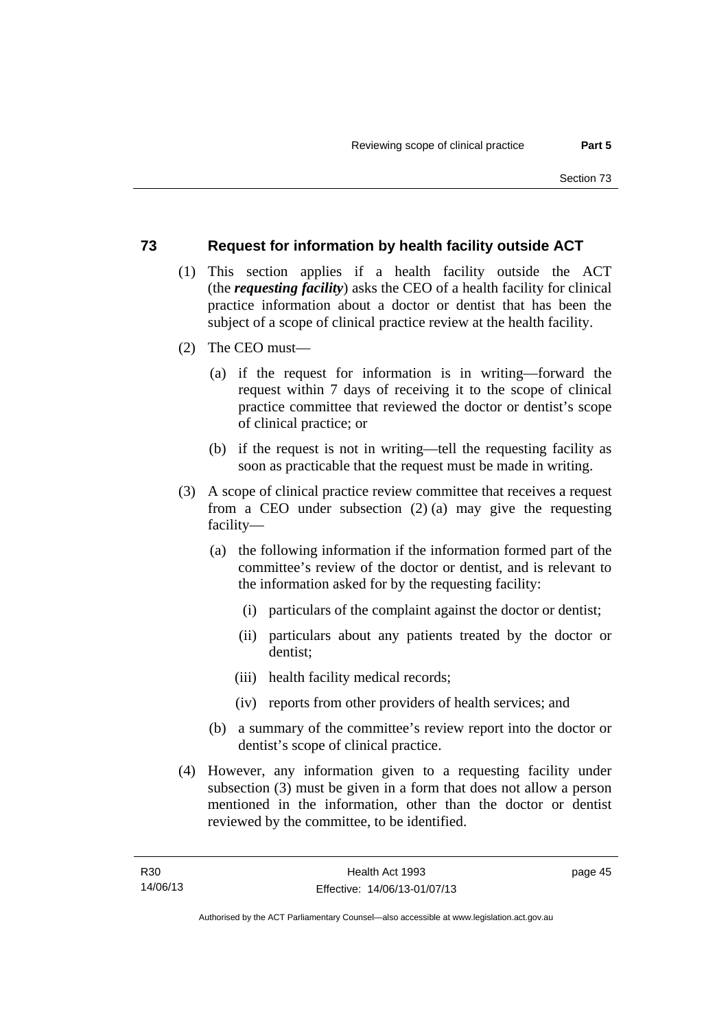## 73 Request for information by health facility outside ACT

(1) This section applies if a health facility outside the ACT (the ***requesting facility***) asks the CEO of a health facility for clinical practice information about a doctor or dentist that has been the subject of a scope of clinical practice review at the health facility.

(2) The CEO must—

(a) if the request for information is in writing—forward the request within 7 days of receiving it to the scope of clinical practice committee that reviewed the doctor or dentist's scope of clinical practice; or

(b) if the request is not in writing—tell the requesting facility as soon as practicable that the request must be made in writing.

(3) A scope of clinical practice review committee that receives a request from a CEO under subsection (2) (a) may give the requesting facility—

(a) the following information if the information formed part of the committee's review of the doctor or dentist, and is relevant to the information asked for by the requesting facility:

(i) particulars of the complaint against the doctor or dentist;

(ii) particulars about any patients treated by the doctor or dentist;

(iii) health facility medical records;

(iv) reports from other providers of health services; and

(b) a summary of the committee's review report into the doctor or dentist's scope of clinical practice.

(4) However, any information given to a requesting facility under subsection (3) must be given in a form that does not allow a person mentioned in the information, other than the doctor or dentist reviewed by the committee, to be identified.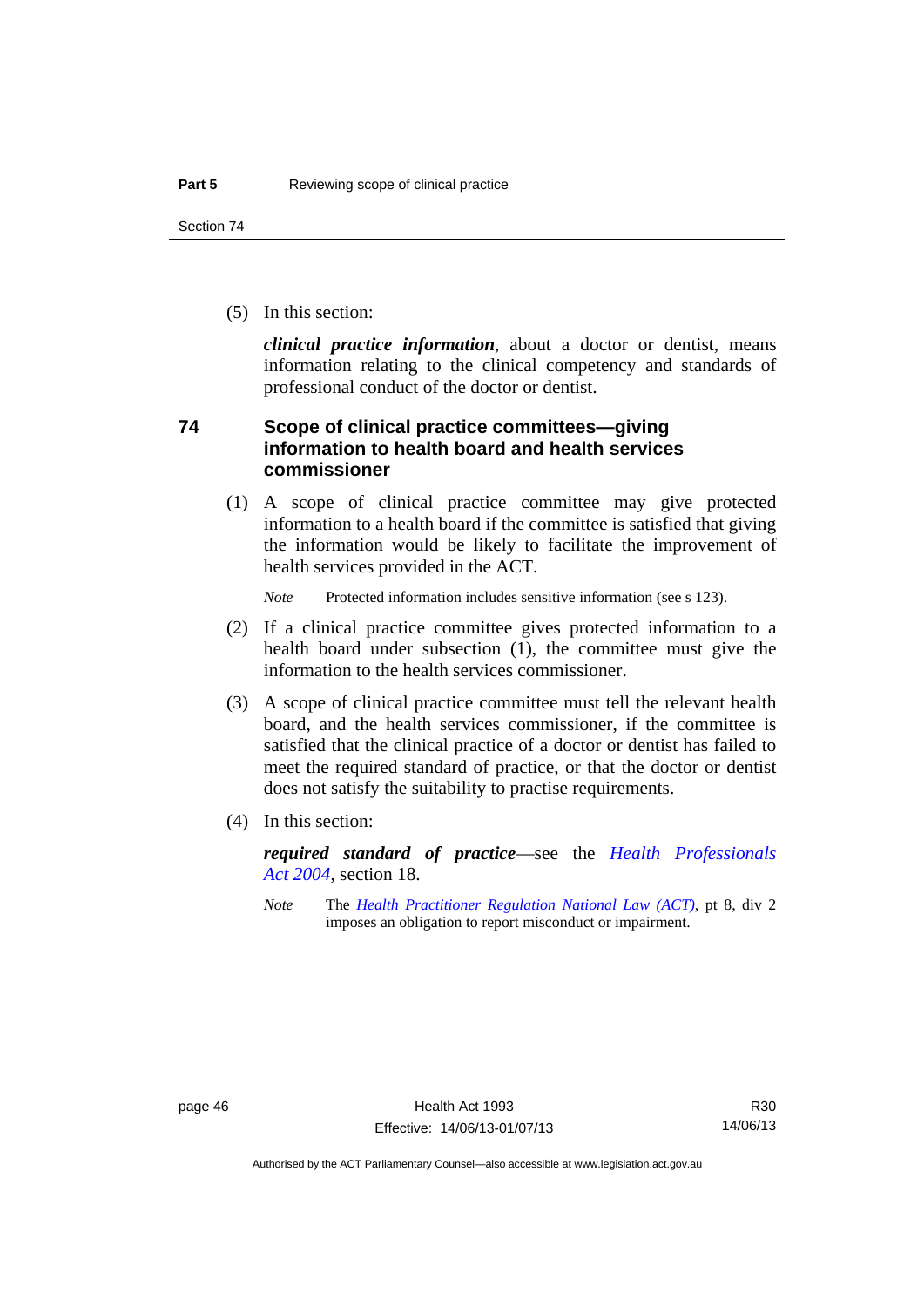(5) In this section:

***clinical practice information***, about a doctor or dentist, means information relating to the clinical competency and standards of professional conduct of the doctor or dentist.

## 74 Scope of clinical practice committees—giving information to health board and health services commissioner

(1) A scope of clinical practice committee may give protected information to a health board if the committee is satisfied that giving the information would be likely to facilitate the improvement of health services provided in the ACT.

*Note* Protected information includes sensitive information (see s 123).

(2) If a clinical practice committee gives protected information to a health board under subsection (1), the committee must give the information to the health services commissioner.

(3) A scope of clinical practice committee must tell the relevant health board, and the health services commissioner, if the committee is satisfied that the clinical practice of a doctor or dentist has failed to meet the required standard of practice, or that the doctor or dentist does not satisfy the suitability to practise requirements.

(4) In this section:

***required standard of practice***—see the *Health Professionals Act 2004*, section 18.

*Note* The *Health Practitioner Regulation National Law (ACT)*, pt 8, div 2 imposes an obligation to report misconduct or impairment.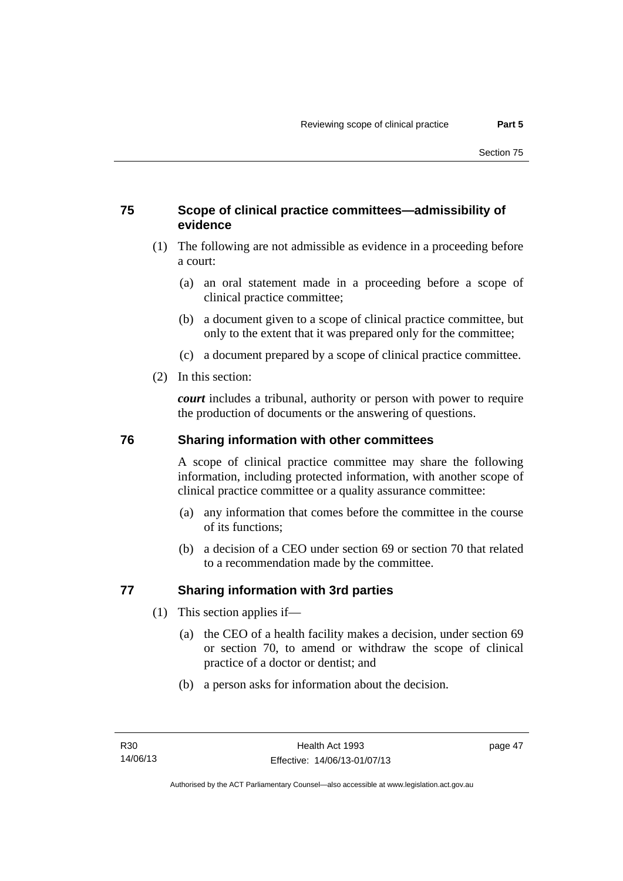### 75 Scope of clinical practice committees—admissibility of evidence

(1) The following are not admissible as evidence in a proceeding before a court:

(a) an oral statement made in a proceeding before a scope of clinical practice committee;

(b) a document given to a scope of clinical practice committee, but only to the extent that it was prepared only for the committee;

(c) a document prepared by a scope of clinical practice committee.

(2) In this section:

***court*** includes a tribunal, authority or person with power to require the production of documents or the answering of questions.

### 76 Sharing information with other committees

A scope of clinical practice committee may share the following information, including protected information, with another scope of clinical practice committee or a quality assurance committee:

(a) any information that comes before the committee in the course of its functions;

(b) a decision of a CEO under section 69 or section 70 that related to a recommendation made by the committee.

### 77 Sharing information with 3rd parties

(1) This section applies if—

(a) the CEO of a health facility makes a decision, under section 69 or section 70, to amend or withdraw the scope of clinical practice of a doctor or dentist; and

(b) a person asks for information about the decision.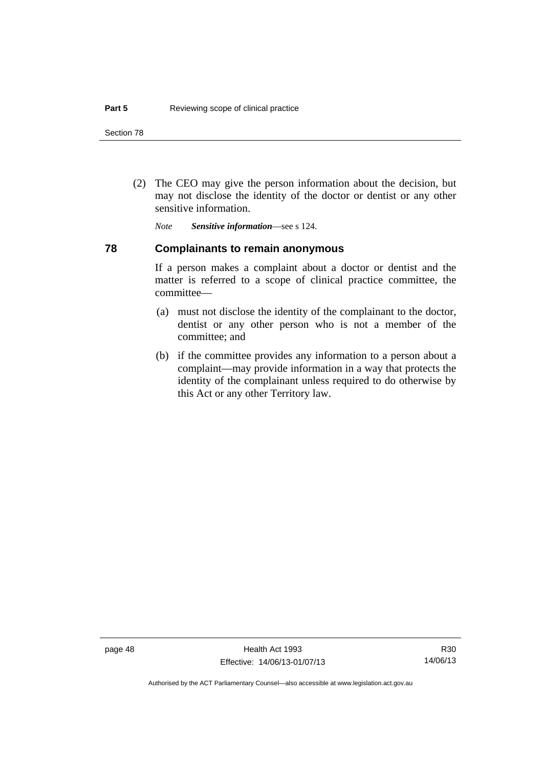(2) The CEO may give the person information about the decision, but may not disclose the identity of the doctor or dentist or any other sensitive information.

*Note* ***Sensitive information***—see s 124.

## 78 Complainants to remain anonymous

If a person makes a complaint about a doctor or dentist and the matter is referred to a scope of clinical practice committee, the committee—

(a) must not disclose the identity of the complainant to the doctor, dentist or any other person who is not a member of the committee; and

(b) if the committee provides any information to a person about a complaint—may provide information in a way that protects the identity of the complainant unless required to do otherwise by this Act or any other Territory law.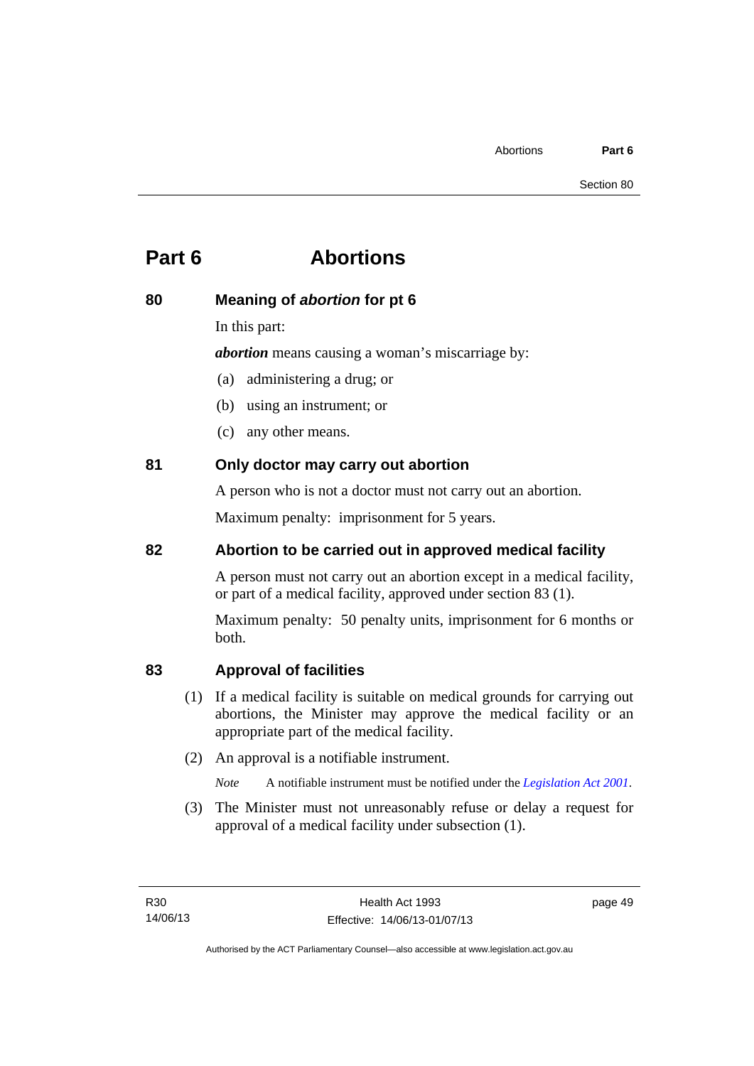# Part 6 Abortions

## 80 Meaning of *abortion* for pt 6

In this part:

***abortion*** means causing a woman's miscarriage by:

(a) administering a drug; or

(b) using an instrument; or

(c) any other means.

## 81 Only doctor may carry out abortion

A person who is not a doctor must not carry out an abortion.

Maximum penalty: imprisonment for 5 years.

## 82 Abortion to be carried out in approved medical facility

A person must not carry out an abortion except in a medical facility, or part of a medical facility, approved under section 83 (1).

Maximum penalty: 50 penalty units, imprisonment for 6 months or both.

## 83 Approval of facilities

(1) If a medical facility is suitable on medical grounds for carrying out abortions, the Minister may approve the medical facility or an appropriate part of the medical facility.

(2) An approval is a notifiable instrument.

*Note* A notifiable instrument must be notified under the *Legislation Act 2001*.

(3) The Minister must not unreasonably refuse or delay a request for approval of a medical facility under subsection (1).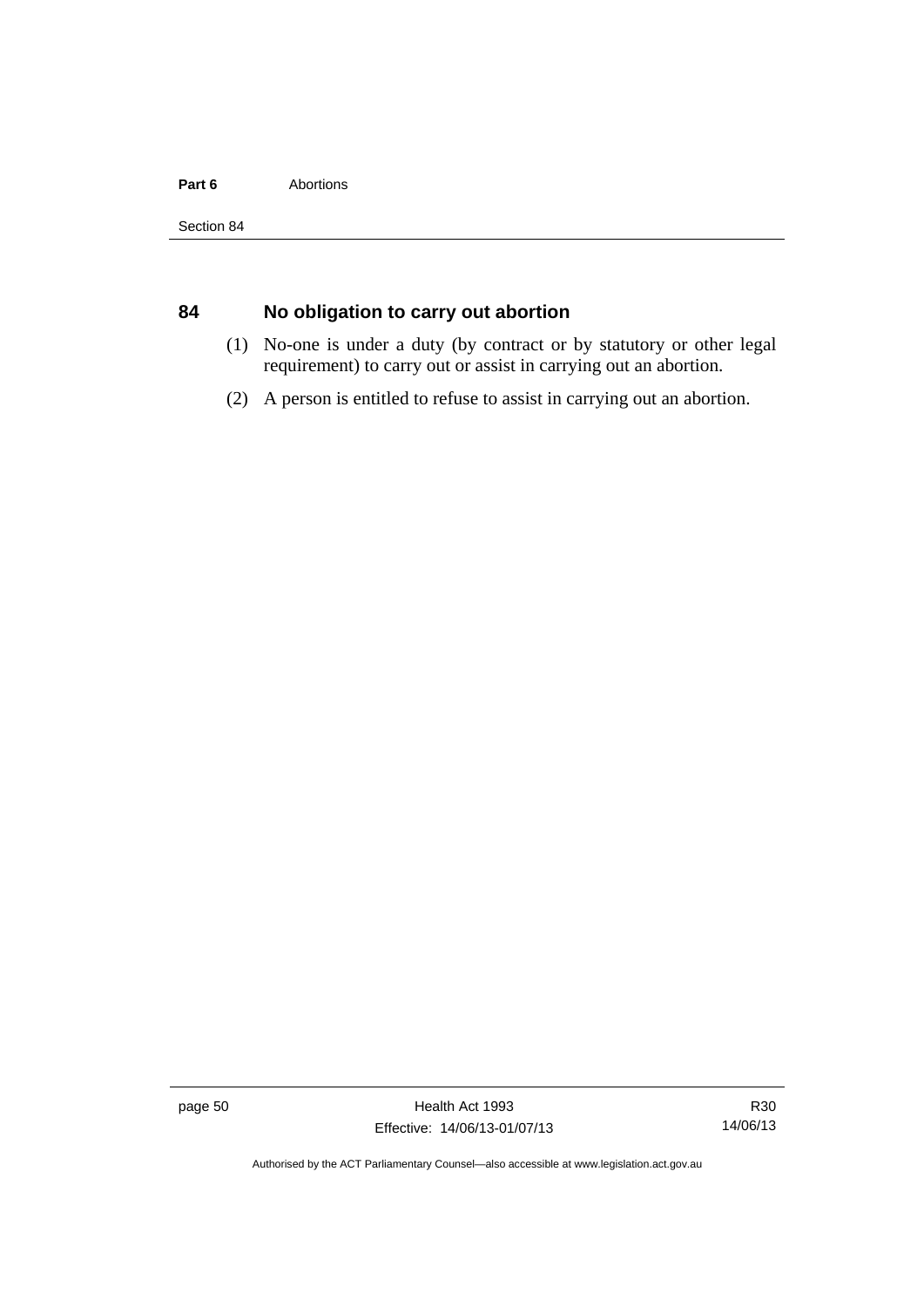## 84 No obligation to carry out abortion

(1) No-one is under a duty (by contract or by statutory or other legal requirement) to carry out or assist in carrying out an abortion.

(2) A person is entitled to refuse to assist in carrying out an abortion.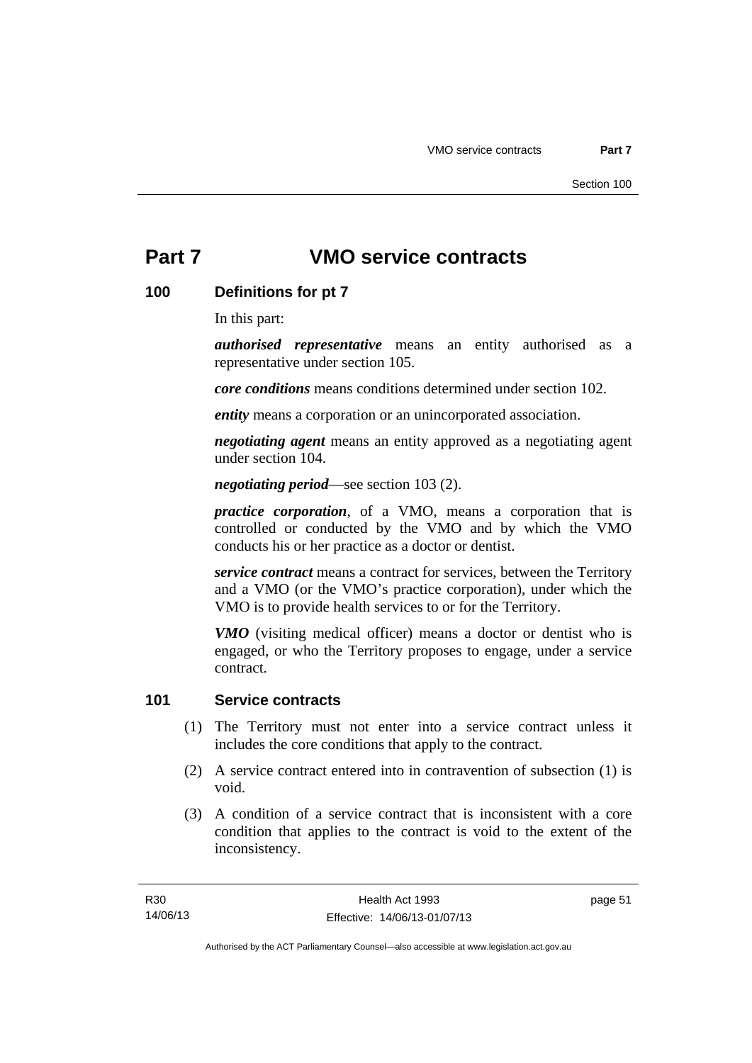# Part 7 VMO service contracts

## 100 Definitions for pt 7

In this part:

***authorised representative*** means an entity authorised as a representative under section 105.

***core conditions*** means conditions determined under section 102.

***entity*** means a corporation or an unincorporated association.

***negotiating agent*** means an entity approved as a negotiating agent under section 104.

***negotiating period***—see section 103 (2).

***practice corporation***, of a VMO, means a corporation that is controlled or conducted by the VMO and by which the VMO conducts his or her practice as a doctor or dentist.

***service contract*** means a contract for services, between the Territory and a VMO (or the VMO's practice corporation), under which the VMO is to provide health services to or for the Territory.

***VMO*** (visiting medical officer) means a doctor or dentist who is engaged, or who the Territory proposes to engage, under a service contract.

## 101 Service contracts

(1) The Territory must not enter into a service contract unless it includes the core conditions that apply to the contract.

(2) A service contract entered into in contravention of subsection (1) is void.

(3) A condition of a service contract that is inconsistent with a core condition that applies to the contract is void to the extent of the inconsistency.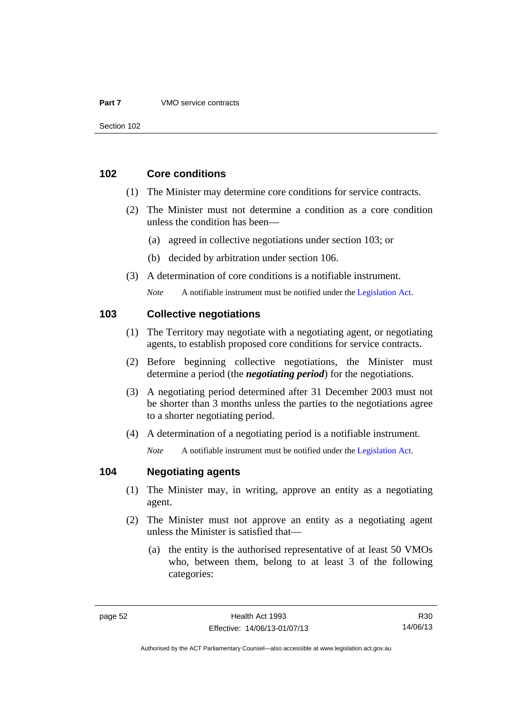## 102 Core conditions

(1) The Minister may determine core conditions for service contracts.

(2) The Minister must not determine a condition as a core condition unless the condition has been—

(a) agreed in collective negotiations under section 103; or

(b) decided by arbitration under section 106.

(3) A determination of core conditions is a notifiable instrument.

*Note* A notifiable instrument must be notified under the Legislation Act.

## 103 Collective negotiations

(1) The Territory may negotiate with a negotiating agent, or negotiating agents, to establish proposed core conditions for service contracts.

(2) Before beginning collective negotiations, the Minister must determine a period (the ***negotiating period***) for the negotiations.

(3) A negotiating period determined after 31 December 2003 must not be shorter than 3 months unless the parties to the negotiations agree to a shorter negotiating period.

(4) A determination of a negotiating period is a notifiable instrument.

*Note* A notifiable instrument must be notified under the Legislation Act.

## 104 Negotiating agents

(1) The Minister may, in writing, approve an entity as a negotiating agent.

(2) The Minister must not approve an entity as a negotiating agent unless the Minister is satisfied that—

(a) the entity is the authorised representative of at least 50 VMOs who, between them, belong to at least 3 of the following categories: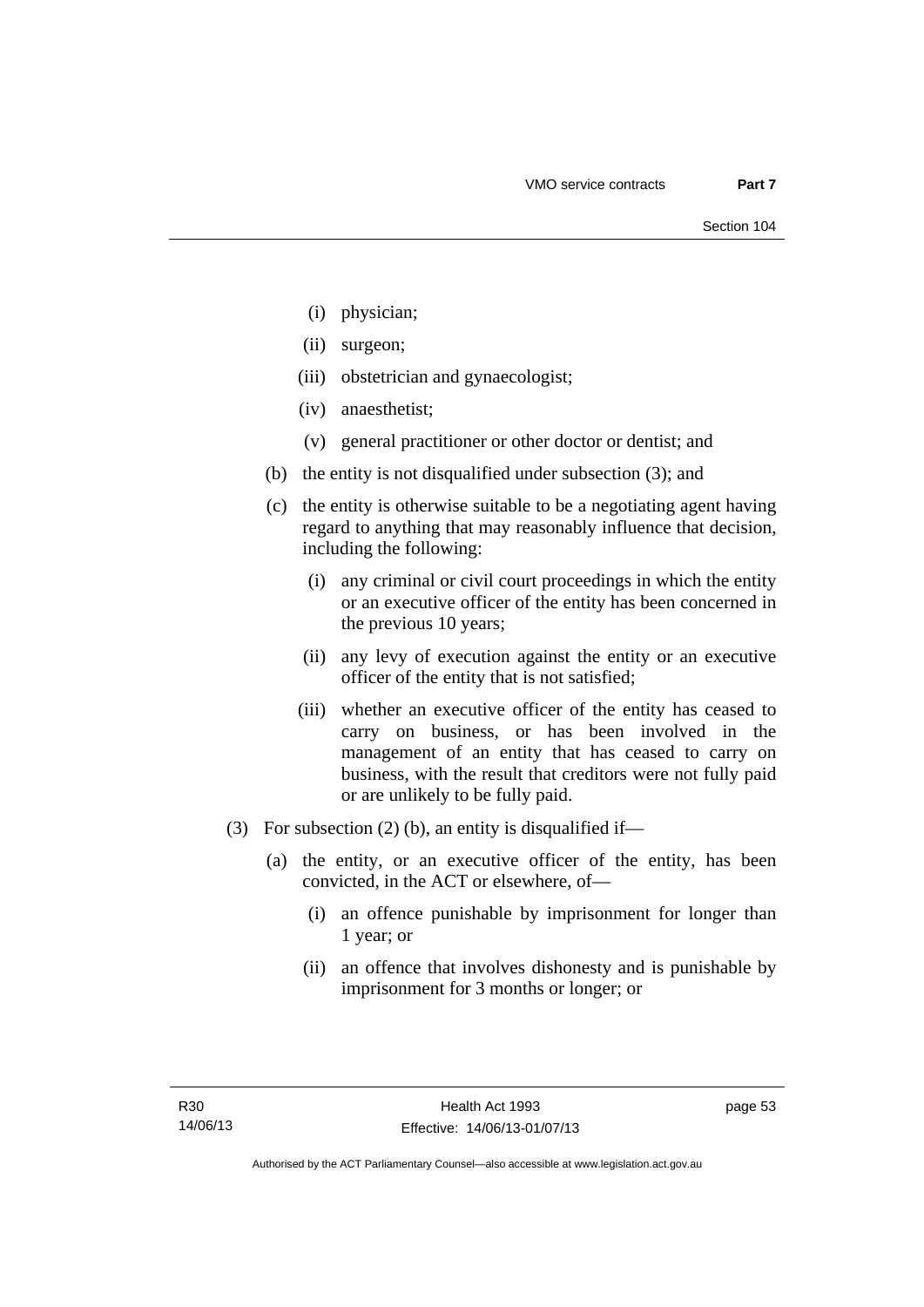(i) physician;

(ii) surgeon;

(iii) obstetrician and gynaecologist;

(iv) anaesthetist;

(v) general practitioner or other doctor or dentist; and

(b) the entity is not disqualified under subsection (3); and

(c) the entity is otherwise suitable to be a negotiating agent having regard to anything that may reasonably influence that decision, including the following:

(i) any criminal or civil court proceedings in which the entity or an executive officer of the entity has been concerned in the previous 10 years;

(ii) any levy of execution against the entity or an executive officer of the entity that is not satisfied;

(iii) whether an executive officer of the entity has ceased to carry on business, or has been involved in the management of an entity that has ceased to carry on business, with the result that creditors were not fully paid or are unlikely to be fully paid.

(3) For subsection (2) (b), an entity is disqualified if—

(a) the entity, or an executive officer of the entity, has been convicted, in the ACT or elsewhere, of—

(i) an offence punishable by imprisonment for longer than 1 year; or

(ii) an offence that involves dishonesty and is punishable by imprisonment for 3 months or longer; or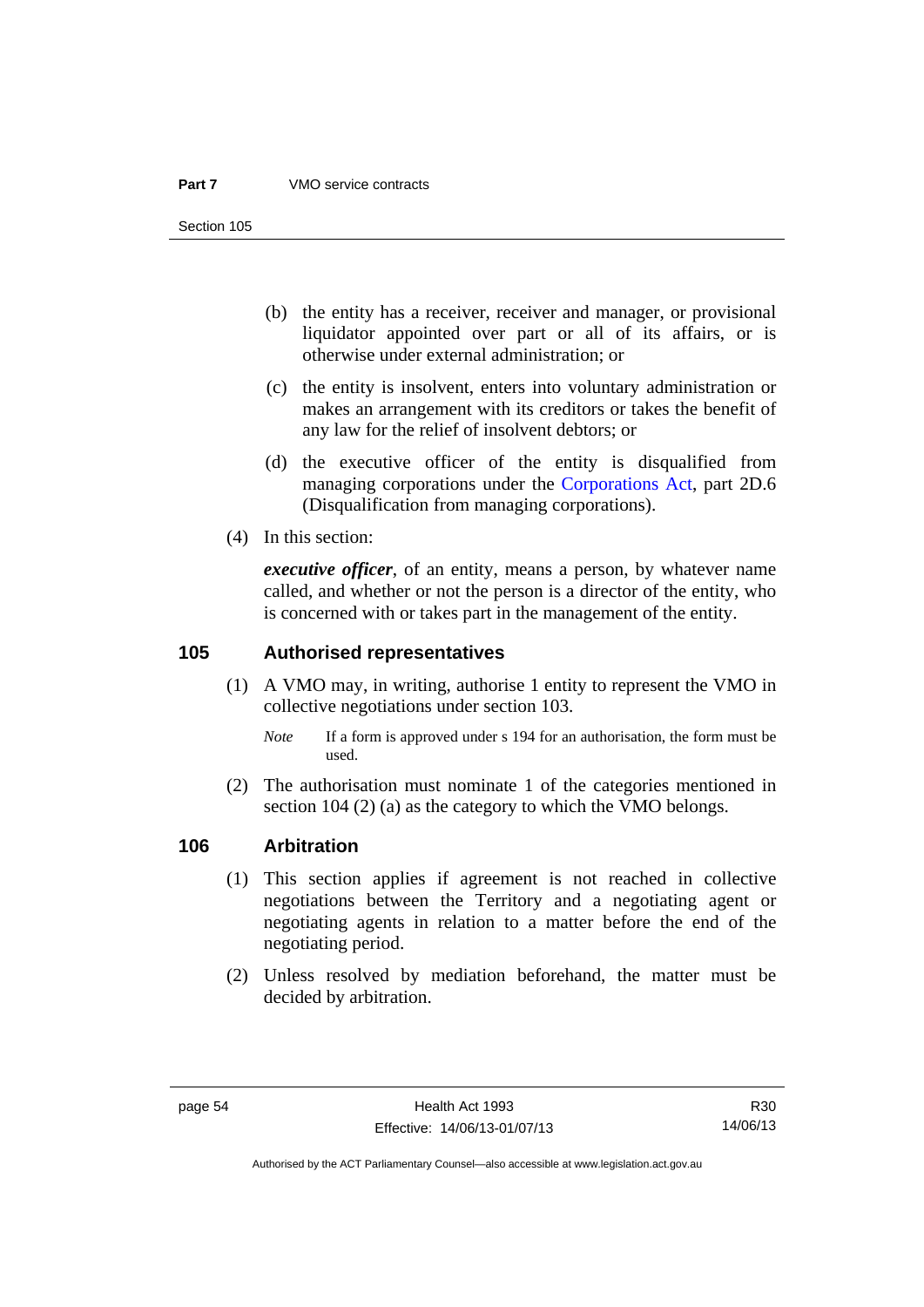(b) the entity has a receiver, receiver and manager, or provisional liquidator appointed over part or all of its affairs, or is otherwise under external administration; or

(c) the entity is insolvent, enters into voluntary administration or makes an arrangement with its creditors or takes the benefit of any law for the relief of insolvent debtors; or

(d) the executive officer of the entity is disqualified from managing corporations under the Corporations Act, part 2D.6 (Disqualification from managing corporations).

(4) In this section:

***executive officer***, of an entity, means a person, by whatever name called, and whether or not the person is a director of the entity, who is concerned with or takes part in the management of the entity.

## 105 Authorised representatives

(1) A VMO may, in writing, authorise 1 entity to represent the VMO in collective negotiations under section 103.

*Note* If a form is approved under s 194 for an authorisation, the form must be used.

(2) The authorisation must nominate 1 of the categories mentioned in section 104 (2) (a) as the category to which the VMO belongs.

## 106 Arbitration

(1) This section applies if agreement is not reached in collective negotiations between the Territory and a negotiating agent or negotiating agents in relation to a matter before the end of the negotiating period.

(2) Unless resolved by mediation beforehand, the matter must be decided by arbitration.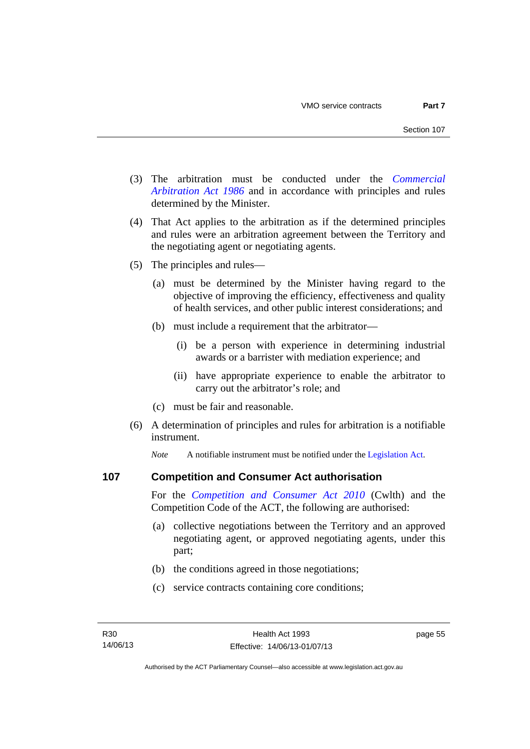(3) The arbitration must be conducted under the *Commercial Arbitration Act 1986* and in accordance with principles and rules determined by the Minister.

(4) That Act applies to the arbitration as if the determined principles and rules were an arbitration agreement between the Territory and the negotiating agent or negotiating agents.

(5) The principles and rules—

(a) must be determined by the Minister having regard to the objective of improving the efficiency, effectiveness and quality of health services, and other public interest considerations; and

(b) must include a requirement that the arbitrator—

(i) be a person with experience in determining industrial awards or a barrister with mediation experience; and

(ii) have appropriate experience to enable the arbitrator to carry out the arbitrator's role; and

(c) must be fair and reasonable.

(6) A determination of principles and rules for arbitration is a notifiable instrument.

*Note* A notifiable instrument must be notified under the Legislation Act.

## 107 Competition and Consumer Act authorisation

For the *Competition and Consumer Act 2010* (Cwlth) and the Competition Code of the ACT, the following are authorised:

(a) collective negotiations between the Territory and an approved negotiating agent, or approved negotiating agents, under this part;

(b) the conditions agreed in those negotiations;

(c) service contracts containing core conditions;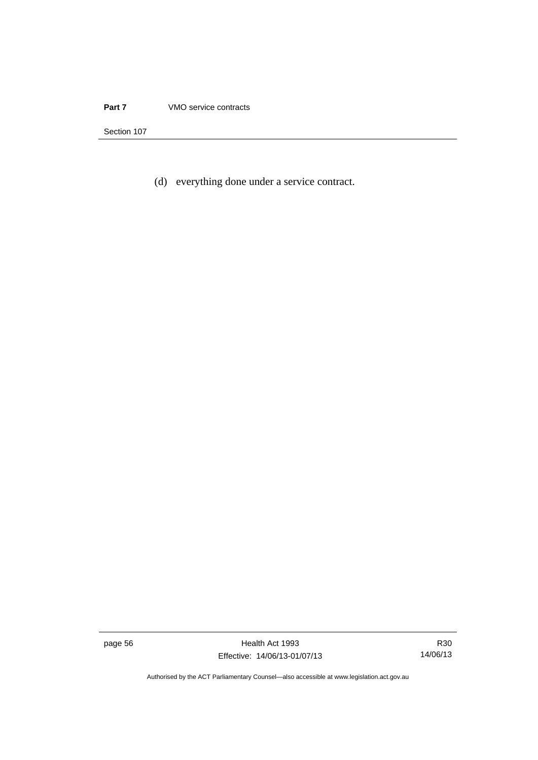(d) everything done under a service contract.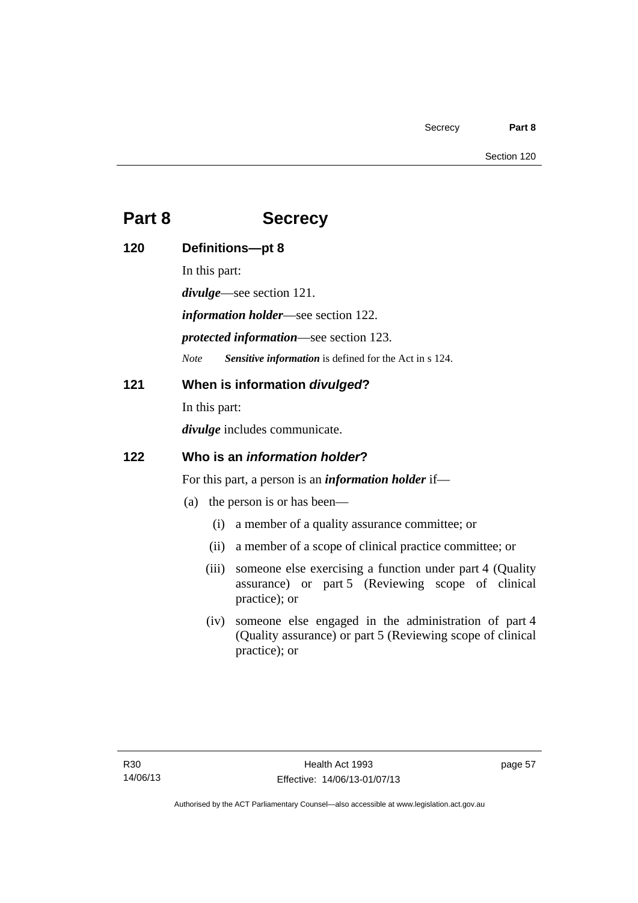# Part 8 Secrecy

## 120 Definitions—pt 8

In this part:

***divulge***—see section 121.

***information holder***—see section 122.

***protected information***—see section 123.

*Note* ***Sensitive information*** is defined for the Act in s 124.

## 121 When is information *divulged*?

In this part:

***divulge*** includes communicate.

## 122 Who is an *information holder*?

For this part, a person is an ***information holder*** if—

(a) the person is or has been—

(i) a member of a quality assurance committee; or

(ii) a member of a scope of clinical practice committee; or

(iii) someone else exercising a function under part 4 (Quality assurance) or part 5 (Reviewing scope of clinical practice); or

(iv) someone else engaged in the administration of part 4 (Quality assurance) or part 5 (Reviewing scope of clinical practice); or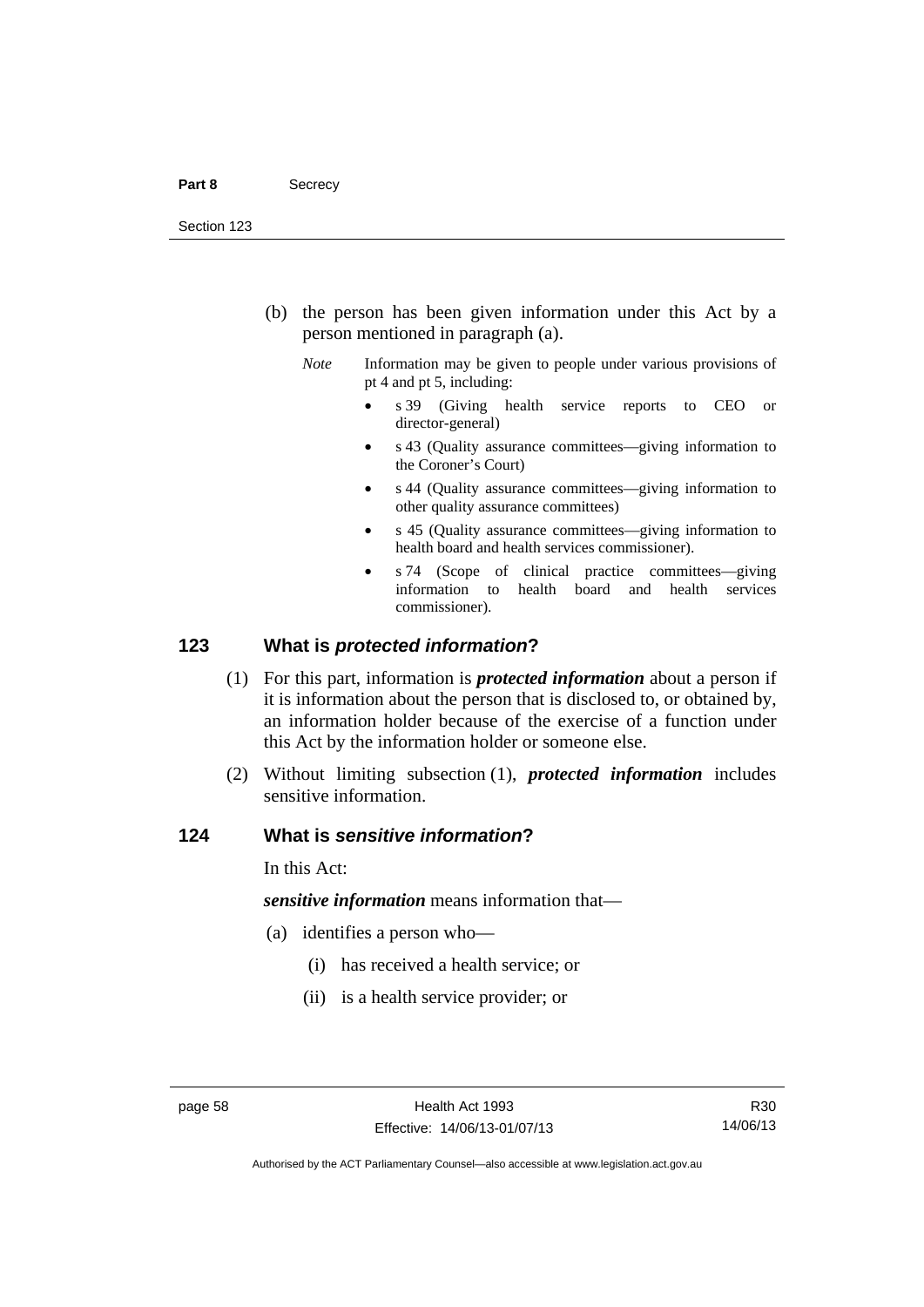(b) the person has been given information under this Act by a person mentioned in paragraph (a).

*Note* Information may be given to people under various provisions of pt 4 and pt 5, including:

- s 39 (Giving health service reports to CEO or director-general)
- s 43 (Quality assurance committees—giving information to the Coroner's Court)
- s 44 (Quality assurance committees—giving information to other quality assurance committees)
- s 45 (Quality assurance committees—giving information to health board and health services commissioner).
- s 74 (Scope of clinical practice committees—giving information to health board and health services commissioner).

## 123 What is *protected information*?

(1) For this part, information is ***protected information*** about a person if it is information about the person that is disclosed to, or obtained by, an information holder because of the exercise of a function under this Act by the information holder or someone else.

(2) Without limiting subsection (1), ***protected information*** includes sensitive information.

## 124 What is *sensitive information*?

In this Act:

***sensitive information*** means information that—

(a) identifies a person who—

(i) has received a health service; or

(ii) is a health service provider; or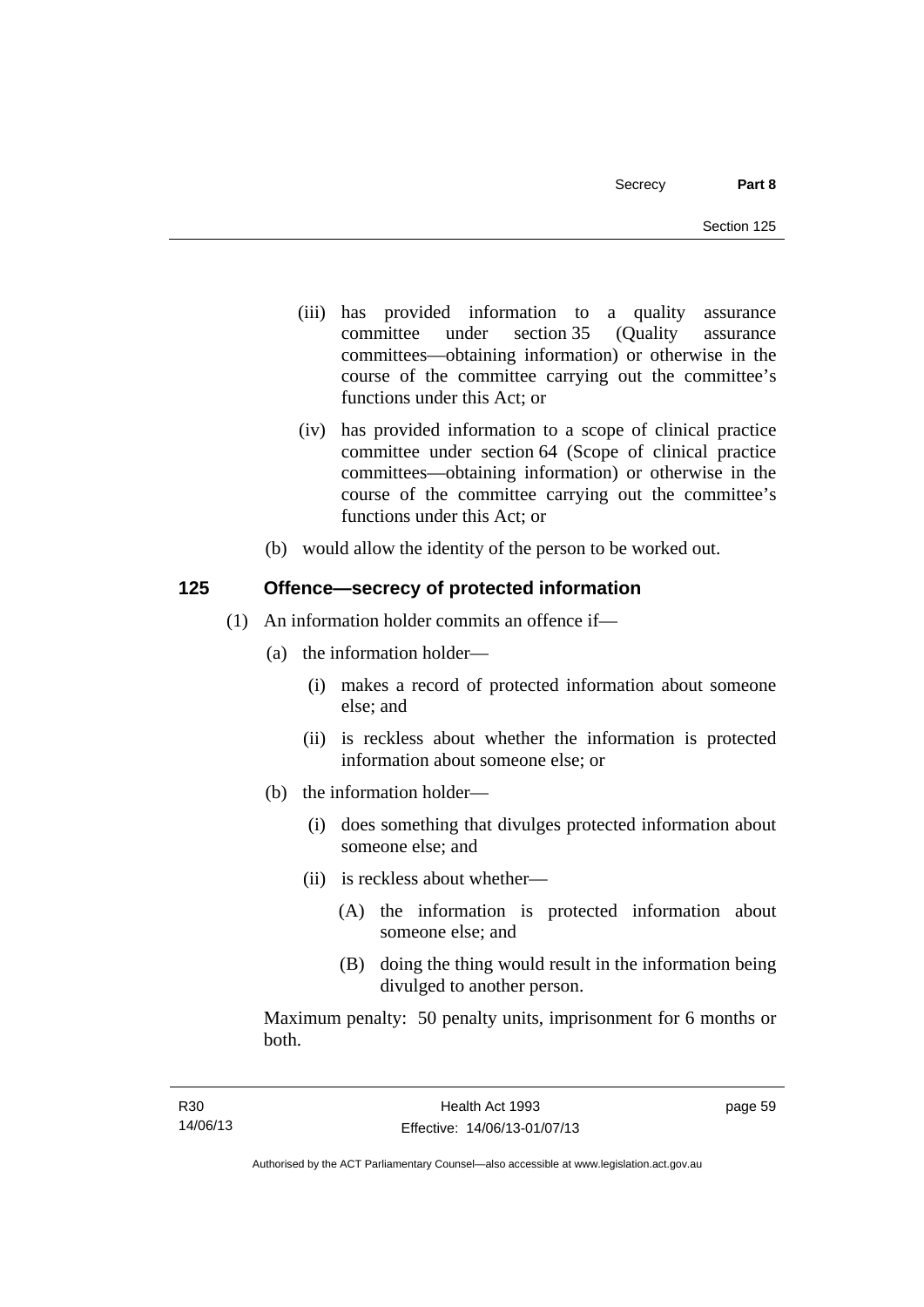(iii) has provided information to a quality assurance committee under section 35 (Quality assurance committees—obtaining information) or otherwise in the course of the committee carrying out the committee's functions under this Act; or

(iv) has provided information to a scope of clinical practice committee under section 64 (Scope of clinical practice committees—obtaining information) or otherwise in the course of the committee carrying out the committee's functions under this Act; or

(b) would allow the identity of the person to be worked out.

## 125 Offence—secrecy of protected information

(1) An information holder commits an offence if—

(a) the information holder—

(i) makes a record of protected information about someone else; and

(ii) is reckless about whether the information is protected information about someone else; or

(b) the information holder—

(i) does something that divulges protected information about someone else; and

(ii) is reckless about whether—

(A) the information is protected information about someone else; and

(B) doing the thing would result in the information being divulged to another person.

Maximum penalty: 50 penalty units, imprisonment for 6 months or both.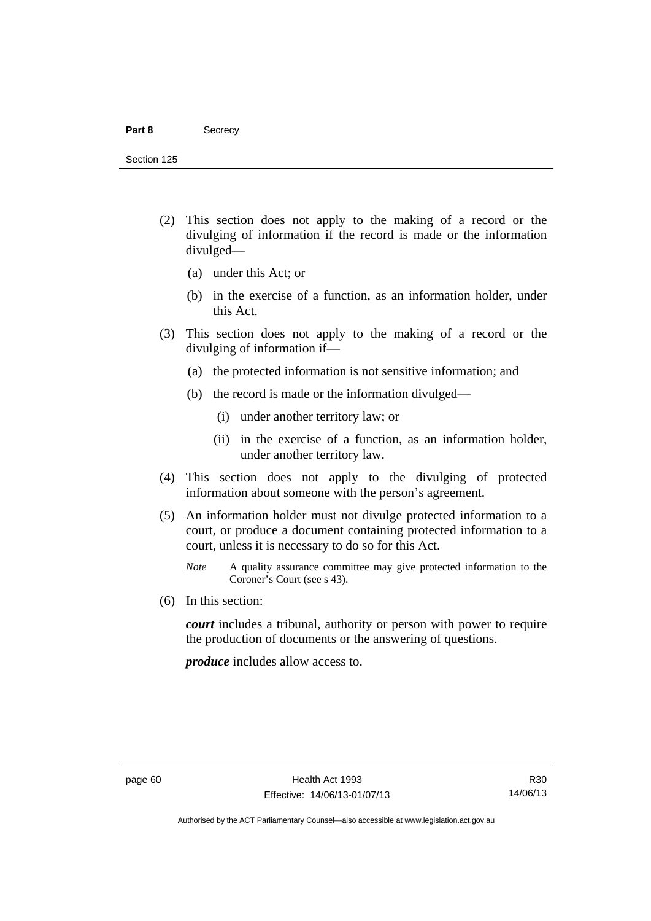(2) This section does not apply to the making of a record or the divulging of information if the record is made or the information divulged—

(a) under this Act; or

(b) in the exercise of a function, as an information holder, under this Act.

(3) This section does not apply to the making of a record or the divulging of information if—

(a) the protected information is not sensitive information; and

(b) the record is made or the information divulged—

(i) under another territory law; or

(ii) in the exercise of a function, as an information holder, under another territory law.

(4) This section does not apply to the divulging of protected information about someone with the person's agreement.

(5) An information holder must not divulge protected information to a court, or produce a document containing protected information to a court, unless it is necessary to do so for this Act.

*Note* A quality assurance committee may give protected information to the Coroner's Court (see s 43).

(6) In this section:

***court*** includes a tribunal, authority or person with power to require the production of documents or the answering of questions.

***produce*** includes allow access to.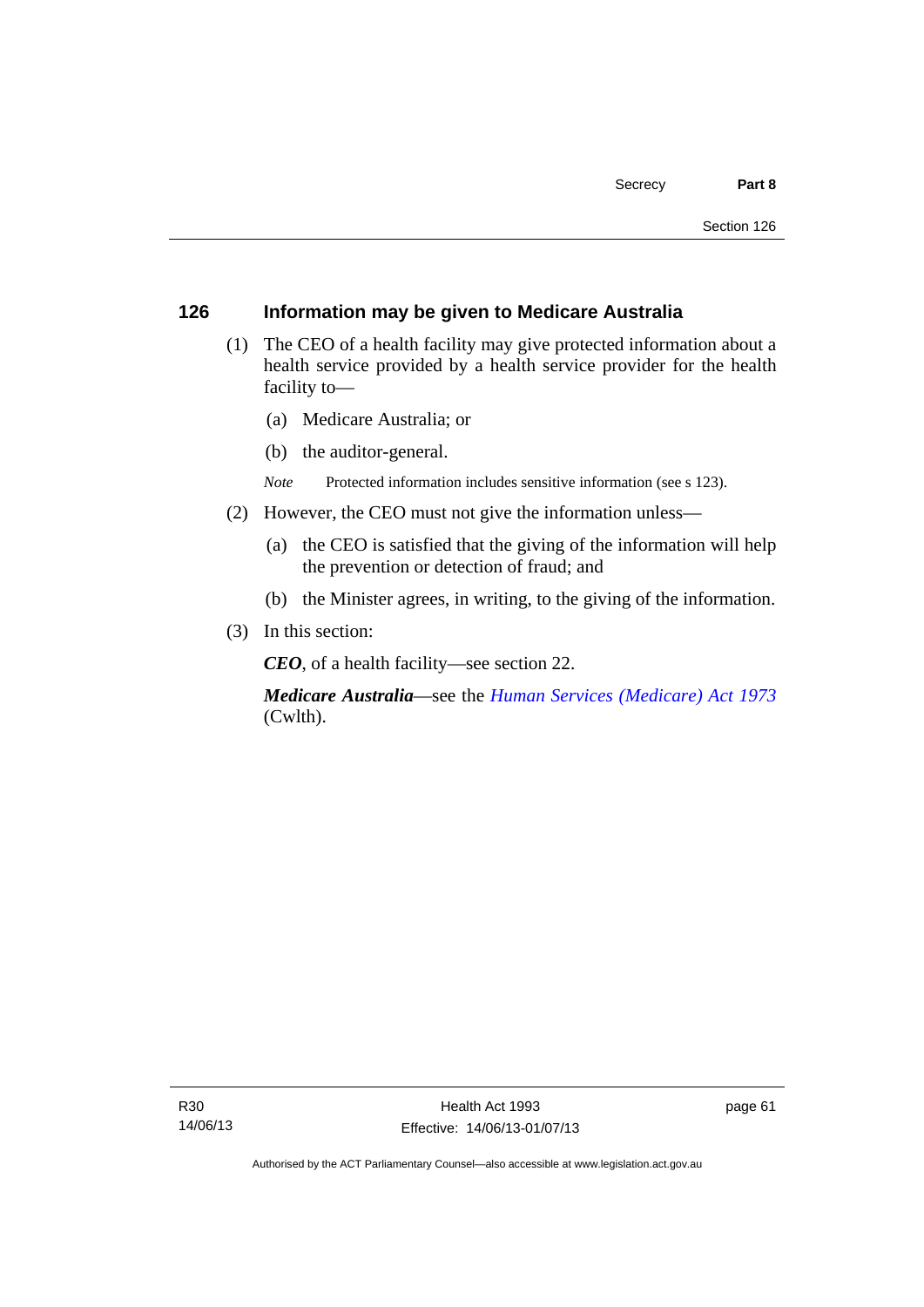## 126 Information may be given to Medicare Australia

(1) The CEO of a health facility may give protected information about a health service provided by a health service provider for the health facility to—

(a) Medicare Australia; or

(b) the auditor-general.

*Note* Protected information includes sensitive information (see s 123).

(2) However, the CEO must not give the information unless—

(a) the CEO is satisfied that the giving of the information will help the prevention or detection of fraud; and

(b) the Minister agrees, in writing, to the giving of the information.

(3) In this section:

***CEO***, of a health facility—see section 22.

***Medicare Australia***—see the *Human Services (Medicare) Act 1973* (Cwlth).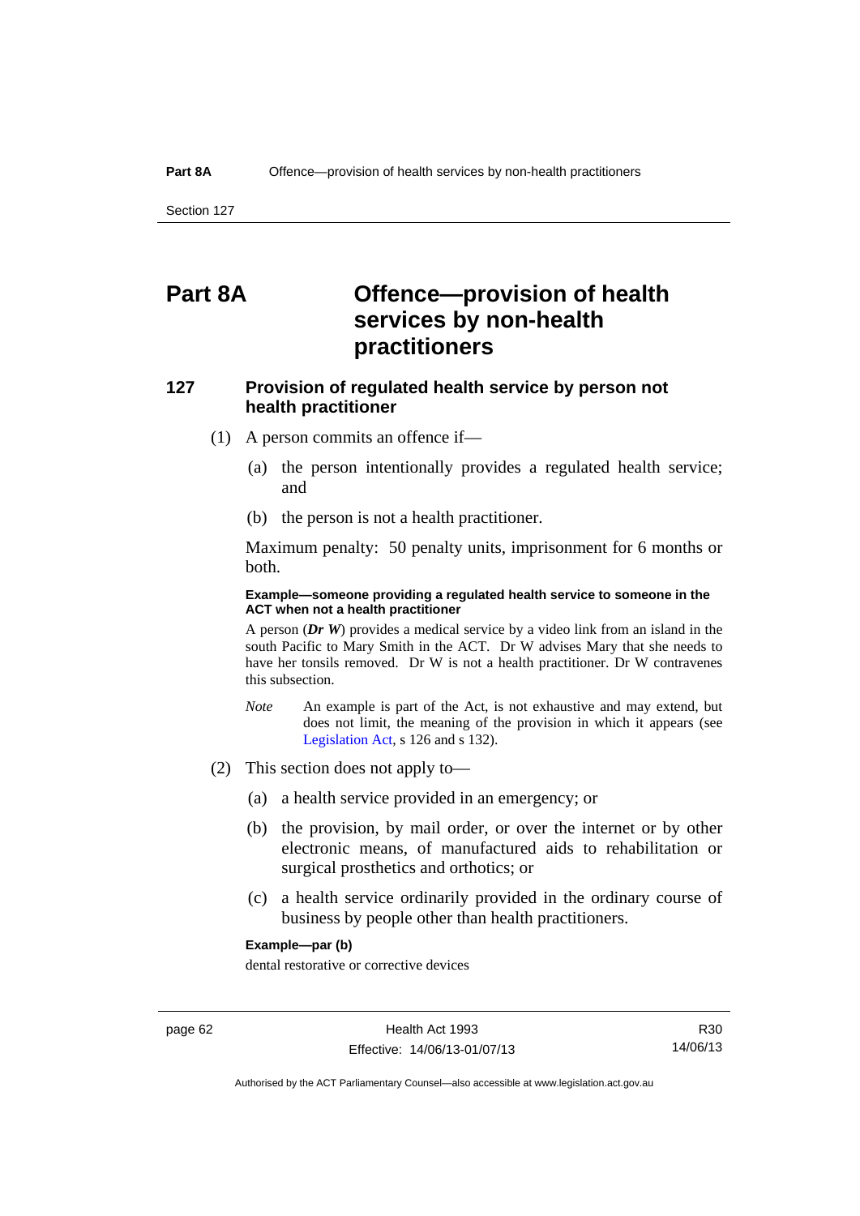# Part 8A Offence—provision of health services by non-health practitioners

## 127 Provision of regulated health service by person not health practitioner

(1) A person commits an offence if—

(a) the person intentionally provides a regulated health service; and

(b) the person is not a health practitioner.

Maximum penalty: 50 penalty units, imprisonment for 6 months or both.

**Example—someone providing a regulated health service to someone in the ACT when not a health practitioner**

A person (***Dr W***) provides a medical service by a video link from an island in the south Pacific to Mary Smith in the ACT. Dr W advises Mary that she needs to have her tonsils removed. Dr W is not a health practitioner. Dr W contravenes this subsection.

*Note* An example is part of the Act, is not exhaustive and may extend, but does not limit, the meaning of the provision in which it appears (see Legislation Act, s 126 and s 132).

(2) This section does not apply to—

(a) a health service provided in an emergency; or

(b) the provision, by mail order, or over the internet or by other electronic means, of manufactured aids to rehabilitation or surgical prosthetics and orthotics; or

(c) a health service ordinarily provided in the ordinary course of business by people other than health practitioners.

**Example—par (b)**

dental restorative or corrective devices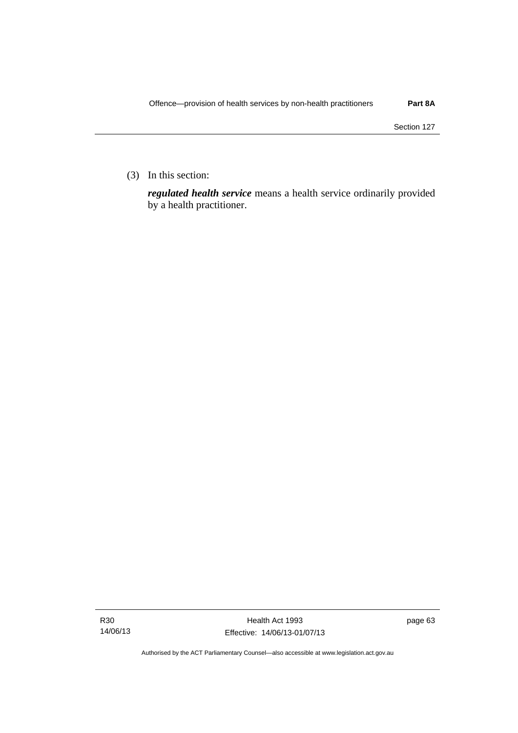(3) In this section:

***regulated health service*** means a health service ordinarily provided by a health practitioner.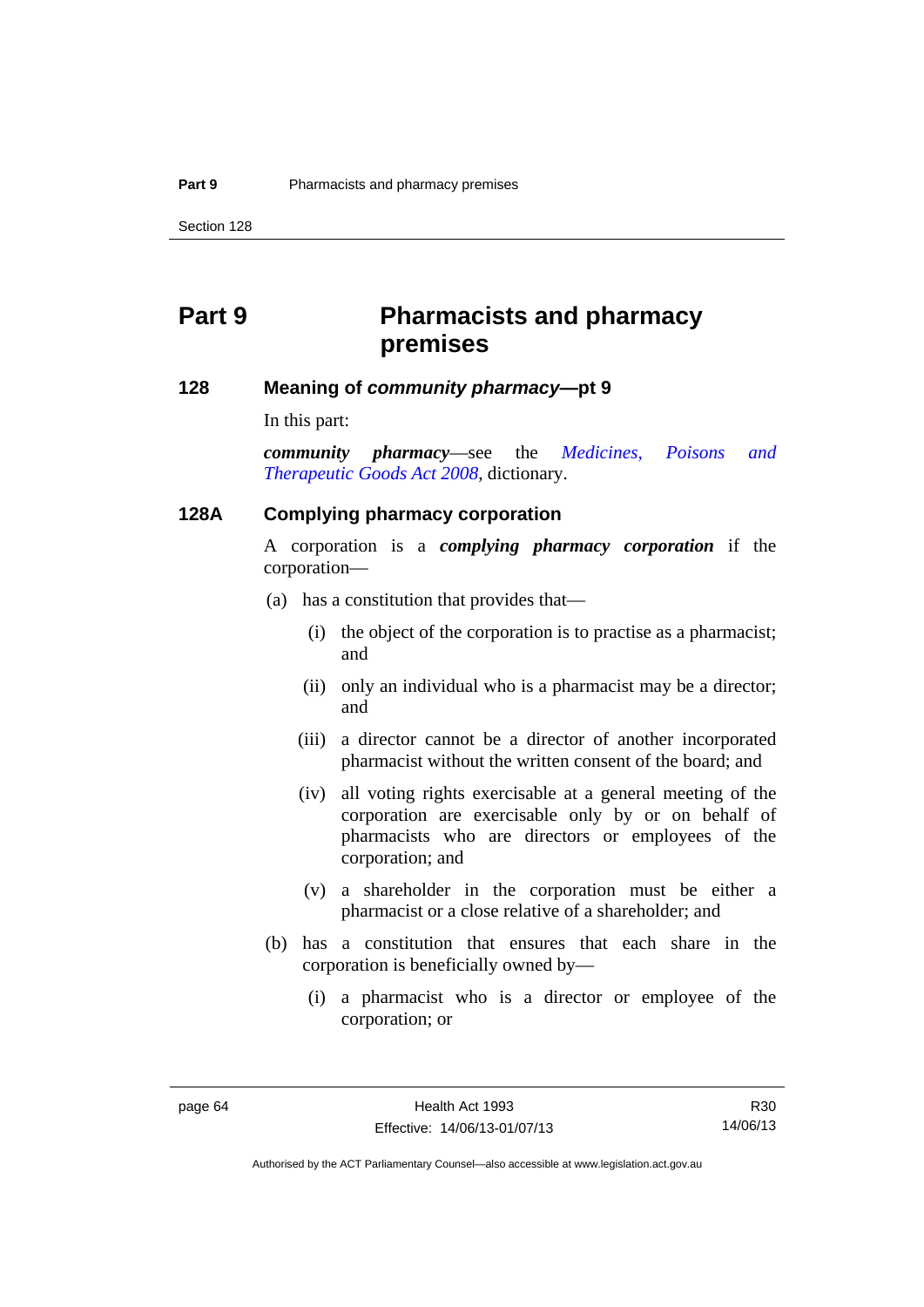# Part 9 Pharmacists and pharmacy premises

### 128 Meaning of *community pharmacy*—pt 9

In this part:

***community pharmacy***—see the *Medicines, Poisons and Therapeutic Goods Act 2008*, dictionary.

### 128A Complying pharmacy corporation

A corporation is a ***complying pharmacy corporation*** if the corporation—

(a) has a constitution that provides that—

(i) the object of the corporation is to practise as a pharmacist; and

(ii) only an individual who is a pharmacist may be a director; and

(iii) a director cannot be a director of another incorporated pharmacist without the written consent of the board; and

(iv) all voting rights exercisable at a general meeting of the corporation are exercisable only by or on behalf of pharmacists who are directors or employees of the corporation; and

(v) a shareholder in the corporation must be either a pharmacist or a close relative of a shareholder; and

(b) has a constitution that ensures that each share in the corporation is beneficially owned by—

(i) a pharmacist who is a director or employee of the corporation; or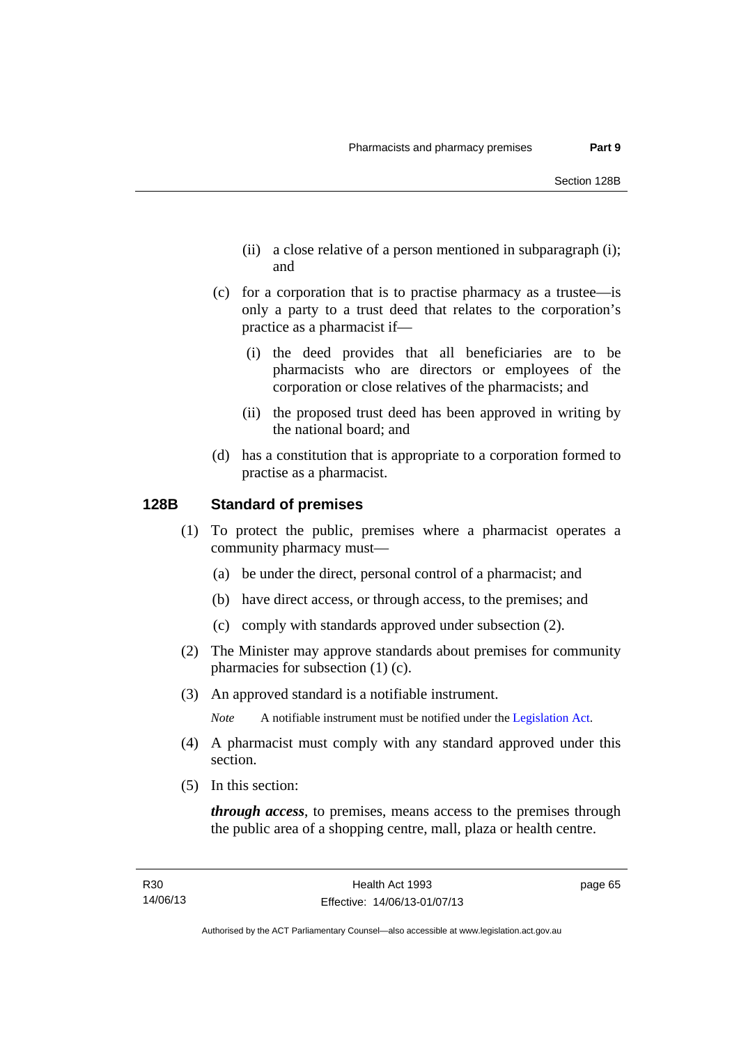(ii) a close relative of a person mentioned in subparagraph (i); and

(c) for a corporation that is to practise pharmacy as a trustee—is only a party to a trust deed that relates to the corporation's practice as a pharmacist if—

(i) the deed provides that all beneficiaries are to be pharmacists who are directors or employees of the corporation or close relatives of the pharmacists; and

(ii) the proposed trust deed has been approved in writing by the national board; and

(d) has a constitution that is appropriate to a corporation formed to practise as a pharmacist.

### 128B Standard of premises

(1) To protect the public, premises where a pharmacist operates a community pharmacy must—

(a) be under the direct, personal control of a pharmacist; and

(b) have direct access, or through access, to the premises; and

(c) comply with standards approved under subsection (2).

(2) The Minister may approve standards about premises for community pharmacies for subsection (1) (c).

(3) An approved standard is a notifiable instrument.

*Note* A notifiable instrument must be notified under the Legislation Act.

(4) A pharmacist must comply with any standard approved under this section.

(5) In this section:

***through access***, to premises, means access to the premises through the public area of a shopping centre, mall, plaza or health centre.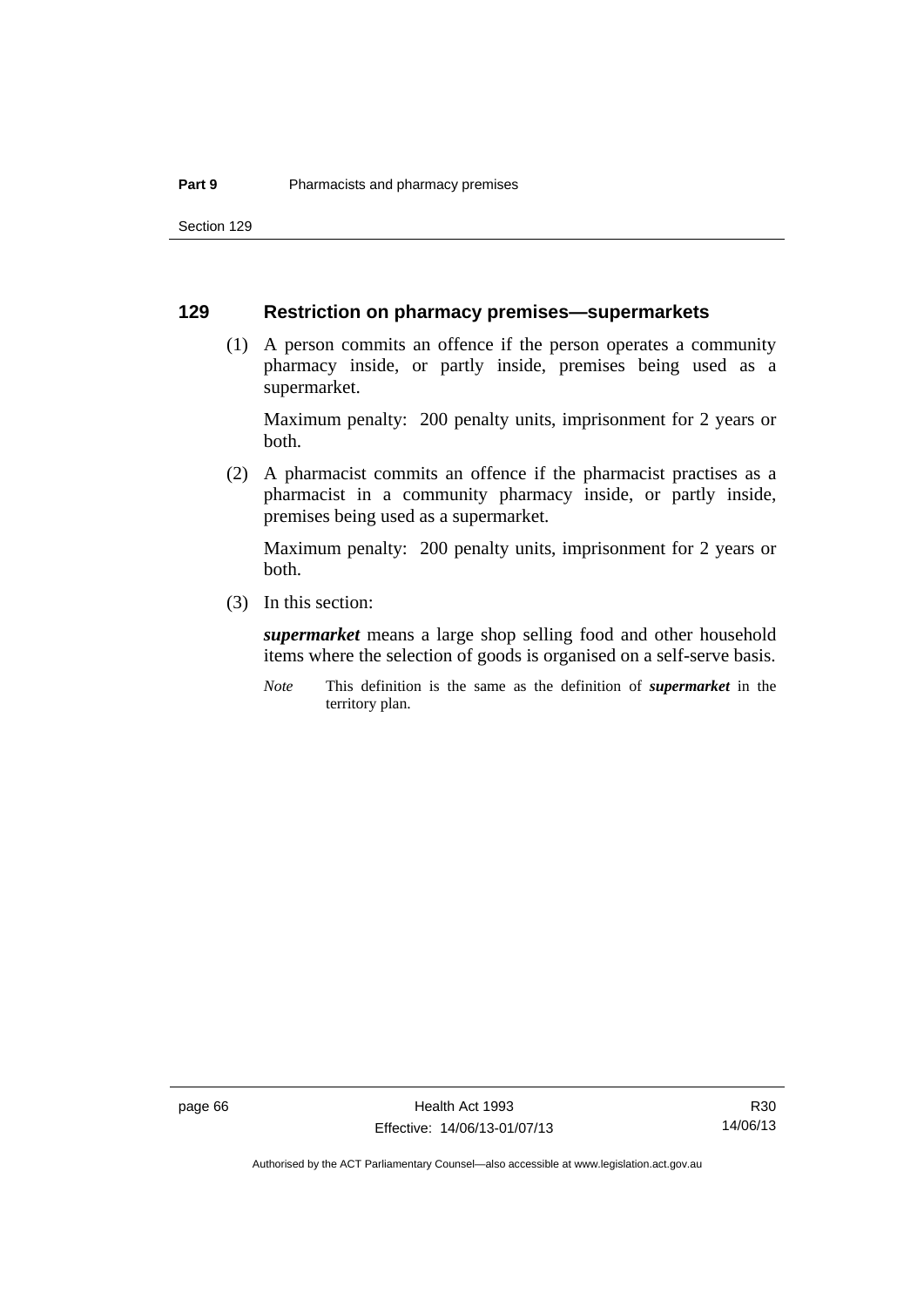## 129 Restriction on pharmacy premises—supermarkets

(1) A person commits an offence if the person operates a community pharmacy inside, or partly inside, premises being used as a supermarket.

Maximum penalty: 200 penalty units, imprisonment for 2 years or both.

(2) A pharmacist commits an offence if the pharmacist practises as a pharmacist in a community pharmacy inside, or partly inside, premises being used as a supermarket.

Maximum penalty: 200 penalty units, imprisonment for 2 years or both.

(3) In this section:

***supermarket*** means a large shop selling food and other household items where the selection of goods is organised on a self-serve basis.

*Note* This definition is the same as the definition of ***supermarket*** in the territory plan.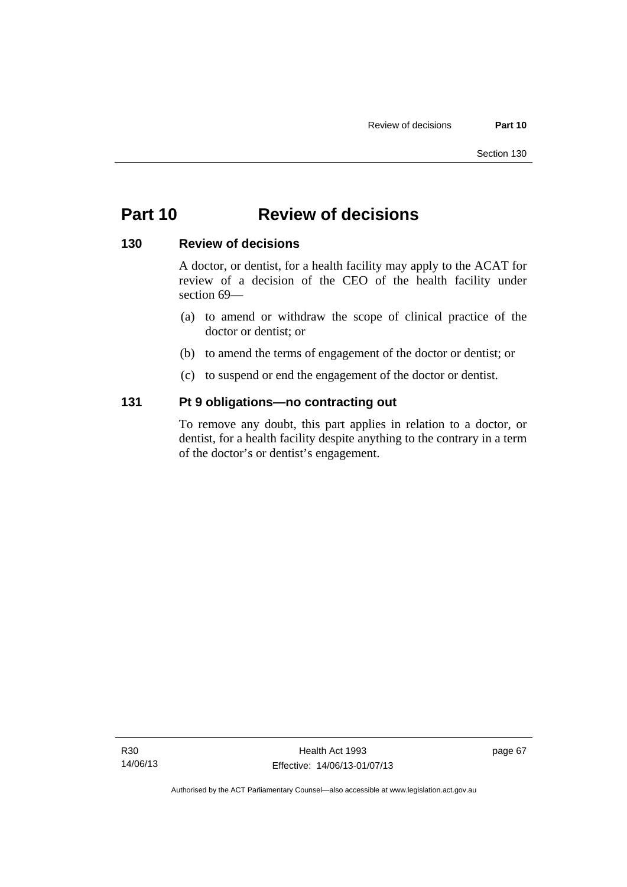# Part 10 Review of decisions

## 130 Review of decisions

A doctor, or dentist, for a health facility may apply to the ACAT for review of a decision of the CEO of the health facility under section 69—

(a) to amend or withdraw the scope of clinical practice of the doctor or dentist; or

(b) to amend the terms of engagement of the doctor or dentist; or

(c) to suspend or end the engagement of the doctor or dentist.

## 131 Pt 9 obligations—no contracting out

To remove any doubt, this part applies in relation to a doctor, or dentist, for a health facility despite anything to the contrary in a term of the doctor's or dentist's engagement.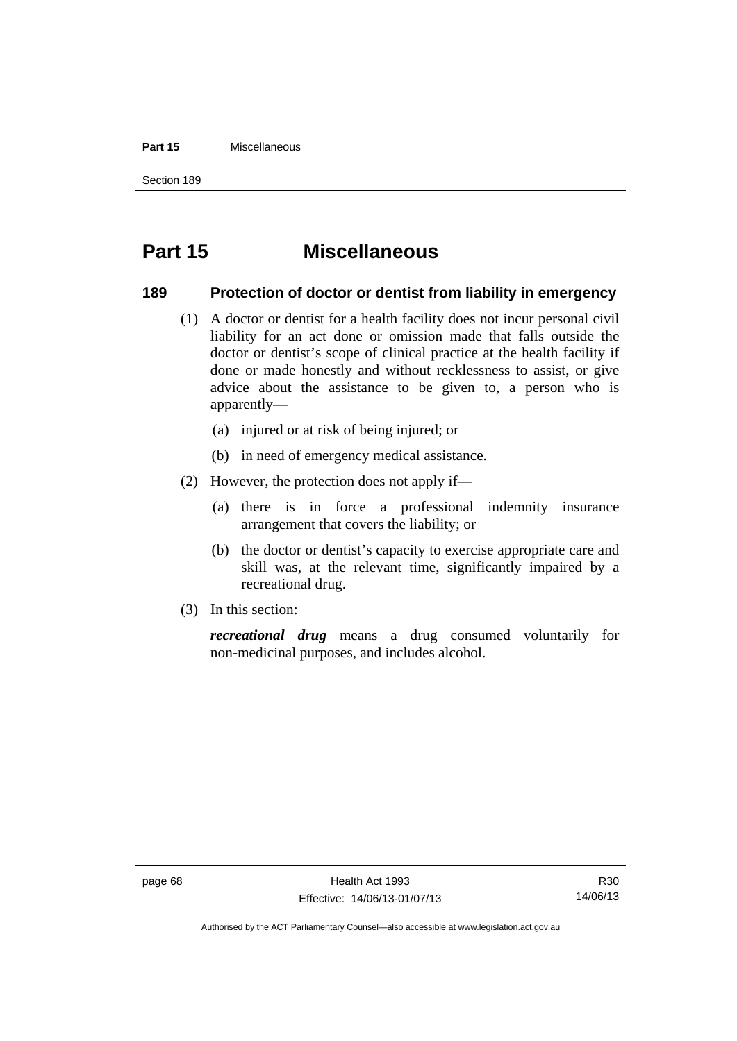# Part 15 Miscellaneous

## 189 Protection of doctor or dentist from liability in emergency

(1) A doctor or dentist for a health facility does not incur personal civil liability for an act done or omission made that falls outside the doctor or dentist's scope of clinical practice at the health facility if done or made honestly and without recklessness to assist, or give advice about the assistance to be given to, a person who is apparently—

(a) injured or at risk of being injured; or

(b) in need of emergency medical assistance.

(2) However, the protection does not apply if—

(a) there is in force a professional indemnity insurance arrangement that covers the liability; or

(b) the doctor or dentist's capacity to exercise appropriate care and skill was, at the relevant time, significantly impaired by a recreational drug.

(3) In this section:

***recreational drug*** means a drug consumed voluntarily for non-medicinal purposes, and includes alcohol.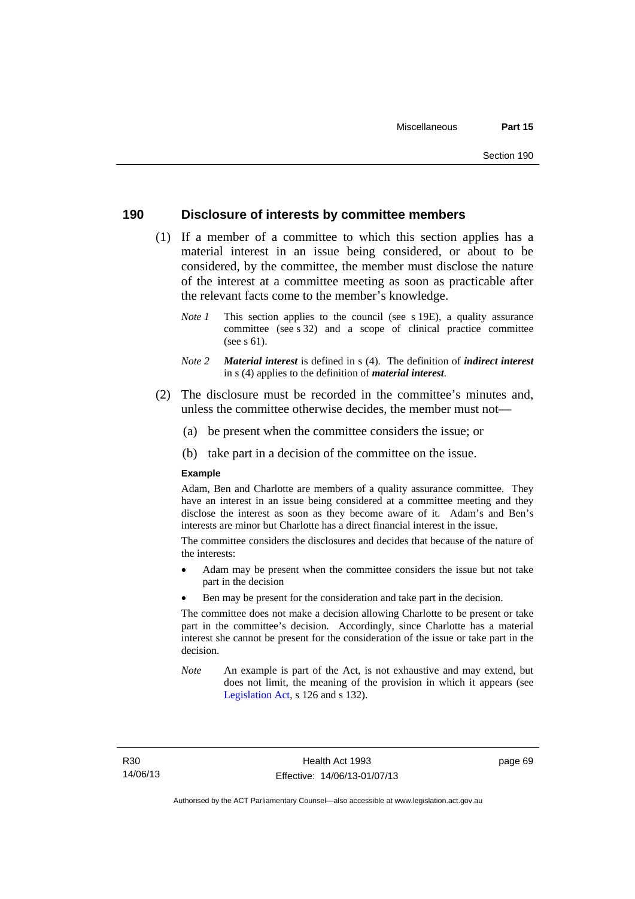## 190 Disclosure of interests by committee members

(1) If a member of a committee to which this section applies has a material interest in an issue being considered, or about to be considered, by the committee, the member must disclose the nature of the interest at a committee meeting as soon as practicable after the relevant facts come to the member's knowledge.

*Note 1* This section applies to the council (see s 19E), a quality assurance committee (see s 32) and a scope of clinical practice committee (see s 61).

*Note 2* ***Material interest*** is defined in s (4). The definition of ***indirect interest*** in s (4) applies to the definition of ***material interest***.

(2) The disclosure must be recorded in the committee's minutes and, unless the committee otherwise decides, the member must not—

(a) be present when the committee considers the issue; or

(b) take part in a decision of the committee on the issue.

**Example**

Adam, Ben and Charlotte are members of a quality assurance committee. They have an interest in an issue being considered at a committee meeting and they disclose the interest as soon as they become aware of it. Adam's and Ben's interests are minor but Charlotte has a direct financial interest in the issue.

The committee considers the disclosures and decides that because of the nature of the interests:

- Adam may be present when the committee considers the issue but not take part in the decision
- Ben may be present for the consideration and take part in the decision.

The committee does not make a decision allowing Charlotte to be present or take part in the committee's decision. Accordingly, since Charlotte has a material interest she cannot be present for the consideration of the issue or take part in the decision.

*Note* An example is part of the Act, is not exhaustive and may extend, but does not limit, the meaning of the provision in which it appears (see Legislation Act, s 126 and s 132).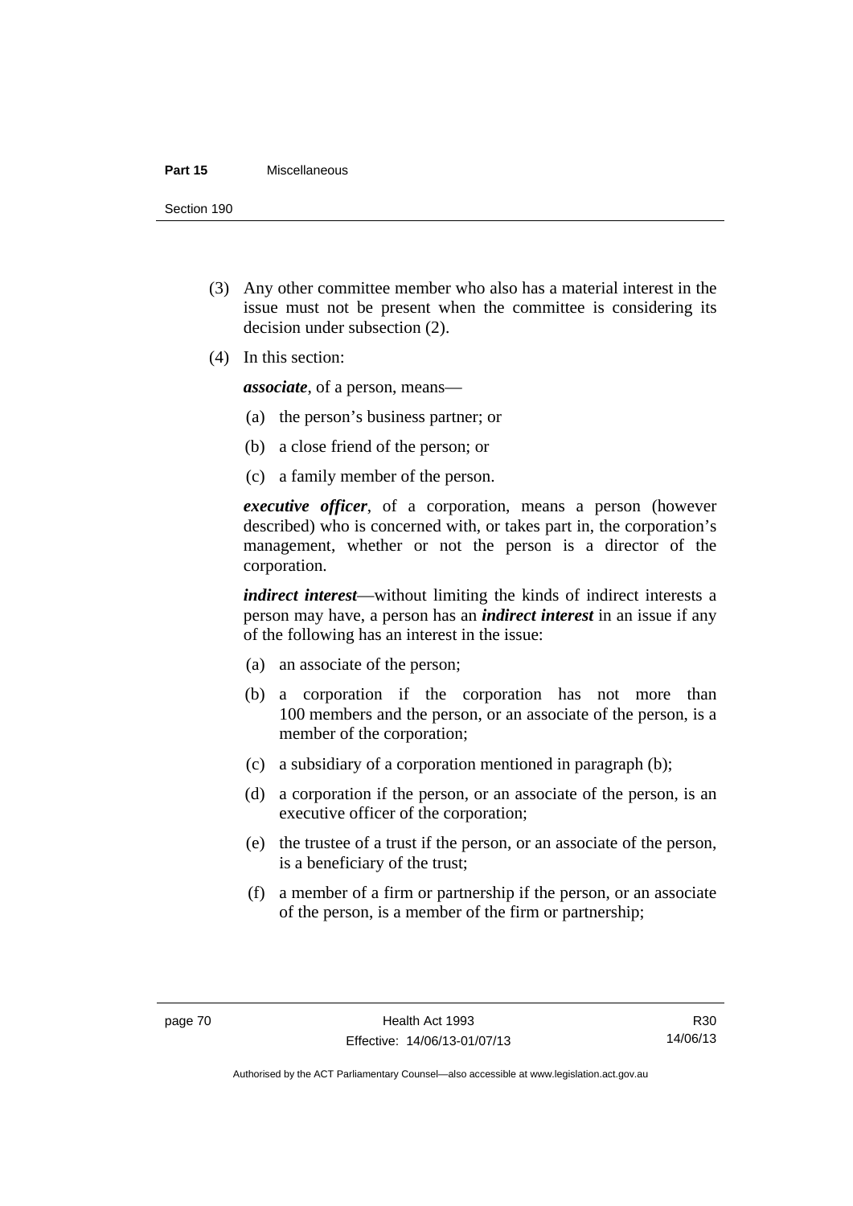(3) Any other committee member who also has a material interest in the issue must not be present when the committee is considering its decision under subsection (2).

(4) In this section:

***associate***, of a person, means—

(a) the person's business partner; or

(b) a close friend of the person; or

(c) a family member of the person.

***executive officer***, of a corporation, means a person (however described) who is concerned with, or takes part in, the corporation's management, whether or not the person is a director of the corporation.

***indirect interest***—without limiting the kinds of indirect interests a person may have, a person has an ***indirect interest*** in an issue if any of the following has an interest in the issue:

(a) an associate of the person;

(b) a corporation if the corporation has not more than 100 members and the person, or an associate of the person, is a member of the corporation;

(c) a subsidiary of a corporation mentioned in paragraph (b);

(d) a corporation if the person, or an associate of the person, is an executive officer of the corporation;

(e) the trustee of a trust if the person, or an associate of the person, is a beneficiary of the trust;

(f) a member of a firm or partnership if the person, or an associate of the person, is a member of the firm or partnership;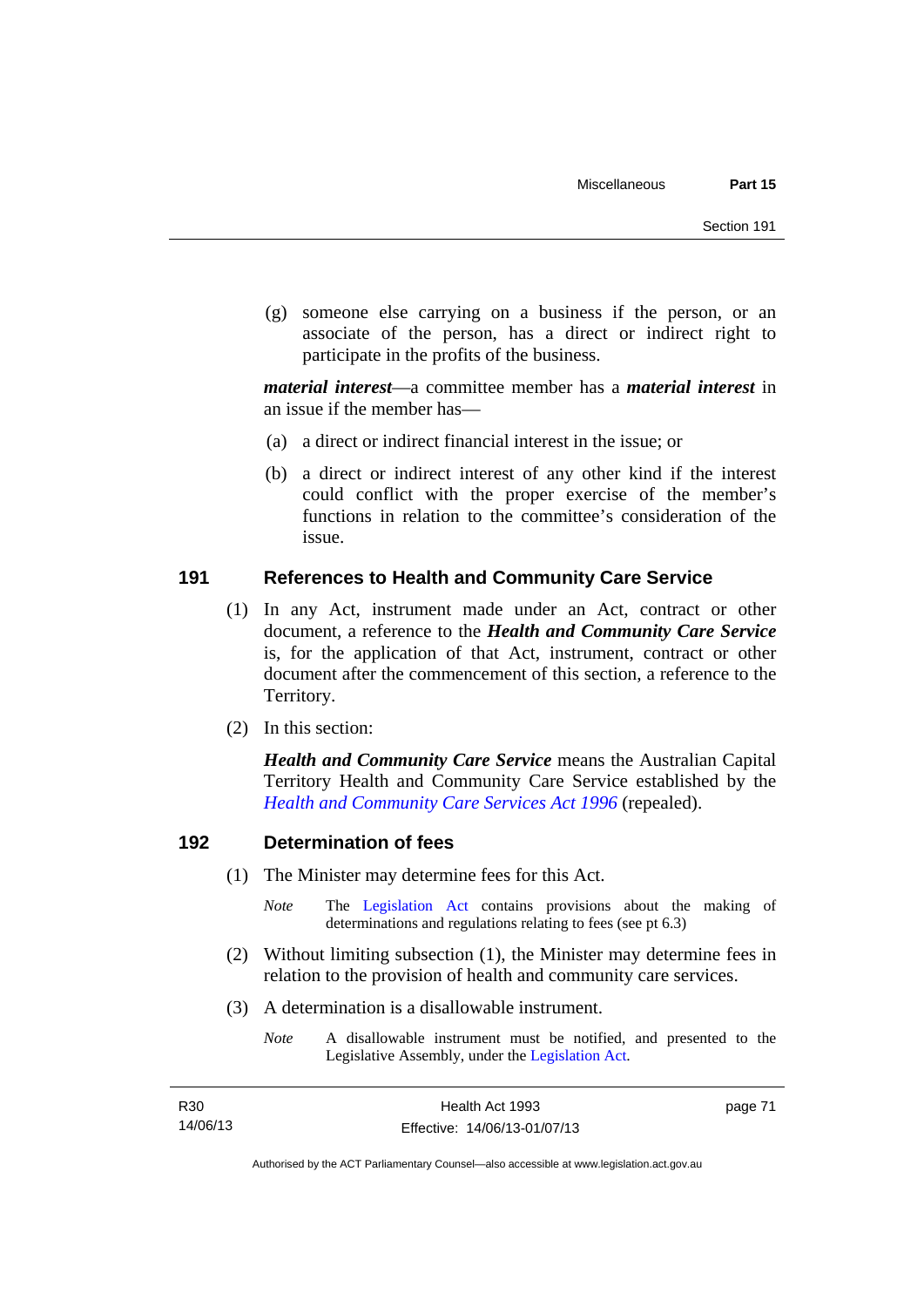(g) someone else carrying on a business if the person, or an associate of the person, has a direct or indirect right to participate in the profits of the business.

***material interest***—a committee member has a ***material interest*** in an issue if the member has—

(a) a direct or indirect financial interest in the issue; or

(b) a direct or indirect interest of any other kind if the interest could conflict with the proper exercise of the member's functions in relation to the committee's consideration of the issue.

## 191 References to Health and Community Care Service

(1) In any Act, instrument made under an Act, contract or other document, a reference to the ***Health and Community Care Service*** is, for the application of that Act, instrument, contract or other document after the commencement of this section, a reference to the Territory.

(2) In this section:

***Health and Community Care Service*** means the Australian Capital Territory Health and Community Care Service established by the *Health and Community Care Services Act 1996* (repealed).

## 192 Determination of fees

(1) The Minister may determine fees for this Act.

*Note* The Legislation Act contains provisions about the making of determinations and regulations relating to fees (see pt 6.3)

(2) Without limiting subsection (1), the Minister may determine fees in relation to the provision of health and community care services.

(3) A determination is a disallowable instrument.

*Note* A disallowable instrument must be notified, and presented to the Legislative Assembly, under the Legislation Act.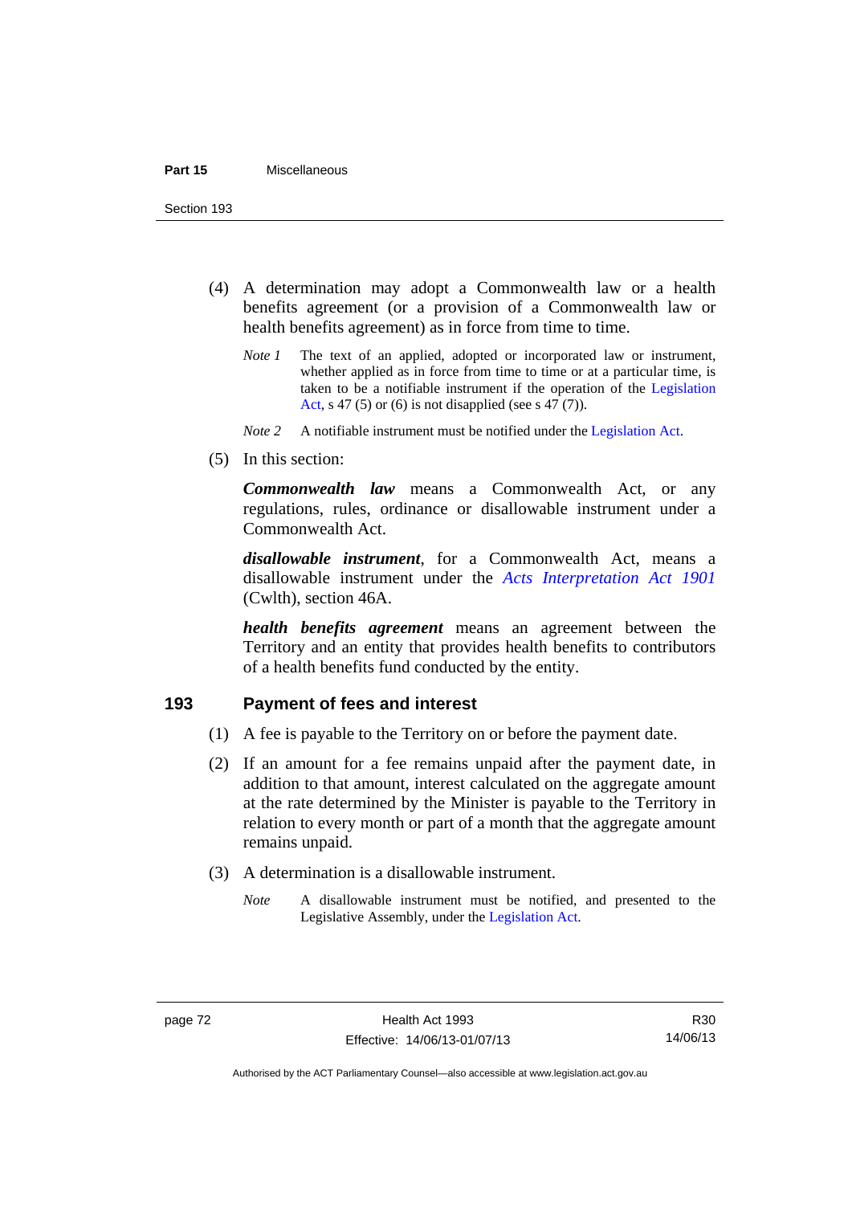(4) A determination may adopt a Commonwealth law or a health benefits agreement (or a provision of a Commonwealth law or health benefits agreement) as in force from time to time.

*Note 1* The text of an applied, adopted or incorporated law or instrument, whether applied as in force from time to time or at a particular time, is taken to be a notifiable instrument if the operation of the Legislation Act, s 47 (5) or (6) is not disapplied (see s 47 (7)).

*Note 2* A notifiable instrument must be notified under the Legislation Act.

(5) In this section:

***Commonwealth law*** means a Commonwealth Act, or any regulations, rules, ordinance or disallowable instrument under a Commonwealth Act.

***disallowable instrument***, for a Commonwealth Act, means a disallowable instrument under the *Acts Interpretation Act 1901* (Cwlth), section 46A.

***health benefits agreement*** means an agreement between the Territory and an entity that provides health benefits to contributors of a health benefits fund conducted by the entity.

## 193 Payment of fees and interest

(1) A fee is payable to the Territory on or before the payment date.

(2) If an amount for a fee remains unpaid after the payment date, in addition to that amount, interest calculated on the aggregate amount at the rate determined by the Minister is payable to the Territory in relation to every month or part of a month that the aggregate amount remains unpaid.

(3) A determination is a disallowable instrument.

*Note* A disallowable instrument must be notified, and presented to the Legislative Assembly, under the Legislation Act.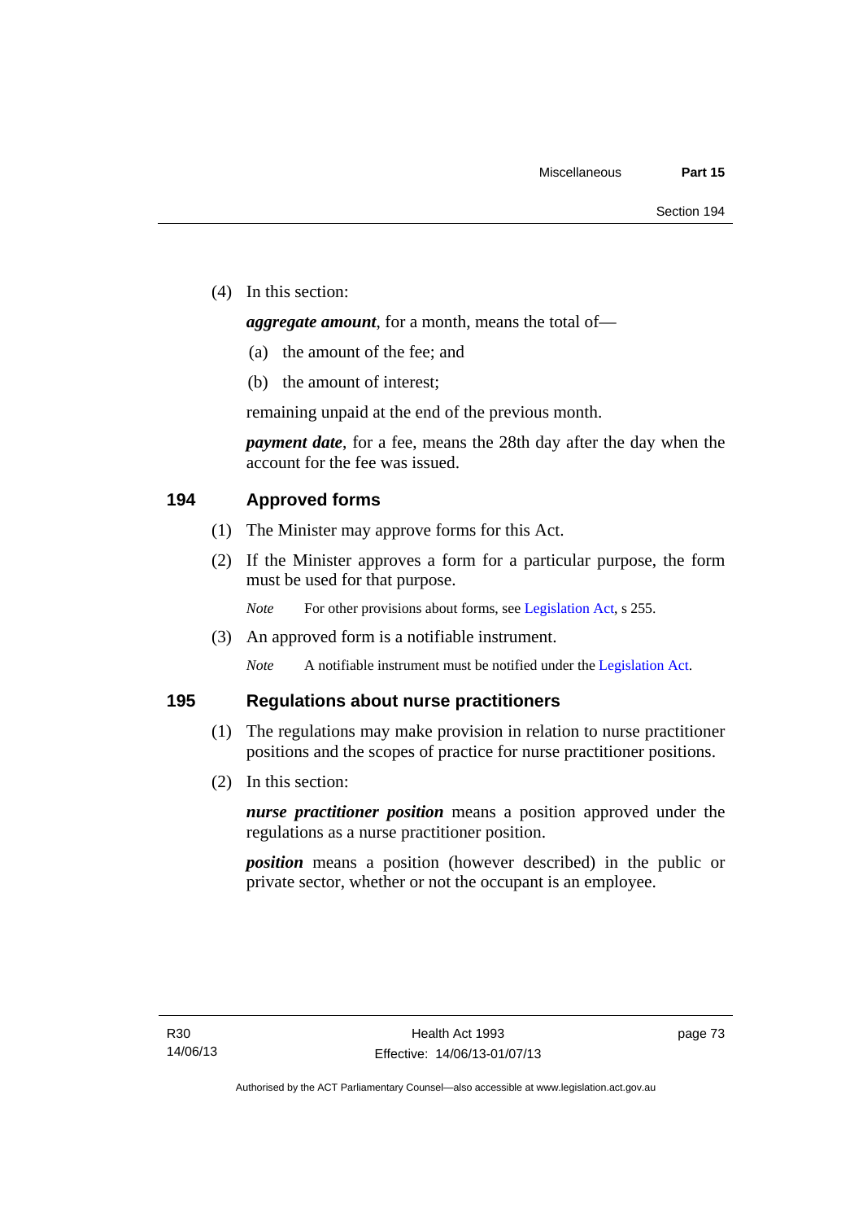(4) In this section:

***aggregate amount***, for a month, means the total of—

(a) the amount of the fee; and

(b) the amount of interest;

remaining unpaid at the end of the previous month.

***payment date***, for a fee, means the 28th day after the day when the account for the fee was issued.

## 194 Approved forms

(1) The Minister may approve forms for this Act.

(2) If the Minister approves a form for a particular purpose, the form must be used for that purpose.

*Note* For other provisions about forms, see Legislation Act, s 255.

(3) An approved form is a notifiable instrument.

*Note* A notifiable instrument must be notified under the Legislation Act.

## 195 Regulations about nurse practitioners

(1) The regulations may make provision in relation to nurse practitioner positions and the scopes of practice for nurse practitioner positions.

(2) In this section:

***nurse practitioner position*** means a position approved under the regulations as a nurse practitioner position.

***position*** means a position (however described) in the public or private sector, whether or not the occupant is an employee.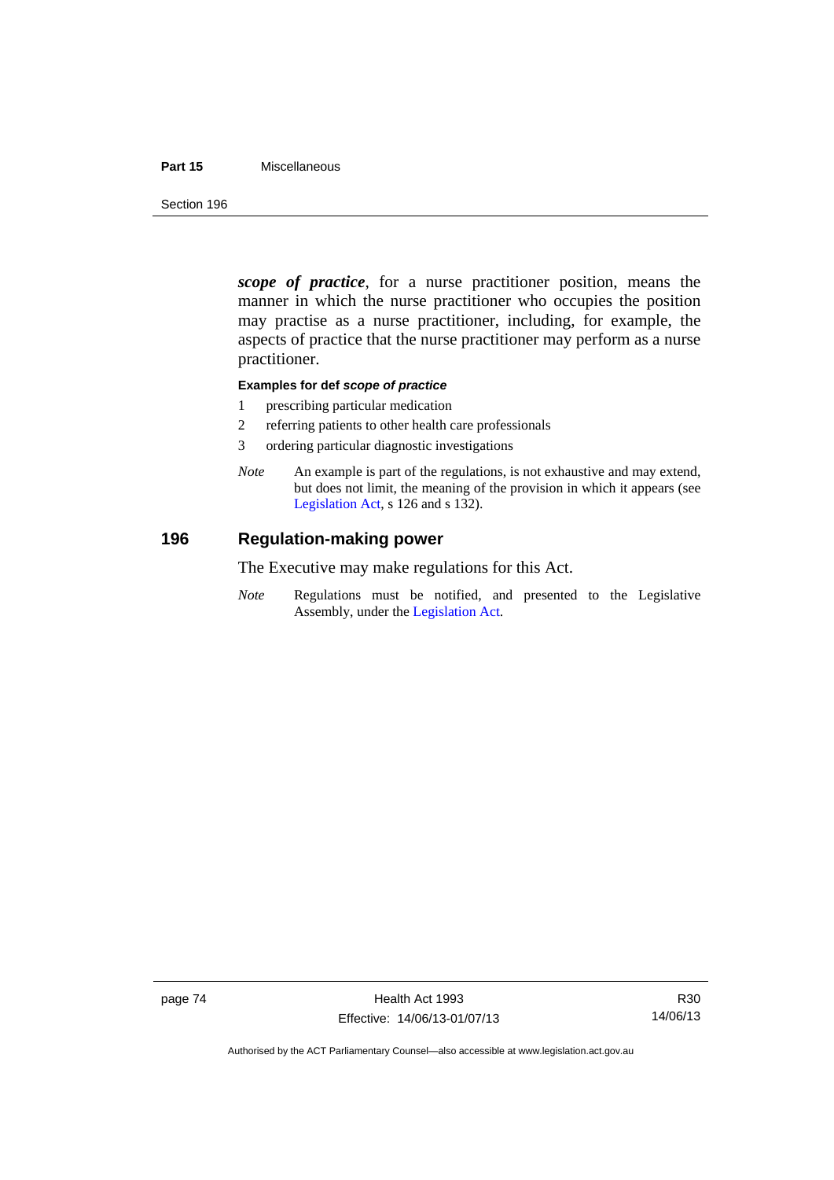***scope of practice***, for a nurse practitioner position, means the manner in which the nurse practitioner who occupies the position may practise as a nurse practitioner, including, for example, the aspects of practice that the nurse practitioner may perform as a nurse practitioner.

**Examples for def *scope of practice***

1 prescribing particular medication
2 referring patients to other health care professionals
3 ordering particular diagnostic investigations

*Note* An example is part of the regulations, is not exhaustive and may extend, but does not limit, the meaning of the provision in which it appears (see Legislation Act, s 126 and s 132).

## 196 Regulation-making power

The Executive may make regulations for this Act.

*Note* Regulations must be notified, and presented to the Legislative Assembly, under the Legislation Act.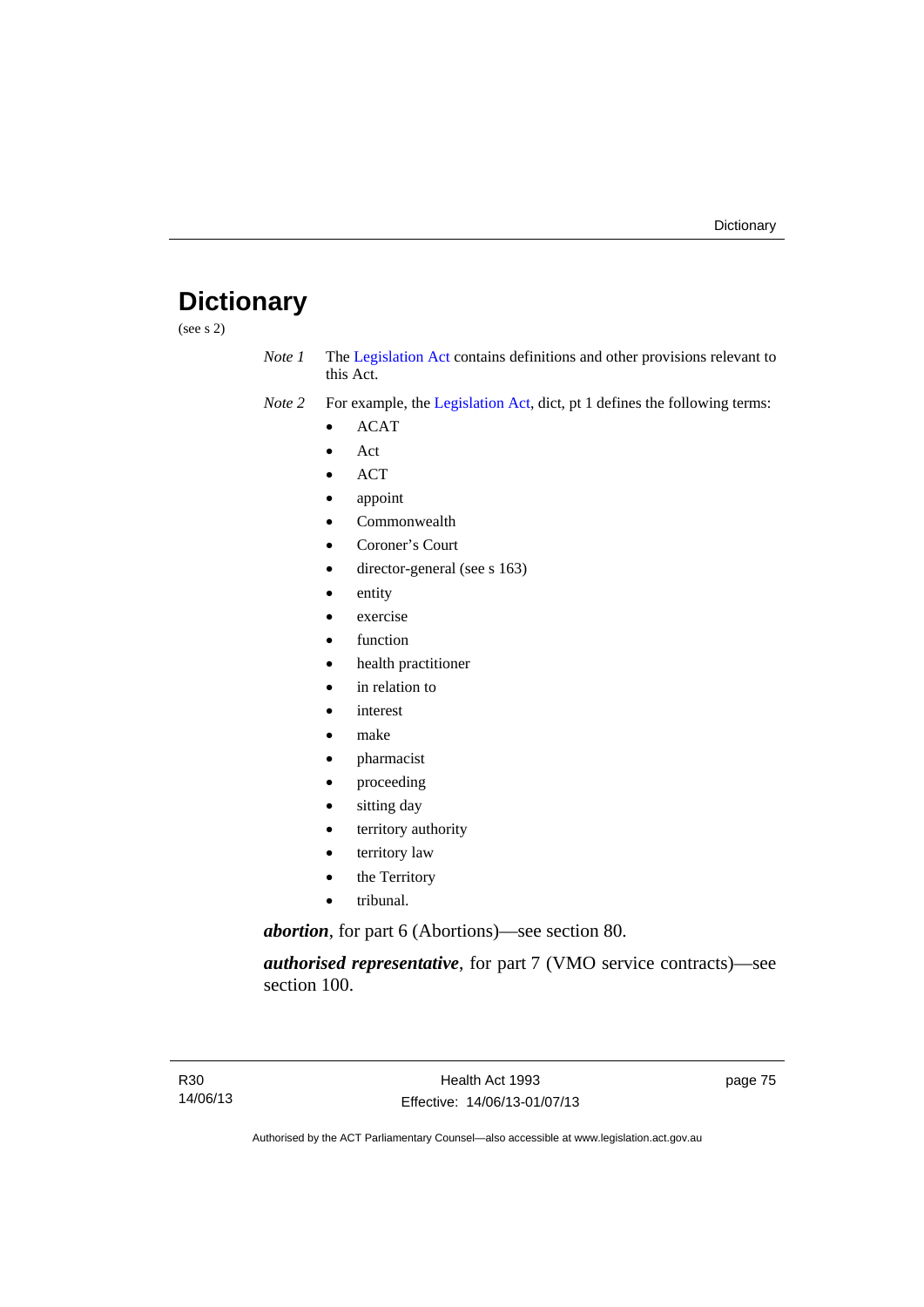# Dictionary

(see s 2)

*Note 1* The Legislation Act contains definitions and other provisions relevant to this Act.

*Note 2* For example, the Legislation Act, dict, pt 1 defines the following terms:

- ACAT
- Act
- ACT
- appoint
- Commonwealth
- Coroner's Court
- director-general (see s 163)
- entity
- exercise
- function
- health practitioner
- in relation to
- interest
- make
- pharmacist
- proceeding
- sitting day
- territory authority
- territory law
- the Territory
- tribunal.

***abortion***, for part 6 (Abortions)—see section 80.

***authorised representative***, for part 7 (VMO service contracts)—see section 100.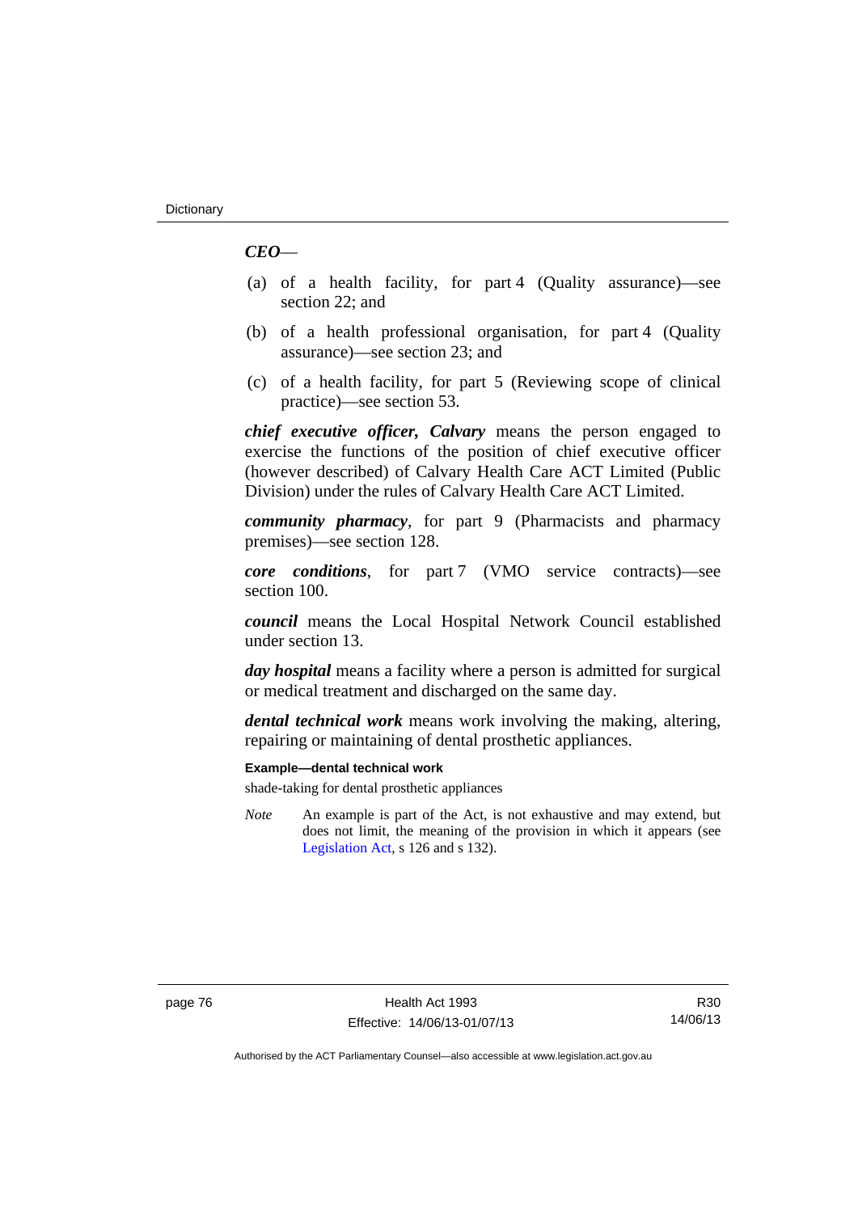***CEO***—

(a) of a health facility, for part 4 (Quality assurance)—see section 22; and

(b) of a health professional organisation, for part 4 (Quality assurance)—see section 23; and

(c) of a health facility, for part 5 (Reviewing scope of clinical practice)—see section 53.

***chief executive officer, Calvary*** means the person engaged to exercise the functions of the position of chief executive officer (however described) of Calvary Health Care ACT Limited (Public Division) under the rules of Calvary Health Care ACT Limited.

***community pharmacy***, for part 9 (Pharmacists and pharmacy premises)—see section 128.

***core conditions***, for part 7 (VMO service contracts)—see section 100.

***council*** means the Local Hospital Network Council established under section 13.

***day hospital*** means a facility where a person is admitted for surgical or medical treatment and discharged on the same day.

***dental technical work*** means work involving the making, altering, repairing or maintaining of dental prosthetic appliances.

**Example—dental technical work**

shade-taking for dental prosthetic appliances

*Note* An example is part of the Act, is not exhaustive and may extend, but does not limit, the meaning of the provision in which it appears (see Legislation Act, s 126 and s 132).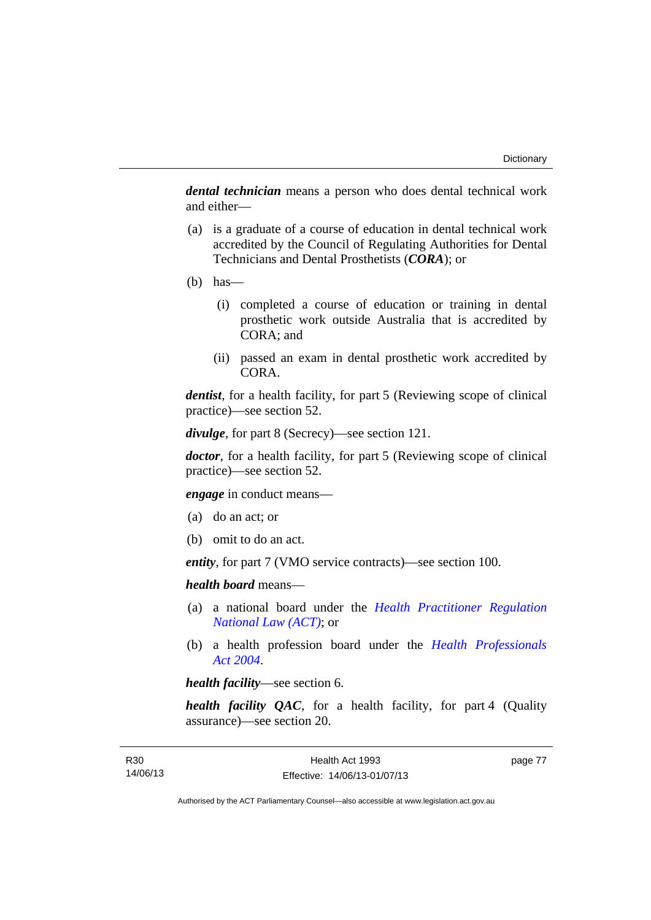***dental technician*** means a person who does dental technical work and either—

(a) is a graduate of a course of education in dental technical work accredited by the Council of Regulating Authorities for Dental Technicians and Dental Prosthetists (***CORA***); or

(b) has—

  (i) completed a course of education or training in dental prosthetic work outside Australia that is accredited by CORA; and

  (ii) passed an exam in dental prosthetic work accredited by CORA.

***dentist***, for a health facility, for part 5 (Reviewing scope of clinical practice)—see section 52.

***divulge***, for part 8 (Secrecy)—see section 121.

***doctor***, for a health facility, for part 5 (Reviewing scope of clinical practice)—see section 52.

***engage*** in conduct means—

(a) do an act; or

(b) omit to do an act.

***entity***, for part 7 (VMO service contracts)—see section 100.

***health board*** means—

(a) a national board under the *Health Practitioner Regulation National Law (ACT)*; or

(b) a health profession board under the *Health Professionals Act 2004*.

***health facility***—see section 6.

***health facility QAC***, for a health facility, for part 4 (Quality assurance)—see section 20.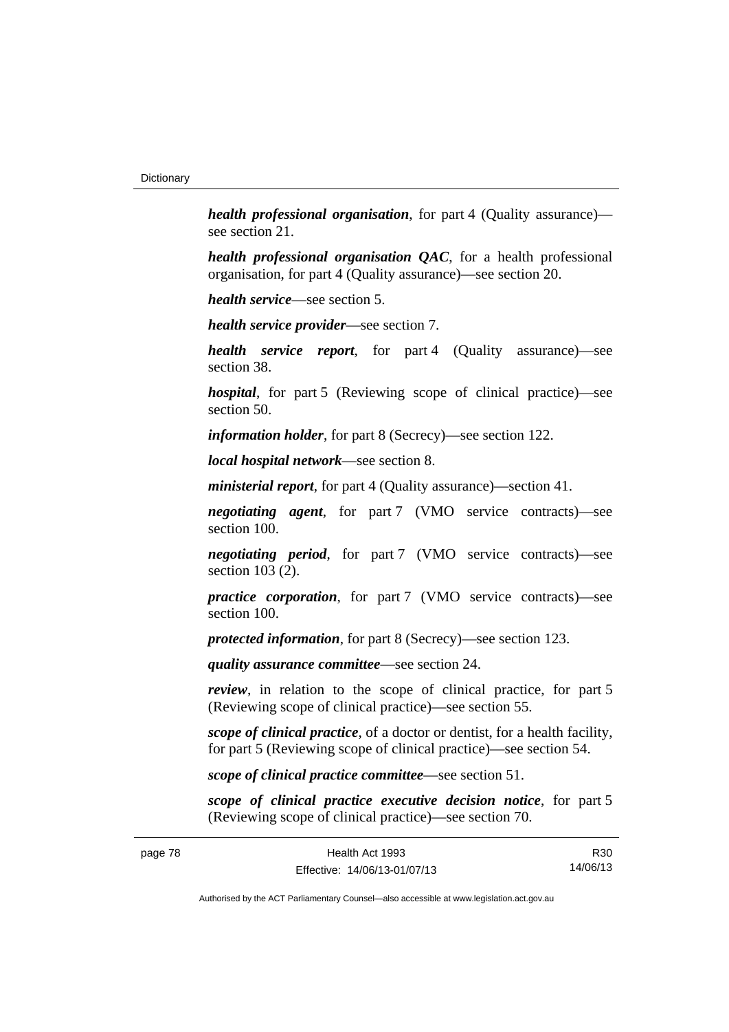***health professional organisation***, for part 4 (Quality assurance)—see section 21.

***health professional organisation QAC***, for a health professional organisation, for part 4 (Quality assurance)—see section 20.

***health service***—see section 5.

***health service provider***—see section 7.

***health service report***, for part 4 (Quality assurance)—see section 38.

***hospital***, for part 5 (Reviewing scope of clinical practice)—see section 50.

***information holder***, for part 8 (Secrecy)—see section 122.

***local hospital network***—see section 8.

***ministerial report***, for part 4 (Quality assurance)—section 41.

***negotiating agent***, for part 7 (VMO service contracts)—see section 100.

***negotiating period***, for part 7 (VMO service contracts)—see section 103 (2).

***practice corporation***, for part 7 (VMO service contracts)—see section 100.

***protected information***, for part 8 (Secrecy)—see section 123.

***quality assurance committee***—see section 24.

***review***, in relation to the scope of clinical practice, for part 5 (Reviewing scope of clinical practice)—see section 55.

***scope of clinical practice***, of a doctor or dentist, for a health facility, for part 5 (Reviewing scope of clinical practice)—see section 54.

***scope of clinical practice committee***—see section 51.

***scope of clinical practice executive decision notice***, for part 5 (Reviewing scope of clinical practice)—see section 70.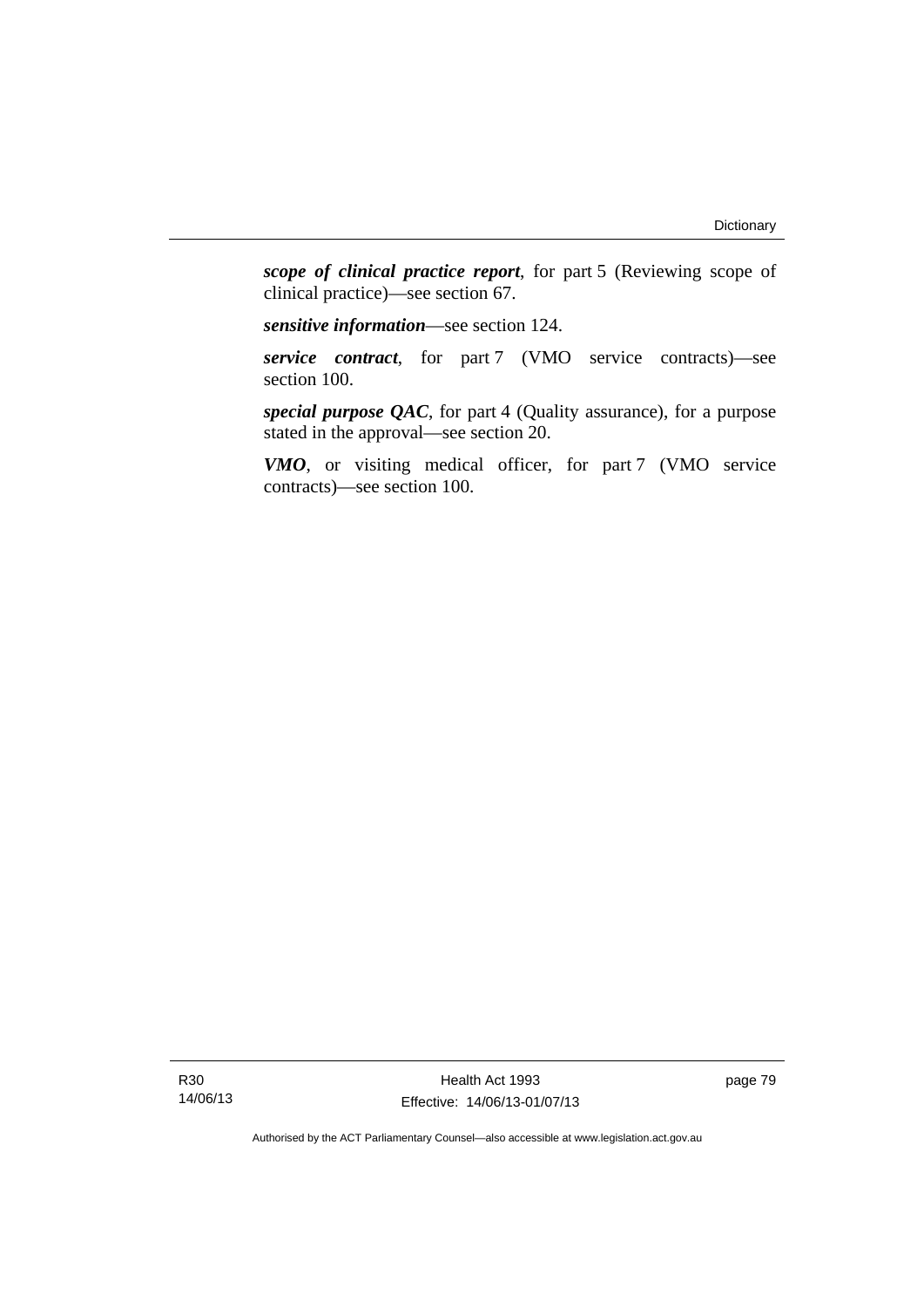***scope of clinical practice report***, for part 5 (Reviewing scope of clinical practice)—see section 67.

***sensitive information***—see section 124.

***service contract***, for part 7 (VMO service contracts)—see section 100.

***special purpose QAC***, for part 4 (Quality assurance), for a purpose stated in the approval—see section 20.

***VMO***, or visiting medical officer, for part 7 (VMO service contracts)—see section 100.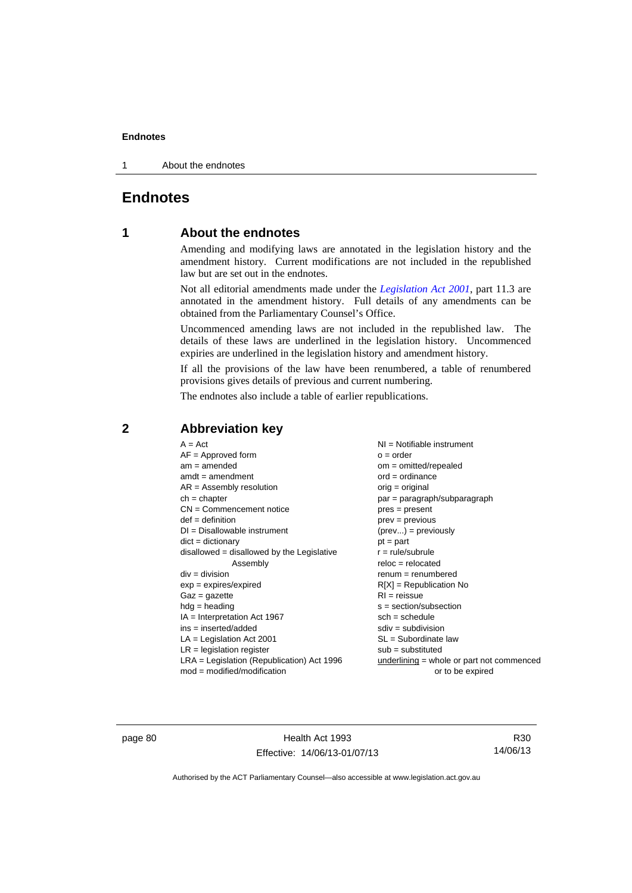# Endnotes

## 1 About the endnotes

Amending and modifying laws are annotated in the legislation history and the amendment history. Current modifications are not included in the republished law but are set out in the endnotes.

Not all editorial amendments made under the *Legislation Act 2001*, part 11.3 are annotated in the amendment history. Full details of any amendments can be obtained from the Parliamentary Counsel's Office.

Uncommenced amending laws are not included in the republished law. The details of these laws are underlined in the legislation history. Uncommenced expiries are underlined in the legislation history and amendment history.

If all the provisions of the law have been renumbered, a table of renumbered provisions gives details of previous and current numbering.

The endnotes also include a table of earlier republications.

## 2 Abbreviation key

A = Act
AF = Approved form
am = amended
amdt = amendment
AR = Assembly resolution
ch = chapter
CN = Commencement notice
def = definition
DI = Disallowable instrument
dict = dictionary
disallowed = disallowed by the Legislative Assembly
div = division
exp = expires/expired
Gaz = gazette
hdg = heading
IA = Interpretation Act 1967
ins = inserted/added
LA = Legislation Act 2001
LR = legislation register
LRA = Legislation (Republication) Act 1996
mod = modified/modification
NI = Notifiable instrument
o = order
om = omitted/repealed
ord = ordinance
orig = original
par = paragraph/subparagraph
pres = present
prev = previous
(prev...) = previously
pt = part
r = rule/subrule
reloc = relocated
renum = renumbered
R[X] = Republication No
RI = reissue
s = section/subsection
sch = schedule
sdiv = subdivision
SL = Subordinate law
sub = substituted
<u>underlining</u> = whole or part not commenced or to be expired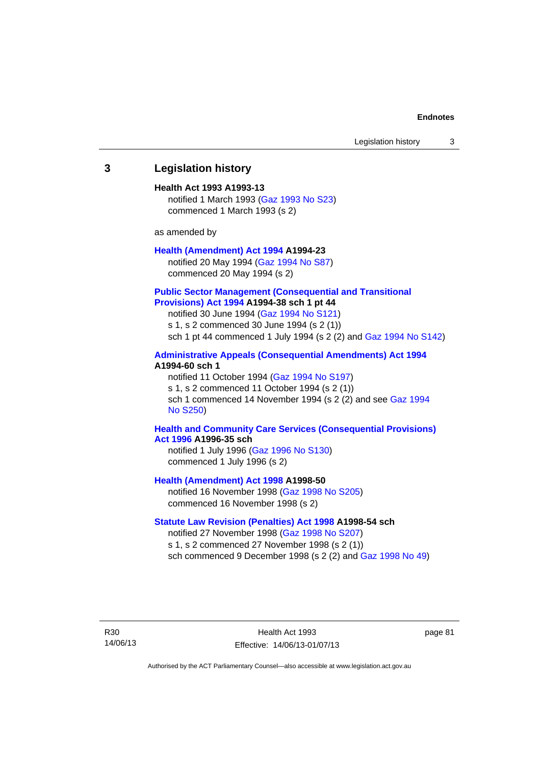## 3 Legislation history

**Health Act 1993 A1993-13**
notified 1 March 1993 (Gaz 1993 No S23)
commenced 1 March 1993 (s 2)

as amended by

**Health (Amendment) Act 1994 A1994-23**
notified 20 May 1994 (Gaz 1994 No S87)
commenced 20 May 1994 (s 2)

**Public Sector Management (Consequential and Transitional Provisions) Act 1994 A1994-38 sch 1 pt 44**
notified 30 June 1994 (Gaz 1994 No S121)
s 1, s 2 commenced 30 June 1994 (s 2 (1))
sch 1 pt 44 commenced 1 July 1994 (s 2 (2) and Gaz 1994 No S142)

**Administrative Appeals (Consequential Amendments) Act 1994 A1994-60 sch 1**
notified 11 October 1994 (Gaz 1994 No S197)
s 1, s 2 commenced 11 October 1994 (s 2 (1))
sch 1 commenced 14 November 1994 (s 2 (2) and see Gaz 1994 No S250)

**Health and Community Care Services (Consequential Provisions) Act 1996 A1996-35 sch**
notified 1 July 1996 (Gaz 1996 No S130)
commenced 1 July 1996 (s 2)

**Health (Amendment) Act 1998 A1998-50**
notified 16 November 1998 (Gaz 1998 No S205)
commenced 16 November 1998 (s 2)

**Statute Law Revision (Penalties) Act 1998 A1998-54 sch**
notified 27 November 1998 (Gaz 1998 No S207)
s 1, s 2 commenced 27 November 1998 (s 2 (1))
sch commenced 9 December 1998 (s 2 (2) and Gaz 1998 No 49)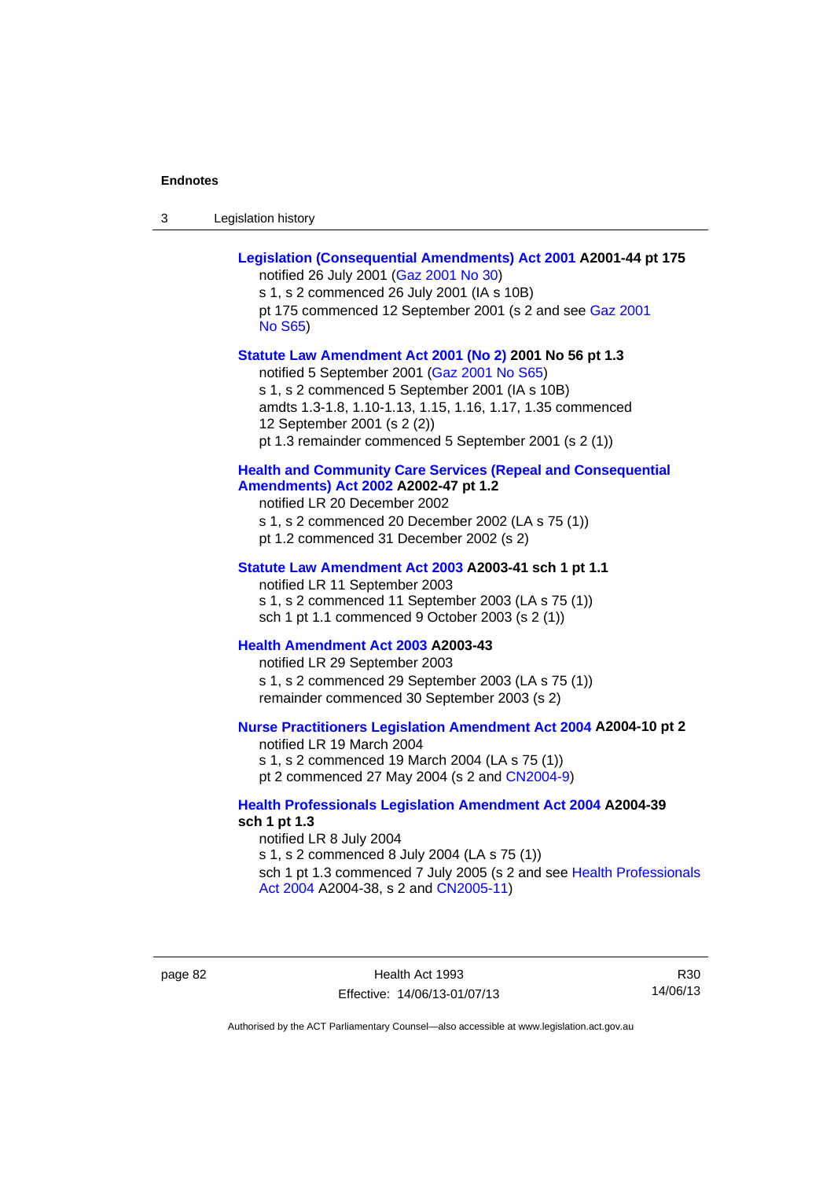**Legislation (Consequential Amendments) Act 2001 A2001-44 pt 175**
notified 26 July 2001 (Gaz 2001 No 30)
s 1, s 2 commenced 26 July 2001 (IA s 10B)
pt 175 commenced 12 September 2001 (s 2 and see Gaz 2001 No S65)

**Statute Law Amendment Act 2001 (No 2) 2001 No 56 pt 1.3**
notified 5 September 2001 (Gaz 2001 No S65)
s 1, s 2 commenced 5 September 2001 (IA s 10B)
amdts 1.3-1.8, 1.10-1.13, 1.15, 1.16, 1.17, 1.35 commenced 12 September 2001 (s 2 (2))
pt 1.3 remainder commenced 5 September 2001 (s 2 (1))

**Health and Community Care Services (Repeal and Consequential Amendments) Act 2002 A2002-47 pt 1.2**
notified LR 20 December 2002
s 1, s 2 commenced 20 December 2002 (LA s 75 (1))
pt 1.2 commenced 31 December 2002 (s 2)

**Statute Law Amendment Act 2003 A2003-41 sch 1 pt 1.1**
notified LR 11 September 2003
s 1, s 2 commenced 11 September 2003 (LA s 75 (1))
sch 1 pt 1.1 commenced 9 October 2003 (s 2 (1))

**Health Amendment Act 2003 A2003-43**
notified LR 29 September 2003
s 1, s 2 commenced 29 September 2003 (LA s 75 (1))
remainder commenced 30 September 2003 (s 2)

**Nurse Practitioners Legislation Amendment Act 2004 A2004-10 pt 2**
notified LR 19 March 2004
s 1, s 2 commenced 19 March 2004 (LA s 75 (1))
pt 2 commenced 27 May 2004 (s 2 and CN2004-9)

**Health Professionals Legislation Amendment Act 2004 A2004-39 sch 1 pt 1.3**
notified LR 8 July 2004
s 1, s 2 commenced 8 July 2004 (LA s 75 (1))
sch 1 pt 1.3 commenced 7 July 2005 (s 2 and see Health Professionals Act 2004 A2004-38, s 2 and CN2005-11)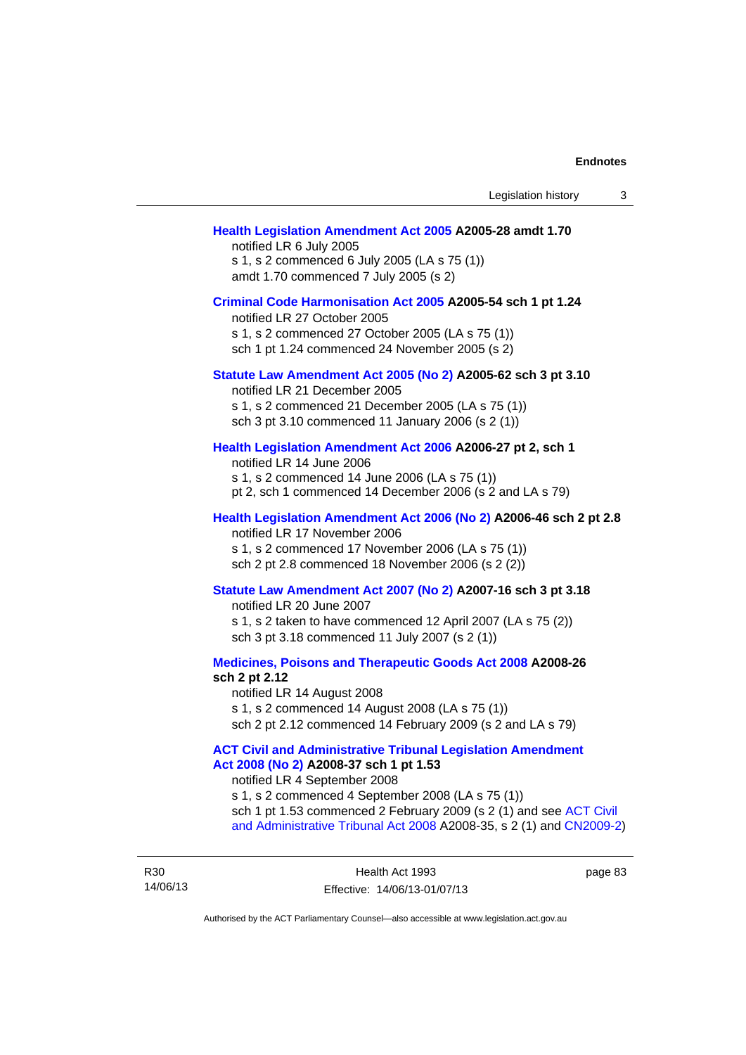**Health Legislation Amendment Act 2005 A2005-28 amdt 1.70**

notified LR 6 July 2005
s 1, s 2 commenced 6 July 2005 (LA s 75 (1))
amdt 1.70 commenced 7 July 2005 (s 2)

**Criminal Code Harmonisation Act 2005 A2005-54 sch 1 pt 1.24**

notified LR 27 October 2005
s 1, s 2 commenced 27 October 2005 (LA s 75 (1))
sch 1 pt 1.24 commenced 24 November 2005 (s 2)

**Statute Law Amendment Act 2005 (No 2) A2005-62 sch 3 pt 3.10**

notified LR 21 December 2005
s 1, s 2 commenced 21 December 2005 (LA s 75 (1))
sch 3 pt 3.10 commenced 11 January 2006 (s 2 (1))

**Health Legislation Amendment Act 2006 A2006-27 pt 2, sch 1**

notified LR 14 June 2006
s 1, s 2 commenced 14 June 2006 (LA s 75 (1))
pt 2, sch 1 commenced 14 December 2006 (s 2 and LA s 79)

**Health Legislation Amendment Act 2006 (No 2) A2006-46 sch 2 pt 2.8**

notified LR 17 November 2006
s 1, s 2 commenced 17 November 2006 (LA s 75 (1))
sch 2 pt 2.8 commenced 18 November 2006 (s 2 (2))

**Statute Law Amendment Act 2007 (No 2) A2007-16 sch 3 pt 3.18**

notified LR 20 June 2007
s 1, s 2 taken to have commenced 12 April 2007 (LA s 75 (2))
sch 3 pt 3.18 commenced 11 July 2007 (s 2 (1))

**Medicines, Poisons and Therapeutic Goods Act 2008 A2008-26 sch 2 pt 2.12**

notified LR 14 August 2008
s 1, s 2 commenced 14 August 2008 (LA s 75 (1))
sch 2 pt 2.12 commenced 14 February 2009 (s 2 and LA s 79)

**ACT Civil and Administrative Tribunal Legislation Amendment Act 2008 (No 2) A2008-37 sch 1 pt 1.53**

notified LR 4 September 2008
s 1, s 2 commenced 4 September 2008 (LA s 75 (1))
sch 1 pt 1.53 commenced 2 February 2009 (s 2 (1) and see ACT Civil and Administrative Tribunal Act 2008 A2008-35, s 2 (1) and CN2009-2)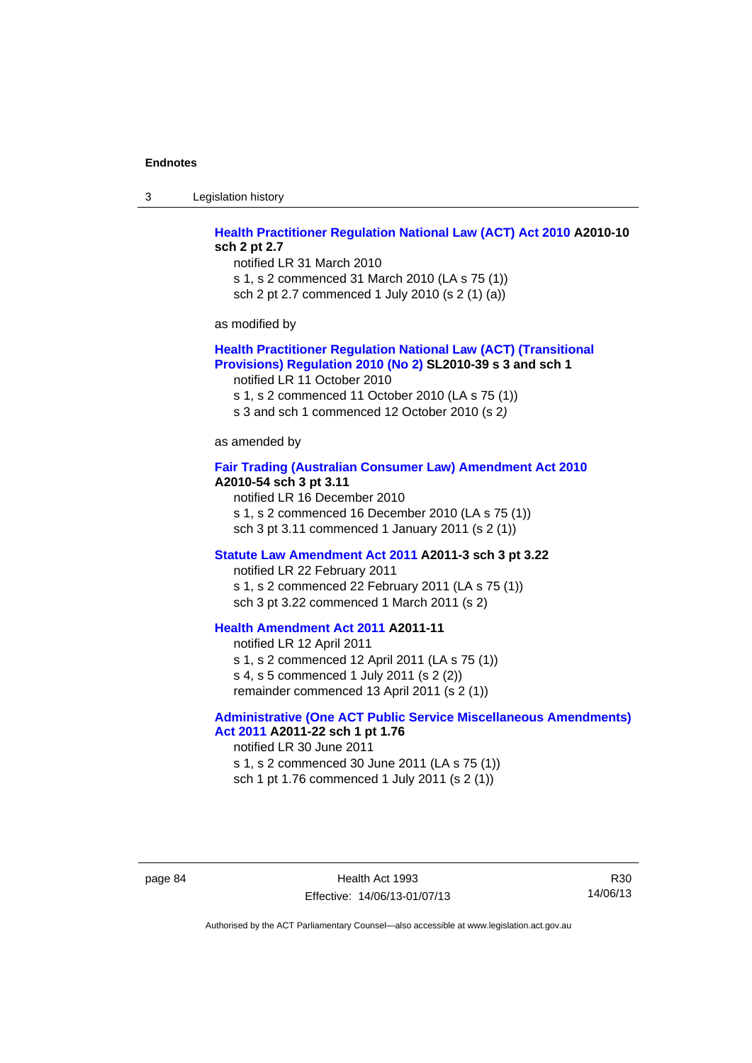**Health Practitioner Regulation National Law (ACT) Act 2010 A2010-10 sch 2 pt 2.7**

notified LR 31 March 2010
s 1, s 2 commenced 31 March 2010 (LA s 75 (1))
sch 2 pt 2.7 commenced 1 July 2010 (s 2 (1) (a))

as modified by

**Health Practitioner Regulation National Law (ACT) (Transitional Provisions) Regulation 2010 (No 2) SL2010-39 s 3 and sch 1**

notified LR 11 October 2010
s 1, s 2 commenced 11 October 2010 (LA s 75 (1))
s 3 and sch 1 commenced 12 October 2010 (s 2*)*

as amended by

**Fair Trading (Australian Consumer Law) Amendment Act 2010 A2010-54 sch 3 pt 3.11**

notified LR 16 December 2010
s 1, s 2 commenced 16 December 2010 (LA s 75 (1))
sch 3 pt 3.11 commenced 1 January 2011 (s 2 (1))

**Statute Law Amendment Act 2011 A2011-3 sch 3 pt 3.22**

notified LR 22 February 2011
s 1, s 2 commenced 22 February 2011 (LA s 75 (1))
sch 3 pt 3.22 commenced 1 March 2011 (s 2)

**Health Amendment Act 2011 A2011-11**

notified LR 12 April 2011
s 1, s 2 commenced 12 April 2011 (LA s 75 (1))
s 4, s 5 commenced 1 July 2011 (s 2 (2))
remainder commenced 13 April 2011 (s 2 (1))

**Administrative (One ACT Public Service Miscellaneous Amendments) Act 2011 A2011-22 sch 1 pt 1.76**

notified LR 30 June 2011
s 1, s 2 commenced 30 June 2011 (LA s 75 (1))
sch 1 pt 1.76 commenced 1 July 2011 (s 2 (1))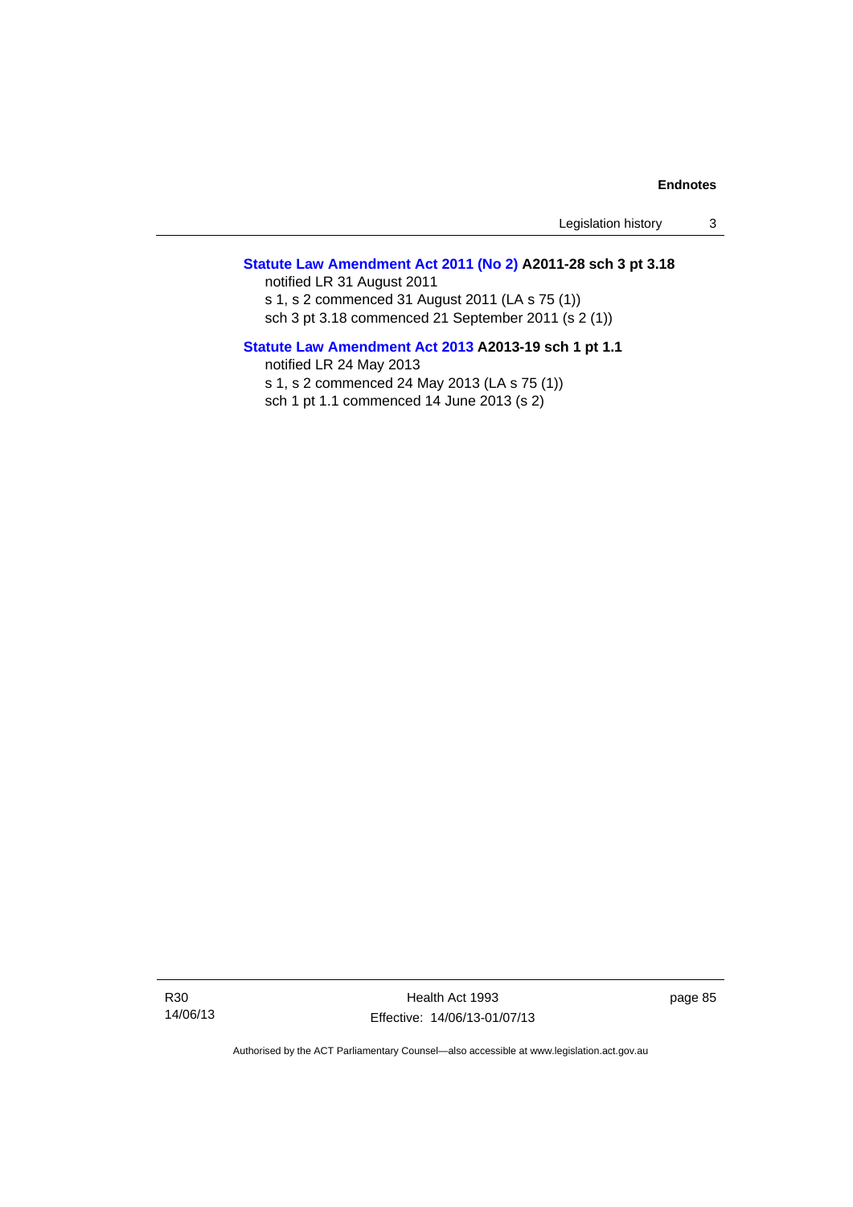**Statute Law Amendment Act 2011 (No 2) A2011-28 sch 3 pt 3.18**

notified LR 31 August 2011

s 1, s 2 commenced 31 August 2011 (LA s 75 (1))

sch 3 pt 3.18 commenced 21 September 2011 (s 2 (1))

**Statute Law Amendment Act 2013 A2013-19 sch 1 pt 1.1**

notified LR 24 May 2013

s 1, s 2 commenced 24 May 2013 (LA s 75 (1))

sch 1 pt 1.1 commenced 14 June 2013 (s 2)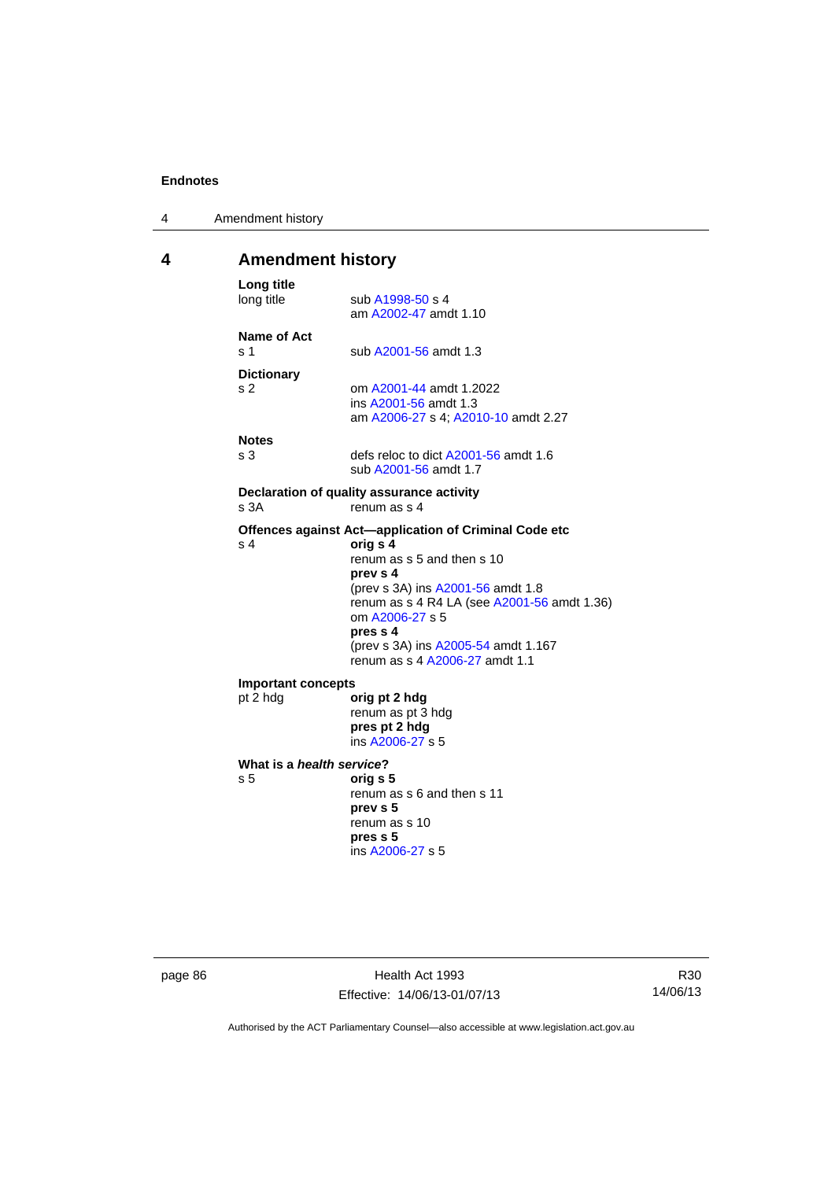# 4 Amendment history

**Long title**

long title — sub A1998-50 s 4
am A2002-47 amdt 1.10

**Name of Act**

s 1 — sub A2001-56 amdt 1.3

**Dictionary**

s 2 — om A2001-44 amdt 1.2022
ins A2001-56 amdt 1.3
am A2006-27 s 4; A2010-10 amdt 2.27

**Notes**

s 3 — defs reloc to dict A2001-56 amdt 1.6
sub A2001-56 amdt 1.7

**Declaration of quality assurance activity**

s 3A — renum as s 4

**Offences against Act—application of Criminal Code etc**

s 4 — **orig s 4**
renum as s 5 and then s 10
**prev s 4**
(prev s 3A) ins A2001-56 amdt 1.8
renum as s 4 R4 LA (see A2001-56 amdt 1.36)
om A2006-27 s 5
**pres s 4**
(prev s 3A) ins A2005-54 amdt 1.167
renum as s 4 A2006-27 amdt 1.1

**Important concepts**

pt 2 hdg — **orig pt 2 hdg**
renum as pt 3 hdg
**pres pt 2 hdg**
ins A2006-27 s 5

**What is a *health service*?**

s 5 — **orig s 5**
renum as s 6 and then s 11
**prev s 5**
renum as s 10
**pres s 5**
ins A2006-27 s 5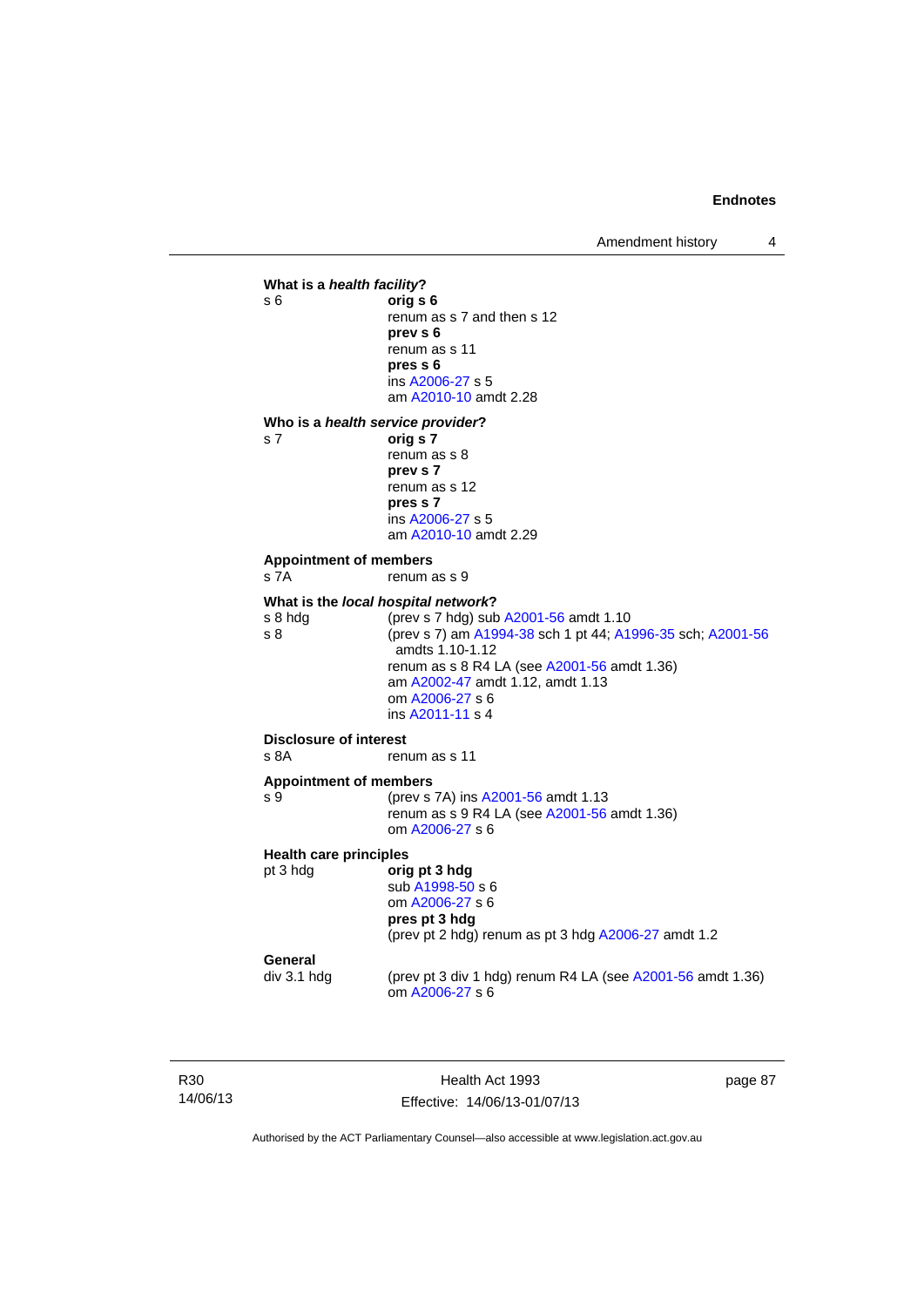**What is a *health facility*?**

s 6 — **orig s 6**
renum as s 7 and then s 12
**prev s 6**
renum as s 11
**pres s 6**
ins A2006-27 s 5
am A2010-10 amdt 2.28

**Who is a *health service provider*?**

s 7 — **orig s 7**
renum as s 8
**prev s 7**
renum as s 12
**pres s 7**
ins A2006-27 s 5
am A2010-10 amdt 2.29

**Appointment of members**

s 7A — renum as s 9

**What is the *local hospital network*?**

s 8 hdg — (prev s 7 hdg) sub A2001-56 amdt 1.10

s 8 — (prev s 7) am A1994-38 sch 1 pt 44; A1996-35 sch; A2001-56 amdts 1.10-1.12
renum as s 8 R4 LA (see A2001-56 amdt 1.36)
am A2002-47 amdt 1.12, amdt 1.13
om A2006-27 s 6
ins A2011-11 s 4

**Disclosure of interest**

s 8A — renum as s 11

**Appointment of members**

s 9 — (prev s 7A) ins A2001-56 amdt 1.13
renum as s 9 R4 LA (see A2001-56 amdt 1.36)
om A2006-27 s 6

**Health care principles**

pt 3 hdg — **orig pt 3 hdg**
sub A1998-50 s 6
om A2006-27 s 6
**pres pt 3 hdg**
(prev pt 2 hdg) renum as pt 3 hdg A2006-27 amdt 1.2

**General**

div 3.1 hdg — (prev pt 3 div 1 hdg) renum R4 LA (see A2001-56 amdt 1.36)
om A2006-27 s 6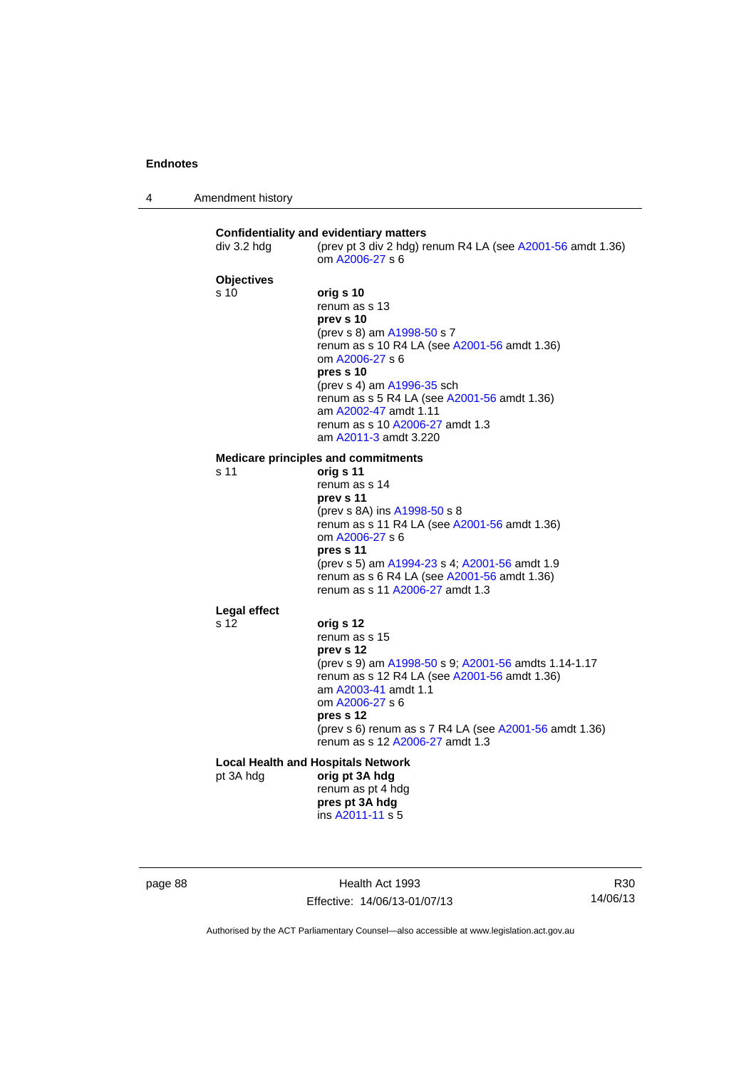**Confidentiality and evidentiary matters**

div 3.2 hdg — (prev pt 3 div 2 hdg) renum R4 LA (see A2001-56 amdt 1.36)
om A2006-27 s 6

**Objectives**

s 10 — **orig s 10**
renum as s 13
**prev s 10**
(prev s 8) am A1998-50 s 7
renum as s 10 R4 LA (see A2001-56 amdt 1.36)
om A2006-27 s 6
**pres s 10**
(prev s 4) am A1996-35 sch
renum as s 5 R4 LA (see A2001-56 amdt 1.36)
am A2002-47 amdt 1.11
renum as s 10 A2006-27 amdt 1.3
am A2011-3 amdt 3.220

**Medicare principles and commitments**

s 11 — **orig s 11**
renum as s 14
**prev s 11**
(prev s 8A) ins A1998-50 s 8
renum as s 11 R4 LA (see A2001-56 amdt 1.36)
om A2006-27 s 6
**pres s 11**
(prev s 5) am A1994-23 s 4; A2001-56 amdt 1.9
renum as s 6 R4 LA (see A2001-56 amdt 1.36)
renum as s 11 A2006-27 amdt 1.3

**Legal effect**

s 12 — **orig s 12**
renum as s 15
**prev s 12**
(prev s 9) am A1998-50 s 9; A2001-56 amdts 1.14-1.17
renum as s 12 R4 LA (see A2001-56 amdt 1.36)
am A2003-41 amdt 1.1
om A2006-27 s 6
**pres s 12**
(prev s 6) renum as s 7 R4 LA (see A2001-56 amdt 1.36)
renum as s 12 A2006-27 amdt 1.3

**Local Health and Hospitals Network**

pt 3A hdg — **orig pt 3A hdg**
renum as pt 4 hdg
**pres pt 3A hdg**
ins A2011-11 s 5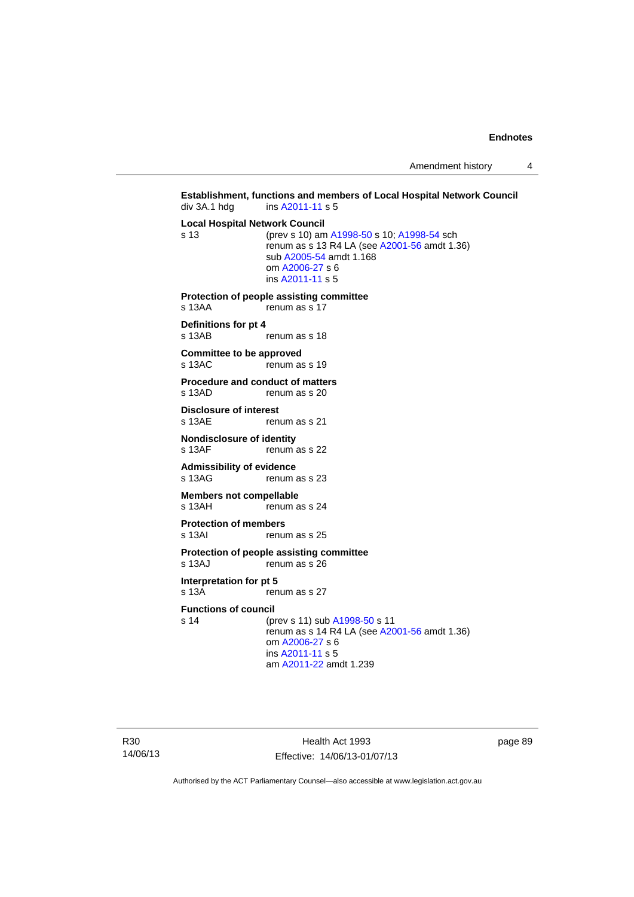**Establishment, functions and members of Local Hospital Network Council**

div 3A.1 hdg ins A2011-11 s 5

**Local Hospital Network Council**

s 13 (prev s 10) am A1998-50 s 10; A1998-54 sch
renum as s 13 R4 LA (see A2001-56 amdt 1.36)
sub A2005-54 amdt 1.168
om A2006-27 s 6
ins A2011-11 s 5

**Protection of people assisting committee**

s 13AA renum as s 17

**Definitions for pt 4**

s 13AB renum as s 18

**Committee to be approved**

s 13AC renum as s 19

**Procedure and conduct of matters**

s 13AD renum as s 20

**Disclosure of interest**

s 13AE renum as s 21

**Nondisclosure of identity**

s 13AF renum as s 22

**Admissibility of evidence**

s 13AG renum as s 23

**Members not compellable**

s 13AH renum as s 24

**Protection of members**

s 13AI renum as s 25

**Protection of people assisting committee**

s 13AJ renum as s 26

**Interpretation for pt 5**

s 13A renum as s 27

**Functions of council**

s 14 (prev s 11) sub A1998-50 s 11
renum as s 14 R4 LA (see A2001-56 amdt 1.36)
om A2006-27 s 6
ins A2011-11 s 5
am A2011-22 amdt 1.239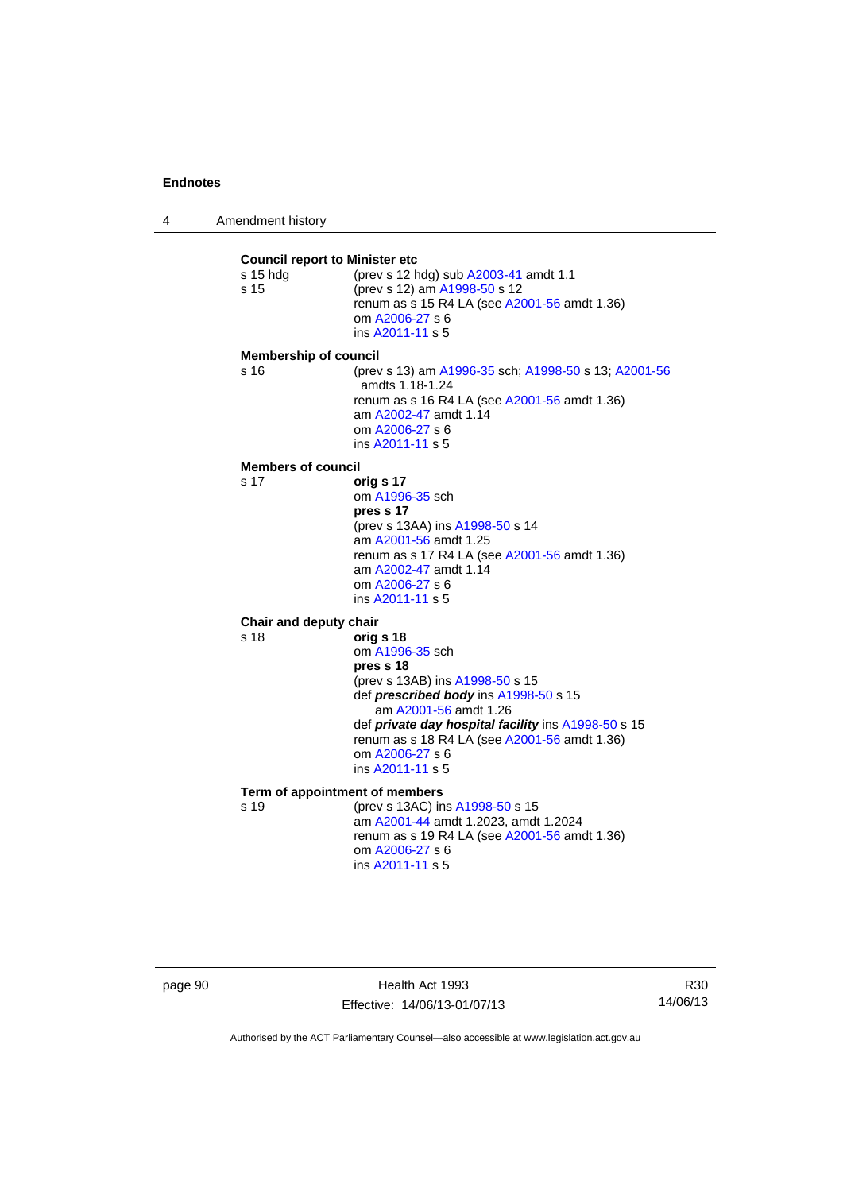**Council report to Minister etc**

s 15 hdg — (prev s 12 hdg) sub A2003-41 amdt 1.1

s 15 — (prev s 12) am A1998-50 s 12
renum as s 15 R4 LA (see A2001-56 amdt 1.36)
om A2006-27 s 6
ins A2011-11 s 5

**Membership of council**

s 16 — (prev s 13) am A1996-35 sch; A1998-50 s 13; A2001-56 amdts 1.18-1.24
renum as s 16 R4 LA (see A2001-56 amdt 1.36)
am A2002-47 amdt 1.14
om A2006-27 s 6
ins A2011-11 s 5

**Members of council**

s 17 — **orig s 17**
om A1996-35 sch
**pres s 17**
(prev s 13AA) ins A1998-50 s 14
am A2001-56 amdt 1.25
renum as s 17 R4 LA (see A2001-56 amdt 1.36)
am A2002-47 amdt 1.14
om A2006-27 s 6
ins A2011-11 s 5

**Chair and deputy chair**

s 18 — **orig s 18**
om A1996-35 sch
**pres s 18**
(prev s 13AB) ins A1998-50 s 15
def ***prescribed body*** ins A1998-50 s 15
am A2001-56 amdt 1.26
def ***private day hospital facility*** ins A1998-50 s 15
renum as s 18 R4 LA (see A2001-56 amdt 1.36)
om A2006-27 s 6
ins A2011-11 s 5

**Term of appointment of members**

s 19 — (prev s 13AC) ins A1998-50 s 15
am A2001-44 amdt 1.2023, amdt 1.2024
renum as s 19 R4 LA (see A2001-56 amdt 1.36)
om A2006-27 s 6
ins A2011-11 s 5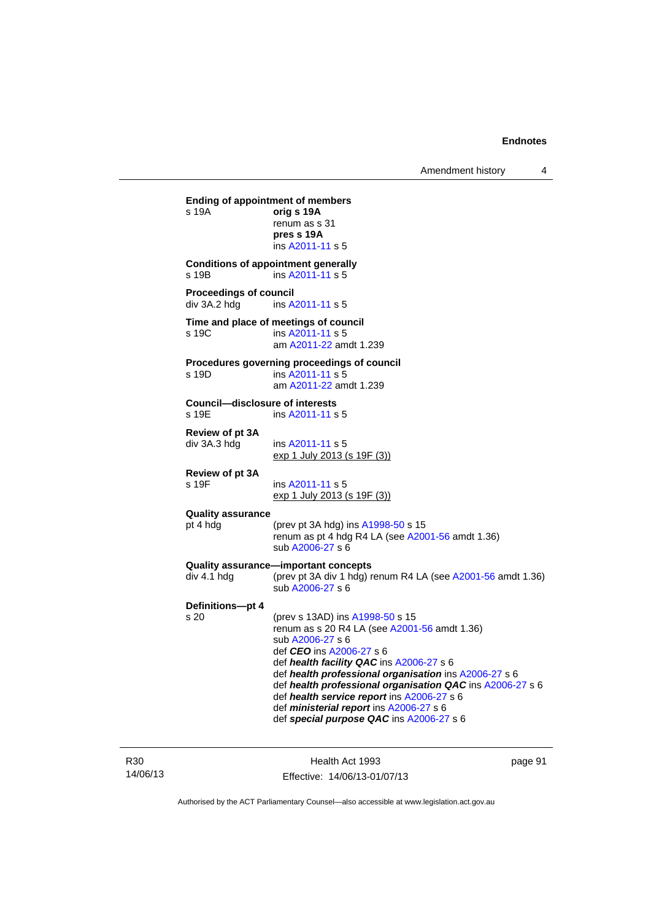**Ending of appointment of members**

s 19A **orig s 19A**
renum as s 31
**pres s 19A**
ins A2011-11 s 5

**Conditions of appointment generally**

s 19B ins A2011-11 s 5

**Proceedings of council**

div 3A.2 hdg ins A2011-11 s 5

**Time and place of meetings of council**

s 19C ins A2011-11 s 5
am A2011-22 amdt 1.239

**Procedures governing proceedings of council**

s 19D ins A2011-11 s 5
am A2011-22 amdt 1.239

**Council—disclosure of interests**

s 19E ins A2011-11 s 5

**Review of pt 3A**

div 3A.3 hdg ins A2011-11 s 5
exp 1 July 2013 (s 19F (3))

**Review of pt 3A**

s 19F ins A2011-11 s 5
exp 1 July 2013 (s 19F (3))

**Quality assurance**

pt 4 hdg (prev pt 3A hdg) ins A1998-50 s 15
renum as pt 4 hdg R4 LA (see A2001-56 amdt 1.36)
sub A2006-27 s 6

**Quality assurance—important concepts**

div 4.1 hdg (prev pt 3A div 1 hdg) renum R4 LA (see A2001-56 amdt 1.36)
sub A2006-27 s 6

**Definitions—pt 4**

s 20 (prev s 13AD) ins A1998-50 s 15
renum as s 20 R4 LA (see A2001-56 amdt 1.36)
sub A2006-27 s 6
def ***CEO*** ins A2006-27 s 6
def ***health facility QAC*** ins A2006-27 s 6
def ***health professional organisation*** ins A2006-27 s 6
def ***health professional organisation QAC*** ins A2006-27 s 6
def ***health service report*** ins A2006-27 s 6
def ***ministerial report*** ins A2006-27 s 6
def ***special purpose QAC*** ins A2006-27 s 6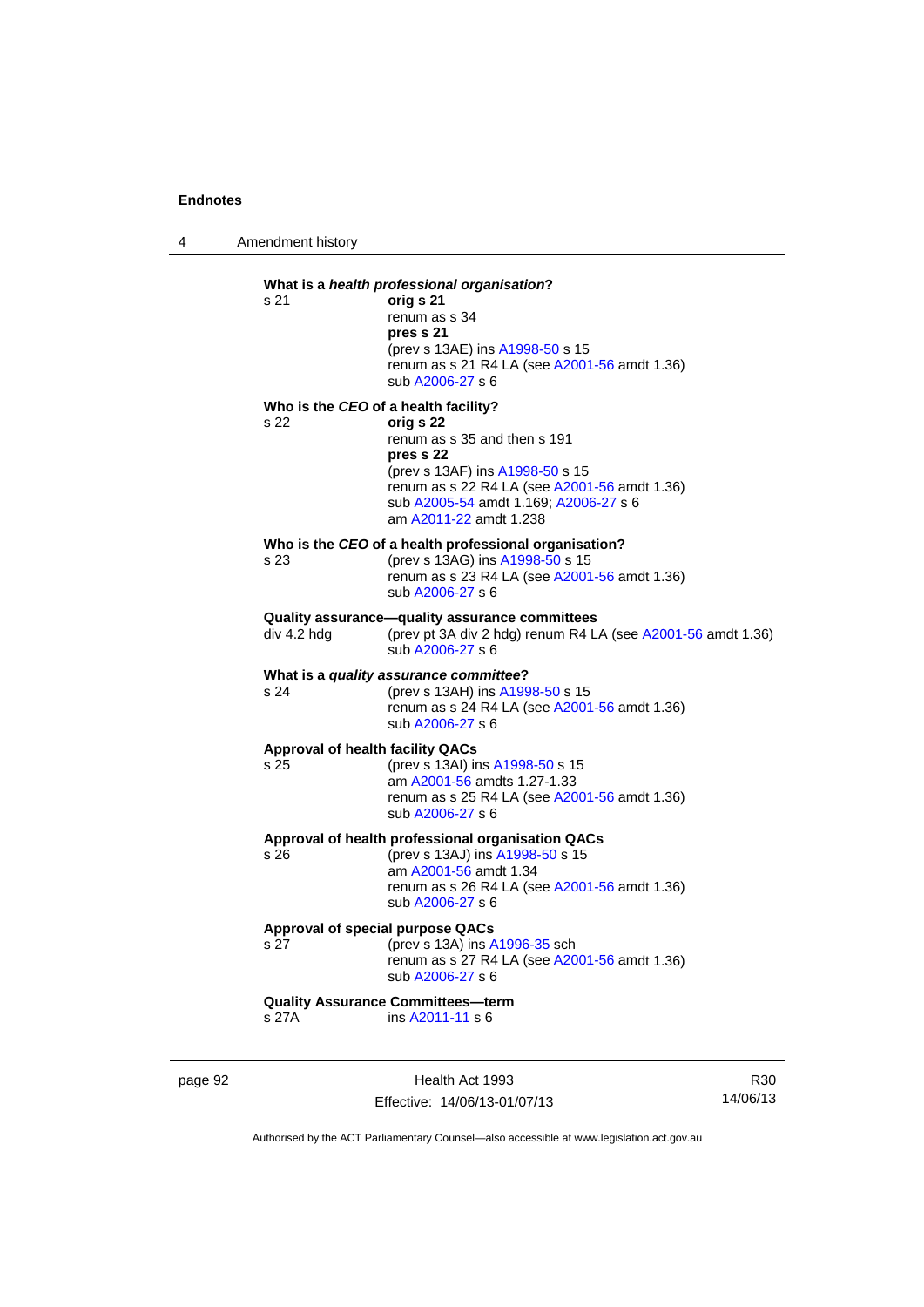**What is a *health professional organisation*?**

s 21 **orig s 21**
renum as s 34
**pres s 21**
(prev s 13AE) ins A1998-50 s 15
renum as s 21 R4 LA (see A2001-56 amdt 1.36)
sub A2006-27 s 6

**Who is the *CEO* of a health facility?**

s 22 **orig s 22**
renum as s 35 and then s 191
**pres s 22**
(prev s 13AF) ins A1998-50 s 15
renum as s 22 R4 LA (see A2001-56 amdt 1.36)
sub A2005-54 amdt 1.169; A2006-27 s 6
am A2011-22 amdt 1.238

**Who is the *CEO* of a health professional organisation?**

s 23 (prev s 13AG) ins A1998-50 s 15
renum as s 23 R4 LA (see A2001-56 amdt 1.36)
sub A2006-27 s 6

**Quality assurance—quality assurance committees**

div 4.2 hdg (prev pt 3A div 2 hdg) renum R4 LA (see A2001-56 amdt 1.36)
sub A2006-27 s 6

**What is a *quality assurance committee*?**

s 24 (prev s 13AH) ins A1998-50 s 15
renum as s 24 R4 LA (see A2001-56 amdt 1.36)
sub A2006-27 s 6

**Approval of health facility QACs**

s 25 (prev s 13AI) ins A1998-50 s 15
am A2001-56 amdts 1.27-1.33
renum as s 25 R4 LA (see A2001-56 amdt 1.36)
sub A2006-27 s 6

**Approval of health professional organisation QACs**

s 26 (prev s 13AJ) ins A1998-50 s 15
am A2001-56 amdt 1.34
renum as s 26 R4 LA (see A2001-56 amdt 1.36)
sub A2006-27 s 6

**Approval of special purpose QACs**

s 27 (prev s 13A) ins A1996-35 sch
renum as s 27 R4 LA (see A2001-56 amdt 1.36)
sub A2006-27 s 6

**Quality Assurance Committees—term**

s 27A ins A2011-11 s 6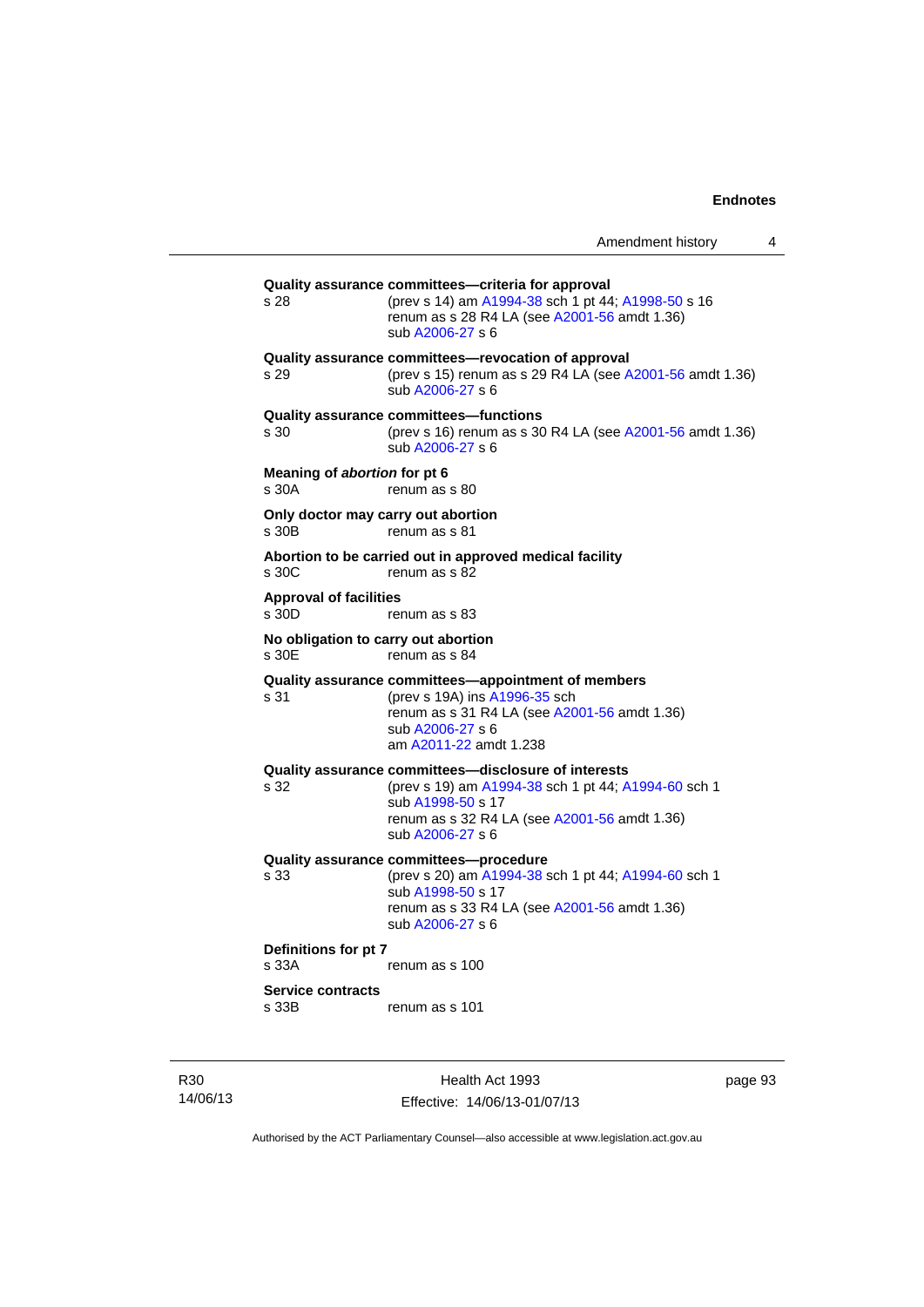**Quality assurance committees—criteria for approval**

s 28 (prev s 14) am A1994-38 sch 1 pt 44; A1998-50 s 16
renum as s 28 R4 LA (see A2001-56 amdt 1.36)
sub A2006-27 s 6

**Quality assurance committees—revocation of approval**

s 29 (prev s 15) renum as s 29 R4 LA (see A2001-56 amdt 1.36)
sub A2006-27 s 6

**Quality assurance committees—functions**

s 30 (prev s 16) renum as s 30 R4 LA (see A2001-56 amdt 1.36)
sub A2006-27 s 6

**Meaning of *abortion* for pt 6**

s 30A renum as s 80

**Only doctor may carry out abortion**

s 30B renum as s 81

**Abortion to be carried out in approved medical facility**

s 30C renum as s 82

**Approval of facilities**

s 30D renum as s 83

**No obligation to carry out abortion**

s 30E renum as s 84

**Quality assurance committees—appointment of members**

s 31 (prev s 19A) ins A1996-35 sch
renum as s 31 R4 LA (see A2001-56 amdt 1.36)
sub A2006-27 s 6
am A2011-22 amdt 1.238

**Quality assurance committees—disclosure of interests**

s 32 (prev s 19) am A1994-38 sch 1 pt 44; A1994-60 sch 1
sub A1998-50 s 17
renum as s 32 R4 LA (see A2001-56 amdt 1.36)
sub A2006-27 s 6

**Quality assurance committees—procedure**

s 33 (prev s 20) am A1994-38 sch 1 pt 44; A1994-60 sch 1
sub A1998-50 s 17
renum as s 33 R4 LA (see A2001-56 amdt 1.36)
sub A2006-27 s 6

**Definitions for pt 7**

s 33A renum as s 100

**Service contracts**

s 33B renum as s 101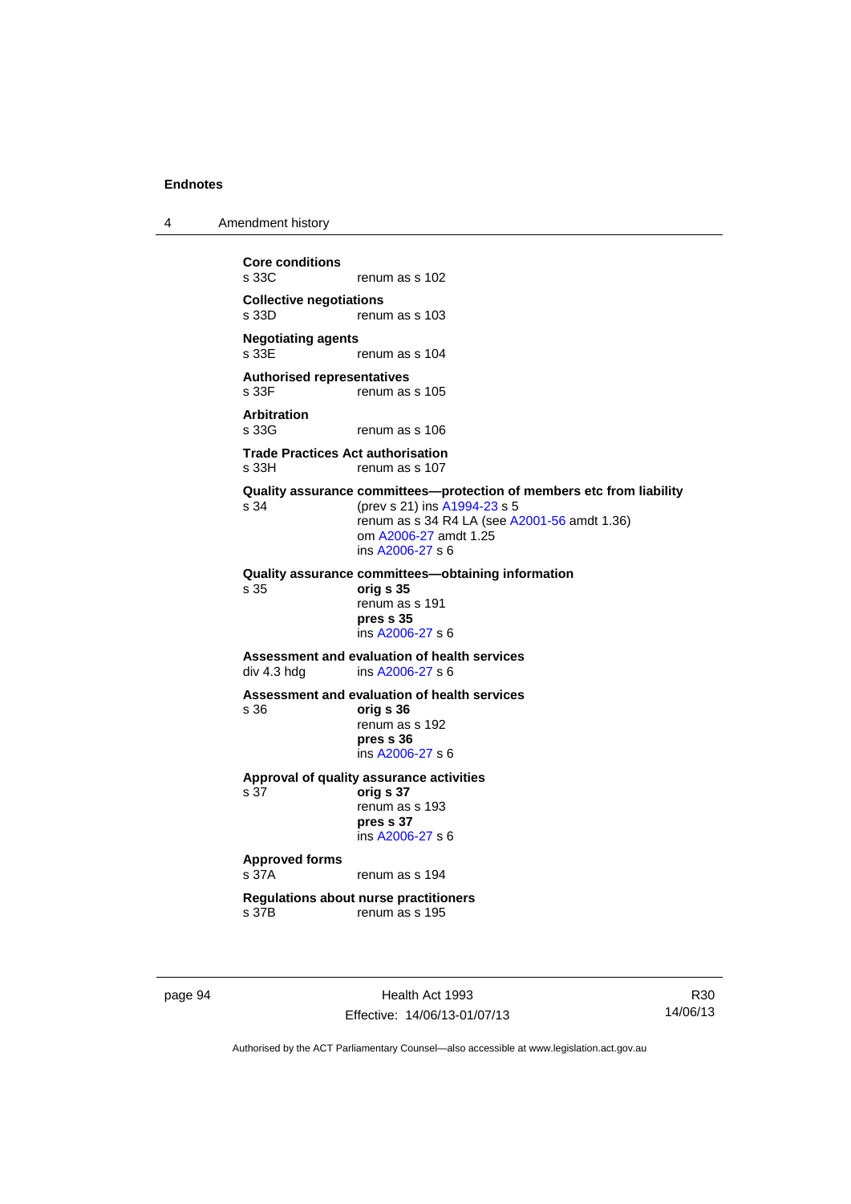**Core conditions**
s 33C renum as s 102

**Collective negotiations**
s 33D renum as s 103

**Negotiating agents**
s 33E renum as s 104

**Authorised representatives**
s 33F renum as s 105

**Arbitration**
s 33G renum as s 106

**Trade Practices Act authorisation**
s 33H renum as s 107

**Quality assurance committees—protection of members etc from liability**
s 34 (prev s 21) ins A1994-23 s 5
renum as s 34 R4 LA (see A2001-56 amdt 1.36)
om A2006-27 amdt 1.25
ins A2006-27 s 6

**Quality assurance committees—obtaining information**
s 35 **orig s 35**
renum as s 191
**pres s 35**
ins A2006-27 s 6

**Assessment and evaluation of health services**
div 4.3 hdg ins A2006-27 s 6

**Assessment and evaluation of health services**
s 36 **orig s 36**
renum as s 192
**pres s 36**
ins A2006-27 s 6

**Approval of quality assurance activities**
s 37 **orig s 37**
renum as s 193
**pres s 37**
ins A2006-27 s 6

**Approved forms**
s 37A renum as s 194

**Regulations about nurse practitioners**
s 37B renum as s 195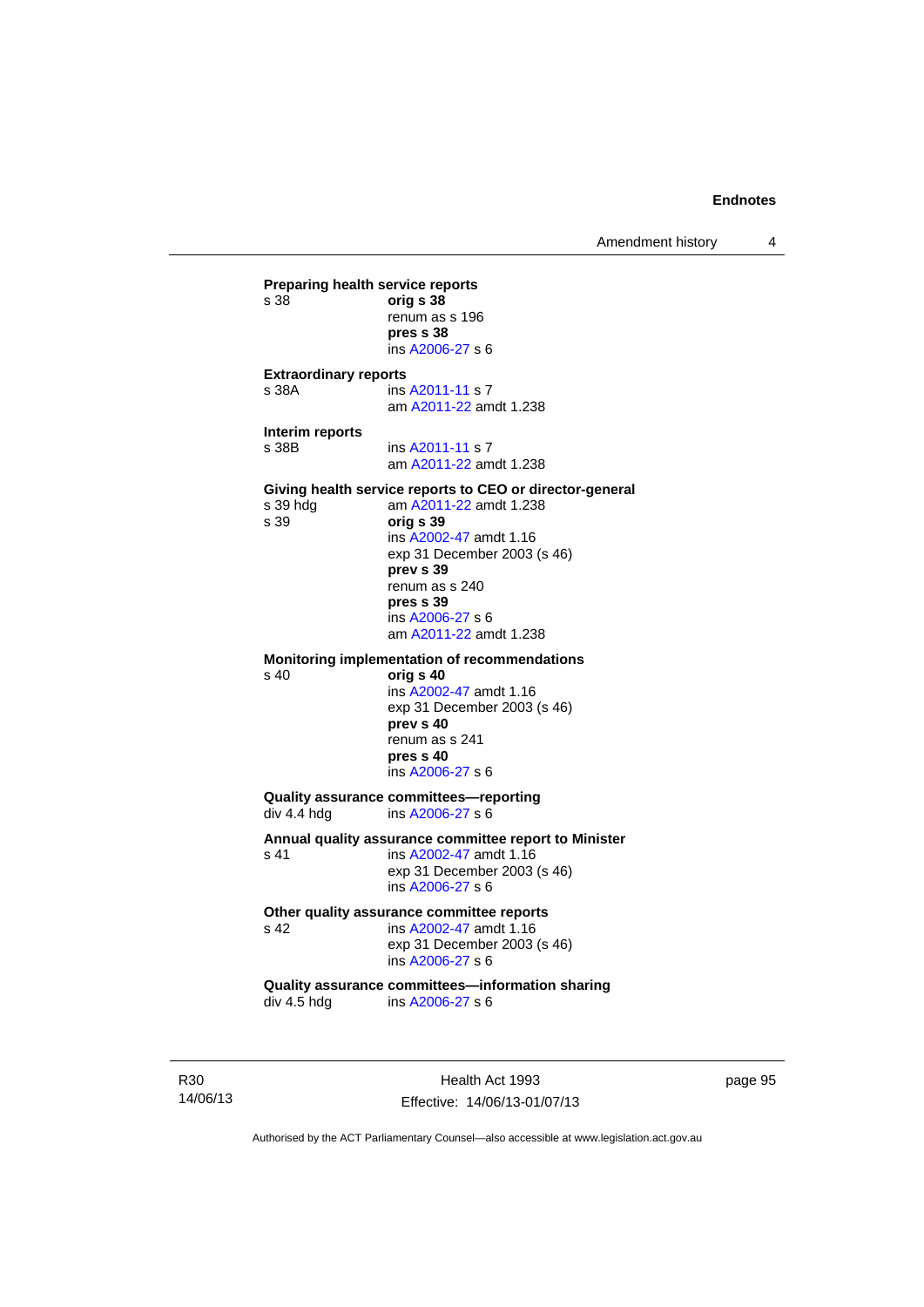**Preparing health service reports**

s 38 **orig s 38**
renum as s 196
**pres s 38**
ins A2006-27 s 6

**Extraordinary reports**

s 38A ins A2011-11 s 7
am A2011-22 amdt 1.238

**Interim reports**

s 38B ins A2011-11 s 7
am A2011-22 amdt 1.238

**Giving health service reports to CEO or director-general**

s 39 hdg am A2011-22 amdt 1.238
s 39 **orig s 39**
ins A2002-47 amdt 1.16
exp 31 December 2003 (s 46)
**prev s 39**
renum as s 240
**pres s 39**
ins A2006-27 s 6
am A2011-22 amdt 1.238

**Monitoring implementation of recommendations**

s 40 **orig s 40**
ins A2002-47 amdt 1.16
exp 31 December 2003 (s 46)
**prev s 40**
renum as s 241
**pres s 40**
ins A2006-27 s 6

**Quality assurance committees—reporting**

div 4.4 hdg ins A2006-27 s 6

**Annual quality assurance committee report to Minister**

s 41 ins A2002-47 amdt 1.16
exp 31 December 2003 (s 46)
ins A2006-27 s 6

**Other quality assurance committee reports**

s 42 ins A2002-47 amdt 1.16
exp 31 December 2003 (s 46)
ins A2006-27 s 6

**Quality assurance committees—information sharing**

div 4.5 hdg ins A2006-27 s 6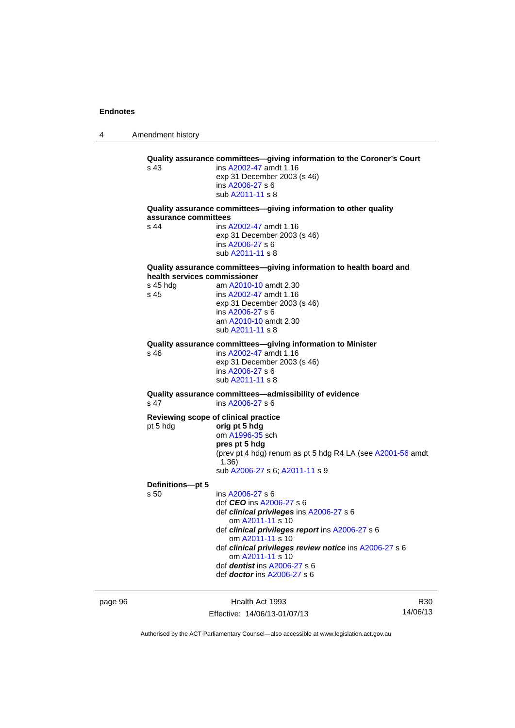**Quality assurance committees—giving information to the Coroner's Court**

s 43
ins A2002-47 amdt 1.16
exp 31 December 2003 (s 46)
ins A2006-27 s 6
sub A2011-11 s 8

**Quality assurance committees—giving information to other quality assurance committees**

s 44
ins A2002-47 amdt 1.16
exp 31 December 2003 (s 46)
ins A2006-27 s 6
sub A2011-11 s 8

**Quality assurance committees—giving information to health board and health services commissioner**

s 45 hdg
am A2010-10 amdt 2.30

s 45
ins A2002-47 amdt 1.16
exp 31 December 2003 (s 46)
ins A2006-27 s 6
am A2010-10 amdt 2.30
sub A2011-11 s 8

**Quality assurance committees—giving information to Minister**

s 46
ins A2002-47 amdt 1.16
exp 31 December 2003 (s 46)
ins A2006-27 s 6
sub A2011-11 s 8

**Quality assurance committees—admissibility of evidence**

s 47
ins A2006-27 s 6

**Reviewing scope of clinical practice**

pt 5 hdg
**orig pt 5 hdg**
om A1996-35 sch
**pres pt 5 hdg**
(prev pt 4 hdg) renum as pt 5 hdg R4 LA (see A2001-56 amdt 1.36)
sub A2006-27 s 6; A2011-11 s 9

**Definitions—pt 5**

s 50
ins A2006-27 s 6
def ***CEO*** ins A2006-27 s 6
def ***clinical privileges*** ins A2006-27 s 6
om A2011-11 s 10
def ***clinical privileges report*** ins A2006-27 s 6
om A2011-11 s 10
def ***clinical privileges review notice*** ins A2006-27 s 6
om A2011-11 s 10
def ***dentist*** ins A2006-27 s 6
def ***doctor*** ins A2006-27 s 6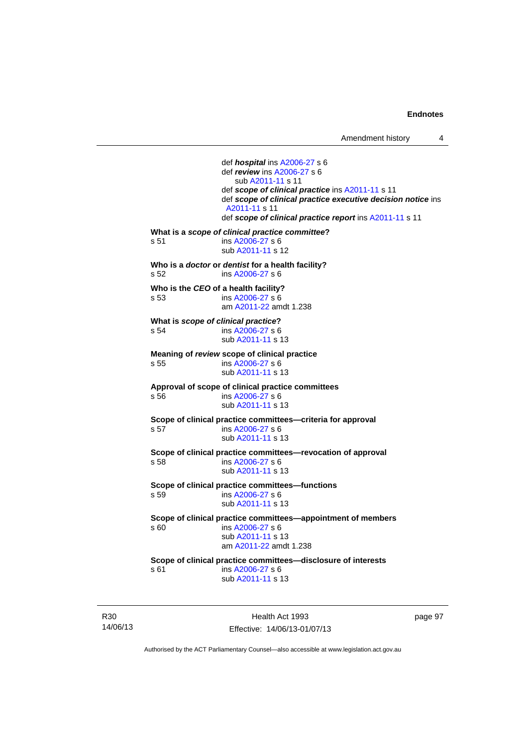def ***hospital*** ins A2006-27 s 6
def ***review*** ins A2006-27 s 6
sub A2011-11 s 11
def ***scope of clinical practice*** ins A2011-11 s 11
def ***scope of clinical practice executive decision notice*** ins A2011-11 s 11
def ***scope of clinical practice report*** ins A2011-11 s 11

**What is a *scope of clinical practice committee*?**
s 51 ins A2006-27 s 6
sub A2011-11 s 12

**Who is a *doctor* or *dentist* for a health facility?**
s 52 ins A2006-27 s 6

**Who is the *CEO* of a health facility?**
s 53 ins A2006-27 s 6
am A2011-22 amdt 1.238

**What is *scope of clinical practice*?**
s 54 ins A2006-27 s 6
sub A2011-11 s 13

**Meaning of *review* scope of clinical practice**
s 55 ins A2006-27 s 6
sub A2011-11 s 13

**Approval of scope of clinical practice committees**
s 56 ins A2006-27 s 6
sub A2011-11 s 13

**Scope of clinical practice committees—criteria for approval**
s 57 ins A2006-27 s 6
sub A2011-11 s 13

**Scope of clinical practice committees—revocation of approval**
s 58 ins A2006-27 s 6
sub A2011-11 s 13

**Scope of clinical practice committees—functions**
s 59 ins A2006-27 s 6
sub A2011-11 s 13

**Scope of clinical practice committees—appointment of members**
s 60 ins A2006-27 s 6
sub A2011-11 s 13
am A2011-22 amdt 1.238

**Scope of clinical practice committees—disclosure of interests**
s 61 ins A2006-27 s 6
sub A2011-11 s 13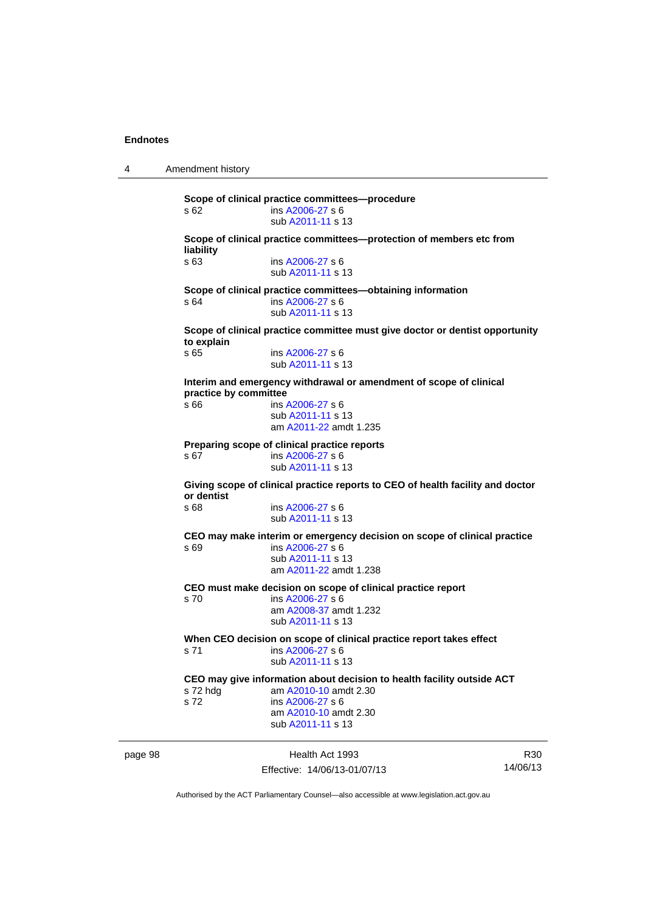**Scope of clinical practice committees—procedure**

s 62 ins A2006-27 s 6
sub A2011-11 s 13

**Scope of clinical practice committees—protection of members etc from liability**

s 63 ins A2006-27 s 6
sub A2011-11 s 13

**Scope of clinical practice committees—obtaining information**

s 64 ins A2006-27 s 6
sub A2011-11 s 13

**Scope of clinical practice committee must give doctor or dentist opportunity to explain**

s 65 ins A2006-27 s 6
sub A2011-11 s 13

**Interim and emergency withdrawal or amendment of scope of clinical practice by committee**

s 66 ins A2006-27 s 6
sub A2011-11 s 13
am A2011-22 amdt 1.235

**Preparing scope of clinical practice reports**

s 67 ins A2006-27 s 6
sub A2011-11 s 13

**Giving scope of clinical practice reports to CEO of health facility and doctor or dentist**

s 68 ins A2006-27 s 6
sub A2011-11 s 13

**CEO may make interim or emergency decision on scope of clinical practice**

s 69 ins A2006-27 s 6
sub A2011-11 s 13
am A2011-22 amdt 1.238

**CEO must make decision on scope of clinical practice report**

s 70 ins A2006-27 s 6
am A2008-37 amdt 1.232
sub A2011-11 s 13

**When CEO decision on scope of clinical practice report takes effect**

s 71 ins A2006-27 s 6
sub A2011-11 s 13

**CEO may give information about decision to health facility outside ACT**

s 72 hdg am A2010-10 amdt 2.30
s 72 ins A2006-27 s 6
am A2010-10 amdt 2.30
sub A2011-11 s 13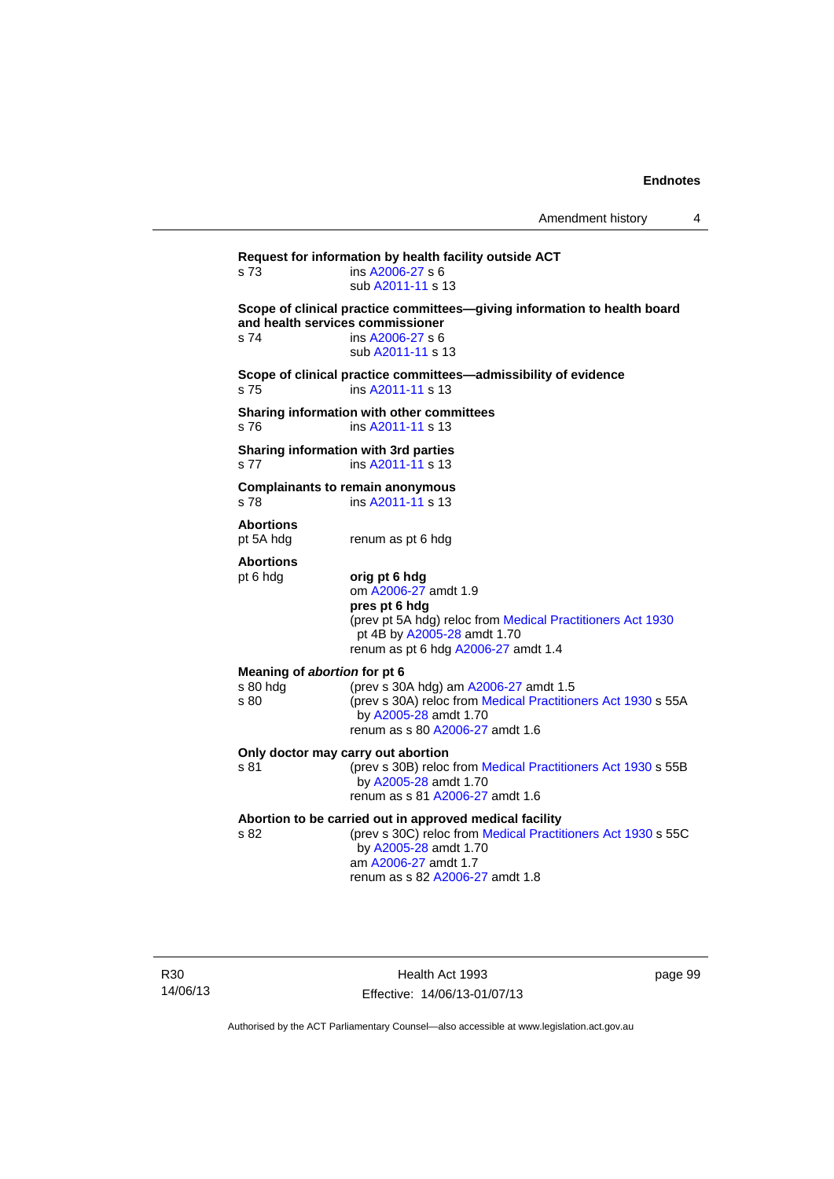**Request for information by health facility outside ACT**

s 73 ins A2006-27 s 6
sub A2011-11 s 13

**Scope of clinical practice committees—giving information to health board and health services commissioner**

s 74 ins A2006-27 s 6
sub A2011-11 s 13

**Scope of clinical practice committees—admissibility of evidence**

s 75 ins A2011-11 s 13

**Sharing information with other committees**

s 76 ins A2011-11 s 13

**Sharing information with 3rd parties**

s 77 ins A2011-11 s 13

**Complainants to remain anonymous**

s 78 ins A2011-11 s 13

**Abortions**

pt 5A hdg renum as pt 6 hdg

**Abortions**

pt 6 hdg **orig pt 6 hdg**
om A2006-27 amdt 1.9
**pres pt 6 hdg**
(prev pt 5A hdg) reloc from Medical Practitioners Act 1930 pt 4B by A2005-28 amdt 1.70
renum as pt 6 hdg A2006-27 amdt 1.4

**Meaning of *abortion* for pt 6**

s 80 hdg (prev s 30A hdg) am A2006-27 amdt 1.5
s 80 (prev s 30A) reloc from Medical Practitioners Act 1930 s 55A by A2005-28 amdt 1.70
renum as s 80 A2006-27 amdt 1.6

**Only doctor may carry out abortion**

s 81 (prev s 30B) reloc from Medical Practitioners Act 1930 s 55B by A2005-28 amdt 1.70
renum as s 81 A2006-27 amdt 1.6

**Abortion to be carried out in approved medical facility**

s 82 (prev s 30C) reloc from Medical Practitioners Act 1930 s 55C by A2005-28 amdt 1.70
am A2006-27 amdt 1.7
renum as s 82 A2006-27 amdt 1.8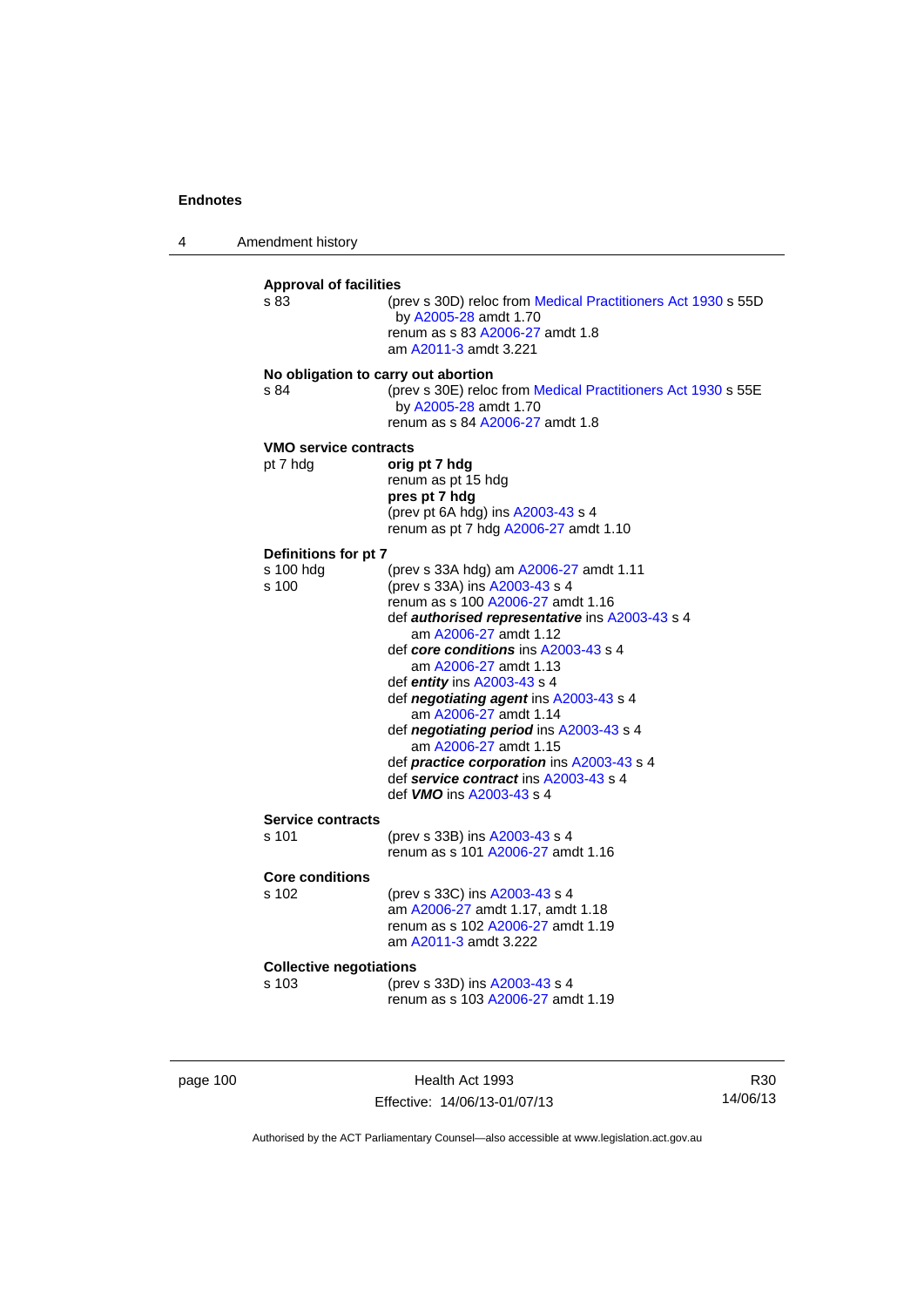**Approval of facilities**

s 83 (prev s 30D) reloc from Medical Practitioners Act 1930 s 55D by A2005-28 amdt 1.70
renum as s 83 A2006-27 amdt 1.8
am A2011-3 amdt 3.221

**No obligation to carry out abortion**

s 84 (prev s 30E) reloc from Medical Practitioners Act 1930 s 55E by A2005-28 amdt 1.70
renum as s 84 A2006-27 amdt 1.8

**VMO service contracts**

pt 7 hdg **orig pt 7 hdg**
renum as pt 15 hdg
**pres pt 7 hdg**
(prev pt 6A hdg) ins A2003-43 s 4
renum as pt 7 hdg A2006-27 amdt 1.10

**Definitions for pt 7**

s 100 hdg (prev s 33A hdg) am A2006-27 amdt 1.11

s 100 (prev s 33A) ins A2003-43 s 4
renum as s 100 A2006-27 amdt 1.16
def ***authorised representative*** ins A2003-43 s 4
am A2006-27 amdt 1.12
def ***core conditions*** ins A2003-43 s 4
am A2006-27 amdt 1.13
def ***entity*** ins A2003-43 s 4
def ***negotiating agent*** ins A2003-43 s 4
am A2006-27 amdt 1.14
def ***negotiating period*** ins A2003-43 s 4
am A2006-27 amdt 1.15
def ***practice corporation*** ins A2003-43 s 4
def ***service contract*** ins A2003-43 s 4
def ***VMO*** ins A2003-43 s 4

**Service contracts**

s 101 (prev s 33B) ins A2003-43 s 4
renum as s 101 A2006-27 amdt 1.16

**Core conditions**

s 102 (prev s 33C) ins A2003-43 s 4
am A2006-27 amdt 1.17, amdt 1.18
renum as s 102 A2006-27 amdt 1.19
am A2011-3 amdt 3.222

**Collective negotiations**

s 103 (prev s 33D) ins A2003-43 s 4
renum as s 103 A2006-27 amdt 1.19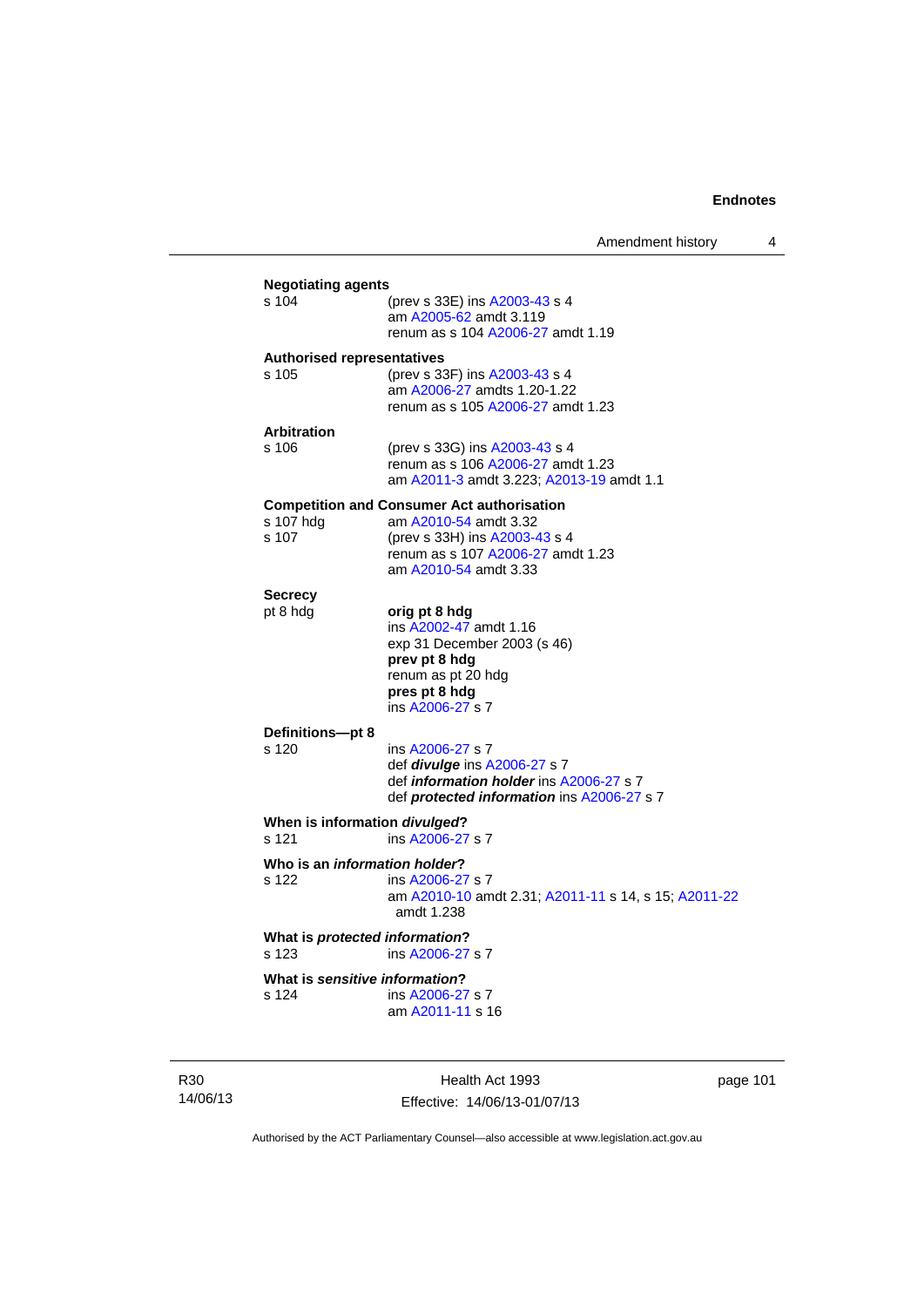**Negotiating agents**

s 104 — (prev s 33E) ins A2003-43 s 4
am A2005-62 amdt 3.119
renum as s 104 A2006-27 amdt 1.19

**Authorised representatives**

s 105 — (prev s 33F) ins A2003-43 s 4
am A2006-27 amdts 1.20-1.22
renum as s 105 A2006-27 amdt 1.23

**Arbitration**

s 106 — (prev s 33G) ins A2003-43 s 4
renum as s 106 A2006-27 amdt 1.23
am A2011-3 amdt 3.223; A2013-19 amdt 1.1

**Competition and Consumer Act authorisation**

s 107 hdg — am A2010-54 amdt 3.32

s 107 — (prev s 33H) ins A2003-43 s 4
renum as s 107 A2006-27 amdt 1.23
am A2010-54 amdt 3.33

**Secrecy**

pt 8 hdg — **orig pt 8 hdg**
ins A2002-47 amdt 1.16
exp 31 December 2003 (s 46)
**prev pt 8 hdg**
renum as pt 20 hdg
**pres pt 8 hdg**
ins A2006-27 s 7

**Definitions—pt 8**

s 120 — ins A2006-27 s 7
def ***divulge*** ins A2006-27 s 7
def ***information holder*** ins A2006-27 s 7
def ***protected information*** ins A2006-27 s 7

**When is information *divulged*?**

s 121 — ins A2006-27 s 7

**Who is an *information holder*?**

s 122 — ins A2006-27 s 7
am A2010-10 amdt 2.31; A2011-11 s 14, s 15; A2011-22 amdt 1.238

**What is *protected information*?**

s 123 — ins A2006-27 s 7

**What is *sensitive information*?**

s 124 — ins A2006-27 s 7
am A2011-11 s 16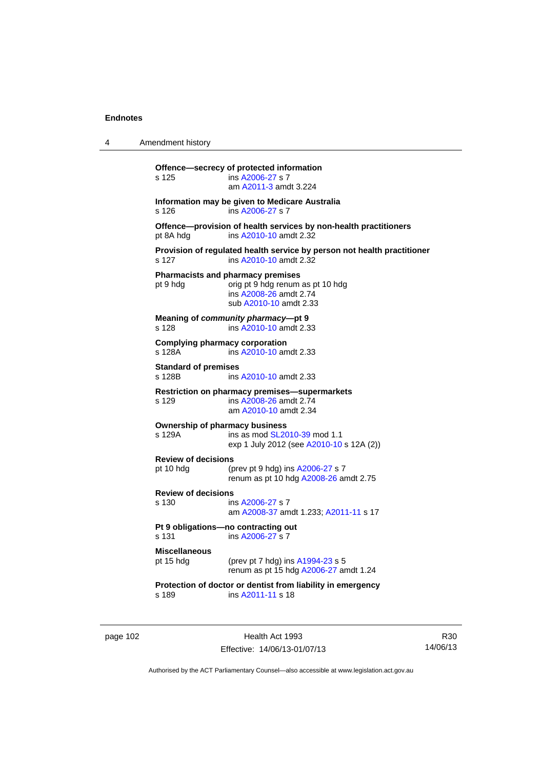**Offence—secrecy of protected information**
s 125 ins A2006-27 s 7
am A2011-3 amdt 3.224

**Information may be given to Medicare Australia**
s 126 ins A2006-27 s 7

**Offence—provision of health services by non-health practitioners**
pt 8A hdg ins A2010-10 amdt 2.32

**Provision of regulated health service by person not health practitioner**
s 127 ins A2010-10 amdt 2.32

**Pharmacists and pharmacy premises**
pt 9 hdg orig pt 9 hdg renum as pt 10 hdg
ins A2008-26 amdt 2.74
sub A2010-10 amdt 2.33

**Meaning of *community pharmacy*—pt 9**
s 128 ins A2010-10 amdt 2.33

**Complying pharmacy corporation**
s 128A ins A2010-10 amdt 2.33

**Standard of premises**
s 128B ins A2010-10 amdt 2.33

**Restriction on pharmacy premises—supermarkets**
s 129 ins A2008-26 amdt 2.74
am A2010-10 amdt 2.34

**Ownership of pharmacy business**
s 129A ins as mod SL2010-39 mod 1.1
exp 1 July 2012 (see A2010-10 s 12A (2))

**Review of decisions**
pt 10 hdg (prev pt 9 hdg) ins A2006-27 s 7
renum as pt 10 hdg A2008-26 amdt 2.75

**Review of decisions**
s 130 ins A2006-27 s 7
am A2008-37 amdt 1.233; A2011-11 s 17

**Pt 9 obligations—no contracting out**
s 131 ins A2006-27 s 7

**Miscellaneous**
pt 15 hdg (prev pt 7 hdg) ins A1994-23 s 5
renum as pt 15 hdg A2006-27 amdt 1.24

**Protection of doctor or dentist from liability in emergency**
s 189 ins A2011-11 s 18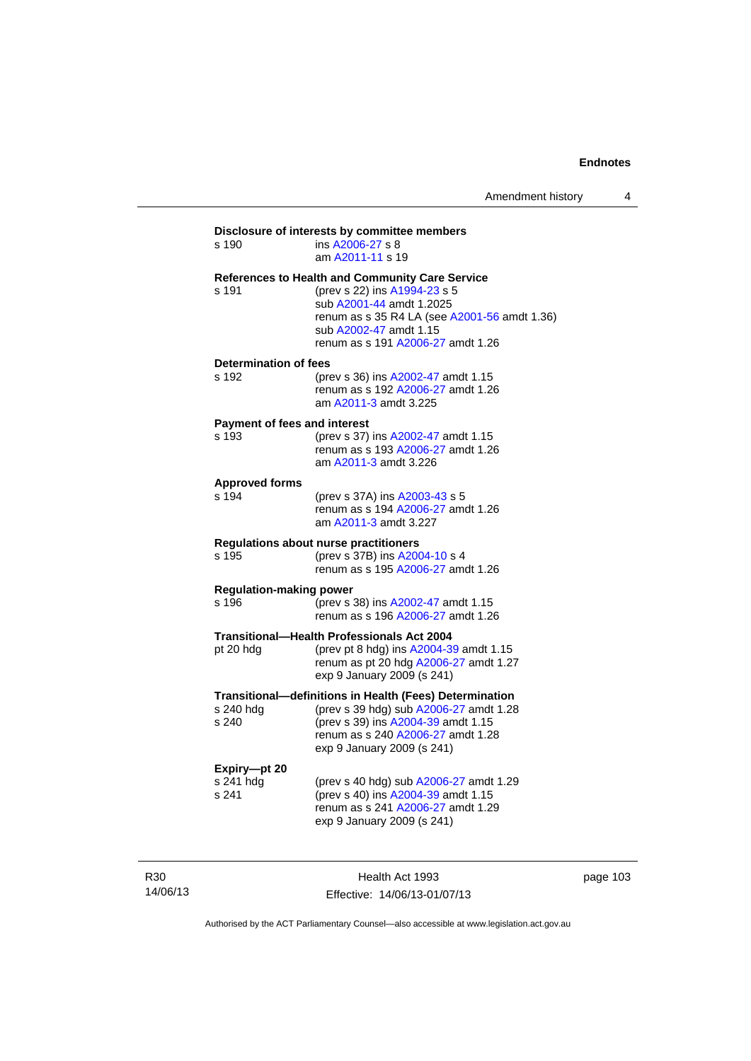**Disclosure of interests by committee members**

s 190 ins A2006-27 s 8
am A2011-11 s 19

**References to Health and Community Care Service**

s 191 (prev s 22) ins A1994-23 s 5
sub A2001-44 amdt 1.2025
renum as s 35 R4 LA (see A2001-56 amdt 1.36)
sub A2002-47 amdt 1.15
renum as s 191 A2006-27 amdt 1.26

**Determination of fees**

s 192 (prev s 36) ins A2002-47 amdt 1.15
renum as s 192 A2006-27 amdt 1.26
am A2011-3 amdt 3.225

**Payment of fees and interest**

s 193 (prev s 37) ins A2002-47 amdt 1.15
renum as s 193 A2006-27 amdt 1.26
am A2011-3 amdt 3.226

**Approved forms**

s 194 (prev s 37A) ins A2003-43 s 5
renum as s 194 A2006-27 amdt 1.26
am A2011-3 amdt 3.227

**Regulations about nurse practitioners**

s 195 (prev s 37B) ins A2004-10 s 4
renum as s 195 A2006-27 amdt 1.26

**Regulation-making power**

s 196 (prev s 38) ins A2002-47 amdt 1.15
renum as s 196 A2006-27 amdt 1.26

**Transitional—Health Professionals Act 2004**

pt 20 hdg (prev pt 8 hdg) ins A2004-39 amdt 1.15
renum as pt 20 hdg A2006-27 amdt 1.27
exp 9 January 2009 (s 241)

**Transitional—definitions in Health (Fees) Determination**

s 240 hdg (prev s 39 hdg) sub A2006-27 amdt 1.28
s 240 (prev s 39) ins A2004-39 amdt 1.15
renum as s 240 A2006-27 amdt 1.28
exp 9 January 2009 (s 241)

**Expiry—pt 20**

s 241 hdg (prev s 40 hdg) sub A2006-27 amdt 1.29
s 241 (prev s 40) ins A2004-39 amdt 1.15
renum as s 241 A2006-27 amdt 1.29
exp 9 January 2009 (s 241)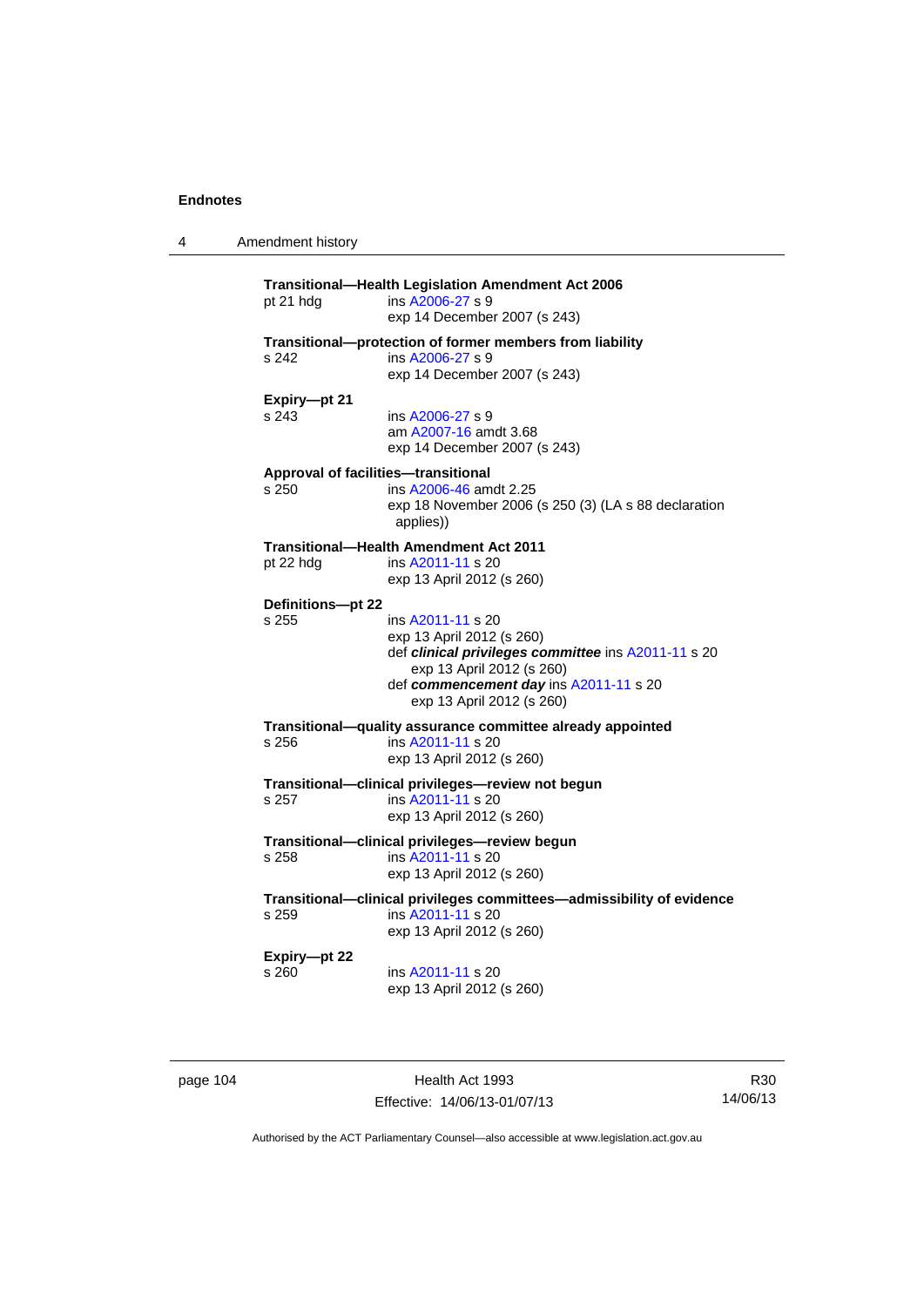**Transitional—Health Legislation Amendment Act 2006**

pt 21 hdg — ins A2006-27 s 9
exp 14 December 2007 (s 243)

**Transitional—protection of former members from liability**

s 242 — ins A2006-27 s 9
exp 14 December 2007 (s 243)

**Expiry—pt 21**

s 243 — ins A2006-27 s 9
am A2007-16 amdt 3.68
exp 14 December 2007 (s 243)

**Approval of facilities—transitional**

s 250 — ins A2006-46 amdt 2.25
exp 18 November 2006 (s 250 (3) (LA s 88 declaration applies))

**Transitional—Health Amendment Act 2011**

pt 22 hdg — ins A2011-11 s 20
exp 13 April 2012 (s 260)

**Definitions—pt 22**

s 255 — ins A2011-11 s 20
exp 13 April 2012 (s 260)
def ***clinical privileges committee*** ins A2011-11 s 20
exp 13 April 2012 (s 260)
def ***commencement day*** ins A2011-11 s 20
exp 13 April 2012 (s 260)

**Transitional—quality assurance committee already appointed**

s 256 — ins A2011-11 s 20
exp 13 April 2012 (s 260)

**Transitional—clinical privileges—review not begun**

s 257 — ins A2011-11 s 20
exp 13 April 2012 (s 260)

**Transitional—clinical privileges—review begun**

s 258 — ins A2011-11 s 20
exp 13 April 2012 (s 260)

**Transitional—clinical privileges committees—admissibility of evidence**

s 259 — ins A2011-11 s 20
exp 13 April 2012 (s 260)

**Expiry—pt 22**

s 260 — ins A2011-11 s 20
exp 13 April 2012 (s 260)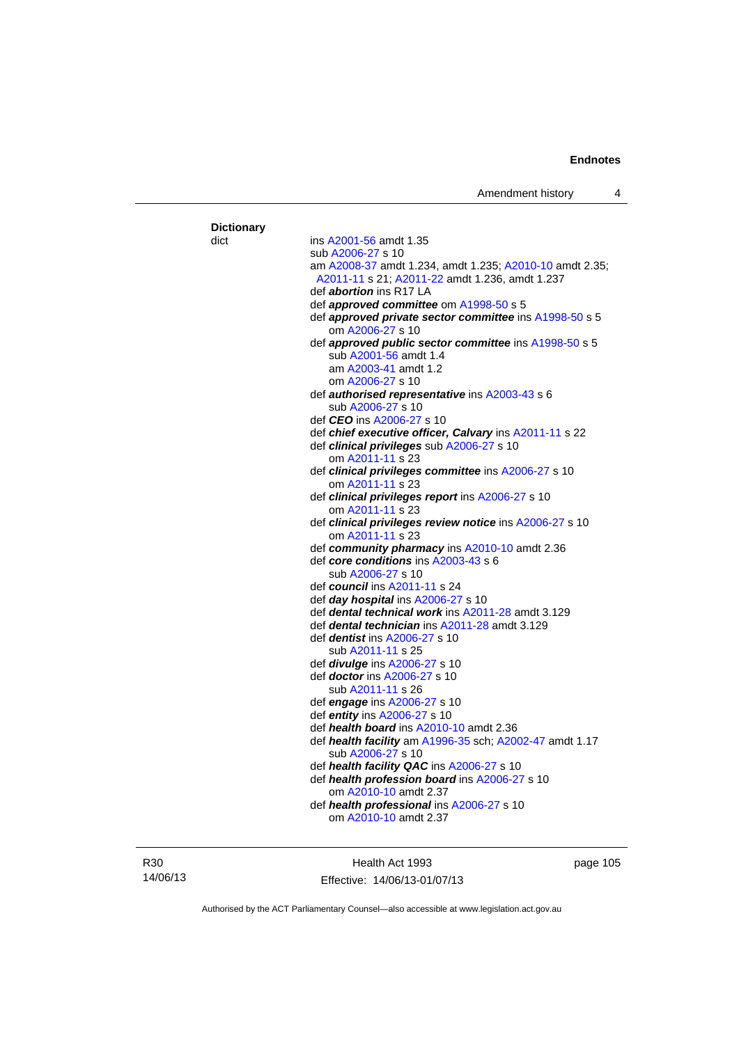**Dictionary**

dict ins A2001-56 amdt 1.35
sub A2006-27 s 10
am A2008-37 amdt 1.234, amdt 1.235; A2010-10 amdt 2.35; A2011-11 s 21; A2011-22 amdt 1.236, amdt 1.237

def ***abortion*** ins R17 LA

def ***approved committee*** om A1998-50 s 5

def ***approved private sector committee*** ins A1998-50 s 5
om A2006-27 s 10

def ***approved public sector committee*** ins A1998-50 s 5
sub A2001-56 amdt 1.4
am A2003-41 amdt 1.2
om A2006-27 s 10

def ***authorised representative*** ins A2003-43 s 6
sub A2006-27 s 10

def ***CEO*** ins A2006-27 s 10

def ***chief executive officer, Calvary*** ins A2011-11 s 22

def ***clinical privileges*** sub A2006-27 s 10
om A2011-11 s 23

def ***clinical privileges committee*** ins A2006-27 s 10
om A2011-11 s 23

def ***clinical privileges report*** ins A2006-27 s 10
om A2011-11 s 23

def ***clinical privileges review notice*** ins A2006-27 s 10
om A2011-11 s 23

def ***community pharmacy*** ins A2010-10 amdt 2.36

def ***core conditions*** ins A2003-43 s 6
sub A2006-27 s 10

def ***council*** ins A2011-11 s 24

def ***day hospital*** ins A2006-27 s 10

def ***dental technical work*** ins A2011-28 amdt 3.129

def ***dental technician*** ins A2011-28 amdt 3.129

def ***dentist*** ins A2006-27 s 10
sub A2011-11 s 25

def ***divulge*** ins A2006-27 s 10

def ***doctor*** ins A2006-27 s 10
sub A2011-11 s 26

def ***engage*** ins A2006-27 s 10

def ***entity*** ins A2006-27 s 10

def ***health board*** ins A2010-10 amdt 2.36

def ***health facility*** am A1996-35 sch; A2002-47 amdt 1.17
sub A2006-27 s 10

def ***health facility QAC*** ins A2006-27 s 10

def ***health profession board*** ins A2006-27 s 10
om A2010-10 amdt 2.37

def ***health professional*** ins A2006-27 s 10
om A2010-10 amdt 2.37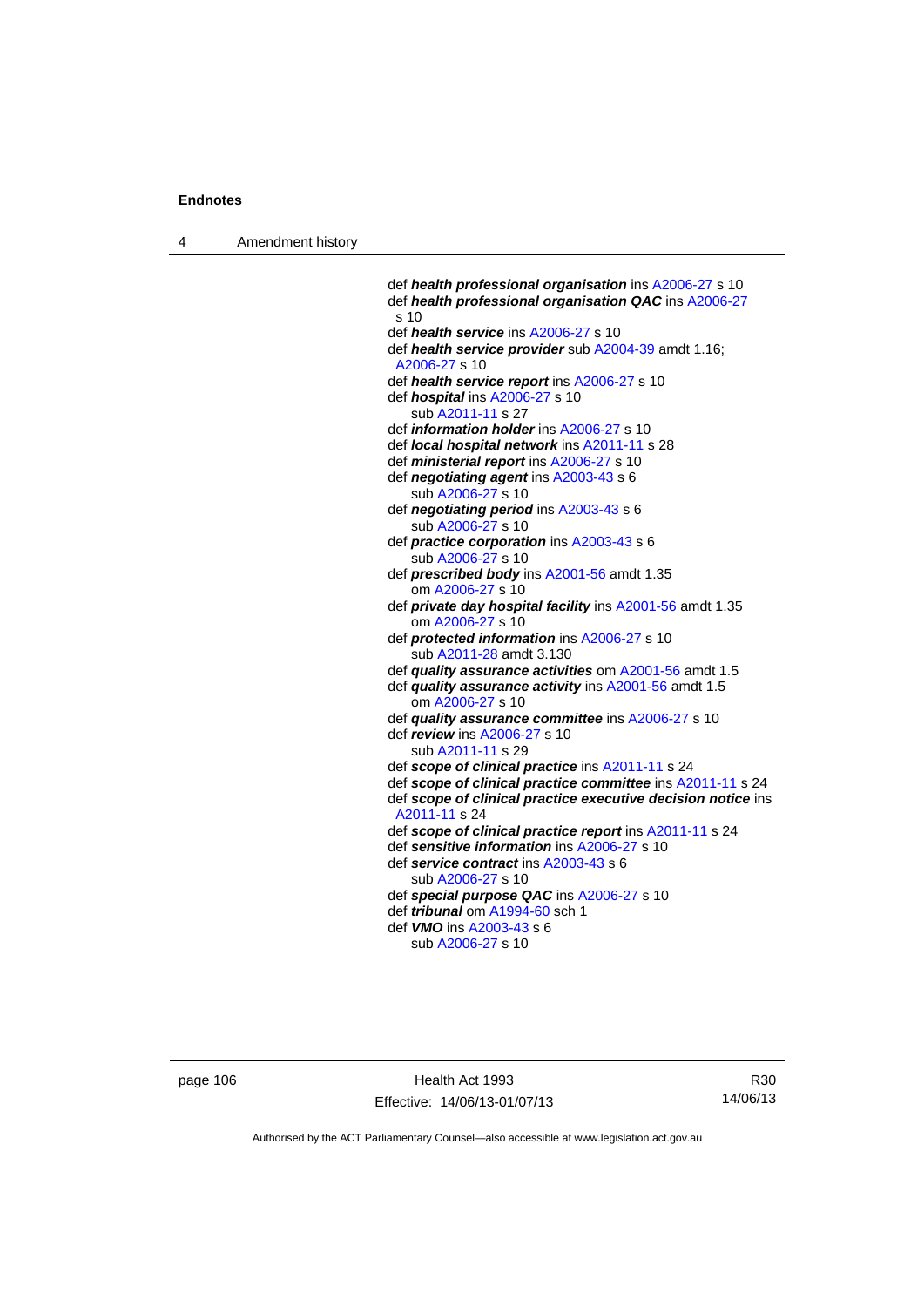def ***health professional organisation*** ins A2006-27 s 10
def ***health professional organisation QAC*** ins A2006-27 s 10
def ***health service*** ins A2006-27 s 10
def ***health service provider*** sub A2004-39 amdt 1.16; A2006-27 s 10
def ***health service report*** ins A2006-27 s 10
def ***hospital*** ins A2006-27 s 10
    sub A2011-11 s 27
def ***information holder*** ins A2006-27 s 10
def ***local hospital network*** ins A2011-11 s 28
def ***ministerial report*** ins A2006-27 s 10
def ***negotiating agent*** ins A2003-43 s 6
    sub A2006-27 s 10
def ***negotiating period*** ins A2003-43 s 6
    sub A2006-27 s 10
def ***practice corporation*** ins A2003-43 s 6
    sub A2006-27 s 10
def ***prescribed body*** ins A2001-56 amdt 1.35
    om A2006-27 s 10
def ***private day hospital facility*** ins A2001-56 amdt 1.35
    om A2006-27 s 10
def ***protected information*** ins A2006-27 s 10
    sub A2011-28 amdt 3.130
def ***quality assurance activities*** om A2001-56 amdt 1.5
def ***quality assurance activity*** ins A2001-56 amdt 1.5
    om A2006-27 s 10
def ***quality assurance committee*** ins A2006-27 s 10
def ***review*** ins A2006-27 s 10
    sub A2011-11 s 29
def ***scope of clinical practice*** ins A2011-11 s 24
def ***scope of clinical practice committee*** ins A2011-11 s 24
def ***scope of clinical practice executive decision notice*** ins A2011-11 s 24
def ***scope of clinical practice report*** ins A2011-11 s 24
def ***sensitive information*** ins A2006-27 s 10
def ***service contract*** ins A2003-43 s 6
    sub A2006-27 s 10
def ***special purpose QAC*** ins A2006-27 s 10
def ***tribunal*** om A1994-60 sch 1
def ***VMO*** ins A2003-43 s 6
    sub A2006-27 s 10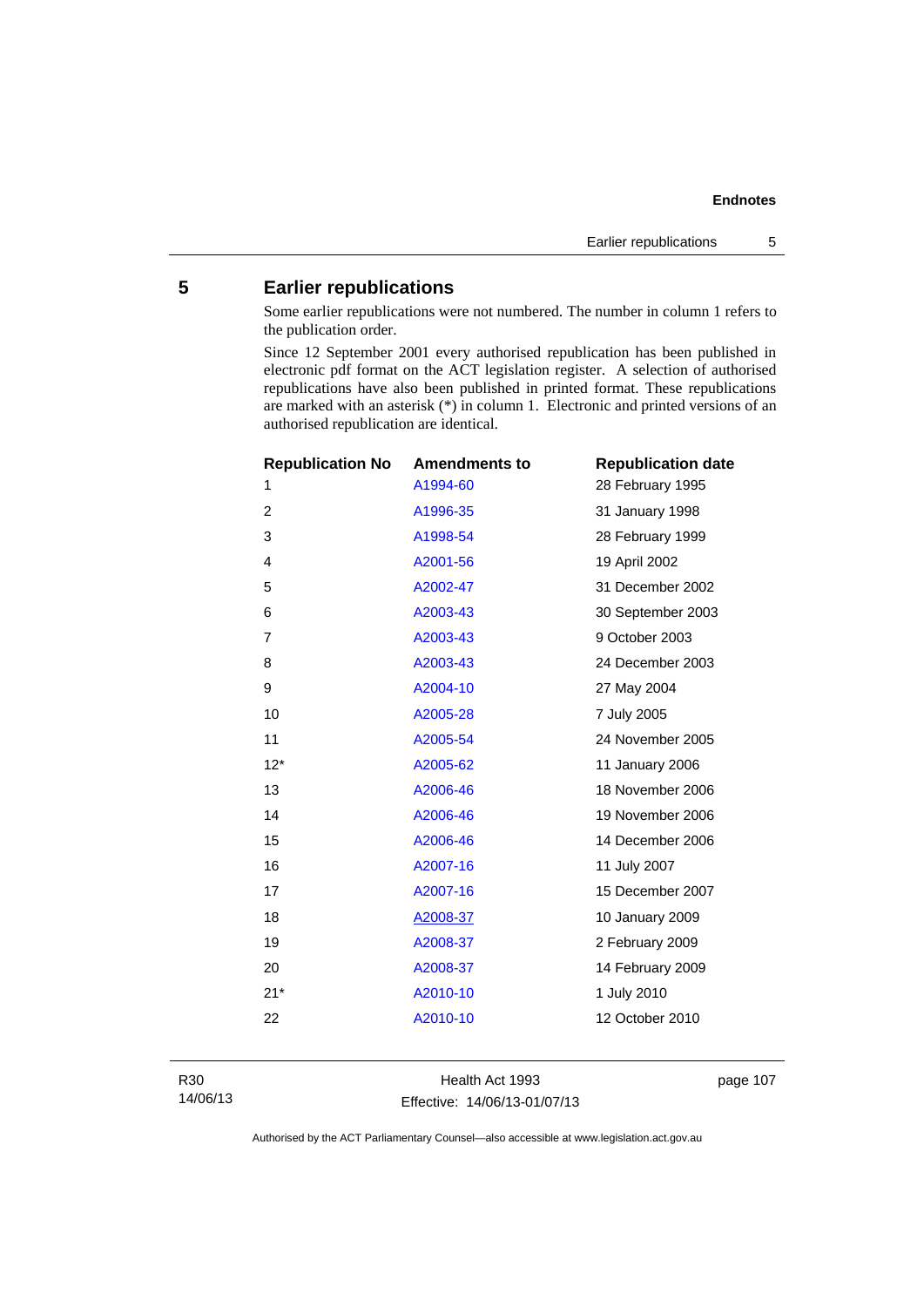## 5 Earlier republications

Some earlier republications were not numbered. The number in column 1 refers to the publication order.

Since 12 September 2001 every authorised republication has been published in electronic pdf format on the ACT legislation register. A selection of authorised republications have also been published in printed format. These republications are marked with an asterisk (*) in column 1. Electronic and printed versions of an authorised republication are identical.

| Republication No | Amendments to | Republication date |
|---|---|---|
| 1 | A1994-60 | 28 February 1995 |
| 2 | A1996-35 | 31 January 1998 |
| 3 | A1998-54 | 28 February 1999 |
| 4 | A2001-56 | 19 April 2002 |
| 5 | A2002-47 | 31 December 2002 |
| 6 | A2003-43 | 30 September 2003 |
| 7 | A2003-43 | 9 October 2003 |
| 8 | A2003-43 | 24 December 2003 |
| 9 | A2004-10 | 27 May 2004 |
| 10 | A2005-28 | 7 July 2005 |
| 11 | A2005-54 | 24 November 2005 |
| 12* | A2005-62 | 11 January 2006 |
| 13 | A2006-46 | 18 November 2006 |
| 14 | A2006-46 | 19 November 2006 |
| 15 | A2006-46 | 14 December 2006 |
| 16 | A2007-16 | 11 July 2007 |
| 17 | A2007-16 | 15 December 2007 |
| 18 | A2008-37 | 10 January 2009 |
| 19 | A2008-37 | 2 February 2009 |
| 20 | A2008-37 | 14 February 2009 |
| 21* | A2010-10 | 1 July 2010 |
| 22 | A2010-10 | 12 October 2010 |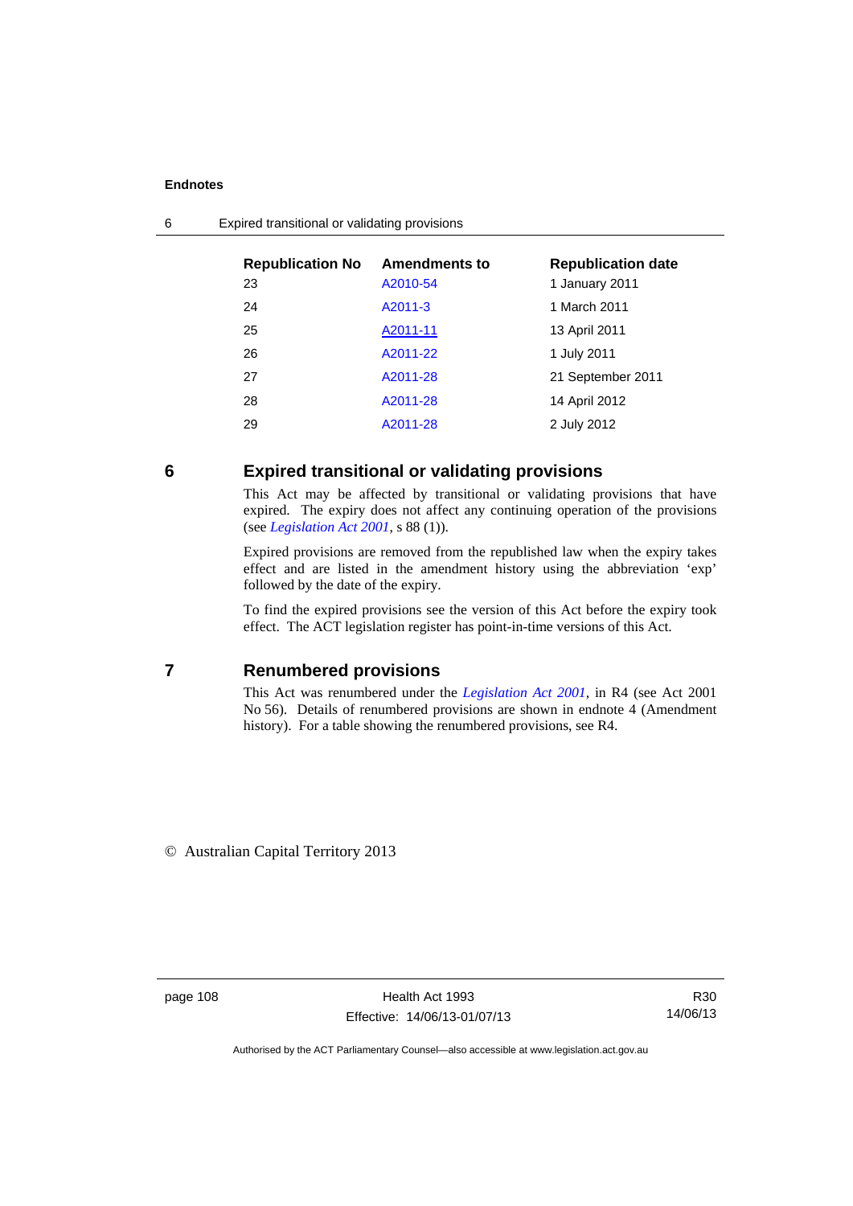| Republication No | Amendments to | Republication date |
|---|---|---|
| 23 | A2010-54 | 1 January 2011 |
| 24 | A2011-3 | 1 March 2011 |
| 25 | A2011-11 | 13 April 2011 |
| 26 | A2011-22 | 1 July 2011 |
| 27 | A2011-28 | 21 September 2011 |
| 28 | A2011-28 | 14 April 2012 |
| 29 | A2011-28 | 2 July 2012 |

## 6 Expired transitional or validating provisions

This Act may be affected by transitional or validating provisions that have expired. The expiry does not affect any continuing operation of the provisions (see *Legislation Act 2001*, s 88 (1)).

Expired provisions are removed from the republished law when the expiry takes effect and are listed in the amendment history using the abbreviation 'exp' followed by the date of the expiry.

To find the expired provisions see the version of this Act before the expiry took effect. The ACT legislation register has point-in-time versions of this Act.

## 7 Renumbered provisions

This Act was renumbered under the *Legislation Act 2001*, in R4 (see Act 2001 No 56). Details of renumbered provisions are shown in endnote 4 (Amendment history). For a table showing the renumbered provisions, see R4.

© Australian Capital Territory 2013